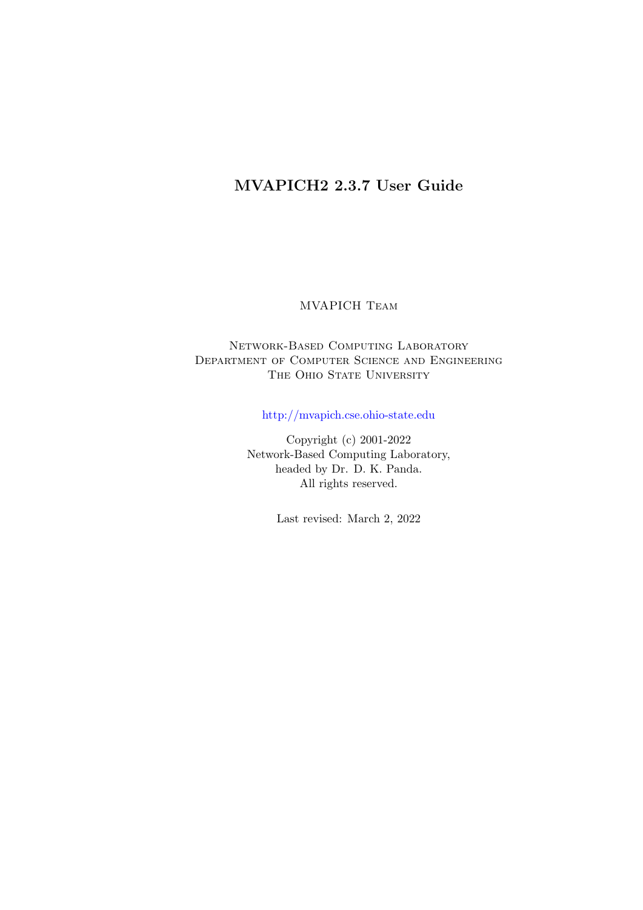# MVAPICH2 2.3.7 User Guide

MVAPICH Team

Network-Based Computing Laboratory
Department of Computer Science and Engineering
The Ohio State University

http://mvapich.cse.ohio-state.edu

Copyright (c) 2001-2022
Network-Based Computing Laboratory,
headed by Dr. D. K. Panda.
All rights reserved.

Last revised: March 2, 2022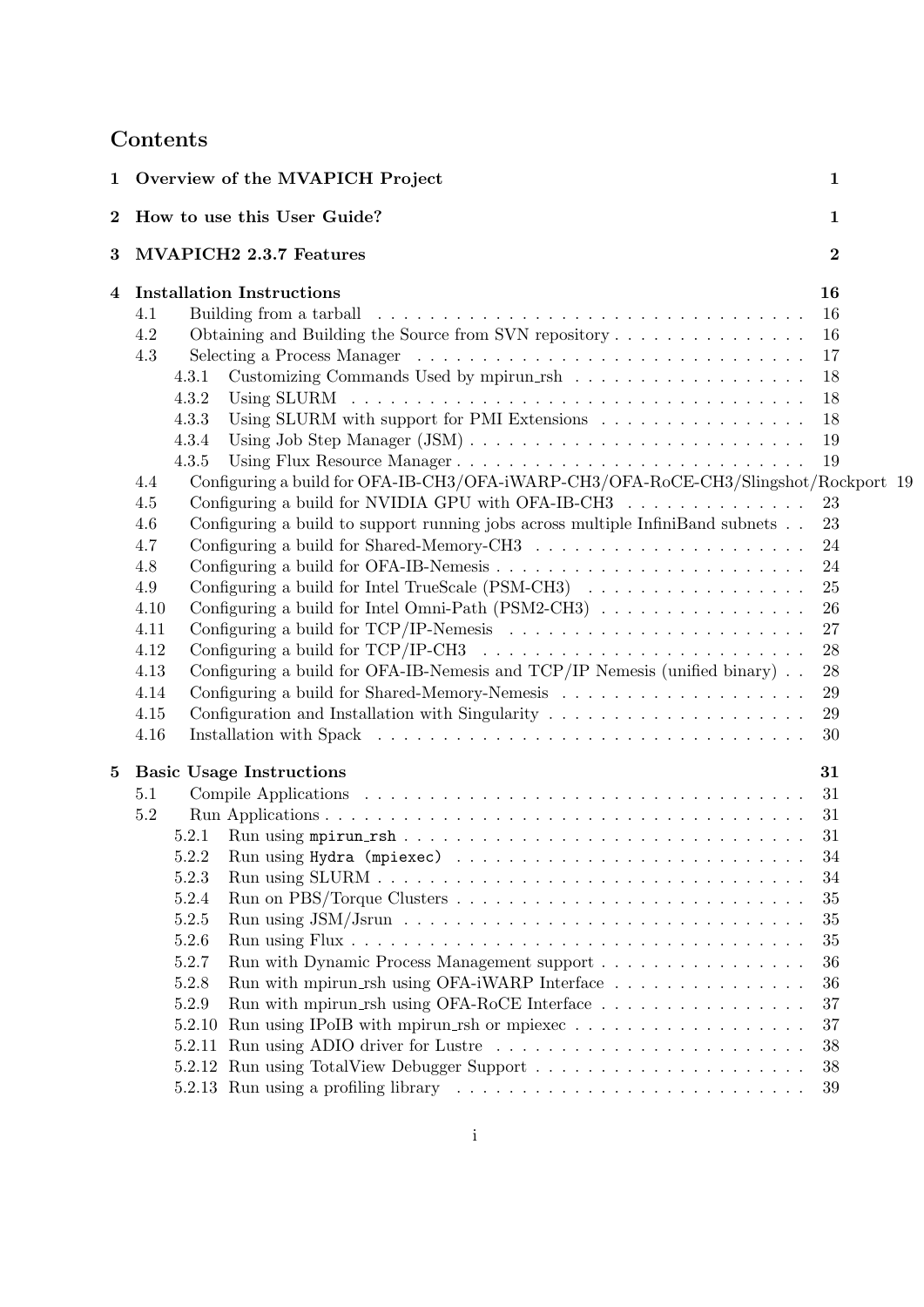# Contents

| | | |
|---|---|---|
| **1** | **Overview of the MVAPICH Project** | **1** |
| **2** | **How to use this User Guide?** | **1** |
| **3** | **MVAPICH2 2.3.7 Features** | **2** |
| **4** | **Installation Instructions** | **16** |
| 4.1 | Building from a tarball | 16 |
| 4.2 | Obtaining and Building the Source from SVN repository | 16 |
| 4.3 | Selecting a Process Manager | 17 |
| 4.3.1 | Customizing Commands Used by mpirun_rsh | 18 |
| 4.3.2 | Using SLURM | 18 |
| 4.3.3 | Using SLURM with support for PMI Extensions | 18 |
| 4.3.4 | Using Job Step Manager (JSM) | 19 |
| 4.3.5 | Using Flux Resource Manager | 19 |
| 4.4 | Configuring a build for OFA-IB-CH3/OFA-iWARP-CH3/OFA-RoCE-CH3/Slingshot/Rockport | 19 |
| 4.5 | Configuring a build for NVIDIA GPU with OFA-IB-CH3 | 23 |
| 4.6 | Configuring a build to support running jobs across multiple InfiniBand subnets | 23 |
| 4.7 | Configuring a build for Shared-Memory-CH3 | 24 |
| 4.8 | Configuring a build for OFA-IB-Nemesis | 24 |
| 4.9 | Configuring a build for Intel TrueScale (PSM-CH3) | 25 |
| 4.10 | Configuring a build for Intel Omni-Path (PSM2-CH3) | 26 |
| 4.11 | Configuring a build for TCP/IP-Nemesis | 27 |
| 4.12 | Configuring a build for TCP/IP-CH3 | 28 |
| 4.13 | Configuring a build for OFA-IB-Nemesis and TCP/IP Nemesis (unified binary) | 28 |
| 4.14 | Configuring a build for Shared-Memory-Nemesis | 29 |
| 4.15 | Configuration and Installation with Singularity | 29 |
| 4.16 | Installation with Spack | 30 |
| **5** | **Basic Usage Instructions** | **31** |
| 5.1 | Compile Applications | 31 |
| 5.2 | Run Applications | 31 |
| 5.2.1 | Run using `mpirun_rsh` | 31 |
| 5.2.2 | Run using `Hydra (mpiexec)` | 34 |
| 5.2.3 | Run using SLURM | 34 |
| 5.2.4 | Run on PBS/Torque Clusters | 35 |
| 5.2.5 | Run using JSM/Jsrun | 35 |
| 5.2.6 | Run using Flux | 35 |
| 5.2.7 | Run with Dynamic Process Management support | 36 |
| 5.2.8 | Run with mpirun_rsh using OFA-iWARP Interface | 36 |
| 5.2.9 | Run with mpirun_rsh using OFA-RoCE Interface | 37 |
| 5.2.10 | Run using IPoIB with mpirun_rsh or mpiexec | 37 |
| 5.2.11 | Run using ADIO driver for Lustre | 38 |
| 5.2.12 | Run using TotalView Debugger Support | 38 |
| 5.2.13 | Run using a profiling library | 39 |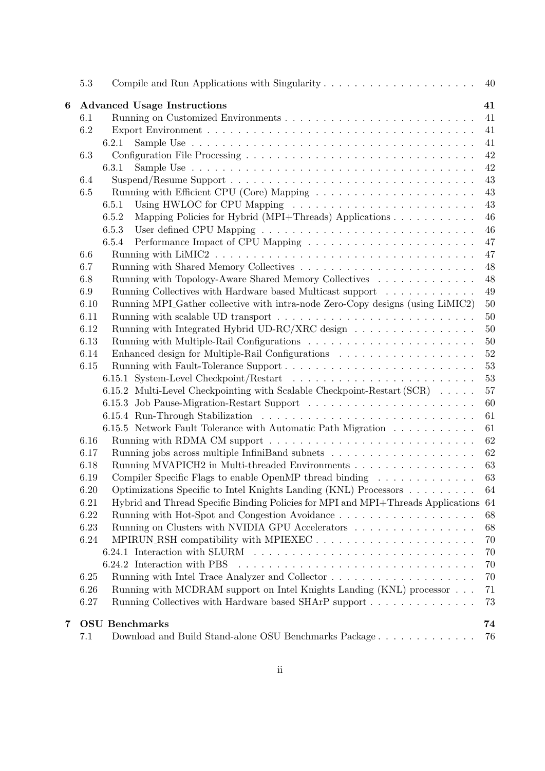| | | |
|---|---|---|
| 5.3 | Compile and Run Applications with Singularity | 40 |
| **6** | **Advanced Usage Instructions** | **41** |
| 6.1 | Running on Customized Environments | 41 |
| 6.2 | Export Environment | 41 |
| | 6.2.1 Sample Use | 41 |
| 6.3 | Configuration File Processing | 42 |
| | 6.3.1 Sample Use | 42 |
| 6.4 | Suspend/Resume Support | 43 |
| 6.5 | Running with Efficient CPU (Core) Mapping | 43 |
| | 6.5.1 Using HWLOC for CPU Mapping | 43 |
| | 6.5.2 Mapping Policies for Hybrid (MPI+Threads) Applications | 46 |
| | 6.5.3 User defined CPU Mapping | 46 |
| | 6.5.4 Performance Impact of CPU Mapping | 47 |
| 6.6 | Running with LiMIC2 | 47 |
| 6.7 | Running with Shared Memory Collectives | 48 |
| 6.8 | Running with Topology-Aware Shared Memory Collectives | 48 |
| 6.9 | Running Collectives with Hardware based Multicast support | 49 |
| 6.10 | Running MPI_Gather collective with intra-node Zero-Copy designs (using LiMIC2) | 50 |
| 6.11 | Running with scalable UD transport | 50 |
| 6.12 | Running with Integrated Hybrid UD-RC/XRC design | 50 |
| 6.13 | Running with Multiple-Rail Configurations | 50 |
| 6.14 | Enhanced design for Multiple-Rail Configurations | 52 |
| 6.15 | Running with Fault-Tolerance Support | 53 |
| | 6.15.1 System-Level Checkpoint/Restart | 53 |
| | 6.15.2 Multi-Level Checkpointing with Scalable Checkpoint-Restart (SCR) | 57 |
| | 6.15.3 Job Pause-Migration-Restart Support | 60 |
| | 6.15.4 Run-Through Stabilization | 61 |
| | 6.15.5 Network Fault Tolerance with Automatic Path Migration | 61 |
| 6.16 | Running with RDMA CM support | 62 |
| 6.17 | Running jobs across multiple InfiniBand subnets | 62 |
| 6.18 | Running MVAPICH2 in Multi-threaded Environments | 63 |
| 6.19 | Compiler Specific Flags to enable OpenMP thread binding | 63 |
| 6.20 | Optimizations Specific to Intel Knights Landing (KNL) Processors | 64 |
| 6.21 | Hybrid and Thread Specific Binding Policies for MPI and MPI+Threads Applications | 64 |
| 6.22 | Running with Hot-Spot and Congestion Avoidance | 68 |
| 6.23 | Running on Clusters with NVIDIA GPU Accelerators | 68 |
| 6.24 | MPIRUN_RSH compatibility with MPIEXEC | 70 |
| | 6.24.1 Interaction with SLURM | 70 |
| | 6.24.2 Interaction with PBS | 70 |
| 6.25 | Running with Intel Trace Analyzer and Collector | 70 |
| 6.26 | Running with MCDRAM support on Intel Knights Landing (KNL) processor | 71 |
| 6.27 | Running Collectives with Hardware based SHArP support | 73 |
| **7** | **OSU Benchmarks** | **74** |
| 7.1 | Download and Build Stand-alone OSU Benchmarks Package | 76 |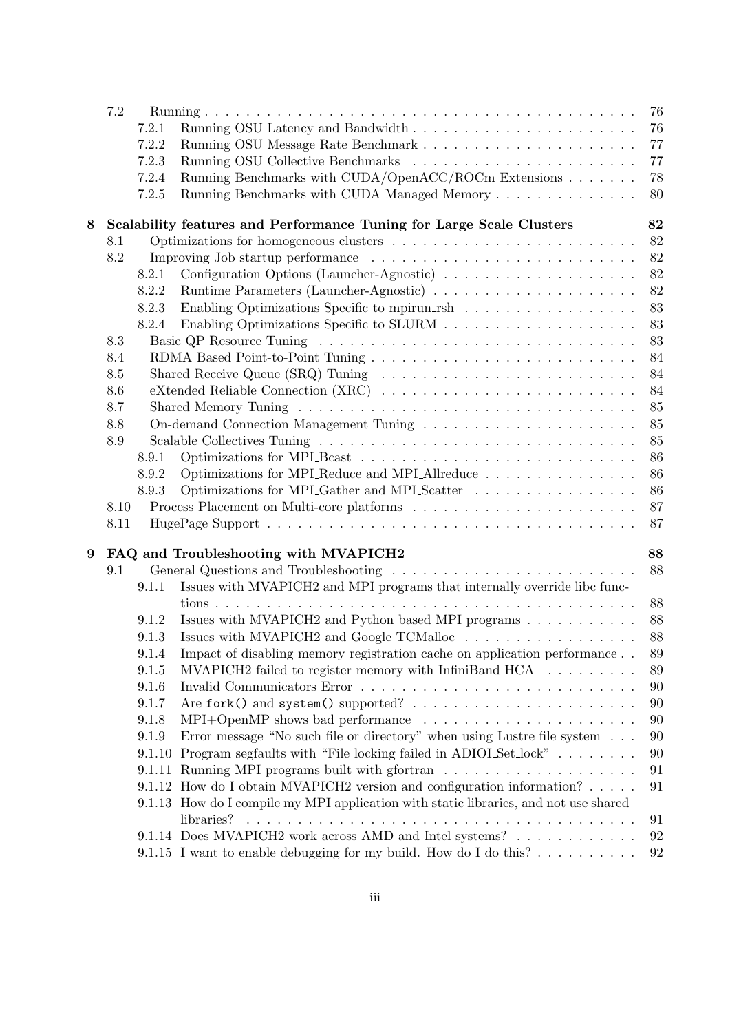- 7.2 Running . . . 76
  - 7.2.1 Running OSU Latency and Bandwidth . . . 76
  - 7.2.2 Running OSU Message Rate Benchmark . . . 77
  - 7.2.3 Running OSU Collective Benchmarks . . . 77
  - 7.2.4 Running Benchmarks with CUDA/OpenACC/ROCm Extensions . . . 78
  - 7.2.5 Running Benchmarks with CUDA Managed Memory . . . 80

**8 Scalability features and Performance Tuning for Large Scale Clusters 82**

- 8.1 Optimizations for homogeneous clusters . . . 82
- 8.2 Improving Job startup performance . . . 82
  - 8.2.1 Configuration Options (Launcher-Agnostic) . . . 82
  - 8.2.2 Runtime Parameters (Launcher-Agnostic) . . . 82
  - 8.2.3 Enabling Optimizations Specific to mpirun_rsh . . . 83
  - 8.2.4 Enabling Optimizations Specific to SLURM . . . 83
- 8.3 Basic QP Resource Tuning . . . 83
- 8.4 RDMA Based Point-to-Point Tuning . . . 84
- 8.5 Shared Receive Queue (SRQ) Tuning . . . 84
- 8.6 eXtended Reliable Connection (XRC) . . . 84
- 8.7 Shared Memory Tuning . . . 85
- 8.8 On-demand Connection Management Tuning . . . 85
- 8.9 Scalable Collectives Tuning . . . 85
  - 8.9.1 Optimizations for MPI_Bcast . . . 86
  - 8.9.2 Optimizations for MPI_Reduce and MPI_Allreduce . . . 86
  - 8.9.3 Optimizations for MPI_Gather and MPI_Scatter . . . 86
- 8.10 Process Placement on Multi-core platforms . . . 87
- 8.11 HugePage Support . . . 87

**9 FAQ and Troubleshooting with MVAPICH2 88**

- 9.1 General Questions and Troubleshooting . . . 88
  - 9.1.1 Issues with MVAPICH2 and MPI programs that internally override libc functions . . . 88
  - 9.1.2 Issues with MVAPICH2 and Python based MPI programs . . . 88
  - 9.1.3 Issues with MVAPICH2 and Google TCMalloc . . . 88
  - 9.1.4 Impact of disabling memory registration cache on application performance . . 89
  - 9.1.5 MVAPICH2 failed to register memory with InfiniBand HCA . . . 89
  - 9.1.6 Invalid Communicators Error . . . 90
  - 9.1.7 Are `fork()` and `system()` supported? . . . 90
  - 9.1.8 MPI+OpenMP shows bad performance . . . 90
  - 9.1.9 Error message "No such file or directory" when using Lustre file system . . . 90
  - 9.1.10 Program segfaults with "File locking failed in ADIOI_Set_lock" . . . 90
  - 9.1.11 Running MPI programs built with gfortran . . . 91
  - 9.1.12 How do I obtain MVAPICH2 version and configuration information? . . . 91
  - 9.1.13 How do I compile my MPI application with static libraries, and not use shared libraries? . . . 91
  - 9.1.14 Does MVAPICH2 work across AMD and Intel systems? . . . 92
  - 9.1.15 I want to enable debugging for my build. How do I do this? . . . 92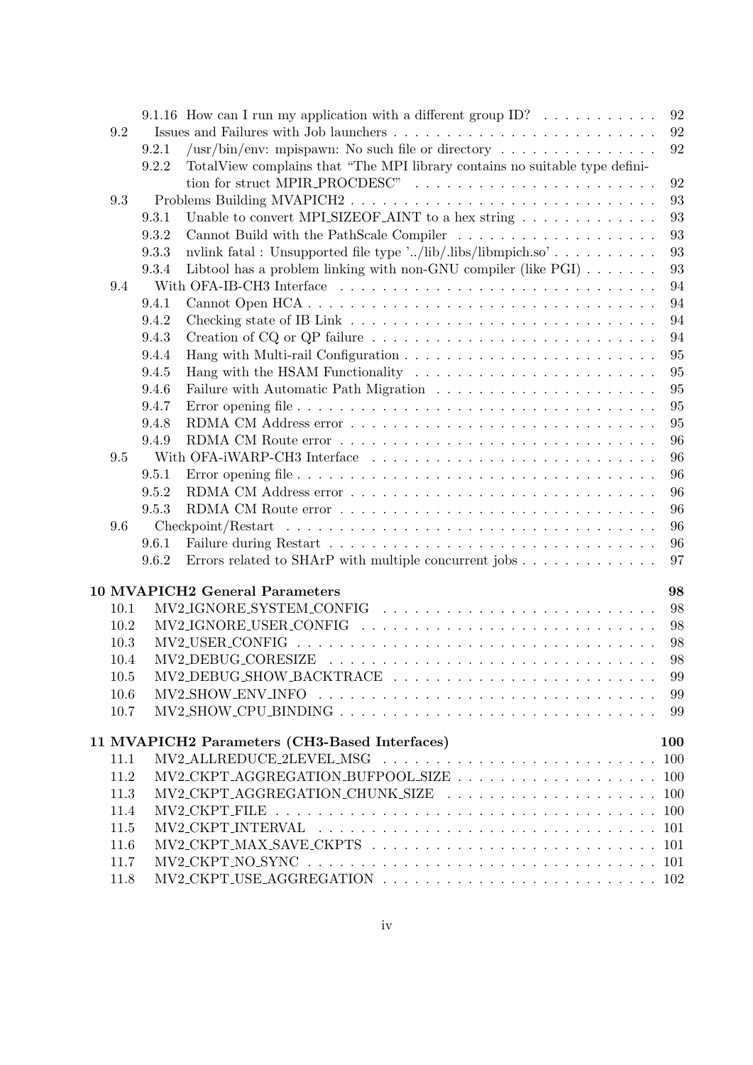9.1.16 How can I run my application with a different group ID? . . . . . . . . . . . 92

9.2 Issues and Failures with Job launchers . . . . . . . . . . . . . . . . . . . . . . . . 92

9.2.1 /usr/bin/env: mpispawn: No such file or directory . . . . . . . . . . . . . . . 92

9.2.2 TotalView complains that "The MPI library contains no suitable type definition for struct MPIR_PROCDESC" . . . . . . . . . . . . . . . . . . . . . . 92

9.3 Problems Building MVAPICH2 . . . . . . . . . . . . . . . . . . . . . . . . . . . . 93

9.3.1 Unable to convert MPI_SIZEOF_AINT to a hex string . . . . . . . . . . . . . 93

9.3.2 Cannot Build with the PathScale Compiler . . . . . . . . . . . . . . . . . . . 93

9.3.3 nvlink fatal : Unsupported file type '../lib/.libs/libmpich.so' . . . . . . . . . . 93

9.3.4 Libtool has a problem linking with non-GNU compiler (like PGI) . . . . . . . 93

9.4 With OFA-IB-CH3 Interface . . . . . . . . . . . . . . . . . . . . . . . . . . . . . 94

9.4.1 Cannot Open HCA . . . . . . . . . . . . . . . . . . . . . . . . . . . . . . . . 94

9.4.2 Checking state of IB Link . . . . . . . . . . . . . . . . . . . . . . . . . . . . 94

9.4.3 Creation of CQ or QP failure . . . . . . . . . . . . . . . . . . . . . . . . . . 94

9.4.4 Hang with Multi-rail Configuration . . . . . . . . . . . . . . . . . . . . . . . . 95

9.4.5 Hang with the HSAM Functionality . . . . . . . . . . . . . . . . . . . . . . . 95

9.4.6 Failure with Automatic Path Migration . . . . . . . . . . . . . . . . . . . . . 95

9.4.7 Error opening file . . . . . . . . . . . . . . . . . . . . . . . . . . . . . . . . . 95

9.4.8 RDMA CM Address error . . . . . . . . . . . . . . . . . . . . . . . . . . . . . 95

9.4.9 RDMA CM Route error . . . . . . . . . . . . . . . . . . . . . . . . . . . . . . 96

9.5 With OFA-iWARP-CH3 Interface . . . . . . . . . . . . . . . . . . . . . . . . . . . 96

9.5.1 Error opening file . . . . . . . . . . . . . . . . . . . . . . . . . . . . . . . . . 96

9.5.2 RDMA CM Address error . . . . . . . . . . . . . . . . . . . . . . . . . . . . . 96

9.5.3 RDMA CM Route error . . . . . . . . . . . . . . . . . . . . . . . . . . . . . . 96

9.6 Checkpoint/Restart . . . . . . . . . . . . . . . . . . . . . . . . . . . . . . . . . . 96

9.6.1 Failure during Restart . . . . . . . . . . . . . . . . . . . . . . . . . . . . . . 96

9.6.2 Errors related to SHArP with multiple concurrent jobs . . . . . . . . . . . . . 97

**10 MVAPICH2 General Parameters** **98**

10.1 MV2_IGNORE_SYSTEM_CONFIG . . . . . . . . . . . . . . . . . . . . . . . . . 98

10.2 MV2_IGNORE_USER_CONFIG . . . . . . . . . . . . . . . . . . . . . . . . . . . 98

10.3 MV2_USER_CONFIG . . . . . . . . . . . . . . . . . . . . . . . . . . . . . . . . 98

10.4 MV2_DEBUG_CORESIZE . . . . . . . . . . . . . . . . . . . . . . . . . . . . . . 98

10.5 MV2_DEBUG_SHOW_BACKTRACE . . . . . . . . . . . . . . . . . . . . . . . . 99

10.6 MV2_SHOW_ENV_INFO . . . . . . . . . . . . . . . . . . . . . . . . . . . . . . 99

10.7 MV2_SHOW_CPU_BINDING . . . . . . . . . . . . . . . . . . . . . . . . . . . . 99

**11 MVAPICH2 Parameters (CH3-Based Interfaces)** **100**

11.1 MV2_ALLREDUCE_2LEVEL_MSG . . . . . . . . . . . . . . . . . . . . . . . . . 100

11.2 MV2_CKPT_AGGREGATION_BUFPOOL_SIZE . . . . . . . . . . . . . . . . . . 100

11.3 MV2_CKPT_AGGREGATION_CHUNK_SIZE . . . . . . . . . . . . . . . . . . . 100

11.4 MV2_CKPT_FILE . . . . . . . . . . . . . . . . . . . . . . . . . . . . . . . . . . 100

11.5 MV2_CKPT_INTERVAL . . . . . . . . . . . . . . . . . . . . . . . . . . . . . . . 101

11.6 MV2_CKPT_MAX_SAVE_CKPTS . . . . . . . . . . . . . . . . . . . . . . . . . . 101

11.7 MV2_CKPT_NO_SYNC . . . . . . . . . . . . . . . . . . . . . . . . . . . . . . . 101

11.8 MV2_CKPT_USE_AGGREGATION . . . . . . . . . . . . . . . . . . . . . . . . . 102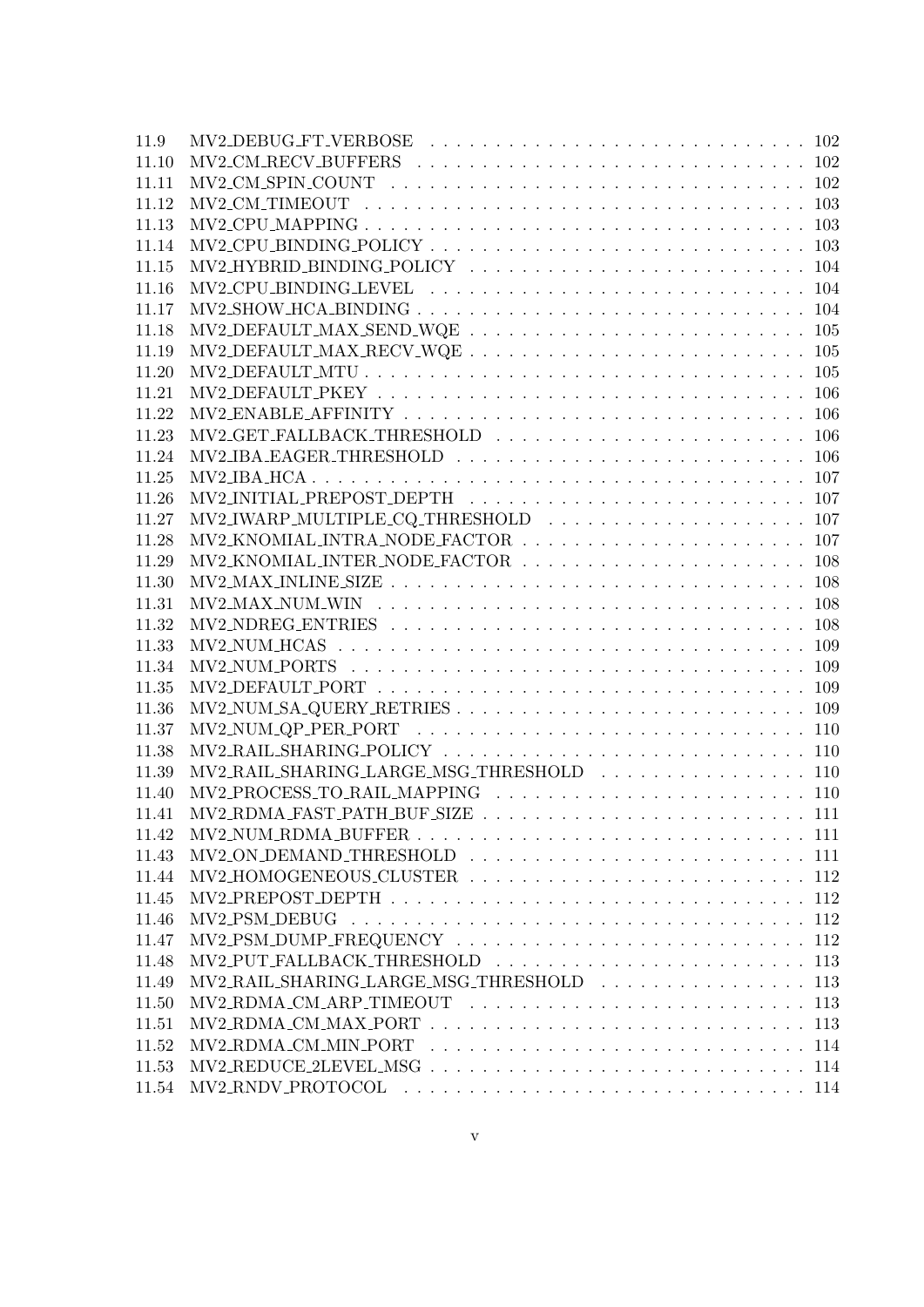11.9 MV2_DEBUG_FT_VERBOSE . . . . . . . . . . . . . . . . . . . . . . . . . . 102
11.10 MV2_CM_RECV_BUFFERS . . . . . . . . . . . . . . . . . . . . . . . . . . 102
11.11 MV2_CM_SPIN_COUNT . . . . . . . . . . . . . . . . . . . . . . . . . . . 102
11.12 MV2_CM_TIMEOUT . . . . . . . . . . . . . . . . . . . . . . . . . . . . 103
11.13 MV2_CPU_MAPPING . . . . . . . . . . . . . . . . . . . . . . . . . . . . 103
11.14 MV2_CPU_BINDING_POLICY . . . . . . . . . . . . . . . . . . . . . . . . . 103
11.15 MV2_HYBRID_BINDING_POLICY . . . . . . . . . . . . . . . . . . . . . . . 104
11.16 MV2_CPU_BINDING_LEVEL . . . . . . . . . . . . . . . . . . . . . . . . . 104
11.17 MV2_SHOW_HCA_BINDING . . . . . . . . . . . . . . . . . . . . . . . . . . 104
11.18 MV2_DEFAULT_MAX_SEND_WQE . . . . . . . . . . . . . . . . . . . . . . . . 105
11.19 MV2_DEFAULT_MAX_RECV_WQE . . . . . . . . . . . . . . . . . . . . . . . . 105
11.20 MV2_DEFAULT_MTU . . . . . . . . . . . . . . . . . . . . . . . . . . . . 105
11.21 MV2_DEFAULT_PKEY . . . . . . . . . . . . . . . . . . . . . . . . . . . 106
11.22 MV2_ENABLE_AFFINITY . . . . . . . . . . . . . . . . . . . . . . . . . . 106
11.23 MV2_GET_FALLBACK_THRESHOLD . . . . . . . . . . . . . . . . . . . . . . 106
11.24 MV2_IBA_EAGER_THRESHOLD . . . . . . . . . . . . . . . . . . . . . . . . 106
11.25 MV2_IBA_HCA . . . . . . . . . . . . . . . . . . . . . . . . . . . . . . 107
11.26 MV2_INITIAL_PREPOST_DEPTH . . . . . . . . . . . . . . . . . . . . . . . 107
11.27 MV2_IWARP_MULTIPLE_CQ_THRESHOLD . . . . . . . . . . . . . . . . . . . . 107
11.28 MV2_KNOMIAL_INTRA_NODE_FACTOR . . . . . . . . . . . . . . . . . . . . . 107
11.29 MV2_KNOMIAL_INTER_NODE_FACTOR . . . . . . . . . . . . . . . . . . . . . 108
11.30 MV2_MAX_INLINE_SIZE . . . . . . . . . . . . . . . . . . . . . . . . . . 108
11.31 MV2_MAX_NUM_WIN . . . . . . . . . . . . . . . . . . . . . . . . . . . . 108
11.32 MV2_NDREG_ENTRIES . . . . . . . . . . . . . . . . . . . . . . . . . . . 108
11.33 MV2_NUM_HCAS . . . . . . . . . . . . . . . . . . . . . . . . . . . . . 109
11.34 MV2_NUM_PORTS . . . . . . . . . . . . . . . . . . . . . . . . . . . . . 109
11.35 MV2_DEFAULT_PORT . . . . . . . . . . . . . . . . . . . . . . . . . . . 109
11.36 MV2_NUM_SA_QUERY_RETRIES . . . . . . . . . . . . . . . . . . . . . . . . 109
11.37 MV2_NUM_QP_PER_PORT . . . . . . . . . . . . . . . . . . . . . . . . . . 110
11.38 MV2_RAIL_SHARING_POLICY . . . . . . . . . . . . . . . . . . . . . . . . 110
11.39 MV2_RAIL_SHARING_LARGE_MSG_THRESHOLD . . . . . . . . . . . . . . . . . 110
11.40 MV2_PROCESS_TO_RAIL_MAPPING . . . . . . . . . . . . . . . . . . . . . . 110
11.41 MV2_RDMA_FAST_PATH_BUF_SIZE . . . . . . . . . . . . . . . . . . . . . . 111
11.42 MV2_NUM_RDMA_BUFFER . . . . . . . . . . . . . . . . . . . . . . . . . . 111
11.43 MV2_ON_DEMAND_THRESHOLD . . . . . . . . . . . . . . . . . . . . . . . . 111
11.44 MV2_HOMOGENEOUS_CLUSTER . . . . . . . . . . . . . . . . . . . . . . . . 112
11.45 MV2_PREPOST_DEPTH . . . . . . . . . . . . . . . . . . . . . . . . . . . 112
11.46 MV2_PSM_DEBUG . . . . . . . . . . . . . . . . . . . . . . . . . . . . . 112
11.47 MV2_PSM_DUMP_FREQUENCY . . . . . . . . . . . . . . . . . . . . . . . . . 112
11.48 MV2_PUT_FALLBACK_THRESHOLD . . . . . . . . . . . . . . . . . . . . . . 113
11.49 MV2_RAIL_SHARING_LARGE_MSG_THRESHOLD . . . . . . . . . . . . . . . . . 113
11.50 MV2_RDMA_CM_ARP_TIMEOUT . . . . . . . . . . . . . . . . . . . . . . . . 113
11.51 MV2_RDMA_CM_MAX_PORT . . . . . . . . . . . . . . . . . . . . . . . . . . 113
11.52 MV2_RDMA_CM_MIN_PORT . . . . . . . . . . . . . . . . . . . . . . . . . . 114
11.53 MV2_REDUCE_2LEVEL_MSG . . . . . . . . . . . . . . . . . . . . . . . . . 114
11.54 MV2_RNDV_PROTOCOL . . . . . . . . . . . . . . . . . . . . . . . . . . . 114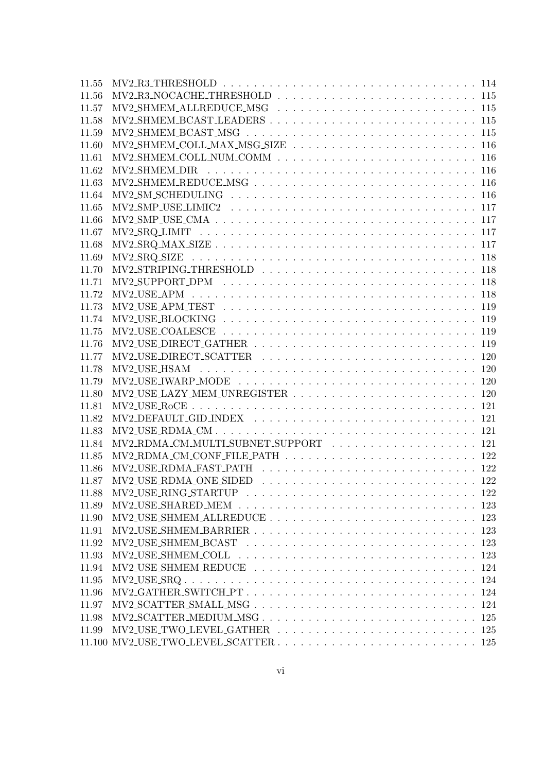11.55 MV2_R3_THRESHOLD . . . . . . . . . . . . . . . . . . . . . . . . . . . . . . . . 114
11.56 MV2_R3_NOCACHE_THRESHOLD . . . . . . . . . . . . . . . . . . . . . . . . 115
11.57 MV2_SHMEM_ALLREDUCE_MSG . . . . . . . . . . . . . . . . . . . . . . . . 115
11.58 MV2_SHMEM_BCAST_LEADERS . . . . . . . . . . . . . . . . . . . . . . . . 115
11.59 MV2_SHMEM_BCAST_MSG . . . . . . . . . . . . . . . . . . . . . . . . . . . 115
11.60 MV2_SHMEM_COLL_MAX_MSG_SIZE . . . . . . . . . . . . . . . . . . . . . . 116
11.61 MV2_SHMEM_COLL_NUM_COMM . . . . . . . . . . . . . . . . . . . . . . . . 116
11.62 MV2_SHMEM_DIR . . . . . . . . . . . . . . . . . . . . . . . . . . . . . . . 116
11.63 MV2_SHMEM_REDUCE_MSG . . . . . . . . . . . . . . . . . . . . . . . . . . 116
11.64 MV2_SM_SCHEDULING . . . . . . . . . . . . . . . . . . . . . . . . . . . . 116
11.65 MV2_SMP_USE_LIMIC2 . . . . . . . . . . . . . . . . . . . . . . . . . . . . 117
11.66 MV2_SMP_USE_CMA . . . . . . . . . . . . . . . . . . . . . . . . . . . . . 117
11.67 MV2_SRQ_LIMIT . . . . . . . . . . . . . . . . . . . . . . . . . . . . . . . 117
11.68 MV2_SRQ_MAX_SIZE . . . . . . . . . . . . . . . . . . . . . . . . . . . . . 117
11.69 MV2_SRQ_SIZE . . . . . . . . . . . . . . . . . . . . . . . . . . . . . . . . 118
11.70 MV2_STRIPING_THRESHOLD . . . . . . . . . . . . . . . . . . . . . . . . . 118
11.71 MV2_SUPPORT_DPM . . . . . . . . . . . . . . . . . . . . . . . . . . . . . 118
11.72 MV2_USE_APM . . . . . . . . . . . . . . . . . . . . . . . . . . . . . . . . 118
11.73 MV2_USE_APM_TEST . . . . . . . . . . . . . . . . . . . . . . . . . . . . . 119
11.74 MV2_USE_BLOCKING . . . . . . . . . . . . . . . . . . . . . . . . . . . . . 119
11.75 MV2_USE_COALESCE . . . . . . . . . . . . . . . . . . . . . . . . . . . . . 119
11.76 MV2_USE_DIRECT_GATHER . . . . . . . . . . . . . . . . . . . . . . . . . . 119
11.77 MV2_USE_DIRECT_SCATTER . . . . . . . . . . . . . . . . . . . . . . . . . 120
11.78 MV2_USE_HSAM . . . . . . . . . . . . . . . . . . . . . . . . . . . . . . . 120
11.79 MV2_USE_IWARP_MODE . . . . . . . . . . . . . . . . . . . . . . . . . . . . 120
11.80 MV2_USE_LAZY_MEM_UNREGISTER . . . . . . . . . . . . . . . . . . . . . . 120
11.81 MV2_USE_RoCE . . . . . . . . . . . . . . . . . . . . . . . . . . . . . . . . 121
11.82 MV2_DEFAULT_GID_INDEX . . . . . . . . . . . . . . . . . . . . . . . . . . 121
11.83 MV2_USE_RDMA_CM . . . . . . . . . . . . . . . . . . . . . . . . . . . . . 121
11.84 MV2_RDMA_CM_MULTI_SUBNET_SUPPORT . . . . . . . . . . . . . . . . . . . 121
11.85 MV2_RDMA_CM_CONF_FILE_PATH . . . . . . . . . . . . . . . . . . . . . . . 122
11.86 MV2_USE_RDMA_FAST_PATH . . . . . . . . . . . . . . . . . . . . . . . . . 122
11.87 MV2_USE_RDMA_ONE_SIDED . . . . . . . . . . . . . . . . . . . . . . . . . 122
11.88 MV2_USE_RING_STARTUP . . . . . . . . . . . . . . . . . . . . . . . . . . . 122
11.89 MV2_USE_SHARED_MEM . . . . . . . . . . . . . . . . . . . . . . . . . . . . 123
11.90 MV2_USE_SHMEM_ALLREDUCE . . . . . . . . . . . . . . . . . . . . . . . . . 123
11.91 MV2_USE_SHMEM_BARRIER . . . . . . . . . . . . . . . . . . . . . . . . . . 123
11.92 MV2_USE_SHMEM_BCAST . . . . . . . . . . . . . . . . . . . . . . . . . . . 123
11.93 MV2_USE_SHMEM_COLL . . . . . . . . . . . . . . . . . . . . . . . . . . . . 123
11.94 MV2_USE_SHMEM_REDUCE . . . . . . . . . . . . . . . . . . . . . . . . . . . 124
11.95 MV2_USE_SRQ . . . . . . . . . . . . . . . . . . . . . . . . . . . . . . . . 124
11.96 MV2_GATHER_SWITCH_PT . . . . . . . . . . . . . . . . . . . . . . . . . . . 124
11.97 MV2_SCATTER_SMALL_MSG . . . . . . . . . . . . . . . . . . . . . . . . . . 124
11.98 MV2_SCATTER_MEDIUM_MSG . . . . . . . . . . . . . . . . . . . . . . . . . 125
11.99 MV2_USE_TWO_LEVEL_GATHER . . . . . . . . . . . . . . . . . . . . . . . . 125
11.100 MV2_USE_TWO_LEVEL_SCATTER . . . . . . . . . . . . . . . . . . . . . . . 125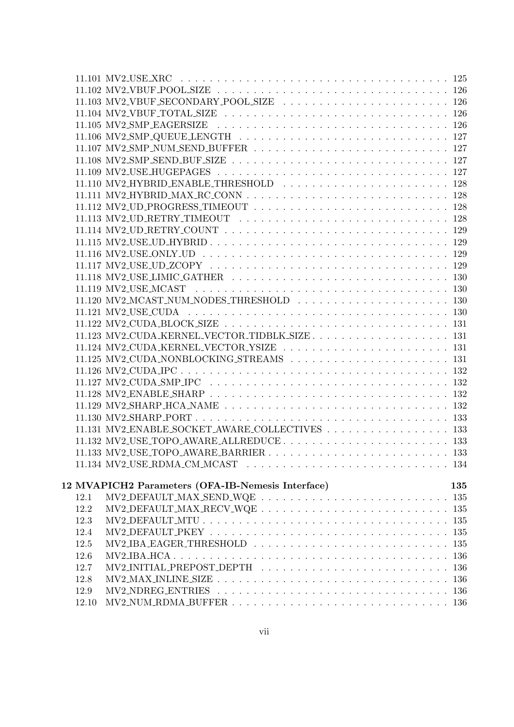11.101 MV2_USE_XRC . . . . . . . . . . . . . . . . . . . . . . . . . . . . . . . . . . . . . . 125
11.102 MV2_VBUF_POOL_SIZE . . . . . . . . . . . . . . . . . . . . . . . . . . . . . . . 126
11.103 MV2_VBUF_SECONDARY_POOL_SIZE . . . . . . . . . . . . . . . . . . . . . . 126
11.104 MV2_VBUF_TOTAL_SIZE . . . . . . . . . . . . . . . . . . . . . . . . . . . . . . 126
11.105 MV2_SMP_EAGERSIZE . . . . . . . . . . . . . . . . . . . . . . . . . . . . . . . 126
11.106 MV2_SMP_QUEUE_LENGTH . . . . . . . . . . . . . . . . . . . . . . . . . . . . 127
11.107 MV2_SMP_NUM_SEND_BUFFER . . . . . . . . . . . . . . . . . . . . . . . . . . 127
11.108 MV2_SMP_SEND_BUF_SIZE . . . . . . . . . . . . . . . . . . . . . . . . . . . . 127
11.109 MV2_USE_HUGEPAGES . . . . . . . . . . . . . . . . . . . . . . . . . . . . . . . 127
11.110 MV2_HYBRID_ENABLE_THRESHOLD . . . . . . . . . . . . . . . . . . . . . . 128
11.111 MV2_HYBRID_MAX_RC_CONN . . . . . . . . . . . . . . . . . . . . . . . . . . . 128
11.112 MV2_UD_PROGRESS_TIMEOUT . . . . . . . . . . . . . . . . . . . . . . . . . . 128
11.113 MV2_UD_RETRY_TIMEOUT . . . . . . . . . . . . . . . . . . . . . . . . . . . . 128
11.114 MV2_UD_RETRY_COUNT . . . . . . . . . . . . . . . . . . . . . . . . . . . . . 129
11.115 MV2_USE_UD_HYBRID . . . . . . . . . . . . . . . . . . . . . . . . . . . . . . . 129
11.116 MV2_USE_ONLY_UD . . . . . . . . . . . . . . . . . . . . . . . . . . . . . . . . 129
11.117 MV2_USE_UD_ZCOPY . . . . . . . . . . . . . . . . . . . . . . . . . . . . . . . 129
11.118 MV2_USE_LIMIC_GATHER . . . . . . . . . . . . . . . . . . . . . . . . . . . . 130
11.119 MV2_USE_MCAST . . . . . . . . . . . . . . . . . . . . . . . . . . . . . . . . . 130
11.120 MV2_MCAST_NUM_NODES_THRESHOLD . . . . . . . . . . . . . . . . . . . . 130
11.121 MV2_USE_CUDA . . . . . . . . . . . . . . . . . . . . . . . . . . . . . . . . . . 130
11.122 MV2_CUDA_BLOCK_SIZE . . . . . . . . . . . . . . . . . . . . . . . . . . . . . 131
11.123 MV2_CUDA_KERNEL_VECTOR_TIDBLK_SIZE . . . . . . . . . . . . . . . . . . . 131
11.124 MV2_CUDA_KERNEL_VECTOR_YSIZE . . . . . . . . . . . . . . . . . . . . . . . 131
11.125 MV2_CUDA_NONBLOCKING_STREAMS . . . . . . . . . . . . . . . . . . . . . . 131
11.126 MV2_CUDA_IPC . . . . . . . . . . . . . . . . . . . . . . . . . . . . . . . . . . 132
11.127 MV2_CUDA_SMP_IPC . . . . . . . . . . . . . . . . . . . . . . . . . . . . . . . 132
11.128 MV2_ENABLE_SHARP . . . . . . . . . . . . . . . . . . . . . . . . . . . . . . . 132
11.129 MV2_SHARP_HCA_NAME . . . . . . . . . . . . . . . . . . . . . . . . . . . . . 132
11.130 MV2_SHARP_PORT . . . . . . . . . . . . . . . . . . . . . . . . . . . . . . . . 133
11.131 MV2_ENABLE_SOCKET_AWARE_COLLECTIVES . . . . . . . . . . . . . . . . . 133
11.132 MV2_USE_TOPO_AWARE_ALLREDUCE . . . . . . . . . . . . . . . . . . . . . . 133
11.133 MV2_USE_TOPO_AWARE_BARRIER . . . . . . . . . . . . . . . . . . . . . . . . 133
11.134 MV2_USE_RDMA_CM_MCAST . . . . . . . . . . . . . . . . . . . . . . . . . . . 134

**12 MVAPICH2 Parameters (OFA-IB-Nemesis Interface) 135**

12.1 MV2_DEFAULT_MAX_SEND_WQE . . . . . . . . . . . . . . . . . . . . . . . . . 135
12.2 MV2_DEFAULT_MAX_RECV_WQE . . . . . . . . . . . . . . . . . . . . . . . . . 135
12.3 MV2_DEFAULT_MTU . . . . . . . . . . . . . . . . . . . . . . . . . . . . . . . . 135
12.4 MV2_DEFAULT_PKEY . . . . . . . . . . . . . . . . . . . . . . . . . . . . . . . 135
12.5 MV2_IBA_EAGER_THRESHOLD . . . . . . . . . . . . . . . . . . . . . . . . . . 135
12.6 MV2_IBA_HCA . . . . . . . . . . . . . . . . . . . . . . . . . . . . . . . . . . . 136
12.7 MV2_INITIAL_PREPOST_DEPTH . . . . . . . . . . . . . . . . . . . . . . . . . 136
12.8 MV2_MAX_INLINE_SIZE . . . . . . . . . . . . . . . . . . . . . . . . . . . . . . 136
12.9 MV2_NDREG_ENTRIES . . . . . . . . . . . . . . . . . . . . . . . . . . . . . . . 136
12.10 MV2_NUM_RDMA_BUFFER . . . . . . . . . . . . . . . . . . . . . . . . . . . . . 136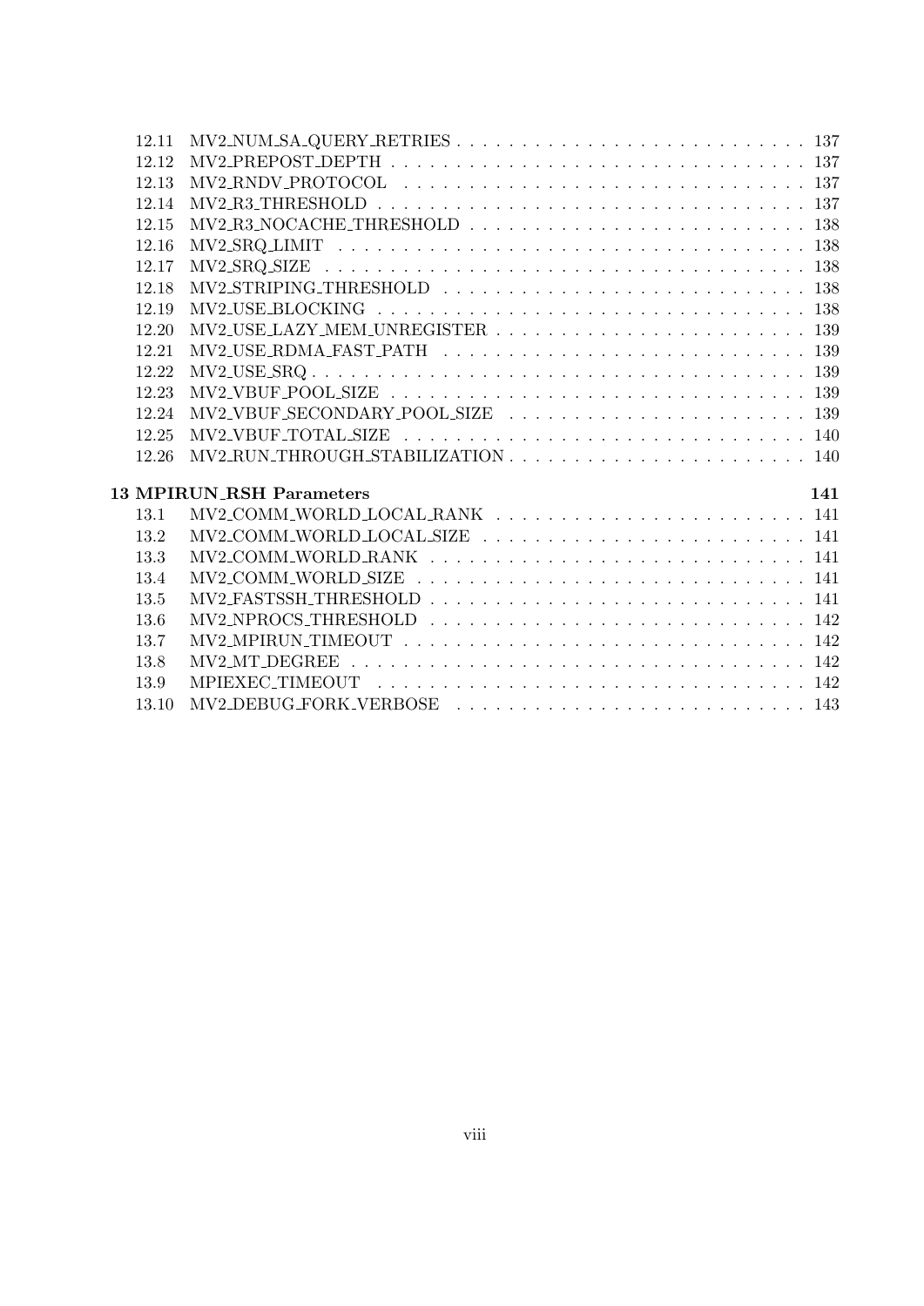12.11 MV2_NUM_SA_QUERY_RETRIES . . . . . . . . . . . . . . . . . . . . . . . . . . 137
12.12 MV2_PREPOST_DEPTH . . . . . . . . . . . . . . . . . . . . . . . . . . . . . . . 137
12.13 MV2_RNDV_PROTOCOL . . . . . . . . . . . . . . . . . . . . . . . . . . . . . . 137
12.14 MV2_R3_THRESHOLD . . . . . . . . . . . . . . . . . . . . . . . . . . . . . . . 137
12.15 MV2_R3_NOCACHE_THRESHOLD . . . . . . . . . . . . . . . . . . . . . . . . . 138
12.16 MV2_SRQ_LIMIT . . . . . . . . . . . . . . . . . . . . . . . . . . . . . . . . . . 138
12.17 MV2_SRQ_SIZE . . . . . . . . . . . . . . . . . . . . . . . . . . . . . . . . . . . 138
12.18 MV2_STRIPING_THRESHOLD . . . . . . . . . . . . . . . . . . . . . . . . . . . 138
12.19 MV2_USE_BLOCKING . . . . . . . . . . . . . . . . . . . . . . . . . . . . . . . 138
12.20 MV2_USE_LAZY_MEM_UNREGISTER . . . . . . . . . . . . . . . . . . . . . . . 139
12.21 MV2_USE_RDMA_FAST_PATH . . . . . . . . . . . . . . . . . . . . . . . . . . 139
12.22 MV2_USE_SRQ . . . . . . . . . . . . . . . . . . . . . . . . . . . . . . . . . . . 139
12.23 MV2_VBUF_POOL_SIZE . . . . . . . . . . . . . . . . . . . . . . . . . . . . . . 139
12.24 MV2_VBUF_SECONDARY_POOL_SIZE . . . . . . . . . . . . . . . . . . . . . . 139
12.25 MV2_VBUF_TOTAL_SIZE . . . . . . . . . . . . . . . . . . . . . . . . . . . . . . 140
12.26 MV2_RUN_THROUGH_STABILIZATION . . . . . . . . . . . . . . . . . . . . . . 140

**13 MPIRUN_RSH Parameters 141**

13.1 MV2_COMM_WORLD_LOCAL_RANK . . . . . . . . . . . . . . . . . . . . . . . . 141
13.2 MV2_COMM_WORLD_LOCAL_SIZE . . . . . . . . . . . . . . . . . . . . . . . . 141
13.3 MV2_COMM_WORLD_RANK . . . . . . . . . . . . . . . . . . . . . . . . . . . . 141
13.4 MV2_COMM_WORLD_SIZE . . . . . . . . . . . . . . . . . . . . . . . . . . . . . 141
13.5 MV2_FASTSSH_THRESHOLD . . . . . . . . . . . . . . . . . . . . . . . . . . . . 141
13.6 MV2_NPROCS_THRESHOLD . . . . . . . . . . . . . . . . . . . . . . . . . . . . 142
13.7 MV2_MPIRUN_TIMEOUT . . . . . . . . . . . . . . . . . . . . . . . . . . . . . . 142
13.8 MV2_MT_DEGREE . . . . . . . . . . . . . . . . . . . . . . . . . . . . . . . . . 142
13.9 MPIEXEC_TIMEOUT . . . . . . . . . . . . . . . . . . . . . . . . . . . . . . . . 142
13.10 MV2_DEBUG_FORK_VERBOSE . . . . . . . . . . . . . . . . . . . . . . . . . . 143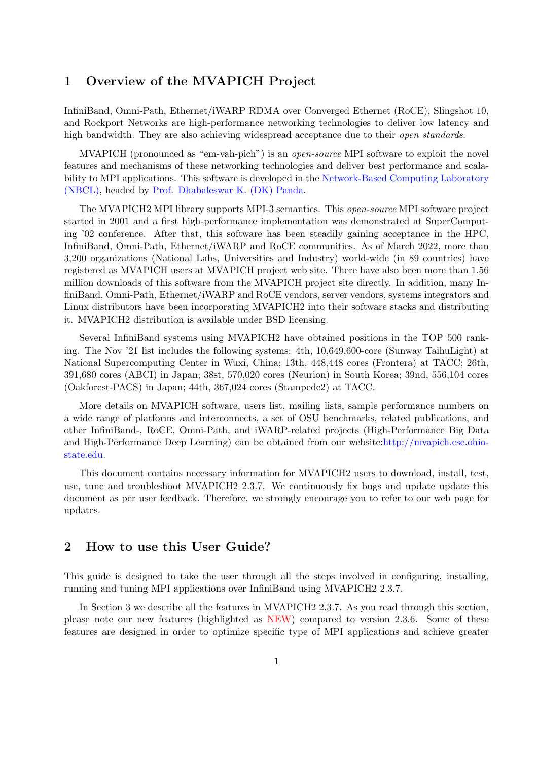# 1 Overview of the MVAPICH Project

InfiniBand, Omni-Path, Ethernet/iWARP RDMA over Converged Ethernet (RoCE), Slingshot 10, and Rockport Networks are high-performance networking technologies to deliver low latency and high bandwidth. They are also achieving widespread acceptance due to their *open standards*.

MVAPICH (pronounced as "em-vah-pich") is an *open-source* MPI software to exploit the novel features and mechanisms of these networking technologies and deliver best performance and scalability to MPI applications. This software is developed in the Network-Based Computing Laboratory (NBCL), headed by Prof. Dhabaleswar K. (DK) Panda.

The MVAPICH2 MPI library supports MPI-3 semantics. This *open-source* MPI software project started in 2001 and a first high-performance implementation was demonstrated at SuperComputing '02 conference. After that, this software has been steadily gaining acceptance in the HPC, InfiniBand, Omni-Path, Ethernet/iWARP and RoCE communities. As of March 2022, more than 3,200 organizations (National Labs, Universities and Industry) world-wide (in 89 countries) have registered as MVAPICH users at MVAPICH project web site. There have also been more than 1.56 million downloads of this software from the MVAPICH project site directly. In addition, many InfiniBand, Omni-Path, Ethernet/iWARP and RoCE vendors, server vendors, systems integrators and Linux distributors have been incorporating MVAPICH2 into their software stacks and distributing it. MVAPICH2 distribution is available under BSD licensing.

Several InfiniBand systems using MVAPICH2 have obtained positions in the TOP 500 ranking. The Nov '21 list includes the following systems: 4th, 10,649,600-core (Sunway TaihuLight) at National Supercomputing Center in Wuxi, China; 13th, 448,448 cores (Frontera) at TACC; 26th, 391,680 cores (ABCI) in Japan; 38st, 570,020 cores (Neurion) in South Korea; 39nd, 556,104 cores (Oakforest-PACS) in Japan; 44th, 367,024 cores (Stampede2) at TACC.

More details on MVAPICH software, users list, mailing lists, sample performance numbers on a wide range of platforms and interconnects, a set of OSU benchmarks, related publications, and other InfiniBand-, RoCE, Omni-Path, and iWARP-related projects (High-Performance Big Data and High-Performance Deep Learning) can be obtained from our website:http://mvapich.cse.ohio-state.edu.

This document contains necessary information for MVAPICH2 users to download, install, test, use, tune and troubleshoot MVAPICH2 2.3.7. We continuously fix bugs and update update this document as per user feedback. Therefore, we strongly encourage you to refer to our web page for updates.

# 2 How to use this User Guide?

This guide is designed to take the user through all the steps involved in configuring, installing, running and tuning MPI applications over InfiniBand using MVAPICH2 2.3.7.

In Section 3 we describe all the features in MVAPICH2 2.3.7. As you read through this section, please note our new features (highlighted as NEW) compared to version 2.3.6. Some of these features are designed in order to optimize specific type of MPI applications and achieve greater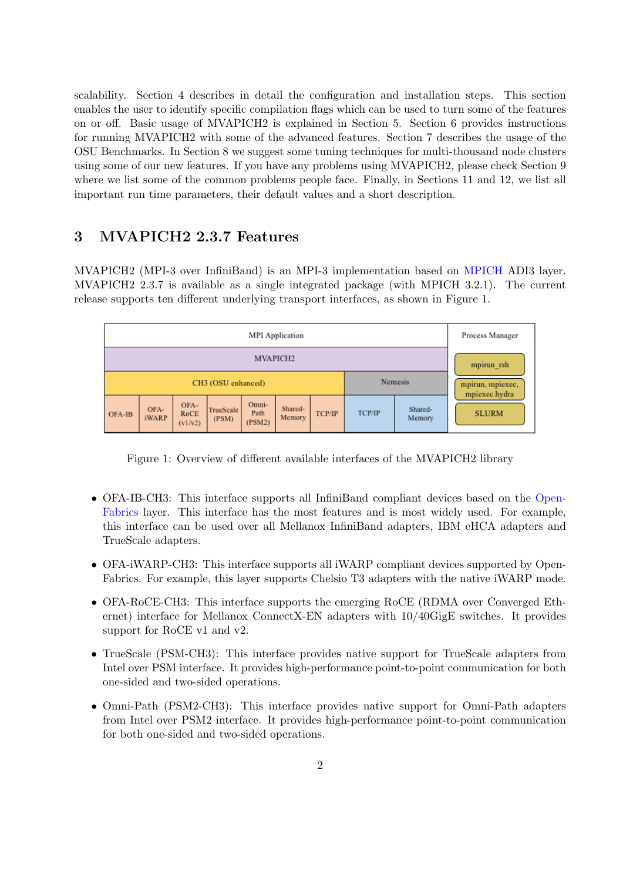scalability. Section 4 describes in detail the configuration and installation steps. This section enables the user to identify specific compilation flags which can be used to turn some of the features on or off. Basic usage of MVAPICH2 is explained in Section 5. Section 6 provides instructions for running MVAPICH2 with some of the advanced features. Section 7 describes the usage of the OSU Benchmarks. In Section 8 we suggest some tuning techniques for multi-thousand node clusters using some of our new features. If you have any problems using MVAPICH2, please check Section 9 where we list some of the common problems people face. Finally, in Sections 11 and 12, we list all important run time parameters, their default values and a short description.

## 3 MVAPICH2 2.3.7 Features

MVAPICH2 (MPI-3 over InfiniBand) is an MPI-3 implementation based on MPICH ADI3 layer. MVAPICH2 2.3.7 is available as a single integrated package (with MPICH 3.2.1). The current release supports ten different underlying transport interfaces, as shown in Figure 1.

Figure 1: Overview of different available interfaces of the MVAPICH2 library

- OFA-IB-CH3: This interface supports all InfiniBand compliant devices based on the OpenFabrics layer. This interface has the most features and is most widely used. For example, this interface can be used over all Mellanox InfiniBand adapters, IBM eHCA adapters and TrueScale adapters.
- OFA-iWARP-CH3: This interface supports all iWARP compliant devices supported by OpenFabrics. For example, this layer supports Chelsio T3 adapters with the native iWARP mode.
- OFA-RoCE-CH3: This interface supports the emerging RoCE (RDMA over Converged Ethernet) interface for Mellanox ConnectX-EN adapters with 10/40GigE switches. It provides support for RoCE v1 and v2.
- TrueScale (PSM-CH3): This interface provides native support for TrueScale adapters from Intel over PSM interface. It provides high-performance point-to-point communication for both one-sided and two-sided operations.
- Omni-Path (PSM2-CH3): This interface provides native support for Omni-Path adapters from Intel over PSM2 interface. It provides high-performance point-to-point communication for both one-sided and two-sided operations.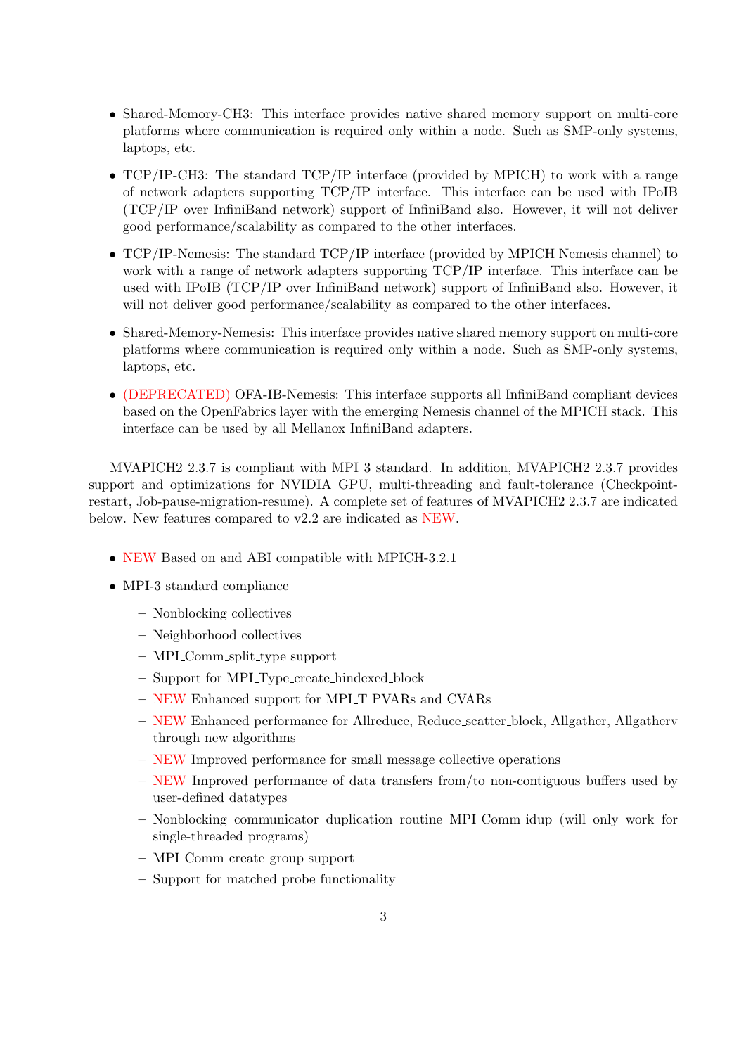- Shared-Memory-CH3: This interface provides native shared memory support on multi-core platforms where communication is required only within a node. Such as SMP-only systems, laptops, etc.
- TCP/IP-CH3: The standard TCP/IP interface (provided by MPICH) to work with a range of network adapters supporting TCP/IP interface. This interface can be used with IPoIB (TCP/IP over InfiniBand network) support of InfiniBand also. However, it will not deliver good performance/scalability as compared to the other interfaces.
- TCP/IP-Nemesis: The standard TCP/IP interface (provided by MPICH Nemesis channel) to work with a range of network adapters supporting TCP/IP interface. This interface can be used with IPoIB (TCP/IP over InfiniBand network) support of InfiniBand also. However, it will not deliver good performance/scalability as compared to the other interfaces.
- Shared-Memory-Nemesis: This interface provides native shared memory support on multi-core platforms where communication is required only within a node. Such as SMP-only systems, laptops, etc.
- (DEPRECATED) OFA-IB-Nemesis: This interface supports all InfiniBand compliant devices based on the OpenFabrics layer with the emerging Nemesis channel of the MPICH stack. This interface can be used by all Mellanox InfiniBand adapters.

MVAPICH2 2.3.7 is compliant with MPI 3 standard. In addition, MVAPICH2 2.3.7 provides support and optimizations for NVIDIA GPU, multi-threading and fault-tolerance (Checkpoint-restart, Job-pause-migration-resume). A complete set of features of MVAPICH2 2.3.7 are indicated below. New features compared to v2.2 are indicated as NEW.

- NEW Based on and ABI compatible with MPICH-3.2.1
- MPI-3 standard compliance
  - Nonblocking collectives
  - Neighborhood collectives
  - MPI_Comm_split_type support
  - Support for MPI_Type_create_hindexed_block
  - NEW Enhanced support for MPI_T PVARs and CVARs
  - NEW Enhanced performance for Allreduce, Reduce_scatter_block, Allgather, Allgatherv through new algorithms
  - NEW Improved performance for small message collective operations
  - NEW Improved performance of data transfers from/to non-contiguous buffers used by user-defined datatypes
  - Nonblocking communicator duplication routine MPI_Comm_idup (will only work for single-threaded programs)
  - MPI_Comm_create_group support
  - Support for matched probe functionality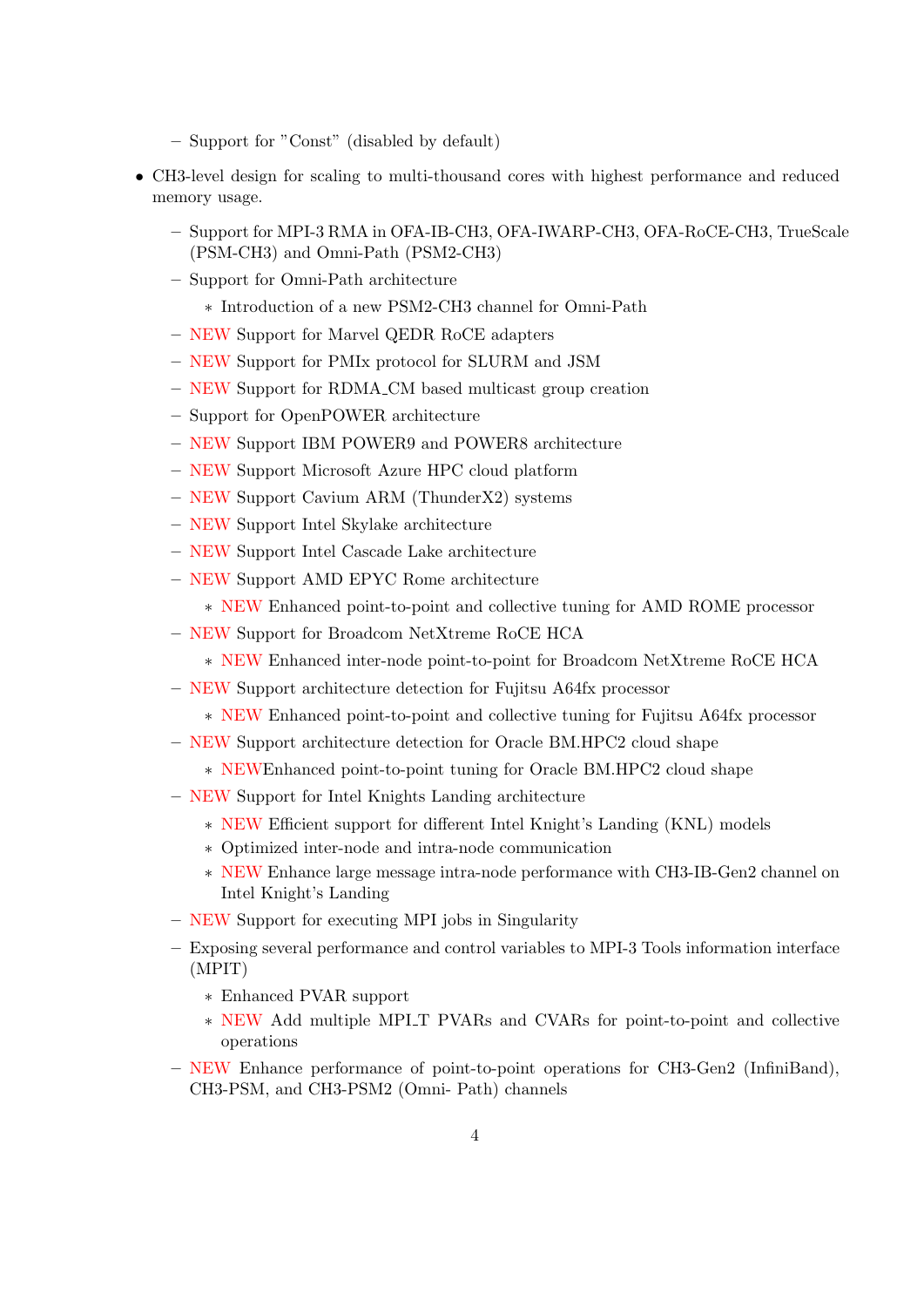- Support for "Const" (disabled by default)

- CH3-level design for scaling to multi-thousand cores with highest performance and reduced memory usage.
  - Support for MPI-3 RMA in OFA-IB-CH3, OFA-IWARP-CH3, OFA-RoCE-CH3, TrueScale (PSM-CH3) and Omni-Path (PSM2-CH3)
  - Support for Omni-Path architecture
    - Introduction of a new PSM2-CH3 channel for Omni-Path
  - NEW Support for Marvel QEDR RoCE adapters
  - NEW Support for PMIx protocol for SLURM and JSM
  - NEW Support for RDMA_CM based multicast group creation
  - Support for OpenPOWER architecture
  - NEW Support IBM POWER9 and POWER8 architecture
  - NEW Support Microsoft Azure HPC cloud platform
  - NEW Support Cavium ARM (ThunderX2) systems
  - NEW Support Intel Skylake architecture
  - NEW Support Intel Cascade Lake architecture
  - NEW Support AMD EPYC Rome architecture
    - NEW Enhanced point-to-point and collective tuning for AMD ROME processor
  - NEW Support for Broadcom NetXtreme RoCE HCA
    - NEW Enhanced inter-node point-to-point for Broadcom NetXtreme RoCE HCA
  - NEW Support architecture detection for Fujitsu A64fx processor
    - NEW Enhanced point-to-point and collective tuning for Fujitsu A64fx processor
  - NEW Support architecture detection for Oracle BM.HPC2 cloud shape
    - NEWEnhanced point-to-point tuning for Oracle BM.HPC2 cloud shape
  - NEW Support for Intel Knights Landing architecture
    - NEW Efficient support for different Intel Knight's Landing (KNL) models
    - Optimized inter-node and intra-node communication
    - NEW Enhance large message intra-node performance with CH3-IB-Gen2 channel on Intel Knight's Landing
  - NEW Support for executing MPI jobs in Singularity
  - Exposing several performance and control variables to MPI-3 Tools information interface (MPIT)
    - Enhanced PVAR support
    - NEW Add multiple MPI_T PVARs and CVARs for point-to-point and collective operations
  - NEW Enhance performance of point-to-point operations for CH3-Gen2 (InfiniBand), CH3-PSM, and CH3-PSM2 (Omni- Path) channels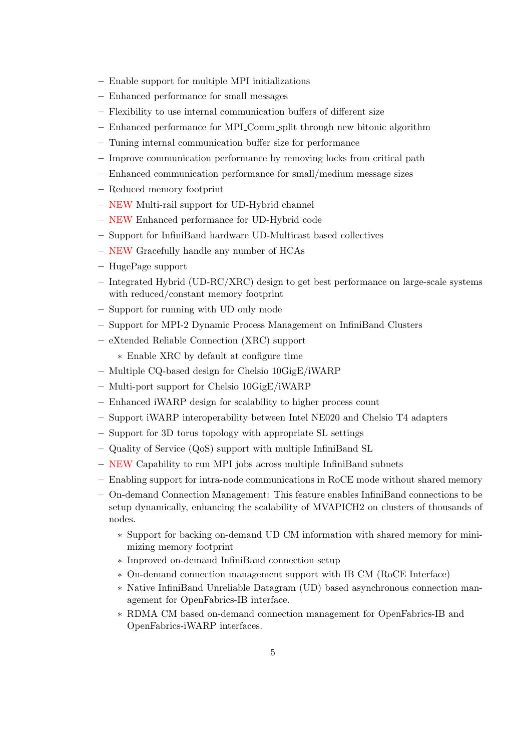- Enable support for multiple MPI initializations
- Enhanced performance for small messages
- Flexibility to use internal communication buffers of different size
- Enhanced performance for MPI_Comm_split through new bitonic algorithm
- Tuning internal communication buffer size for performance
- Improve communication performance by removing locks from critical path
- Enhanced communication performance for small/medium message sizes
- Reduced memory footprint
- NEW Multi-rail support for UD-Hybrid channel
- NEW Enhanced performance for UD-Hybrid code
- Support for InfiniBand hardware UD-Multicast based collectives
- NEW Gracefully handle any number of HCAs
- HugePage support
- Integrated Hybrid (UD-RC/XRC) design to get best performance on large-scale systems with reduced/constant memory footprint
- Support for running with UD only mode
- Support for MPI-2 Dynamic Process Management on InfiniBand Clusters
- eXtended Reliable Connection (XRC) support
  - Enable XRC by default at configure time
- Multiple CQ-based design for Chelsio 10GigE/iWARP
- Multi-port support for Chelsio 10GigE/iWARP
- Enhanced iWARP design for scalability to higher process count
- Support iWARP interoperability between Intel NE020 and Chelsio T4 adapters
- Support for 3D torus topology with appropriate SL settings
- Quality of Service (QoS) support with multiple InfiniBand SL
- NEW Capability to run MPI jobs across multiple InfiniBand subnets
- Enabling support for intra-node communications in RoCE mode without shared memory
- On-demand Connection Management: This feature enables InfiniBand connections to be setup dynamically, enhancing the scalability of MVAPICH2 on clusters of thousands of nodes.
  - Support for backing on-demand UD CM information with shared memory for minimizing memory footprint
  - Improved on-demand InfiniBand connection setup
  - On-demand connection management support with IB CM (RoCE Interface)
  - Native InfiniBand Unreliable Datagram (UD) based asynchronous connection management for OpenFabrics-IB interface.
  - RDMA CM based on-demand connection management for OpenFabrics-IB and OpenFabrics-iWARP interfaces.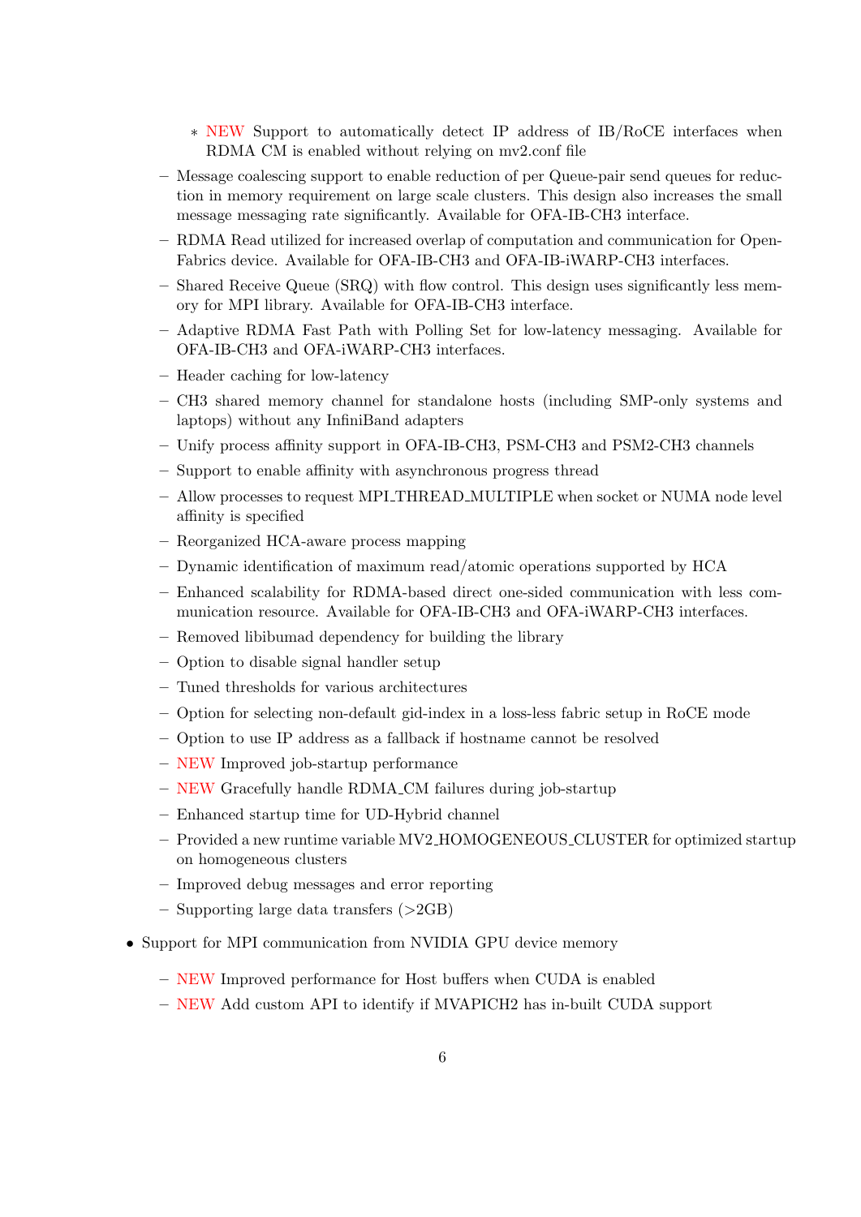- NEW Support to automatically detect IP address of IB/RoCE interfaces when RDMA CM is enabled without relying on mv2.conf file
  - Message coalescing support to enable reduction of per Queue-pair send queues for reduction in memory requirement on large scale clusters. This design also increases the small message messaging rate significantly. Available for OFA-IB-CH3 interface.
  - RDMA Read utilized for increased overlap of computation and communication for OpenFabrics device. Available for OFA-IB-CH3 and OFA-IB-iWARP-CH3 interfaces.
  - Shared Receive Queue (SRQ) with flow control. This design uses significantly less memory for MPI library. Available for OFA-IB-CH3 interface.
  - Adaptive RDMA Fast Path with Polling Set for low-latency messaging. Available for OFA-IB-CH3 and OFA-iWARP-CH3 interfaces.
  - Header caching for low-latency
  - CH3 shared memory channel for standalone hosts (including SMP-only systems and laptops) without any InfiniBand adapters
  - Unify process affinity support in OFA-IB-CH3, PSM-CH3 and PSM2-CH3 channels
  - Support to enable affinity with asynchronous progress thread
  - Allow processes to request MPI_THREAD_MULTIPLE when socket or NUMA node level affinity is specified
  - Reorganized HCA-aware process mapping
  - Dynamic identification of maximum read/atomic operations supported by HCA
  - Enhanced scalability for RDMA-based direct one-sided communication with less communication resource. Available for OFA-IB-CH3 and OFA-iWARP-CH3 interfaces.
  - Removed libibumad dependency for building the library
  - Option to disable signal handler setup
  - Tuned thresholds for various architectures
  - Option for selecting non-default gid-index in a loss-less fabric setup in RoCE mode
  - Option to use IP address as a fallback if hostname cannot be resolved
  - NEW Improved job-startup performance
  - NEW Gracefully handle RDMA_CM failures during job-startup
  - Enhanced startup time for UD-Hybrid channel
  - Provided a new runtime variable MV2_HOMOGENEOUS_CLUSTER for optimized startup on homogeneous clusters
  - Improved debug messages and error reporting
  - Supporting large data transfers (>2GB)

- Support for MPI communication from NVIDIA GPU device memory
  - NEW Improved performance for Host buffers when CUDA is enabled
  - NEW Add custom API to identify if MVAPICH2 has in-built CUDA support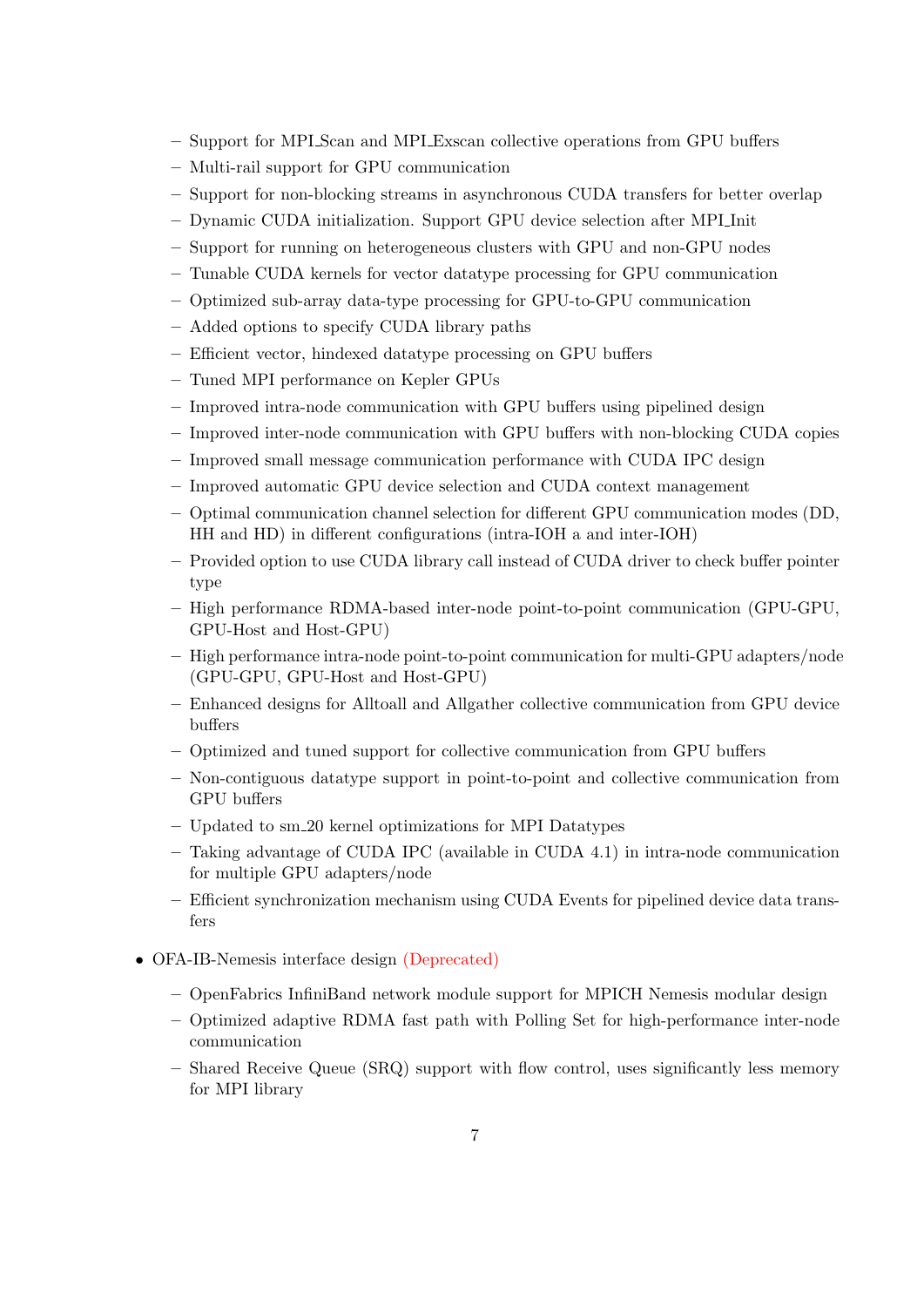- Support for MPI_Scan and MPI_Exscan collective operations from GPU buffers
  - Multi-rail support for GPU communication
  - Support for non-blocking streams in asynchronous CUDA transfers for better overlap
  - Dynamic CUDA initialization. Support GPU device selection after MPI_Init
  - Support for running on heterogeneous clusters with GPU and non-GPU nodes
  - Tunable CUDA kernels for vector datatype processing for GPU communication
  - Optimized sub-array data-type processing for GPU-to-GPU communication
  - Added options to specify CUDA library paths
  - Efficient vector, hindexed datatype processing on GPU buffers
  - Tuned MPI performance on Kepler GPUs
  - Improved intra-node communication with GPU buffers using pipelined design
  - Improved inter-node communication with GPU buffers with non-blocking CUDA copies
  - Improved small message communication performance with CUDA IPC design
  - Improved automatic GPU device selection and CUDA context management
  - Optimal communication channel selection for different GPU communication modes (DD, HH and HD) in different configurations (intra-IOH a and inter-IOH)
  - Provided option to use CUDA library call instead of CUDA driver to check buffer pointer type
  - High performance RDMA-based inter-node point-to-point communication (GPU-GPU, GPU-Host and Host-GPU)
  - High performance intra-node point-to-point communication for multi-GPU adapters/node (GPU-GPU, GPU-Host and Host-GPU)
  - Enhanced designs for Alltoall and Allgather collective communication from GPU device buffers
  - Optimized and tuned support for collective communication from GPU buffers
  - Non-contiguous datatype support in point-to-point and collective communication from GPU buffers
  - Updated to sm_20 kernel optimizations for MPI Datatypes
  - Taking advantage of CUDA IPC (available in CUDA 4.1) in intra-node communication for multiple GPU adapters/node
  - Efficient synchronization mechanism using CUDA Events for pipelined device data transfers

- OFA-IB-Nemesis interface design (Deprecated)
  - OpenFabrics InfiniBand network module support for MPICH Nemesis modular design
  - Optimized adaptive RDMA fast path with Polling Set for high-performance inter-node communication
  - Shared Receive Queue (SRQ) support with flow control, uses significantly less memory for MPI library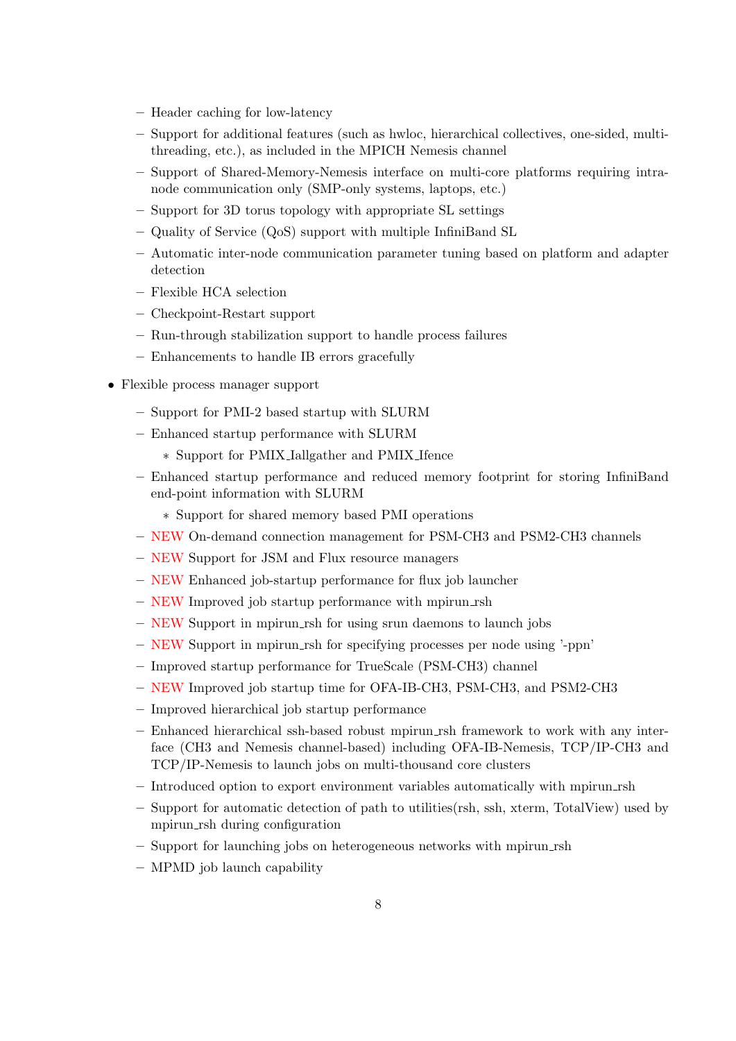- Header caching for low-latency
  - Support for additional features (such as hwloc, hierarchical collectives, one-sided, multi-threading, etc.), as included in the MPICH Nemesis channel
  - Support of Shared-Memory-Nemesis interface on multi-core platforms requiring intra-node communication only (SMP-only systems, laptops, etc.)
  - Support for 3D torus topology with appropriate SL settings
  - Quality of Service (QoS) support with multiple InfiniBand SL
  - Automatic inter-node communication parameter tuning based on platform and adapter detection
  - Flexible HCA selection
  - Checkpoint-Restart support
  - Run-through stabilization support to handle process failures
  - Enhancements to handle IB errors gracefully

- Flexible process manager support
  - Support for PMI-2 based startup with SLURM
  - Enhanced startup performance with SLURM
    - Support for PMIX_Iallgather and PMIX_Ifence
  - Enhanced startup performance and reduced memory footprint for storing InfiniBand end-point information with SLURM
    - Support for shared memory based PMI operations
  - NEW On-demand connection management for PSM-CH3 and PSM2-CH3 channels
  - NEW Support for JSM and Flux resource managers
  - NEW Enhanced job-startup performance for flux job launcher
  - NEW Improved job startup performance with mpirun_rsh
  - NEW Support in mpirun_rsh for using srun daemons to launch jobs
  - NEW Support in mpirun_rsh for specifying processes per node using '-ppn'
  - Improved startup performance for TrueScale (PSM-CH3) channel
  - NEW Improved job startup time for OFA-IB-CH3, PSM-CH3, and PSM2-CH3
  - Improved hierarchical job startup performance
  - Enhanced hierarchical ssh-based robust mpirun_rsh framework to work with any interface (CH3 and Nemesis channel-based) including OFA-IB-Nemesis, TCP/IP-CH3 and TCP/IP-Nemesis to launch jobs on multi-thousand core clusters
  - Introduced option to export environment variables automatically with mpirun_rsh
  - Support for automatic detection of path to utilities(rsh, ssh, xterm, TotalView) used by mpirun_rsh during configuration
  - Support for launching jobs on heterogeneous networks with mpirun_rsh
  - MPMD job launch capability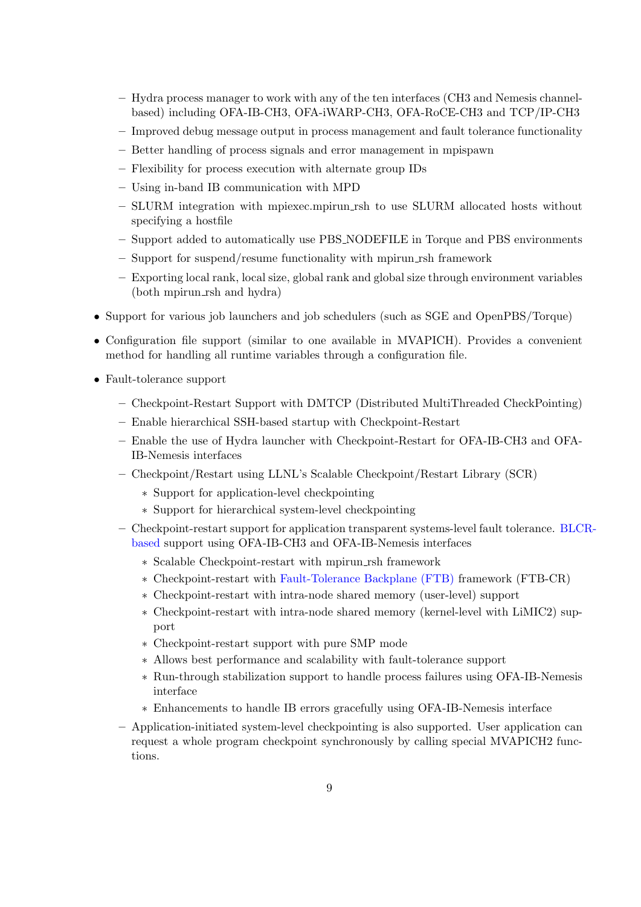- Hydra process manager to work with any of the ten interfaces (CH3 and Nemesis channel-based) including OFA-IB-CH3, OFA-iWARP-CH3, OFA-RoCE-CH3 and TCP/IP-CH3
  - Improved debug message output in process management and fault tolerance functionality
  - Better handling of process signals and error management in mpispawn
  - Flexibility for process execution with alternate group IDs
  - Using in-band IB communication with MPD
  - SLURM integration with mpiexec.mpirun_rsh to use SLURM allocated hosts without specifying a hostfile
  - Support added to automatically use PBS_NODEFILE in Torque and PBS environments
  - Support for suspend/resume functionality with mpirun_rsh framework
  - Exporting local rank, local size, global rank and global size through environment variables (both mpirun_rsh and hydra)
- Support for various job launchers and job schedulers (such as SGE and OpenPBS/Torque)
- Configuration file support (similar to one available in MVAPICH). Provides a convenient method for handling all runtime variables through a configuration file.
- Fault-tolerance support
  - Checkpoint-Restart Support with DMTCP (Distributed MultiThreaded CheckPointing)
  - Enable hierarchical SSH-based startup with Checkpoint-Restart
  - Enable the use of Hydra launcher with Checkpoint-Restart for OFA-IB-CH3 and OFA-IB-Nemesis interfaces
  - Checkpoint/Restart using LLNL's Scalable Checkpoint/Restart Library (SCR)
    * Support for application-level checkpointing
    * Support for hierarchical system-level checkpointing
  - Checkpoint-restart support for application transparent systems-level fault tolerance. BLCR-based support using OFA-IB-CH3 and OFA-IB-Nemesis interfaces
    * Scalable Checkpoint-restart with mpirun_rsh framework
    * Checkpoint-restart with Fault-Tolerance Backplane (FTB) framework (FTB-CR)
    * Checkpoint-restart with intra-node shared memory (user-level) support
    * Checkpoint-restart with intra-node shared memory (kernel-level with LiMIC2) support
    * Checkpoint-restart support with pure SMP mode
    * Allows best performance and scalability with fault-tolerance support
    * Run-through stabilization support to handle process failures using OFA-IB-Nemesis interface
    * Enhancements to handle IB errors gracefully using OFA-IB-Nemesis interface
  - Application-initiated system-level checkpointing is also supported. User application can request a whole program checkpoint synchronously by calling special MVAPICH2 functions.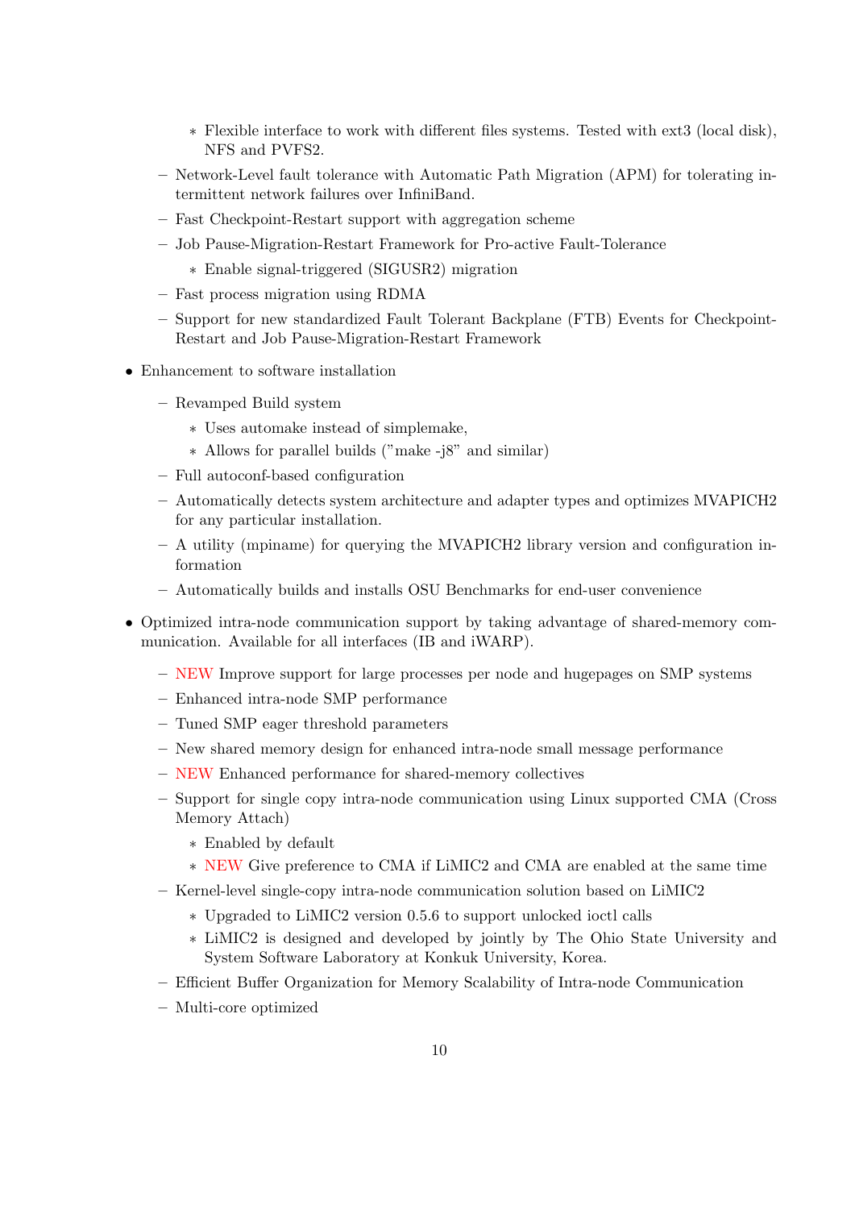- Flexible interface to work with different files systems. Tested with ext3 (local disk), NFS and PVFS2.
    - Network-Level fault tolerance with Automatic Path Migration (APM) for tolerating intermittent network failures over InfiniBand.
    - Fast Checkpoint-Restart support with aggregation scheme
    - Job Pause-Migration-Restart Framework for Pro-active Fault-Tolerance
        - Enable signal-triggered (SIGUSR2) migration
    - Fast process migration using RDMA
    - Support for new standardized Fault Tolerant Backplane (FTB) Events for Checkpoint-Restart and Job Pause-Migration-Restart Framework

- Enhancement to software installation
    - Revamped Build system
        - Uses automake instead of simplemake,
        - Allows for parallel builds ("make -j8" and similar)
    - Full autoconf-based configuration
    - Automatically detects system architecture and adapter types and optimizes MVAPICH2 for any particular installation.
    - A utility (mpiname) for querying the MVAPICH2 library version and configuration information
    - Automatically builds and installs OSU Benchmarks for end-user convenience

- Optimized intra-node communication support by taking advantage of shared-memory communication. Available for all interfaces (IB and iWARP).
    - NEW Improve support for large processes per node and hugepages on SMP systems
    - Enhanced intra-node SMP performance
    - Tuned SMP eager threshold parameters
    - New shared memory design for enhanced intra-node small message performance
    - NEW Enhanced performance for shared-memory collectives
    - Support for single copy intra-node communication using Linux supported CMA (Cross Memory Attach)
        - Enabled by default
        - NEW Give preference to CMA if LiMIC2 and CMA are enabled at the same time
    - Kernel-level single-copy intra-node communication solution based on LiMIC2
        - Upgraded to LiMIC2 version 0.5.6 to support unlocked ioctl calls
        - LiMIC2 is designed and developed by jointly by The Ohio State University and System Software Laboratory at Konkuk University, Korea.
    - Efficient Buffer Organization for Memory Scalability of Intra-node Communication
    - Multi-core optimized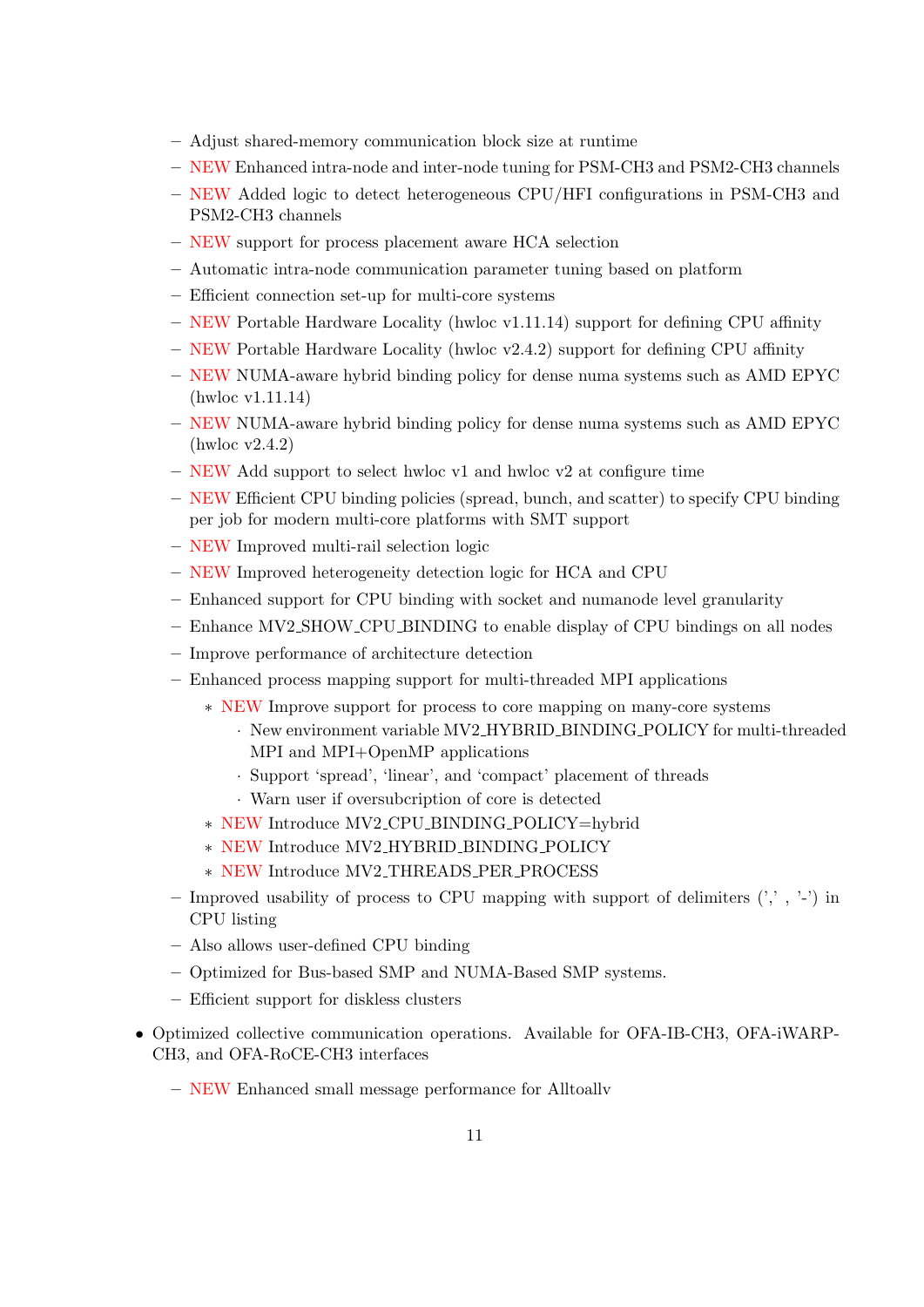- Adjust shared-memory communication block size at runtime
  - NEW Enhanced intra-node and inter-node tuning for PSM-CH3 and PSM2-CH3 channels
  - NEW Added logic to detect heterogeneous CPU/HFI configurations in PSM-CH3 and PSM2-CH3 channels
  - NEW support for process placement aware HCA selection
  - Automatic intra-node communication parameter tuning based on platform
  - Efficient connection set-up for multi-core systems
  - NEW Portable Hardware Locality (hwloc v1.11.14) support for defining CPU affinity
  - NEW Portable Hardware Locality (hwloc v2.4.2) support for defining CPU affinity
  - NEW NUMA-aware hybrid binding policy for dense numa systems such as AMD EPYC (hwloc v1.11.14)
  - NEW NUMA-aware hybrid binding policy for dense numa systems such as AMD EPYC (hwloc v2.4.2)
  - NEW Add support to select hwloc v1 and hwloc v2 at configure time
  - NEW Efficient CPU binding policies (spread, bunch, and scatter) to specify CPU binding per job for modern multi-core platforms with SMT support
  - NEW Improved multi-rail selection logic
  - NEW Improved heterogeneity detection logic for HCA and CPU
  - Enhanced support for CPU binding with socket and numanode level granularity
  - Enhance MV2_SHOW_CPU_BINDING to enable display of CPU bindings on all nodes
  - Improve performance of architecture detection
  - Enhanced process mapping support for multi-threaded MPI applications
    * NEW Improve support for process to core mapping on many-core systems
      · New environment variable MV2_HYBRID_BINDING_POLICY for multi-threaded MPI and MPI+OpenMP applications
      · Support 'spread', 'linear', and 'compact' placement of threads
      · Warn user if oversubcription of core is detected
    * NEW Introduce MV2_CPU_BINDING_POLICY=hybrid
    * NEW Introduce MV2_HYBRID_BINDING_POLICY
    * NEW Introduce MV2_THREADS_PER_PROCESS
  - Improved usability of process to CPU mapping with support of delimiters (',' , '-') in CPU listing
  - Also allows user-defined CPU binding
  - Optimized for Bus-based SMP and NUMA-Based SMP systems.
  - Efficient support for diskless clusters

- Optimized collective communication operations. Available for OFA-IB-CH3, OFA-iWARP-CH3, and OFA-RoCE-CH3 interfaces
  - NEW Enhanced small message performance for Alltoallv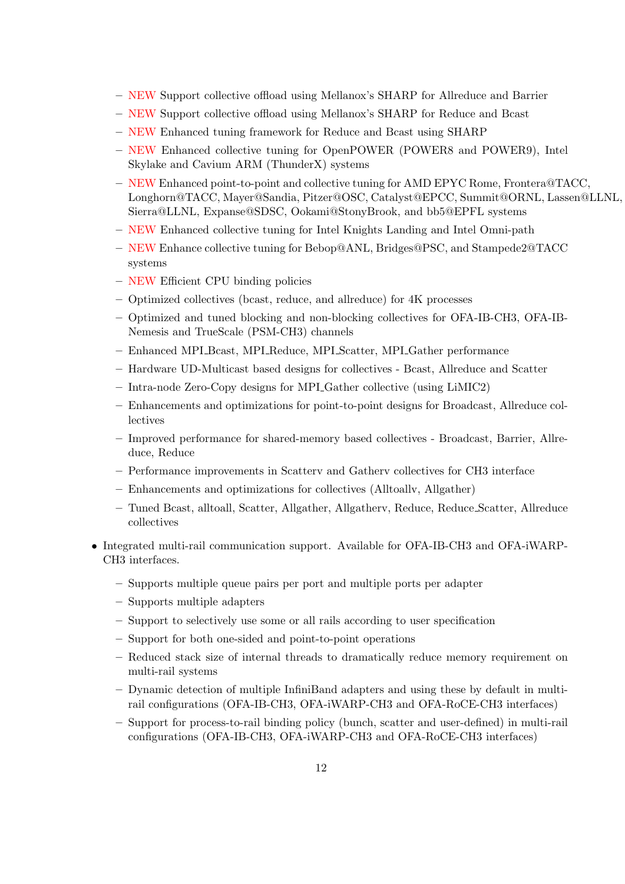- NEW Support collective offload using Mellanox's SHARP for Allreduce and Barrier
  - NEW Support collective offload using Mellanox's SHARP for Reduce and Bcast
  - NEW Enhanced tuning framework for Reduce and Bcast using SHARP
  - NEW Enhanced collective tuning for OpenPOWER (POWER8 and POWER9), Intel Skylake and Cavium ARM (ThunderX) systems
  - NEW Enhanced point-to-point and collective tuning for AMD EPYC Rome, Frontera@TACC, Longhorn@TACC, Mayer@Sandia, Pitzer@OSC, Catalyst@EPCC, Summit@ORNL, Lassen@LLNL, Sierra@LLNL, Expanse@SDSC, Ookami@StonyBrook, and bb5@EPFL systems
  - NEW Enhanced collective tuning for Intel Knights Landing and Intel Omni-path
  - NEW Enhance collective tuning for Bebop@ANL, Bridges@PSC, and Stampede2@TACC systems
  - NEW Efficient CPU binding policies
  - Optimized collectives (bcast, reduce, and allreduce) for 4K processes
  - Optimized and tuned blocking and non-blocking collectives for OFA-IB-CH3, OFA-IB-Nemesis and TrueScale (PSM-CH3) channels
  - Enhanced MPI_Bcast, MPI_Reduce, MPI_Scatter, MPI_Gather performance
  - Hardware UD-Multicast based designs for collectives - Bcast, Allreduce and Scatter
  - Intra-node Zero-Copy designs for MPI_Gather collective (using LiMIC2)
  - Enhancements and optimizations for point-to-point designs for Broadcast, Allreduce collectives
  - Improved performance for shared-memory based collectives - Broadcast, Barrier, Allreduce, Reduce
  - Performance improvements in Scatterv and Gatherv collectives for CH3 interface
  - Enhancements and optimizations for collectives (Alltoallv, Allgather)
  - Tuned Bcast, alltoall, Scatter, Allgather, Allgatherv, Reduce, Reduce_Scatter, Allreduce collectives

- Integrated multi-rail communication support. Available for OFA-IB-CH3 and OFA-iWARP-CH3 interfaces.
  - Supports multiple queue pairs per port and multiple ports per adapter
  - Supports multiple adapters
  - Support to selectively use some or all rails according to user specification
  - Support for both one-sided and point-to-point operations
  - Reduced stack size of internal threads to dramatically reduce memory requirement on multi-rail systems
  - Dynamic detection of multiple InfiniBand adapters and using these by default in multi-rail configurations (OFA-IB-CH3, OFA-iWARP-CH3 and OFA-RoCE-CH3 interfaces)
  - Support for process-to-rail binding policy (bunch, scatter and user-defined) in multi-rail configurations (OFA-IB-CH3, OFA-iWARP-CH3 and OFA-RoCE-CH3 interfaces)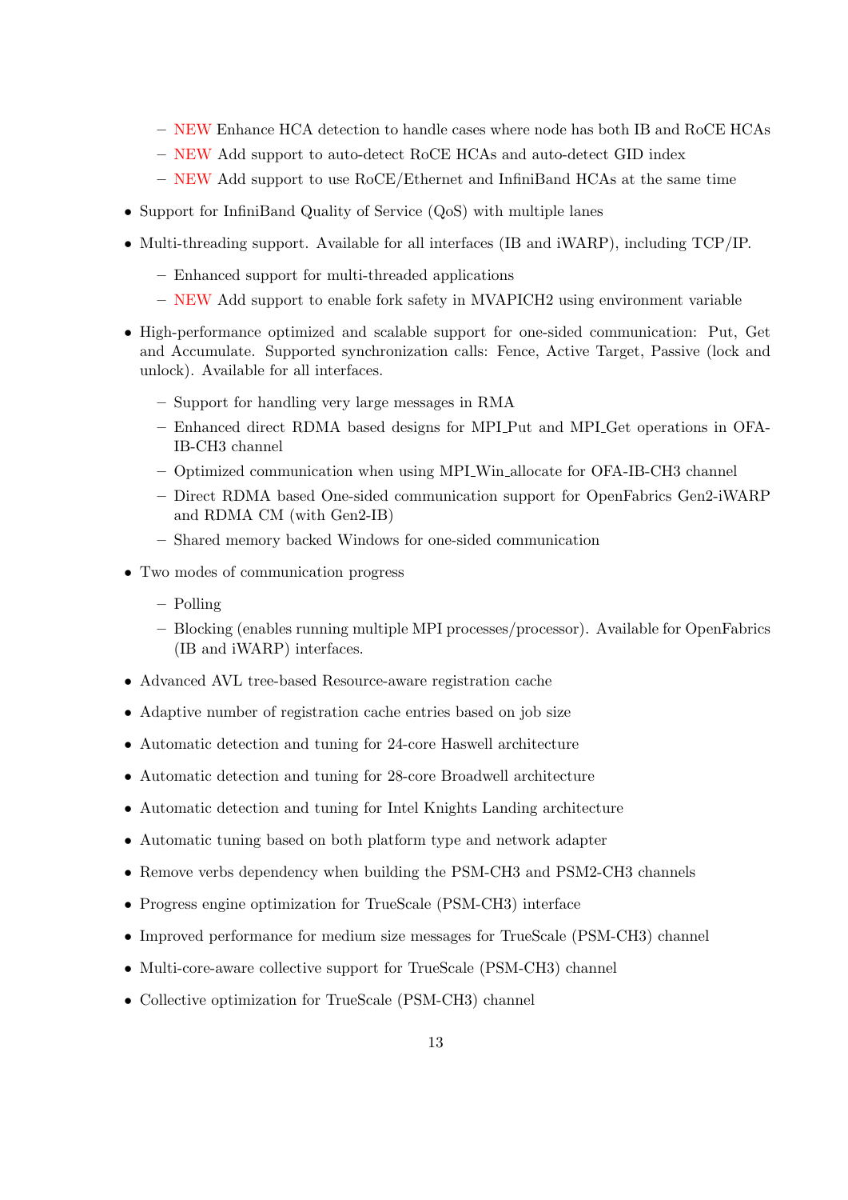- NEW Enhance HCA detection to handle cases where node has both IB and RoCE HCAs
  - NEW Add support to auto-detect RoCE HCAs and auto-detect GID index
  - NEW Add support to use RoCE/Ethernet and InfiniBand HCAs at the same time
- Support for InfiniBand Quality of Service (QoS) with multiple lanes
- Multi-threading support. Available for all interfaces (IB and iWARP), including TCP/IP.
  - Enhanced support for multi-threaded applications
  - NEW Add support to enable fork safety in MVAPICH2 using environment variable
- High-performance optimized and scalable support for one-sided communication: Put, Get and Accumulate. Supported synchronization calls: Fence, Active Target, Passive (lock and unlock). Available for all interfaces.
  - Support for handling very large messages in RMA
  - Enhanced direct RDMA based designs for MPI_Put and MPI_Get operations in OFA-IB-CH3 channel
  - Optimized communication when using MPI_Win_allocate for OFA-IB-CH3 channel
  - Direct RDMA based One-sided communication support for OpenFabrics Gen2-iWARP and RDMA CM (with Gen2-IB)
  - Shared memory backed Windows for one-sided communication
- Two modes of communication progress
  - Polling
  - Blocking (enables running multiple MPI processes/processor). Available for OpenFabrics (IB and iWARP) interfaces.
- Advanced AVL tree-based Resource-aware registration cache
- Adaptive number of registration cache entries based on job size
- Automatic detection and tuning for 24-core Haswell architecture
- Automatic detection and tuning for 28-core Broadwell architecture
- Automatic detection and tuning for Intel Knights Landing architecture
- Automatic tuning based on both platform type and network adapter
- Remove verbs dependency when building the PSM-CH3 and PSM2-CH3 channels
- Progress engine optimization for TrueScale (PSM-CH3) interface
- Improved performance for medium size messages for TrueScale (PSM-CH3) channel
- Multi-core-aware collective support for TrueScale (PSM-CH3) channel
- Collective optimization for TrueScale (PSM-CH3) channel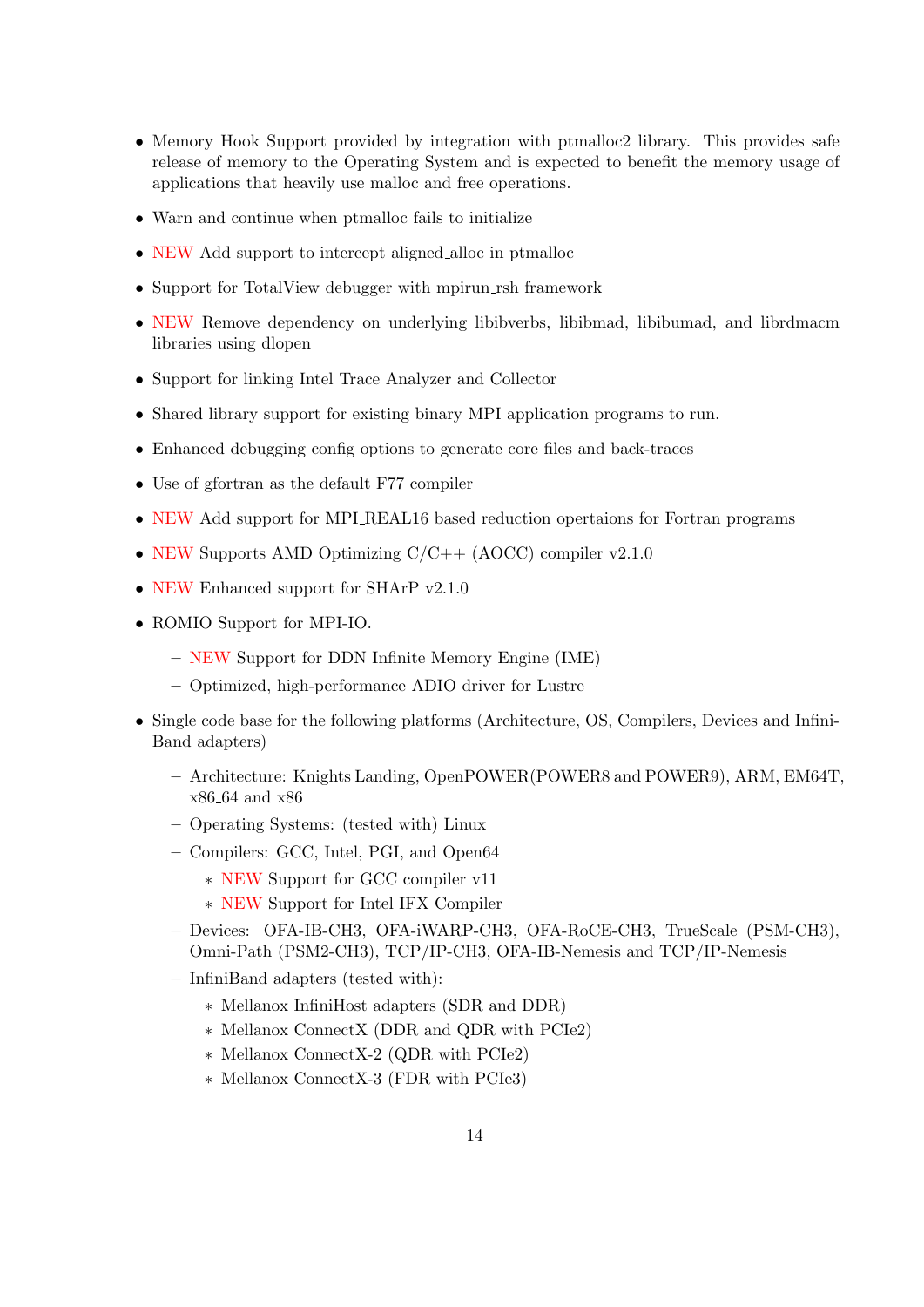- Memory Hook Support provided by integration with ptmalloc2 library. This provides safe release of memory to the Operating System and is expected to benefit the memory usage of applications that heavily use malloc and free operations.
- Warn and continue when ptmalloc fails to initialize
- NEW Add support to intercept aligned_alloc in ptmalloc
- Support for TotalView debugger with mpirun_rsh framework
- NEW Remove dependency on underlying libibverbs, libibmad, libibumad, and librdmacm libraries using dlopen
- Support for linking Intel Trace Analyzer and Collector
- Shared library support for existing binary MPI application programs to run.
- Enhanced debugging config options to generate core files and back-traces
- Use of gfortran as the default F77 compiler
- NEW Add support for MPI_REAL16 based reduction opertaions for Fortran programs
- NEW Supports AMD Optimizing C/C++ (AOCC) compiler v2.1.0
- NEW Enhanced support for SHArP v2.1.0
- ROMIO Support for MPI-IO.
  - NEW Support for DDN Infinite Memory Engine (IME)
  - Optimized, high-performance ADIO driver for Lustre
- Single code base for the following platforms (Architecture, OS, Compilers, Devices and InfiniBand adapters)
  - Architecture: Knights Landing, OpenPOWER(POWER8 and POWER9), ARM, EM64T, x86_64 and x86
  - Operating Systems: (tested with) Linux
  - Compilers: GCC, Intel, PGI, and Open64
    - NEW Support for GCC compiler v11
    - NEW Support for Intel IFX Compiler
  - Devices: OFA-IB-CH3, OFA-iWARP-CH3, OFA-RoCE-CH3, TrueScale (PSM-CH3), Omni-Path (PSM2-CH3), TCP/IP-CH3, OFA-IB-Nemesis and TCP/IP-Nemesis
  - InfiniBand adapters (tested with):
    - Mellanox InfiniHost adapters (SDR and DDR)
    - Mellanox ConnectX (DDR and QDR with PCIe2)
    - Mellanox ConnectX-2 (QDR with PCIe2)
    - Mellanox ConnectX-3 (FDR with PCIe3)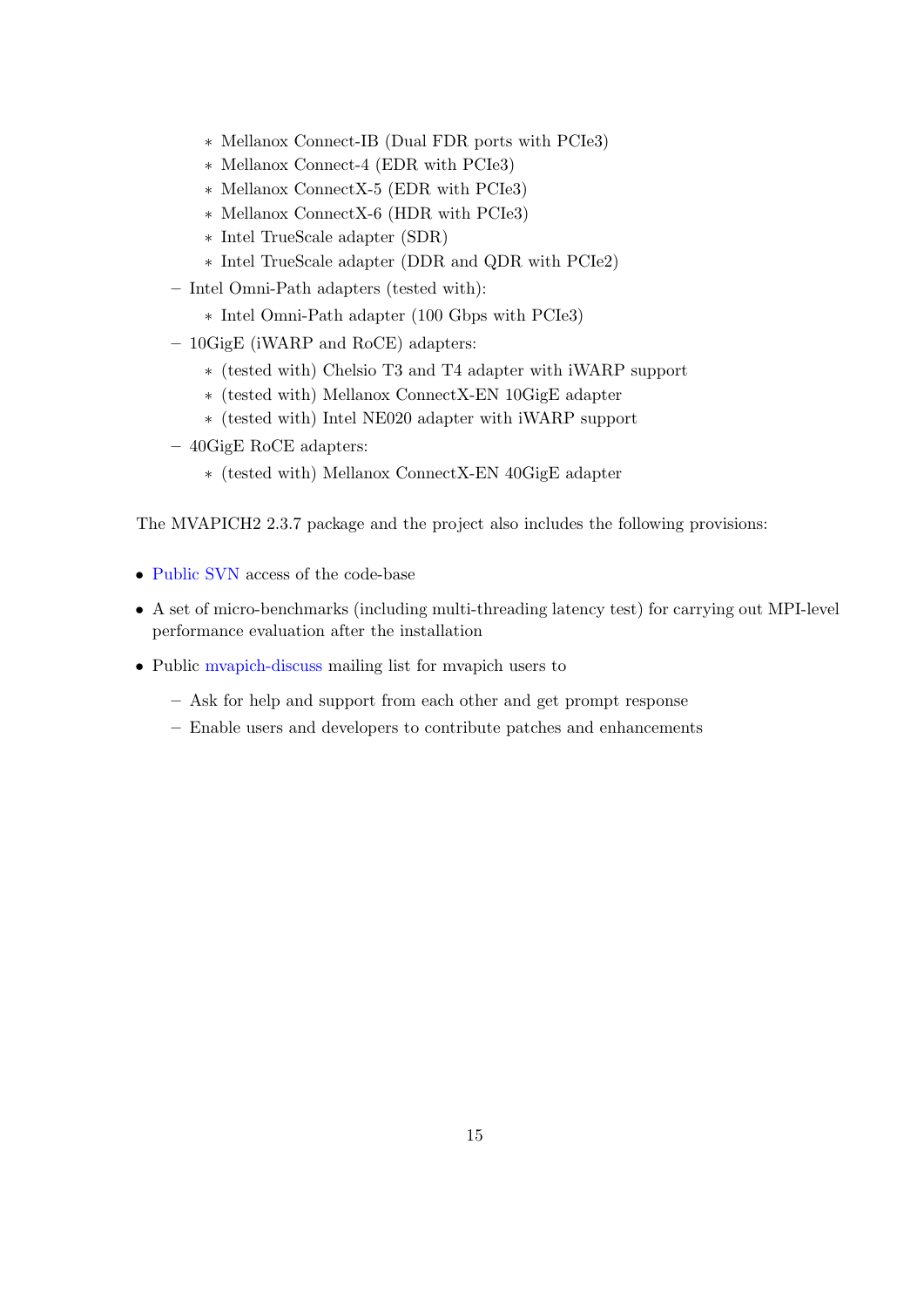- Mellanox Connect-IB (Dual FDR ports with PCIe3)
    - Mellanox Connect-4 (EDR with PCIe3)
    - Mellanox ConnectX-5 (EDR with PCIe3)
    - Mellanox ConnectX-6 (HDR with PCIe3)
    - Intel TrueScale adapter (SDR)
    - Intel TrueScale adapter (DDR and QDR with PCIe2)
  - Intel Omni-Path adapters (tested with):
    - Intel Omni-Path adapter (100 Gbps with PCIe3)
  - 10GigE (iWARP and RoCE) adapters:
    - (tested with) Chelsio T3 and T4 adapter with iWARP support
    - (tested with) Mellanox ConnectX-EN 10GigE adapter
    - (tested with) Intel NE020 adapter with iWARP support
  - 40GigE RoCE adapters:
    - (tested with) Mellanox ConnectX-EN 40GigE adapter

The MVAPICH2 2.3.7 package and the project also includes the following provisions:

- Public SVN access of the code-base
- A set of micro-benchmarks (including multi-threading latency test) for carrying out MPI-level performance evaluation after the installation
- Public mvapich-discuss mailing list for mvapich users to
  - Ask for help and support from each other and get prompt response
  - Enable users and developers to contribute patches and enhancements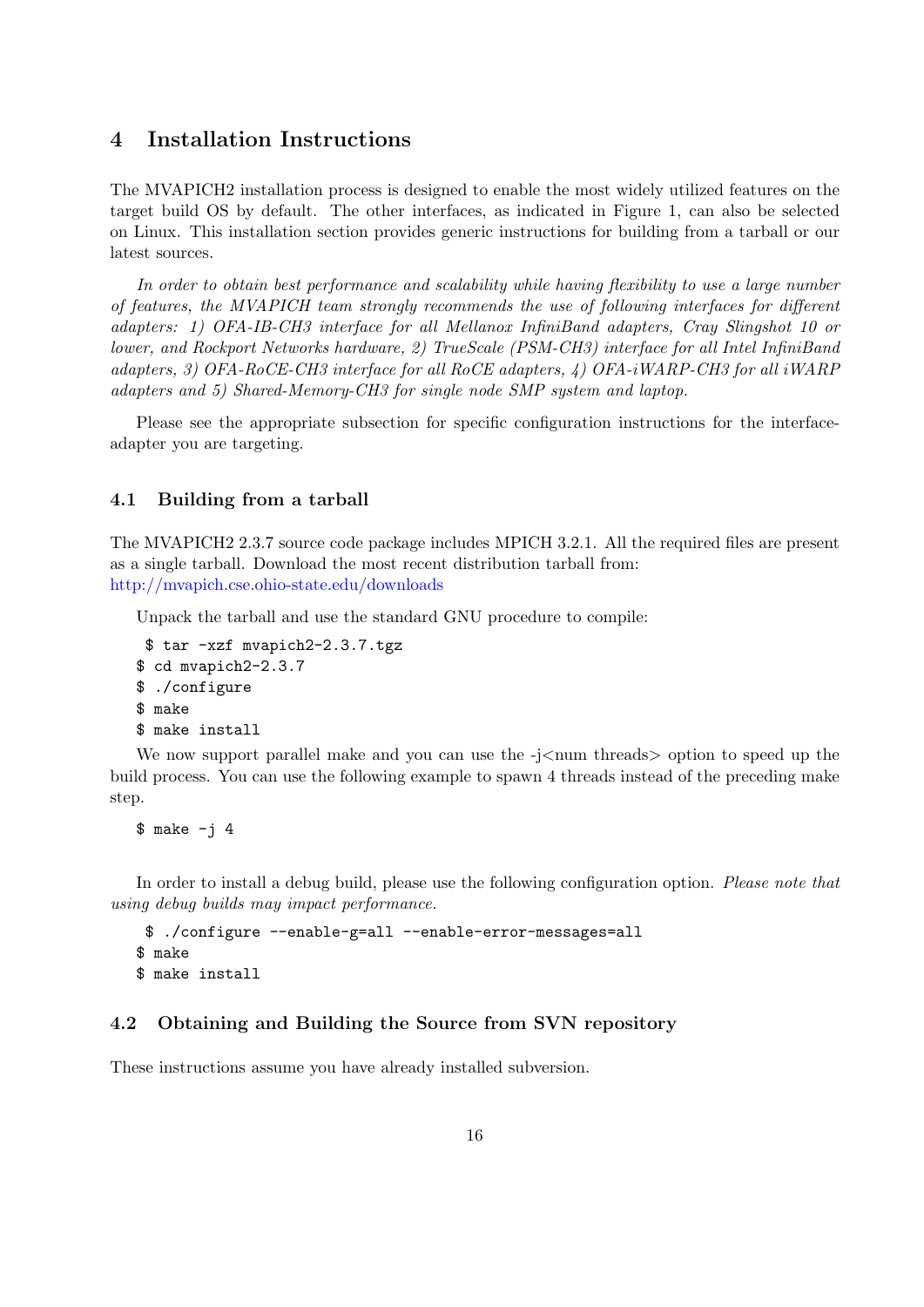# 4 Installation Instructions

The MVAPICH2 installation process is designed to enable the most widely utilized features on the target build OS by default. The other interfaces, as indicated in Figure 1, can also be selected on Linux. This installation section provides generic instructions for building from a tarball or our latest sources.

*In order to obtain best performance and scalability while having flexibility to use a large number of features, the MVAPICH team strongly recommends the use of following interfaces for different adapters: 1) OFA-IB-CH3 interface for all Mellanox InfiniBand adapters, Cray Slingshot 10 or lower, and Rockport Networks hardware, 2) TrueScale (PSM-CH3) interface for all Intel InfiniBand adapters, 3) OFA-RoCE-CH3 interface for all RoCE adapters, 4) OFA-iWARP-CH3 for all iWARP adapters and 5) Shared-Memory-CH3 for single node SMP system and laptop.*

Please see the appropriate subsection for specific configuration instructions for the interface-adapter you are targeting.

## 4.1 Building from a tarball

The MVAPICH2 2.3.7 source code package includes MPICH 3.2.1. All the required files are present as a single tarball. Download the most recent distribution tarball from:
http://mvapich.cse.ohio-state.edu/downloads

Unpack the tarball and use the standard GNU procedure to compile:

```
$ tar -xzf mvapich2-2.3.7.tgz
$ cd mvapich2-2.3.7
$ ./configure
$ make
$ make install
```

We now support parallel make and you can use the -j<num threads> option to speed up the build process. You can use the following example to spawn 4 threads instead of the preceding make step.

```
$ make -j 4
```

In order to install a debug build, please use the following configuration option. *Please note that using debug builds may impact performance.*

```
$ ./configure --enable-g=all --enable-error-messages=all
$ make
$ make install
```

## 4.2 Obtaining and Building the Source from SVN repository

These instructions assume you have already installed subversion.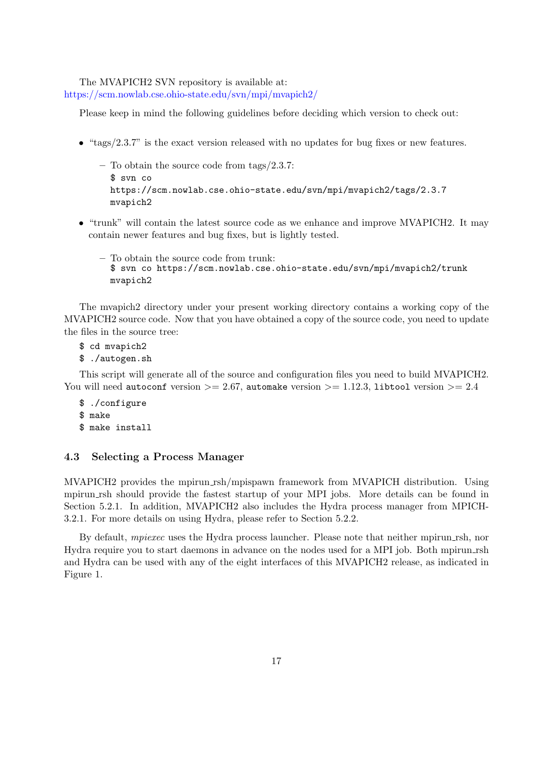The MVAPICH2 SVN repository is available at:
https://scm.nowlab.cse.ohio-state.edu/svn/mpi/mvapich2/

Please keep in mind the following guidelines before deciding which version to check out:

- "tags/2.3.7" is the exact version released with no updates for bug fixes or new features.
  - To obtain the source code from tags/2.3.7:
    ```
    $ svn co
    https://scm.nowlab.cse.ohio-state.edu/svn/mpi/mvapich2/tags/2.3.7
    mvapich2
    ```
- "trunk" will contain the latest source code as we enhance and improve MVAPICH2. It may contain newer features and bug fixes, but is lightly tested.
  - To obtain the source code from trunk:
    ```
    $ svn co https://scm.nowlab.cse.ohio-state.edu/svn/mpi/mvapich2/trunk
    mvapich2
    ```

The mvapich2 directory under your present working directory contains a working copy of the MVAPICH2 source code. Now that you have obtained a copy of the source code, you need to update the files in the source tree:

```
$ cd mvapich2
$ ./autogen.sh
```

This script will generate all of the source and configuration files you need to build MVAPICH2. You will need `autoconf` version >= 2.67, `automake` version >= 1.12.3, `libtool` version >= 2.4

```
$ ./configure
$ make
$ make install
```

### 4.3 Selecting a Process Manager

MVAPICH2 provides the mpirun_rsh/mpispawn framework from MVAPICH distribution. Using mpirun_rsh should provide the fastest startup of your MPI jobs. More details can be found in Section 5.2.1. In addition, MVAPICH2 also includes the Hydra process manager from MPICH-3.2.1. For more details on using Hydra, please refer to Section 5.2.2.

By default, *mpiexec* uses the Hydra process launcher. Please note that neither mpirun_rsh, nor Hydra require you to start daemons in advance on the nodes used for a MPI job. Both mpirun_rsh and Hydra can be used with any of the eight interfaces of this MVAPICH2 release, as indicated in Figure 1.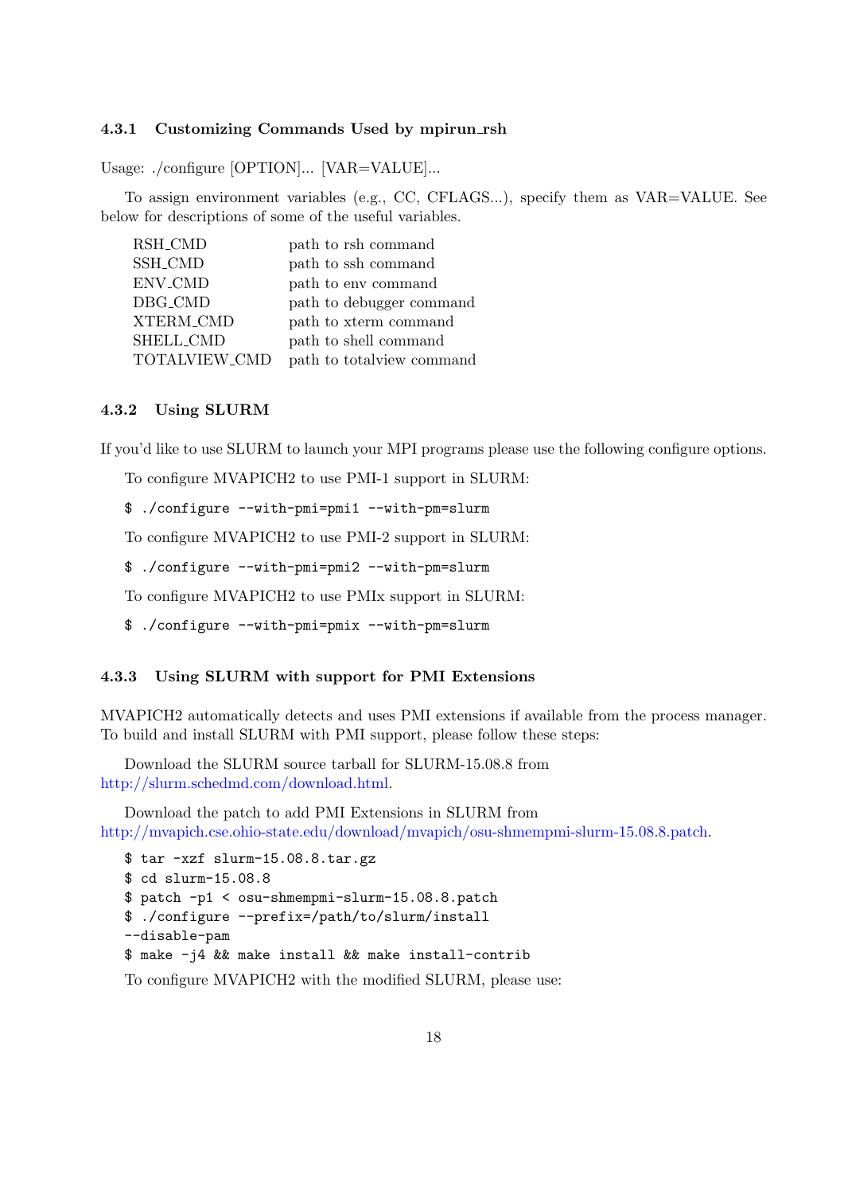### 4.3.1 Customizing Commands Used by mpirun_rsh

Usage: ./configure [OPTION]... [VAR=VALUE]...

To assign environment variables (e.g., CC, CFLAGS...), specify them as VAR=VALUE. See below for descriptions of some of the useful variables.

| | |
|---|---|
| RSH_CMD | path to rsh command |
| SSH_CMD | path to ssh command |
| ENV_CMD | path to env command |
| DBG_CMD | path to debugger command |
| XTERM_CMD | path to xterm command |
| SHELL_CMD | path to shell command |
| TOTALVIEW_CMD | path to totalview command |

### 4.3.2 Using SLURM

If you'd like to use SLURM to launch your MPI programs please use the following configure options.

To configure MVAPICH2 to use PMI-1 support in SLURM:

```
$ ./configure --with-pmi=pmi1 --with-pm=slurm
```

To configure MVAPICH2 to use PMI-2 support in SLURM:

```
$ ./configure --with-pmi=pmi2 --with-pm=slurm
```

To configure MVAPICH2 to use PMIx support in SLURM:

```
$ ./configure --with-pmi=pmix --with-pm=slurm
```

### 4.3.3 Using SLURM with support for PMI Extensions

MVAPICH2 automatically detects and uses PMI extensions if available from the process manager. To build and install SLURM with PMI support, please follow these steps:

Download the SLURM source tarball for SLURM-15.08.8 from http://slurm.schedmd.com/download.html.

Download the patch to add PMI Extensions in SLURM from http://mvapich.cse.ohio-state.edu/download/mvapich/osu-shmempmi-slurm-15.08.8.patch.

```
$ tar -xzf slurm-15.08.8.tar.gz
$ cd slurm-15.08.8
$ patch -p1 < osu-shmempmi-slurm-15.08.8.patch
$ ./configure --prefix=/path/to/slurm/install
--disable-pam
$ make -j4 && make install && make install-contrib
```

To configure MVAPICH2 with the modified SLURM, please use: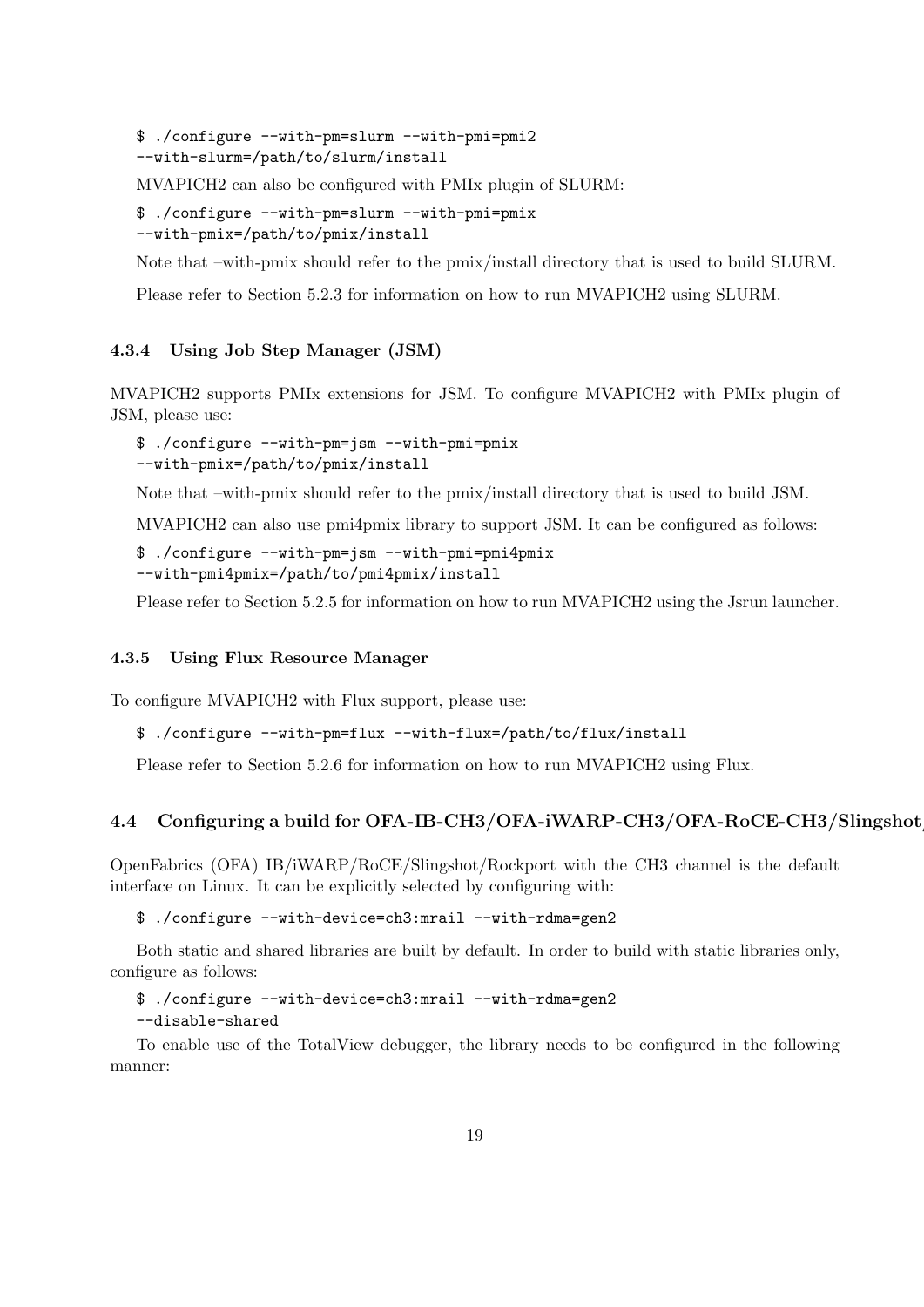```
$ ./configure --with-pm=slurm --with-pmi=pmi2
--with-slurm=/path/to/slurm/install
```

MVAPICH2 can also be configured with PMIx plugin of SLURM:

```
$ ./configure --with-pm=slurm --with-pmi=pmix
--with-pmix=/path/to/pmix/install
```

Note that –with-pmix should refer to the pmix/install directory that is used to build SLURM.

Please refer to Section 5.2.3 for information on how to run MVAPICH2 using SLURM.

### 4.3.4 Using Job Step Manager (JSM)

MVAPICH2 supports PMIx extensions for JSM. To configure MVAPICH2 with PMIx plugin of JSM, please use:

```
$ ./configure --with-pm=jsm --with-pmi=pmix
--with-pmix=/path/to/pmix/install
```

Note that –with-pmix should refer to the pmix/install directory that is used to build JSM.

MVAPICH2 can also use pmi4pmix library to support JSM. It can be configured as follows:

```
$ ./configure --with-pm=jsm --with-pmi=pmi4pmix
--with-pmi4pmix=/path/to/pmi4pmix/install
```

Please refer to Section 5.2.5 for information on how to run MVAPICH2 using the Jsrun launcher.

### 4.3.5 Using Flux Resource Manager

To configure MVAPICH2 with Flux support, please use:

```
$ ./configure --with-pm=flux --with-flux=/path/to/flux/install
```

Please refer to Section 5.2.6 for information on how to run MVAPICH2 using Flux.

## 4.4 Configuring a build for OFA-IB-CH3/OFA-iWARP-CH3/OFA-RoCE-CH3/Slingshot

OpenFabrics (OFA) IB/iWARP/RoCE/Slingshot/Rockport with the CH3 channel is the default interface on Linux. It can be explicitly selected by configuring with:

```
$ ./configure --with-device=ch3:mrail --with-rdma=gen2
```

Both static and shared libraries are built by default. In order to build with static libraries only, configure as follows:

```
$ ./configure --with-device=ch3:mrail --with-rdma=gen2
--disable-shared
```

To enable use of the TotalView debugger, the library needs to be configured in the following manner: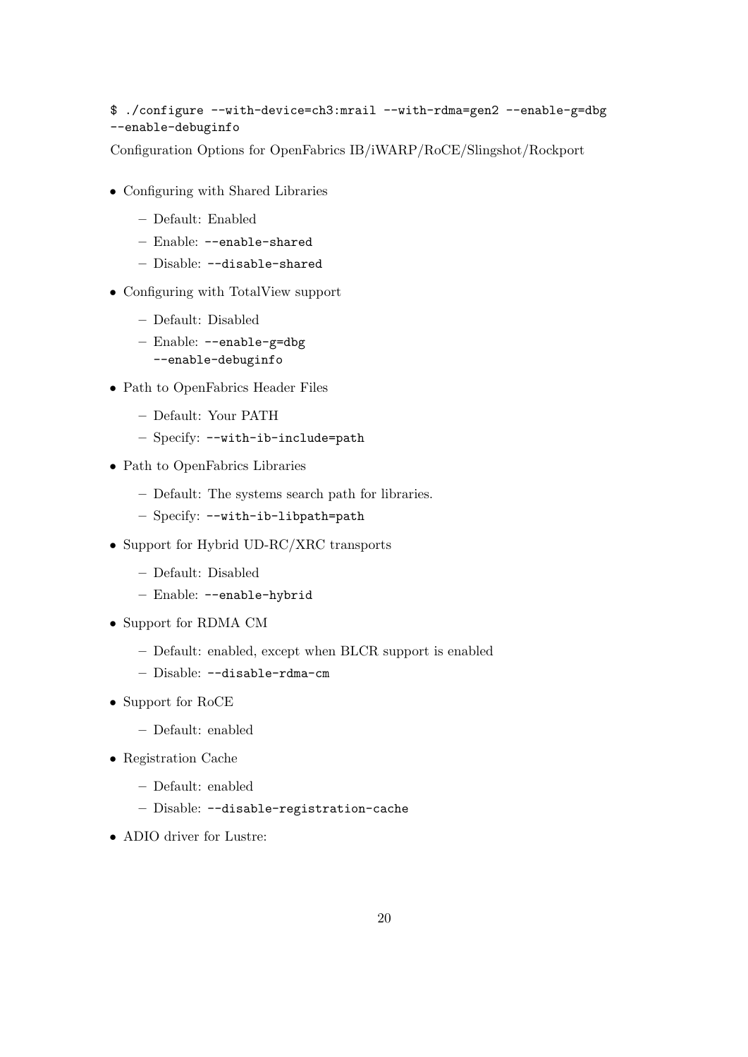```
$ ./configure --with-device=ch3:mrail --with-rdma=gen2 --enable-g=dbg
--enable-debuginfo
```

Configuration Options for OpenFabrics IB/iWARP/RoCE/Slingshot/Rockport

- Configuring with Shared Libraries
  - Default: Enabled
  - Enable: `--enable-shared`
  - Disable: `--disable-shared`
- Configuring with TotalView support
  - Default: Disabled
  - Enable: `--enable-g=dbg --enable-debuginfo`
- Path to OpenFabrics Header Files
  - Default: Your PATH
  - Specify: `--with-ib-include=path`
- Path to OpenFabrics Libraries
  - Default: The systems search path for libraries.
  - Specify: `--with-ib-libpath=path`
- Support for Hybrid UD-RC/XRC transports
  - Default: Disabled
  - Enable: `--enable-hybrid`
- Support for RDMA CM
  - Default: enabled, except when BLCR support is enabled
  - Disable: `--disable-rdma-cm`
- Support for RoCE
  - Default: enabled
- Registration Cache
  - Default: enabled
  - Disable: `--disable-registration-cache`
- ADIO driver for Lustre: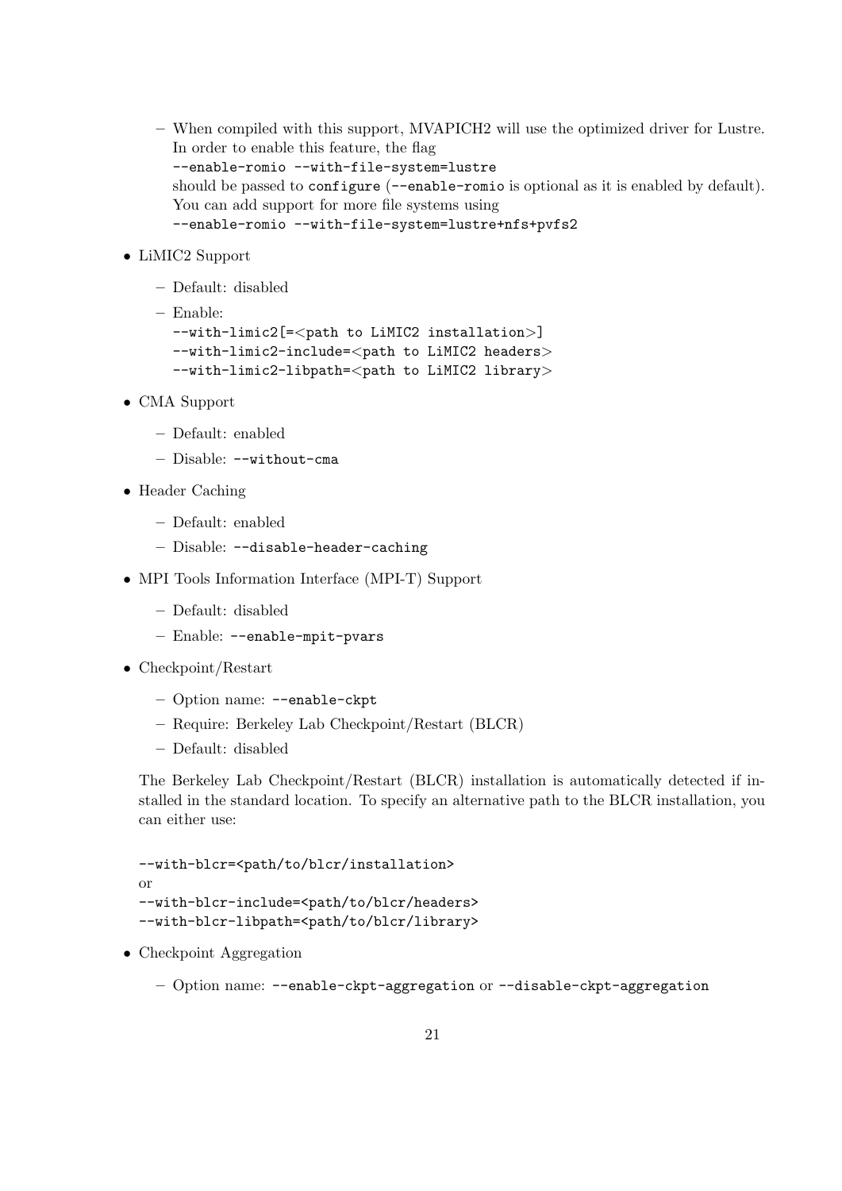- When compiled with this support, MVAPICH2 will use the optimized driver for Lustre. In order to enable this feature, the flag
    `--enable-romio --with-file-system=lustre`
    should be passed to `configure` (`--enable-romio` is optional as it is enabled by default). You can add support for more file systems using
    `--enable-romio --with-file-system=lustre+nfs+pvfs2`

- LiMIC2 Support
  - Default: disabled
  - Enable:
    `--with-limic2[=<path to LiMIC2 installation>]`
    `--with-limic2-include=<path to LiMIC2 headers>`
    `--with-limic2-libpath=<path to LiMIC2 library>`

- CMA Support
  - Default: enabled
  - Disable: `--without-cma`

- Header Caching
  - Default: enabled
  - Disable: `--disable-header-caching`

- MPI Tools Information Interface (MPI-T) Support
  - Default: disabled
  - Enable: `--enable-mpit-pvars`

- Checkpoint/Restart
  - Option name: `--enable-ckpt`
  - Require: Berkeley Lab Checkpoint/Restart (BLCR)
  - Default: disabled

  The Berkeley Lab Checkpoint/Restart (BLCR) installation is automatically detected if installed in the standard location. To specify an alternative path to the BLCR installation, you can either use:

  ```
  --with-blcr=<path/to/blcr/installation>
  ```
  or
  ```
  --with-blcr-include=<path/to/blcr/headers>
  --with-blcr-libpath=<path/to/blcr/library>
  ```

- Checkpoint Aggregation
  - Option name: `--enable-ckpt-aggregation` or `--disable-ckpt-aggregation`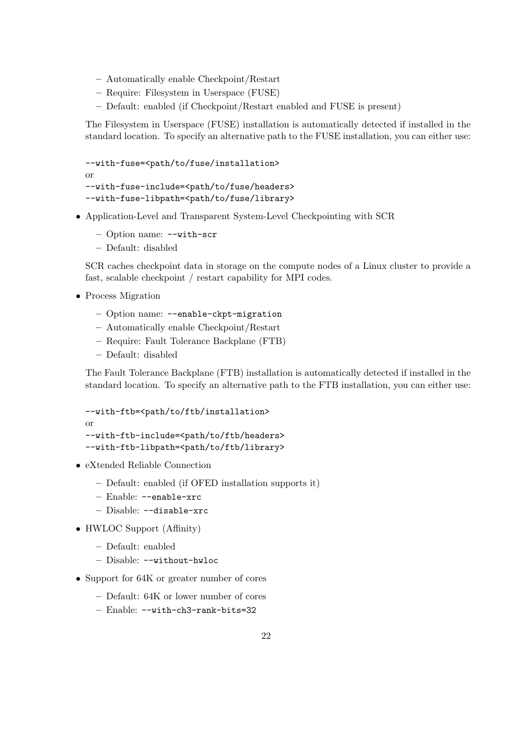- Automatically enable Checkpoint/Restart
  - Require: Filesystem in Userspace (FUSE)
  - Default: enabled (if Checkpoint/Restart enabled and FUSE is present)

  The Filesystem in Userspace (FUSE) installation is automatically detected if installed in the standard location. To specify an alternative path to the FUSE installation, you can either use:

  ```
  --with-fuse=<path/to/fuse/installation>
  ```
  or
  ```
  --with-fuse-include=<path/to/fuse/headers>
  --with-fuse-libpath=<path/to/fuse/library>
  ```

- Application-Level and Transparent System-Level Checkpointing with SCR
  - Option name: `--with-scr`
  - Default: disabled

  SCR caches checkpoint data in storage on the compute nodes of a Linux cluster to provide a fast, scalable checkpoint / restart capability for MPI codes.

- Process Migration
  - Option name: `--enable-ckpt-migration`
  - Automatically enable Checkpoint/Restart
  - Require: Fault Tolerance Backplane (FTB)
  - Default: disabled

  The Fault Tolerance Backplane (FTB) installation is automatically detected if installed in the standard location. To specify an alternative path to the FTB installation, you can either use:

  ```
  --with-ftb=<path/to/ftb/installation>
  ```
  or
  ```
  --with-ftb-include=<path/to/ftb/headers>
  --with-ftb-libpath=<path/to/ftb/library>
  ```

- eXtended Reliable Connection
  - Default: enabled (if OFED installation supports it)
  - Enable: `--enable-xrc`
  - Disable: `--disable-xrc`

- HWLOC Support (Affinity)
  - Default: enabled
  - Disable: `--without-hwloc`

- Support for 64K or greater number of cores
  - Default: 64K or lower number of cores
  - Enable: `--with-ch3-rank-bits=32`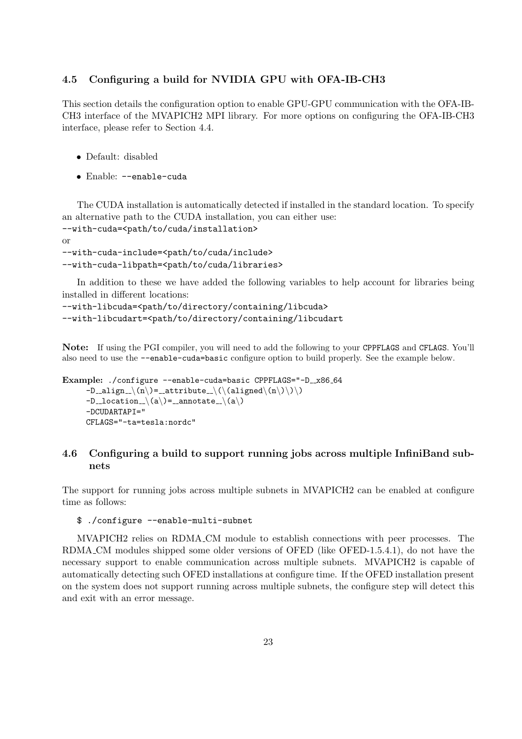### 4.5 Configuring a build for NVIDIA GPU with OFA-IB-CH3

This section details the configuration option to enable GPU-GPU communication with the OFA-IB-CH3 interface of the MVAPICH2 MPI library. For more options on configuring the OFA-IB-CH3 interface, please refer to Section 4.4.

- Default: disabled
- Enable: `--enable-cuda`

The CUDA installation is automatically detected if installed in the standard location. To specify an alternative path to the CUDA installation, you can either use:
`--with-cuda=<path/to/cuda/installation>`
or
`--with-cuda-include=<path/to/cuda/include>`
`--with-cuda-libpath=<path/to/cuda/libraries>`

In addition to these we have added the following variables to help account for libraries being installed in different locations:
`--with-libcuda=<path/to/directory/containing/libcuda>`
`--with-libcudart=<path/to/directory/containing/libcudart`

**Note:** If using the PGI compiler, you will need to add the following to your `CPPFLAGS` and `CFLAGS`. You'll also need to use the `--enable-cuda=basic` configure option to build properly. See the example below.

**Example:**
```
./configure --enable-cuda=basic CPPFLAGS="-D__x86_64
    -D__align__\(n\)=__attribute__\(\(aligned\(n\)\)\)
    -D__location__\(a\)=__annotate__\(a\)
    -DCUDARTAPI="
    CFLAGS="-ta=tesla:nordc"
```

### 4.6 Configuring a build to support running jobs across multiple InfiniBand subnets

The support for running jobs across multiple subnets in MVAPICH2 can be enabled at configure time as follows:

```
$ ./configure --enable-multi-subnet
```

MVAPICH2 relies on RDMA_CM module to establish connections with peer processes. The RDMA_CM modules shipped some older versions of OFED (like OFED-1.5.4.1), do not have the necessary support to enable communication across multiple subnets. MVAPICH2 is capable of automatically detecting such OFED installations at configure time. If the OFED installation present on the system does not support running across multiple subnets, the configure step will detect this and exit with an error message.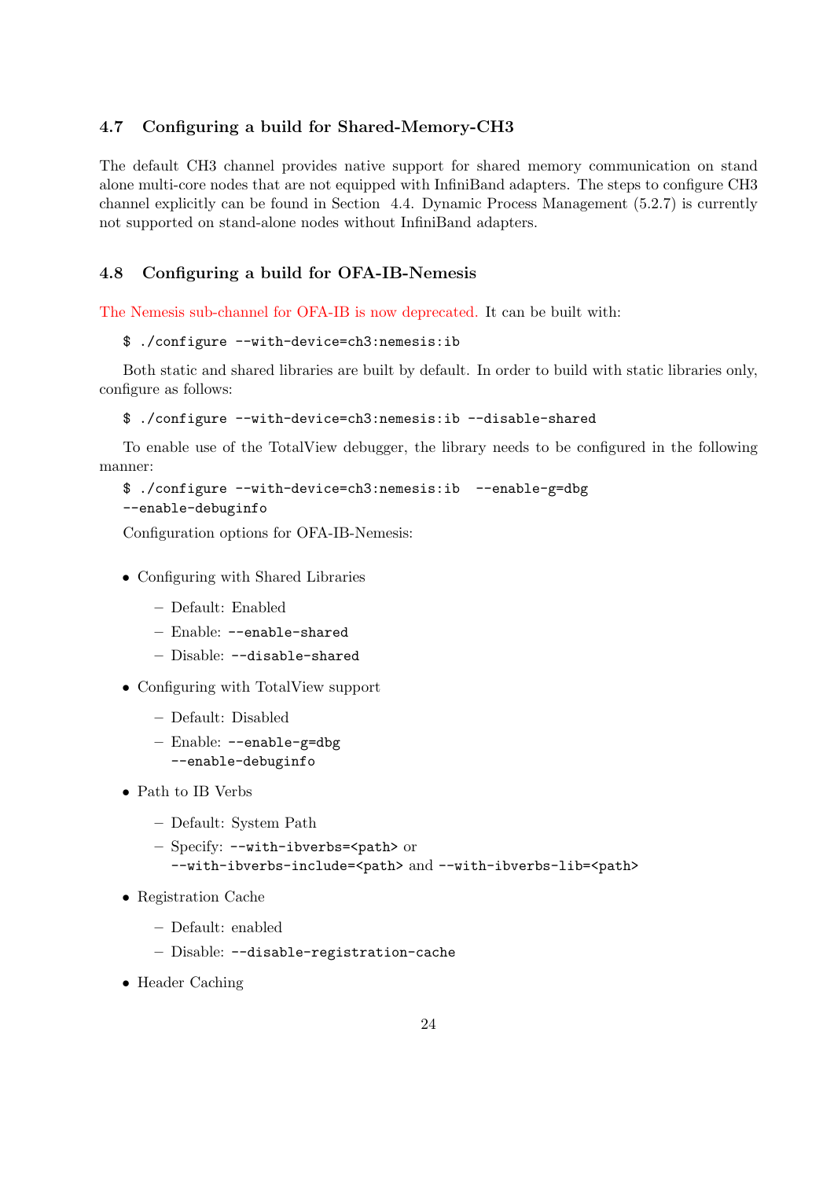### 4.7 Configuring a build for Shared-Memory-CH3

The default CH3 channel provides native support for shared memory communication on stand alone multi-core nodes that are not equipped with InfiniBand adapters. The steps to configure CH3 channel explicitly can be found in Section 4.4. Dynamic Process Management (5.2.7) is currently not supported on stand-alone nodes without InfiniBand adapters.

### 4.8 Configuring a build for OFA-IB-Nemesis

The Nemesis sub-channel for OFA-IB is now deprecated. It can be built with:

```
$ ./configure --with-device=ch3:nemesis:ib
```

Both static and shared libraries are built by default. In order to build with static libraries only, configure as follows:

```
$ ./configure --with-device=ch3:nemesis:ib --disable-shared
```

To enable use of the TotalView debugger, the library needs to be configured in the following manner:

```
$ ./configure --with-device=ch3:nemesis:ib  --enable-g=dbg
--enable-debuginfo
```

Configuration options for OFA-IB-Nemesis:

- Configuring with Shared Libraries
  - Default: Enabled
  - Enable: `--enable-shared`
  - Disable: `--disable-shared`
- Configuring with TotalView support
  - Default: Disabled
  - Enable: `--enable-g=dbg --enable-debuginfo`
- Path to IB Verbs
  - Default: System Path
  - Specify: `--with-ibverbs=<path>` or `--with-ibverbs-include=<path>` and `--with-ibverbs-lib=<path>`
- Registration Cache
  - Default: enabled
  - Disable: `--disable-registration-cache`
- Header Caching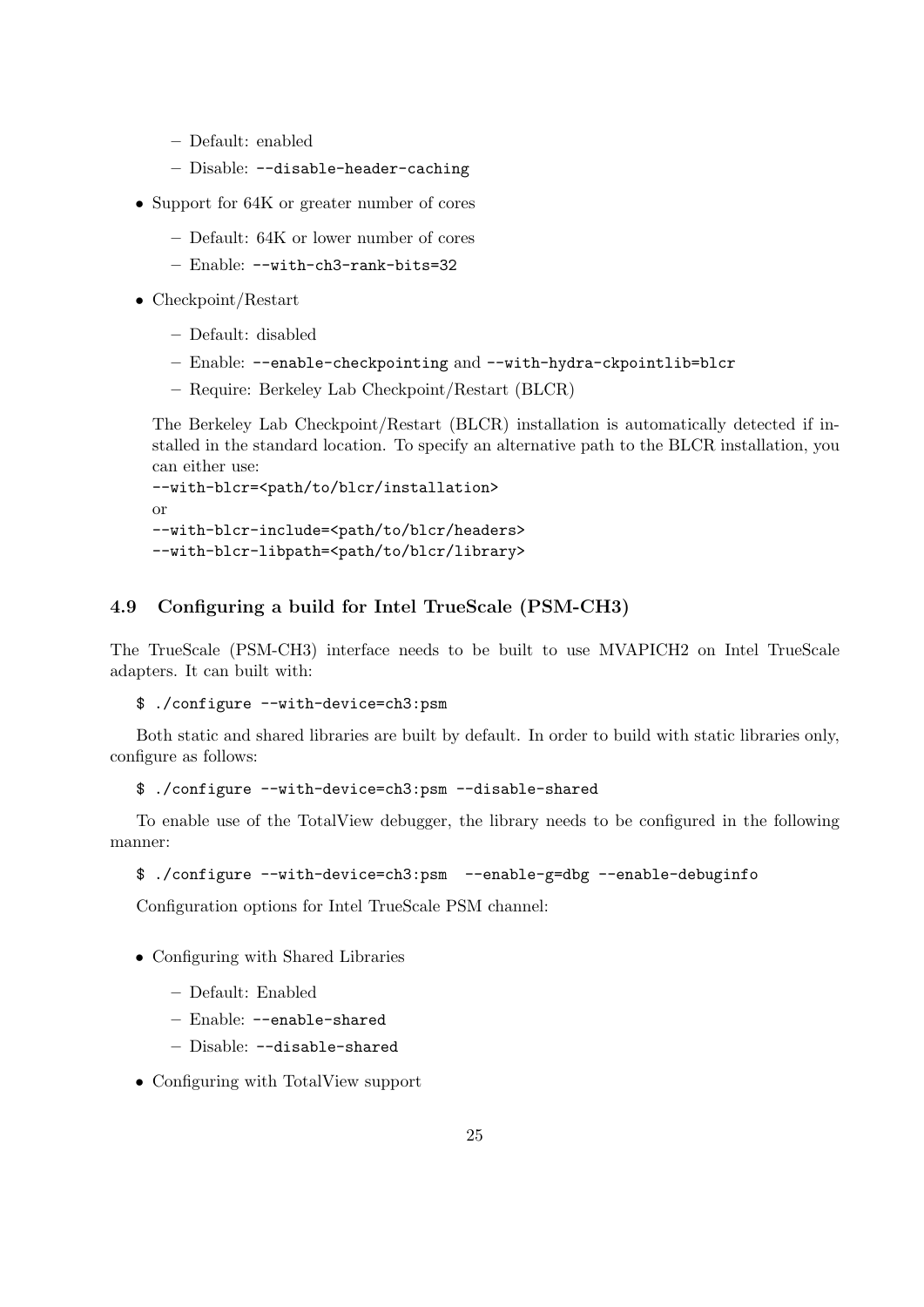- Default: enabled
  - Disable: `--disable-header-caching`

- Support for 64K or greater number of cores
  - Default: 64K or lower number of cores
  - Enable: `--with-ch3-rank-bits=32`

- Checkpoint/Restart
  - Default: disabled
  - Enable: `--enable-checkpointing` and `--with-hydra-ckpointlib=blcr`
  - Require: Berkeley Lab Checkpoint/Restart (BLCR)

  The Berkeley Lab Checkpoint/Restart (BLCR) installation is automatically detected if installed in the standard location. To specify an alternative path to the BLCR installation, you can either use:
  `--with-blcr=<path/to/blcr/installation>`
  or
  `--with-blcr-include=<path/to/blcr/headers>`
  `--with-blcr-libpath=<path/to/blcr/library>`

### 4.9 Configuring a build for Intel TrueScale (PSM-CH3)

The TrueScale (PSM-CH3) interface needs to be built to use MVAPICH2 on Intel TrueScale adapters. It can built with:

```
$ ./configure --with-device=ch3:psm
```

Both static and shared libraries are built by default. In order to build with static libraries only, configure as follows:

```
$ ./configure --with-device=ch3:psm --disable-shared
```

To enable use of the TotalView debugger, the library needs to be configured in the following manner:

```
$ ./configure --with-device=ch3:psm  --enable-g=dbg --enable-debuginfo
```

Configuration options for Intel TrueScale PSM channel:

- Configuring with Shared Libraries
  - Default: Enabled
  - Enable: `--enable-shared`
  - Disable: `--disable-shared`

- Configuring with TotalView support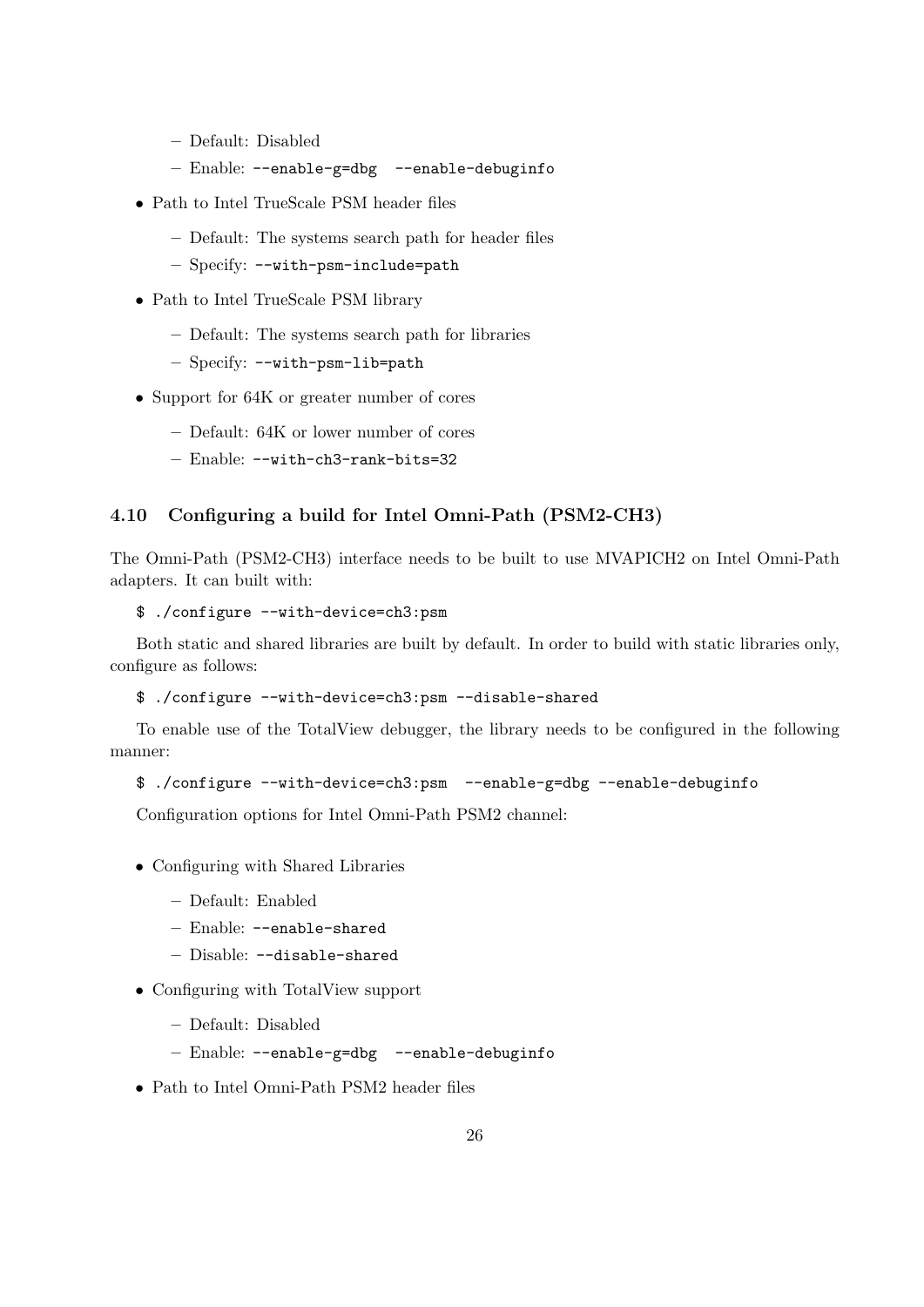- Default: Disabled
  - Enable: `--enable-g=dbg --enable-debuginfo`
- Path to Intel TrueScale PSM header files
  - Default: The systems search path for header files
  - Specify: `--with-psm-include=path`
- Path to Intel TrueScale PSM library
  - Default: The systems search path for libraries
  - Specify: `--with-psm-lib=path`
- Support for 64K or greater number of cores
  - Default: 64K or lower number of cores
  - Enable: `--with-ch3-rank-bits=32`

### 4.10 Configuring a build for Intel Omni-Path (PSM2-CH3)

The Omni-Path (PSM2-CH3) interface needs to be built to use MVAPICH2 on Intel Omni-Path adapters. It can built with:

```
$ ./configure --with-device=ch3:psm
```

Both static and shared libraries are built by default. In order to build with static libraries only, configure as follows:

```
$ ./configure --with-device=ch3:psm --disable-shared
```

To enable use of the TotalView debugger, the library needs to be configured in the following manner:

```
$ ./configure --with-device=ch3:psm  --enable-g=dbg --enable-debuginfo
```

Configuration options for Intel Omni-Path PSM2 channel:

- Configuring with Shared Libraries
  - Default: Enabled
  - Enable: `--enable-shared`
  - Disable: `--disable-shared`
- Configuring with TotalView support
  - Default: Disabled
  - Enable: `--enable-g=dbg --enable-debuginfo`
- Path to Intel Omni-Path PSM2 header files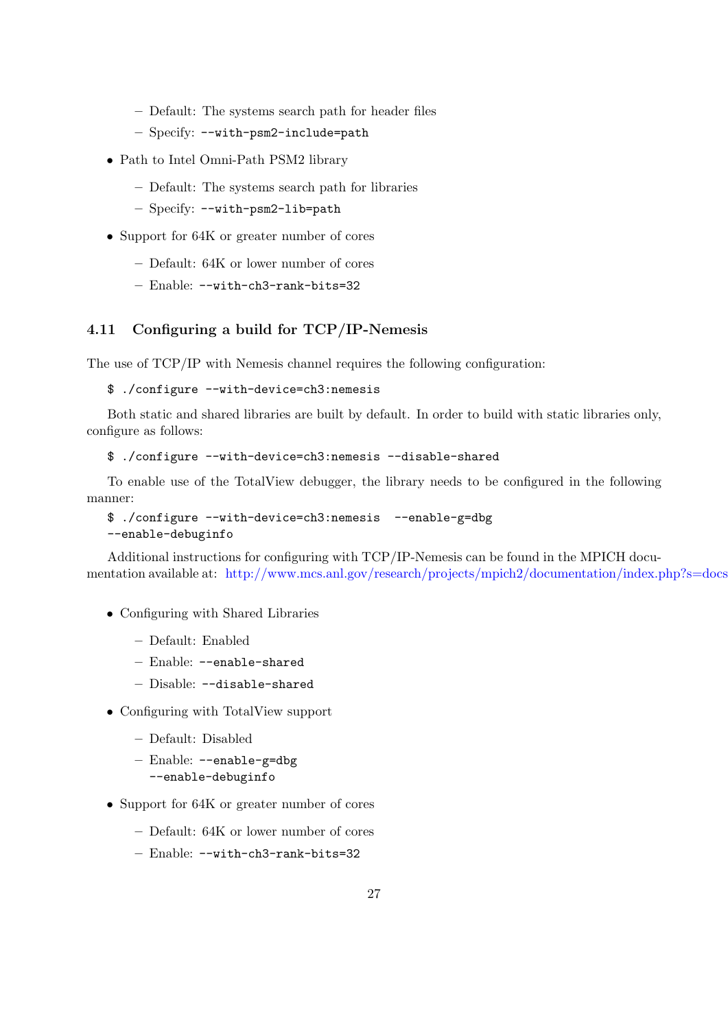- Default: The systems search path for header files
  - Specify: `--with-psm2-include=path`

- Path to Intel Omni-Path PSM2 library
  - Default: The systems search path for libraries
  - Specify: `--with-psm2-lib=path`

- Support for 64K or greater number of cores
  - Default: 64K or lower number of cores
  - Enable: `--with-ch3-rank-bits=32`

### 4.11 Configuring a build for TCP/IP-Nemesis

The use of TCP/IP with Nemesis channel requires the following configuration:

```
$ ./configure --with-device=ch3:nemesis
```

Both static and shared libraries are built by default. In order to build with static libraries only, configure as follows:

```
$ ./configure --with-device=ch3:nemesis --disable-shared
```

To enable use of the TotalView debugger, the library needs to be configured in the following manner:

```
$ ./configure --with-device=ch3:nemesis  --enable-g=dbg
--enable-debuginfo
```

Additional instructions for configuring with TCP/IP-Nemesis can be found in the MPICH documentation available at: http://www.mcs.anl.gov/research/projects/mpich2/documentation/index.php?s=docs

- Configuring with Shared Libraries
  - Default: Enabled
  - Enable: `--enable-shared`
  - Disable: `--disable-shared`

- Configuring with TotalView support
  - Default: Disabled
  - Enable: `--enable-g=dbg`
    `--enable-debuginfo`

- Support for 64K or greater number of cores
  - Default: 64K or lower number of cores
  - Enable: `--with-ch3-rank-bits=32`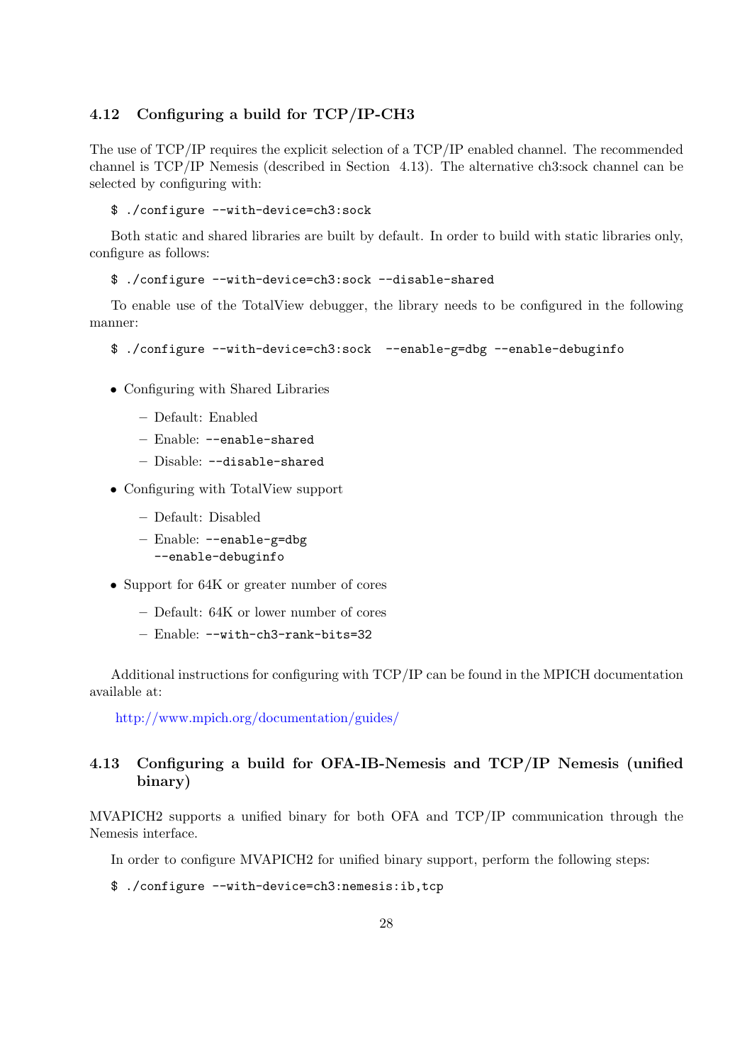### 4.12 Configuring a build for TCP/IP-CH3

The use of TCP/IP requires the explicit selection of a TCP/IP enabled channel. The recommended channel is TCP/IP Nemesis (described in Section 4.13). The alternative ch3:sock channel can be selected by configuring with:

```
$ ./configure --with-device=ch3:sock
```

Both static and shared libraries are built by default. In order to build with static libraries only, configure as follows:

```
$ ./configure --with-device=ch3:sock --disable-shared
```

To enable use of the TotalView debugger, the library needs to be configured in the following manner:

```
$ ./configure --with-device=ch3:sock  --enable-g=dbg --enable-debuginfo
```

- Configuring with Shared Libraries
  - Default: Enabled
  - Enable: `--enable-shared`
  - Disable: `--disable-shared`
- Configuring with TotalView support
  - Default: Disabled
  - Enable: `--enable-g=dbg --enable-debuginfo`
- Support for 64K or greater number of cores
  - Default: 64K or lower number of cores
  - Enable: `--with-ch3-rank-bits=32`

Additional instructions for configuring with TCP/IP can be found in the MPICH documentation available at:

http://www.mpich.org/documentation/guides/

### 4.13 Configuring a build for OFA-IB-Nemesis and TCP/IP Nemesis (unified binary)

MVAPICH2 supports a unified binary for both OFA and TCP/IP communication through the Nemesis interface.

In order to configure MVAPICH2 for unified binary support, perform the following steps:

```
$ ./configure --with-device=ch3:nemesis:ib,tcp
```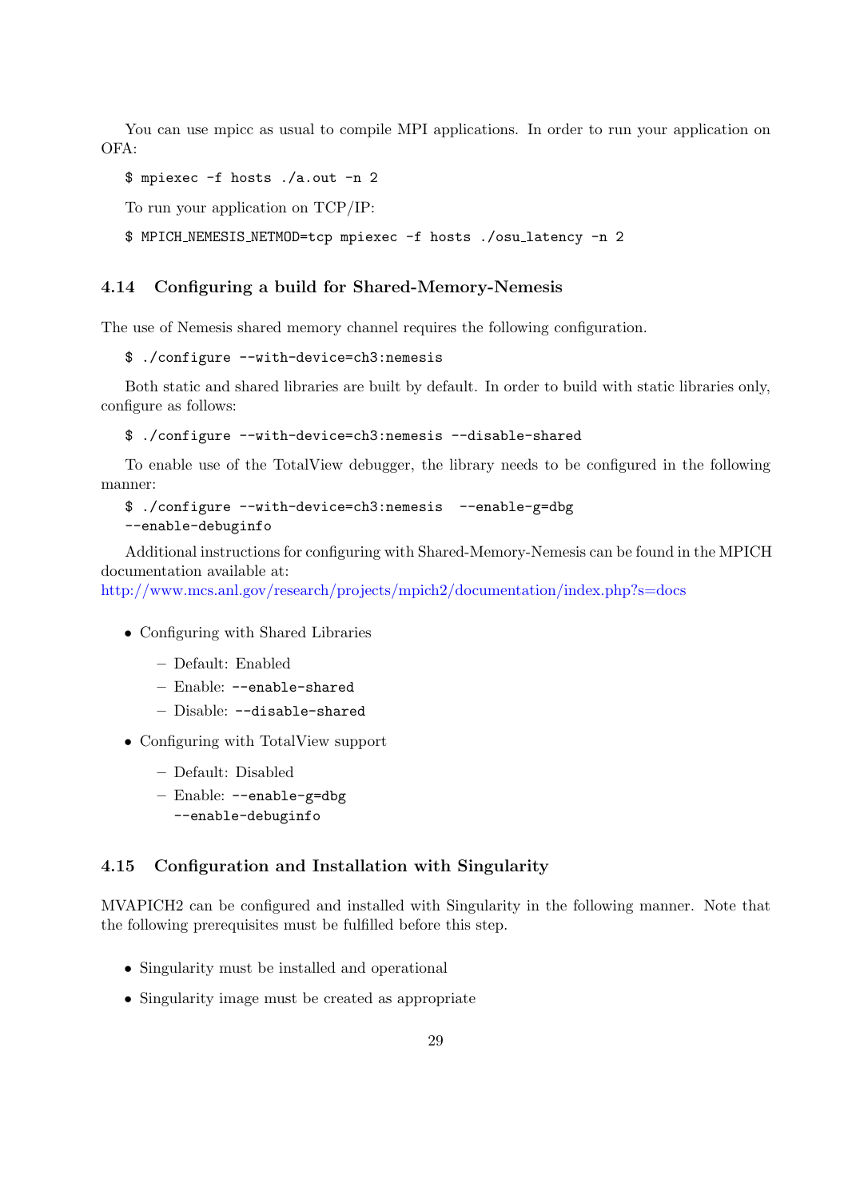You can use mpicc as usual to compile MPI applications. In order to run your application on OFA:

```
$ mpiexec -f hosts ./a.out -n 2
```

To run your application on TCP/IP:

```
$ MPICH_NEMESIS_NETMOD=tcp mpiexec -f hosts ./osu_latency -n 2
```

### 4.14 Configuring a build for Shared-Memory-Nemesis

The use of Nemesis shared memory channel requires the following configuration.

```
$ ./configure --with-device=ch3:nemesis
```

Both static and shared libraries are built by default. In order to build with static libraries only, configure as follows:

```
$ ./configure --with-device=ch3:nemesis --disable-shared
```

To enable use of the TotalView debugger, the library needs to be configured in the following manner:

```
$ ./configure --with-device=ch3:nemesis  --enable-g=dbg
--enable-debuginfo
```

Additional instructions for configuring with Shared-Memory-Nemesis can be found in the MPICH documentation available at:
http://www.mcs.anl.gov/research/projects/mpich2/documentation/index.php?s=docs

- Configuring with Shared Libraries
  - Default: Enabled
  - Enable: `--enable-shared`
  - Disable: `--disable-shared`
- Configuring with TotalView support
  - Default: Disabled
  - Enable: `--enable-g=dbg --enable-debuginfo`

### 4.15 Configuration and Installation with Singularity

MVAPICH2 can be configured and installed with Singularity in the following manner. Note that the following prerequisites must be fulfilled before this step.

- Singularity must be installed and operational
- Singularity image must be created as appropriate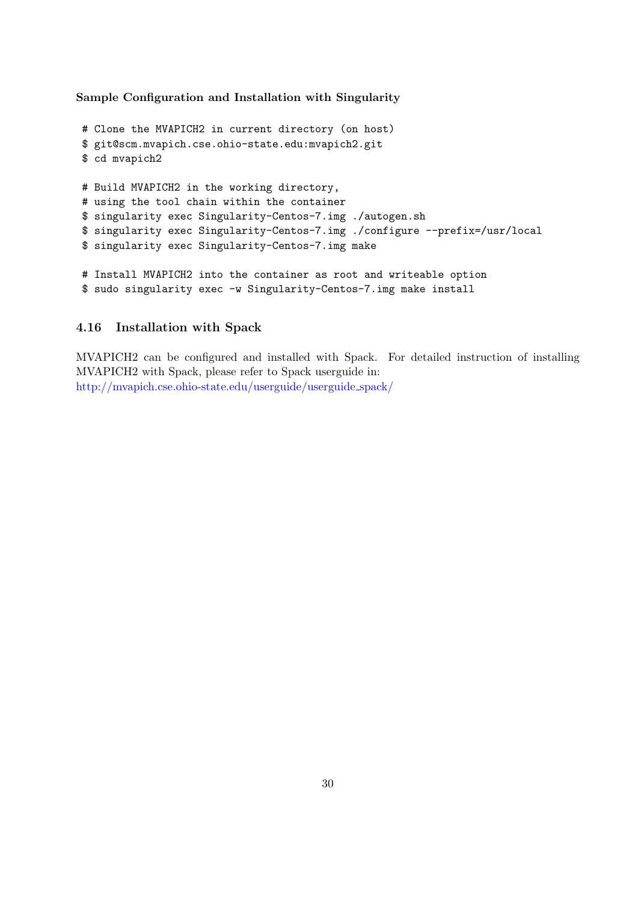**Sample Configuration and Installation with Singularity**

```
# Clone the MVAPICH2 in current directory (on host)
$ git@scm.mvapich.cse.ohio-state.edu:mvapich2.git
$ cd mvapich2

# Build MVAPICH2 in the working directory,
# using the tool chain within the container
$ singularity exec Singularity-Centos-7.img ./autogen.sh
$ singularity exec Singularity-Centos-7.img ./configure --prefix=/usr/local
$ singularity exec Singularity-Centos-7.img make

# Install MVAPICH2 into the container as root and writeable option
$ sudo singularity exec -w Singularity-Centos-7.img make install
```

### 4.16 Installation with Spack

MVAPICH2 can be configured and installed with Spack. For detailed instruction of installing MVAPICH2 with Spack, please refer to Spack userguide in: http://mvapich.cse.ohio-state.edu/userguide/userguide_spack/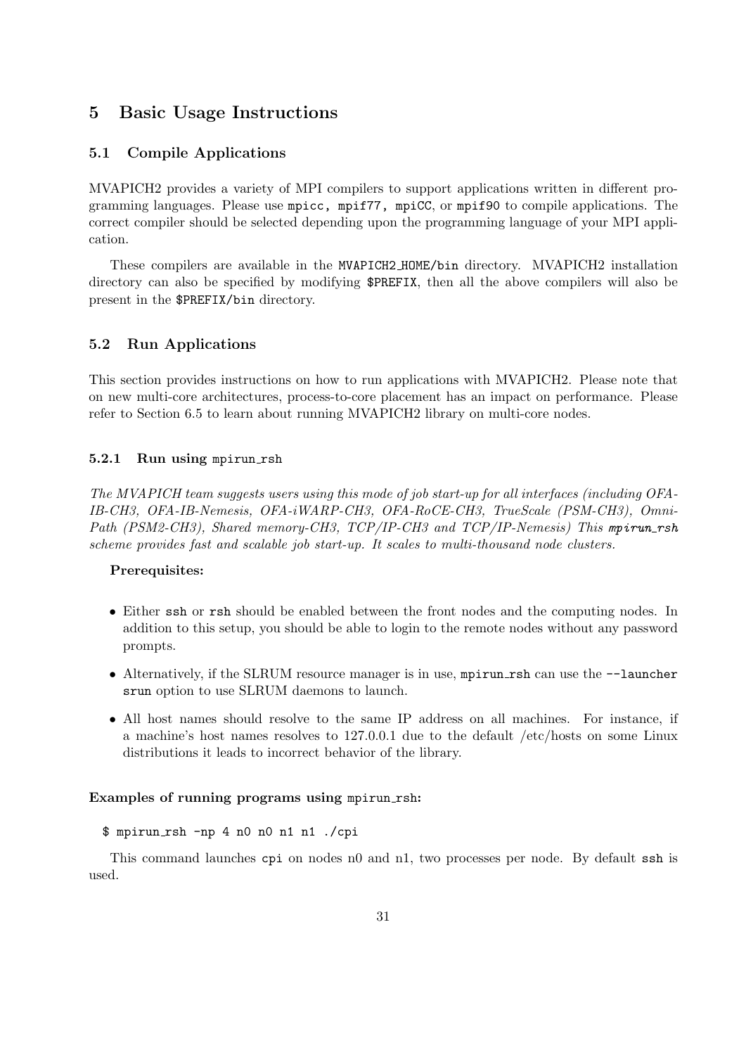# 5 Basic Usage Instructions

## 5.1 Compile Applications

MVAPICH2 provides a variety of MPI compilers to support applications written in different programming languages. Please use `mpicc, mpif77, mpiCC`, or `mpif90` to compile applications. The correct compiler should be selected depending upon the programming language of your MPI application.

These compilers are available in the `MVAPICH2_HOME/bin` directory. MVAPICH2 installation directory can also be specified by modifying `$PREFIX`, then all the above compilers will also be present in the `$PREFIX/bin` directory.

## 5.2 Run Applications

This section provides instructions on how to run applications with MVAPICH2. Please note that on new multi-core architectures, process-to-core placement has an impact on performance. Please refer to Section 6.5 to learn about running MVAPICH2 library on multi-core nodes.

### 5.2.1 Run using `mpirun_rsh`

*The MVAPICH team suggests users using this mode of job start-up for all interfaces (including OFA-IB-CH3, OFA-IB-Nemesis, OFA-iWARP-CH3, OFA-RoCE-CH3, TrueScale (PSM-CH3), Omni-Path (PSM2-CH3), Shared memory-CH3, TCP/IP-CH3 and TCP/IP-Nemesis) This* ***mpirun_rsh*** *scheme provides fast and scalable job start-up. It scales to multi-thousand node clusters.*

**Prerequisites:**

- Either `ssh` or `rsh` should be enabled between the front nodes and the computing nodes. In addition to this setup, you should be able to login to the remote nodes without any password prompts.
- Alternatively, if the SLRUM resource manager is in use, `mpirun_rsh` can use the `--launcher srun` option to use SLRUM daemons to launch.
- All host names should resolve to the same IP address on all machines. For instance, if a machine's host names resolves to 127.0.0.1 due to the default /etc/hosts on some Linux distributions it leads to incorrect behavior of the library.

**Examples of running programs using `mpirun_rsh`:**

```
$ mpirun_rsh -np 4 n0 n0 n1 n1 ./cpi
```

This command launches `cpi` on nodes n0 and n1, two processes per node. By default `ssh` is used.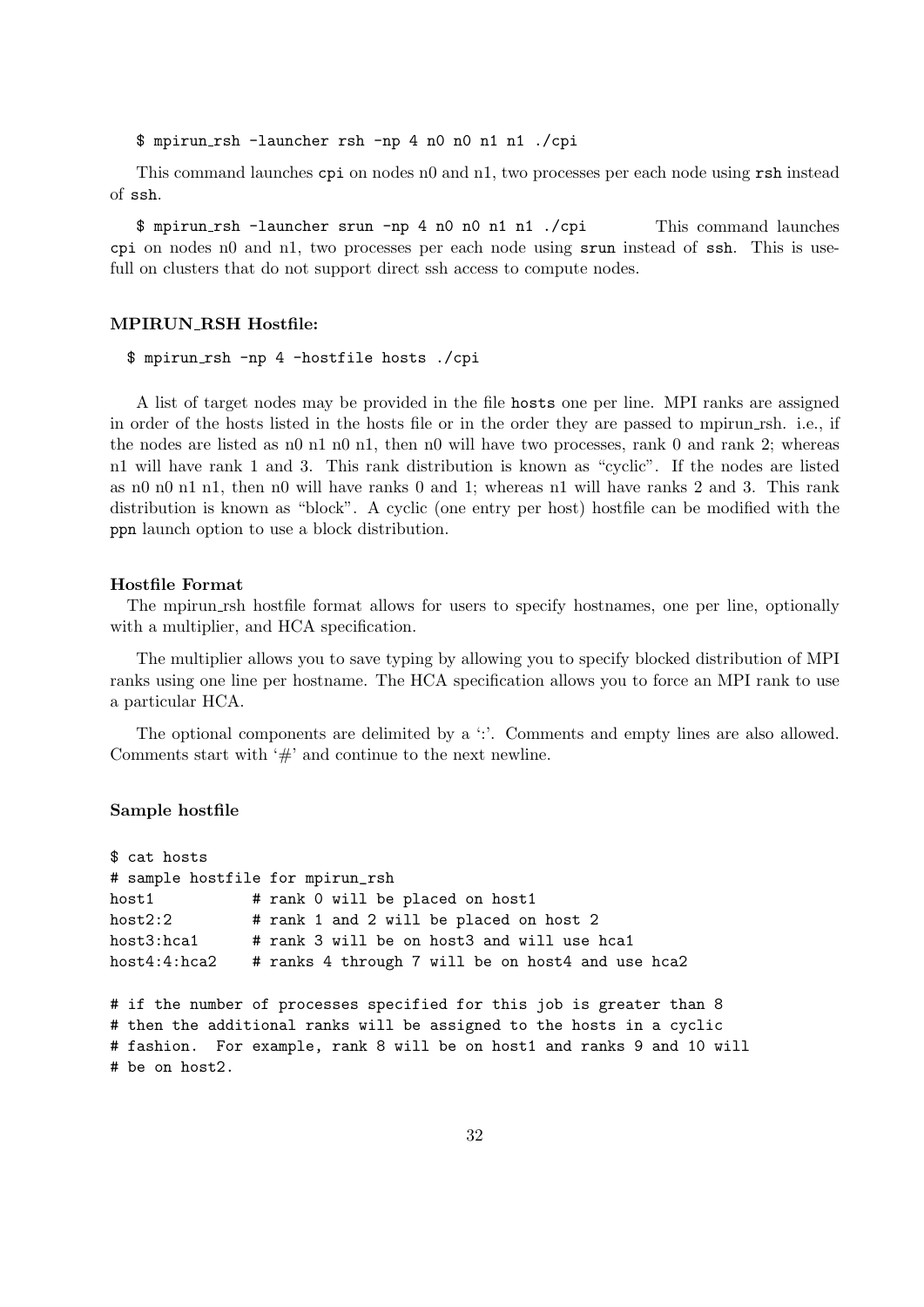```
$ mpirun_rsh -launcher rsh -np 4 n0 n0 n1 n1 ./cpi
```

This command launches cpi on nodes n0 and n1, two processes per each node using rsh instead of ssh.

```
$ mpirun_rsh -launcher srun -np 4 n0 n0 n1 n1 ./cpi
```

This command launches cpi on nodes n0 and n1, two processes per each node using srun instead of ssh. This is usefull on clusters that do not support direct ssh access to compute nodes.

#### MPIRUN_RSH Hostfile:

```
$ mpirun_rsh -np 4 -hostfile hosts ./cpi
```

A list of target nodes may be provided in the file hosts one per line. MPI ranks are assigned in order of the hosts listed in the hosts file or in the order they are passed to mpirun_rsh. i.e., if the nodes are listed as n0 n1 n0 n1, then n0 will have two processes, rank 0 and rank 2; whereas n1 will have rank 1 and 3. This rank distribution is known as "cyclic". If the nodes are listed as n0 n0 n1 n1, then n0 will have ranks 0 and 1; whereas n1 will have ranks 2 and 3. This rank distribution is known as "block". A cyclic (one entry per host) hostfile can be modified with the ppn launch option to use a block distribution.

#### Hostfile Format

The mpirun_rsh hostfile format allows for users to specify hostnames, one per line, optionally with a multiplier, and HCA specification.

The multiplier allows you to save typing by allowing you to specify blocked distribution of MPI ranks using one line per hostname. The HCA specification allows you to force an MPI rank to use a particular HCA.

The optional components are delimited by a ':'. Comments and empty lines are also allowed. Comments start with '#' and continue to the next newline.

#### Sample hostfile

```
$ cat hosts
# sample hostfile for mpirun_rsh
host1           # rank 0 will be placed on host1
host2:2         # rank 1 and 2 will be placed on host 2
host3:hca1      # rank 3 will be on host3 and will use hca1
host4:4:hca2    # ranks 4 through 7 will be on host4 and use hca2

# if the number of processes specified for this job is greater than 8
# then the additional ranks will be assigned to the hosts in a cyclic
# fashion.  For example, rank 8 will be on host1 and ranks 9 and 10 will
# be on host2.
```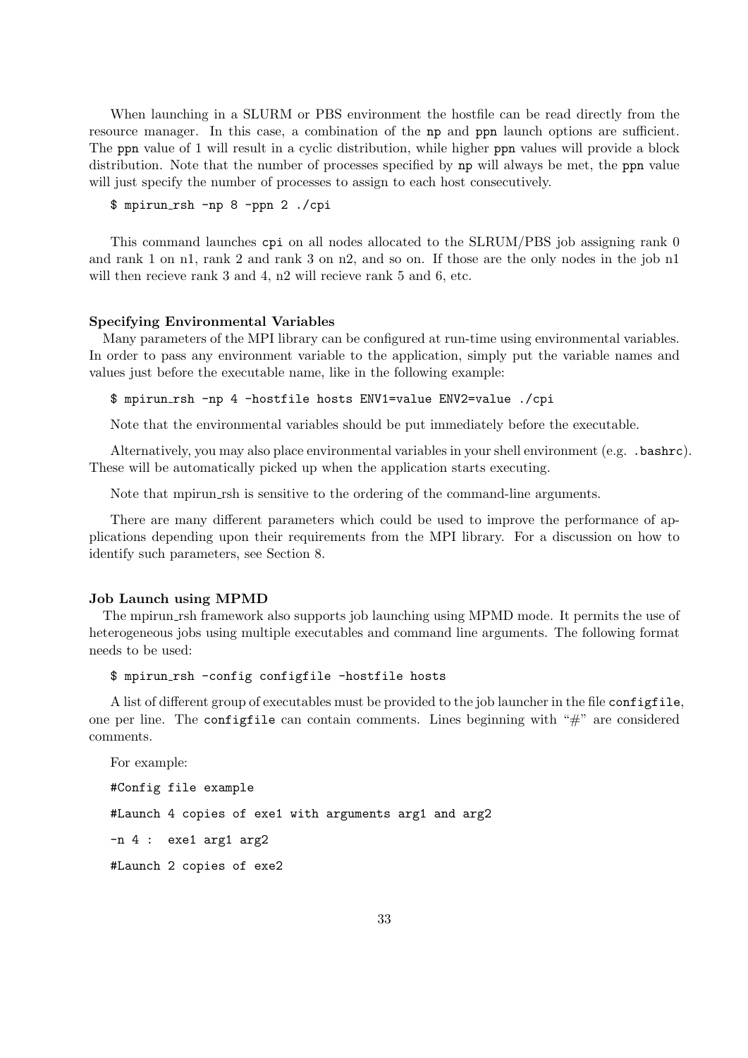When launching in a SLURM or PBS environment the hostfile can be read directly from the resource manager. In this case, a combination of the np and ppn launch options are sufficient. The ppn value of 1 will result in a cyclic distribution, while higher ppn values will provide a block distribution. Note that the number of processes specified by np will always be met, the ppn value will just specify the number of processes to assign to each host consecutively.

```
$ mpirun_rsh -np 8 -ppn 2 ./cpi
```

This command launches cpi on all nodes allocated to the SLRUM/PBS job assigning rank 0 and rank 1 on n1, rank 2 and rank 3 on n2, and so on. If those are the only nodes in the job n1 will then recieve rank 3 and 4, n2 will recieve rank 5 and 6, etc.

**Specifying Environmental Variables**

Many parameters of the MPI library can be configured at run-time using environmental variables. In order to pass any environment variable to the application, simply put the variable names and values just before the executable name, like in the following example:

```
$ mpirun_rsh -np 4 -hostfile hosts ENV1=value ENV2=value ./cpi
```

Note that the environmental variables should be put immediately before the executable.

Alternatively, you may also place environmental variables in your shell environment (e.g. .bashrc). These will be automatically picked up when the application starts executing.

Note that mpirun_rsh is sensitive to the ordering of the command-line arguments.

There are many different parameters which could be used to improve the performance of applications depending upon their requirements from the MPI library. For a discussion on how to identify such parameters, see Section 8.

**Job Launch using MPMD**

The mpirun_rsh framework also supports job launching using MPMD mode. It permits the use of heterogeneous jobs using multiple executables and command line arguments. The following format needs to be used:

```
$ mpirun_rsh -config configfile -hostfile hosts
```

A list of different group of executables must be provided to the job launcher in the file configfile, one per line. The configfile can contain comments. Lines beginning with "#" are considered comments.

For example:

```
#Config file example

#Launch 4 copies of exe1 with arguments arg1 and arg2

-n 4 :  exe1 arg1 arg2

#Launch 2 copies of exe2
```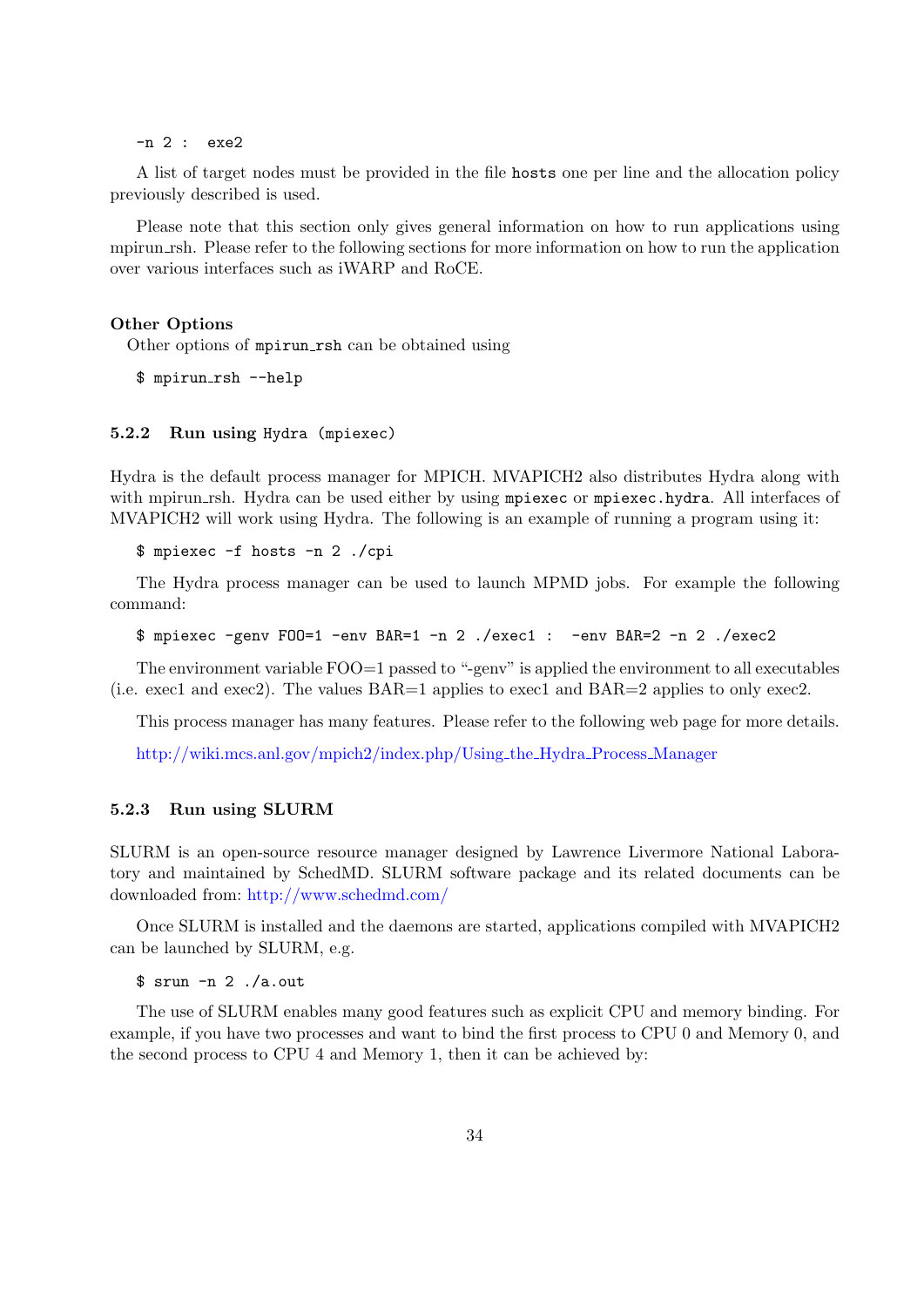```
-n 2 :  exe2
```

A list of target nodes must be provided in the file `hosts` one per line and the allocation policy previously described is used.

Please note that this section only gives general information on how to run applications using mpirun_rsh. Please refer to the following sections for more information on how to run the application over various interfaces such as iWARP and RoCE.

**Other Options**

Other options of `mpirun_rsh` can be obtained using

```
$ mpirun_rsh --help
```

### 5.2.2 Run using Hydra (mpiexec)

Hydra is the default process manager for MPICH. MVAPICH2 also distributes Hydra along with with mpirun_rsh. Hydra can be used either by using `mpiexec` or `mpiexec.hydra`. All interfaces of MVAPICH2 will work using Hydra. The following is an example of running a program using it:

```
$ mpiexec -f hosts -n 2 ./cpi
```

The Hydra process manager can be used to launch MPMD jobs. For example the following command:

```
$ mpiexec -genv FOO=1 -env BAR=1 -n 2 ./exec1 :  -env BAR=2 -n 2 ./exec2
```

The environment variable FOO=1 passed to "-genv" is applied the environment to all executables (i.e. exec1 and exec2). The values BAR=1 applies to exec1 and BAR=2 applies to only exec2.

This process manager has many features. Please refer to the following web page for more details.

http://wiki.mcs.anl.gov/mpich2/index.php/Using_the_Hydra_Process_Manager

### 5.2.3 Run using SLURM

SLURM is an open-source resource manager designed by Lawrence Livermore National Laboratory and maintained by SchedMD. SLURM software package and its related documents can be downloaded from: http://www.schedmd.com/

Once SLURM is installed and the daemons are started, applications compiled with MVAPICH2 can be launched by SLURM, e.g.

```
$ srun -n 2 ./a.out
```

The use of SLURM enables many good features such as explicit CPU and memory binding. For example, if you have two processes and want to bind the first process to CPU 0 and Memory 0, and the second process to CPU 4 and Memory 1, then it can be achieved by: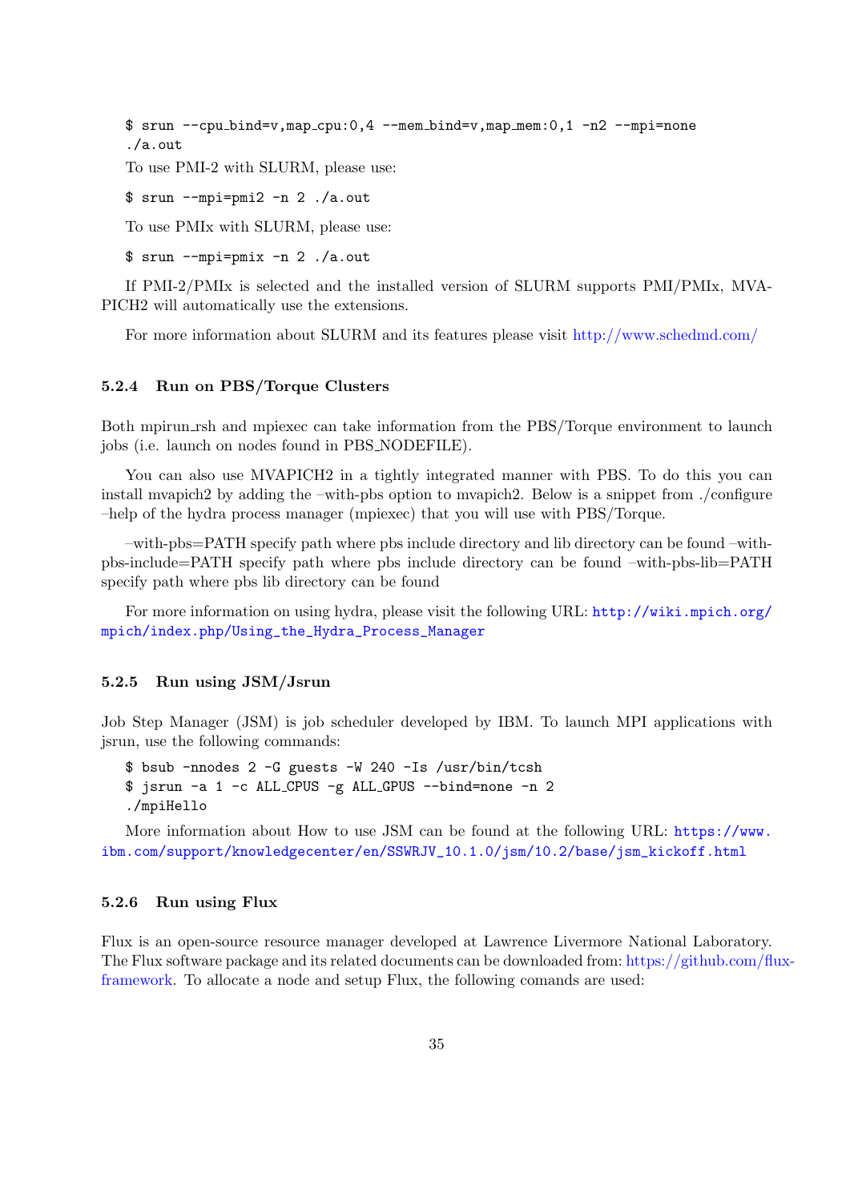```
$ srun --cpu_bind=v,map_cpu:0,4 --mem_bind=v,map_mem:0,1 -n2 --mpi=none
./a.out
```

To use PMI-2 with SLURM, please use:

```
$ srun --mpi=pmi2 -n 2 ./a.out
```

To use PMIx with SLURM, please use:

```
$ srun --mpi=pmix -n 2 ./a.out
```

If PMI-2/PMIx is selected and the installed version of SLURM supports PMI/PMIx, MVAPICH2 will automatically use the extensions.

For more information about SLURM and its features please visit http://www.schedmd.com/

### 5.2.4 Run on PBS/Torque Clusters

Both mpirun_rsh and mpiexec can take information from the PBS/Torque environment to launch jobs (i.e. launch on nodes found in PBS_NODEFILE).

You can also use MVAPICH2 in a tightly integrated manner with PBS. To do this you can install mvapich2 by adding the –with-pbs option to mvapich2. Below is a snippet from ./configure –help of the hydra process manager (mpiexec) that you will use with PBS/Torque.

–with-pbs=PATH specify path where pbs include directory and lib directory can be found –with-pbs-include=PATH specify path where pbs include directory can be found –with-pbs-lib=PATH specify path where pbs lib directory can be found

For more information on using hydra, please visit the following URL: http://wiki.mpich.org/mpich/index.php/Using_the_Hydra_Process_Manager

### 5.2.5 Run using JSM/Jsrun

Job Step Manager (JSM) is job scheduler developed by IBM. To launch MPI applications with jsrun, use the following commands:

```
$ bsub -nnodes 2 -G guests -W 240 -Is /usr/bin/tcsh
$ jsrun -a 1 -c ALL_CPUS -g ALL_GPUS --bind=none -n 2
./mpiHello
```

More information about How to use JSM can be found at the following URL: https://www.ibm.com/support/knowledgecenter/en/SSWRJV_10.1.0/jsm/10.2/base/jsm_kickoff.html

### 5.2.6 Run using Flux

Flux is an open-source resource manager developed at Lawrence Livermore National Laboratory. The Flux software package and its related documents can be downloaded from: https://github.com/flux-framework. To allocate a node and setup Flux, the following comands are used: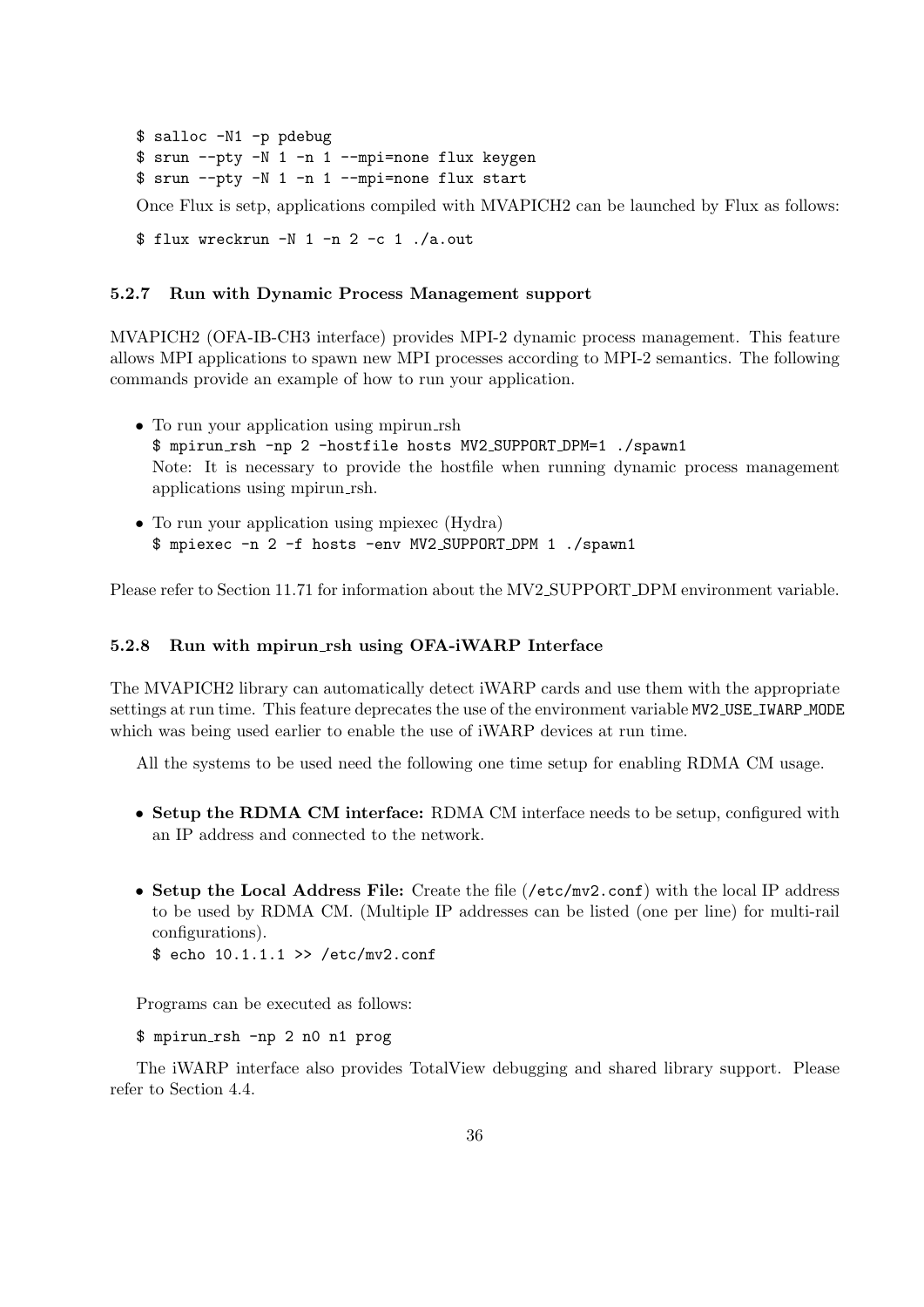```
$ salloc -N1 -p pdebug
$ srun --pty -N 1 -n 1 --mpi=none flux keygen
$ srun --pty -N 1 -n 1 --mpi=none flux start
```

Once Flux is setp, applications compiled with MVAPICH2 can be launched by Flux as follows:

```
$ flux wreckrun -N 1 -n 2 -c 1 ./a.out
```

### 5.2.7 Run with Dynamic Process Management support

MVAPICH2 (OFA-IB-CH3 interface) provides MPI-2 dynamic process management. This feature allows MPI applications to spawn new MPI processes according to MPI-2 semantics. The following commands provide an example of how to run your application.

- To run your application using mpirun_rsh
  `$ mpirun_rsh -np 2 -hostfile hosts MV2_SUPPORT_DPM=1 ./spawn1`
  Note: It is necessary to provide the hostfile when running dynamic process management applications using mpirun_rsh.
- To run your application using mpiexec (Hydra)
  `$ mpiexec -n 2 -f hosts -env MV2_SUPPORT_DPM 1 ./spawn1`

Please refer to Section 11.71 for information about the MV2_SUPPORT_DPM environment variable.

### 5.2.8 Run with mpirun_rsh using OFA-iWARP Interface

The MVAPICH2 library can automatically detect iWARP cards and use them with the appropriate settings at run time. This feature deprecates the use of the environment variable `MV2_USE_IWARP_MODE` which was being used earlier to enable the use of iWARP devices at run time.

All the systems to be used need the following one time setup for enabling RDMA CM usage.

- **Setup the RDMA CM interface:** RDMA CM interface needs to be setup, configured with an IP address and connected to the network.
- **Setup the Local Address File:** Create the file (`/etc/mv2.conf`) with the local IP address to be used by RDMA CM. (Multiple IP addresses can be listed (one per line) for multi-rail configurations).
  `$ echo 10.1.1.1 >> /etc/mv2.conf`

Programs can be executed as follows:

```
$ mpirun_rsh -np 2 n0 n1 prog
```

The iWARP interface also provides TotalView debugging and shared library support. Please refer to Section 4.4.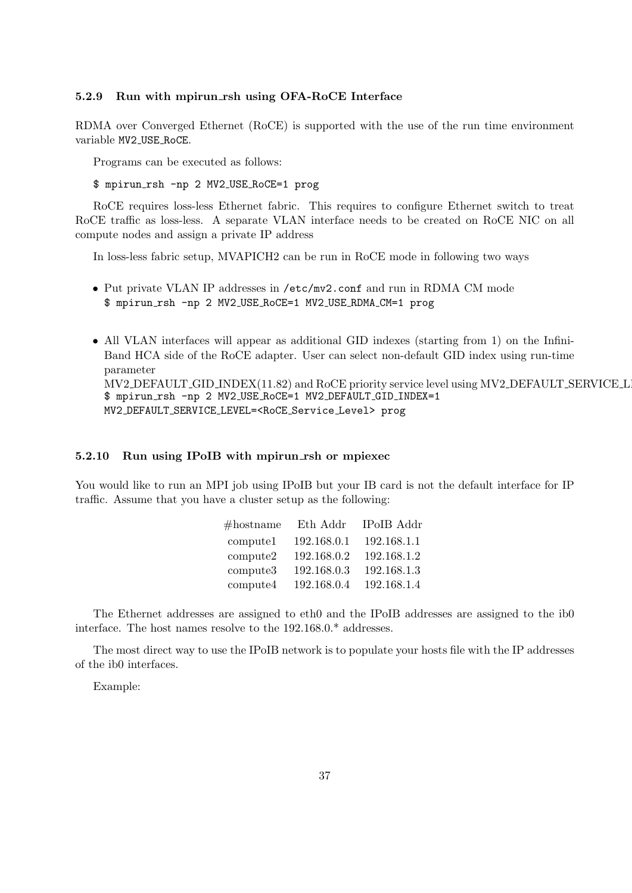### 5.2.9 Run with mpirun_rsh using OFA-RoCE Interface

RDMA over Converged Ethernet (RoCE) is supported with the use of the run time environment variable `MV2_USE_RoCE`.

Programs can be executed as follows:

```
$ mpirun_rsh -np 2 MV2_USE_RoCE=1 prog
```

RoCE requires loss-less Ethernet fabric. This requires to configure Ethernet switch to treat RoCE traffic as loss-less. A separate VLAN interface needs to be created on RoCE NIC on all compute nodes and assign a private IP address

In loss-less fabric setup, MVAPICH2 can be run in RoCE mode in following two ways

- Put private VLAN IP addresses in `/etc/mv2.conf` and run in RDMA CM mode
  `$ mpirun_rsh -np 2 MV2_USE_RoCE=1 MV2_USE_RDMA_CM=1 prog`
- All VLAN interfaces will appear as additional GID indexes (starting from 1) on the InfiniBand HCA side of the RoCE adapter. User can select non-default GID index using run-time parameter MV2_DEFAULT_GID_INDEX(11.82) and RoCE priority service level using MV2_DEFAULT_SERVICE_LE
  `$ mpirun_rsh -np 2 MV2_USE_RoCE=1 MV2_DEFAULT_GID_INDEX=1 MV2_DEFAULT_SERVICE_LEVEL=<RoCE_Service_Level> prog`

### 5.2.10 Run using IPoIB with mpirun_rsh or mpiexec

You would like to run an MPI job using IPoIB but your IB card is not the default interface for IP traffic. Assume that you have a cluster setup as the following:

| #hostname | Eth Addr | IPoIB Addr |
|---|---|---|
| compute1 | 192.168.0.1 | 192.168.1.1 |
| compute2 | 192.168.0.2 | 192.168.1.2 |
| compute3 | 192.168.0.3 | 192.168.1.3 |
| compute4 | 192.168.0.4 | 192.168.1.4 |

The Ethernet addresses are assigned to eth0 and the IPoIB addresses are assigned to the ib0 interface. The host names resolve to the 192.168.0.* addresses.

The most direct way to use the IPoIB network is to populate your hosts file with the IP addresses of the ib0 interfaces.

Example: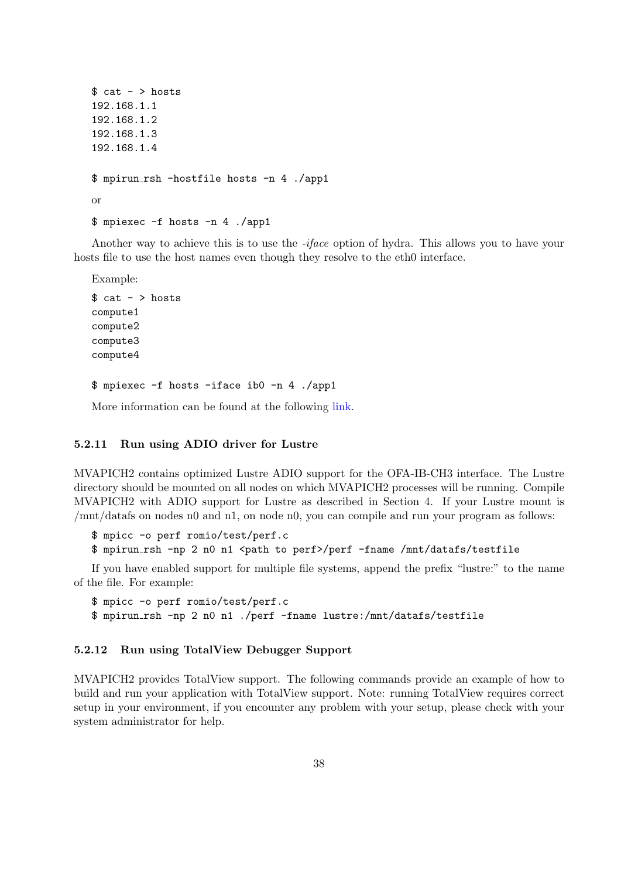```
$ cat - > hosts
192.168.1.1
192.168.1.2
192.168.1.3
192.168.1.4

$ mpirun_rsh -hostfile hosts -n 4 ./app1
```

or

```
$ mpiexec -f hosts -n 4 ./app1
```

Another way to achieve this is to use the *-iface* option of hydra. This allows you to have your hosts file to use the host names even though they resolve to the eth0 interface.

Example:

```
$ cat - > hosts
compute1
compute2
compute3
compute4

$ mpiexec -f hosts -iface ib0 -n 4 ./app1
```

More information can be found at the following link.

#### 5.2.11 Run using ADIO driver for Lustre

MVAPICH2 contains optimized Lustre ADIO support for the OFA-IB-CH3 interface. The Lustre directory should be mounted on all nodes on which MVAPICH2 processes will be running. Compile MVAPICH2 with ADIO support for Lustre as described in Section 4. If your Lustre mount is /mnt/datafs on nodes n0 and n1, on node n0, you can compile and run your program as follows:

```
$ mpicc -o perf romio/test/perf.c
$ mpirun_rsh -np 2 n0 n1 <path to perf>/perf -fname /mnt/datafs/testfile
```

If you have enabled support for multiple file systems, append the prefix "lustre:" to the name of the file. For example:

```
$ mpicc -o perf romio/test/perf.c
$ mpirun_rsh -np 2 n0 n1 ./perf -fname lustre:/mnt/datafs/testfile
```

#### 5.2.12 Run using TotalView Debugger Support

MVAPICH2 provides TotalView support. The following commands provide an example of how to build and run your application with TotalView support. Note: running TotalView requires correct setup in your environment, if you encounter any problem with your setup, please check with your system administrator for help.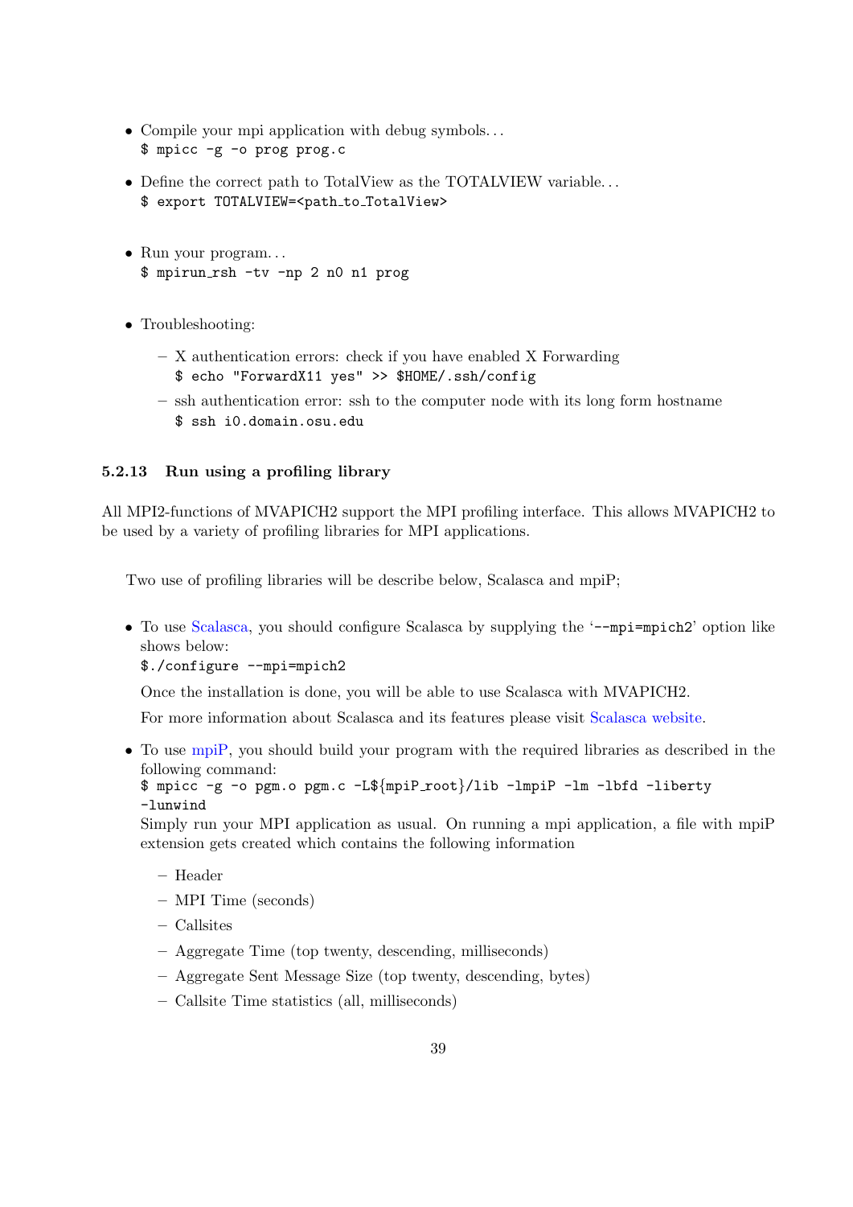- Compile your mpi application with debug symbols. . .
  `$ mpicc -g -o prog prog.c`

- Define the correct path to TotalView as the TOTALVIEW variable. . .
  `$ export TOTALVIEW=<path_to_TotalView>`

- Run your program. . .
  `$ mpirun_rsh -tv -np 2 n0 n1 prog`

- Troubleshooting:
  - X authentication errors: check if you have enabled X Forwarding
    `$ echo "ForwardX11 yes" >> $HOME/.ssh/config`
  - ssh authentication error: ssh to the computer node with its long form hostname
    `$ ssh i0.domain.osu.edu`

### 5.2.13 Run using a profiling library

All MPI2-functions of MVAPICH2 support the MPI profiling interface. This allows MVAPICH2 to be used by a variety of profiling libraries for MPI applications.

Two use of profiling libraries will be describe below, Scalasca and mpiP;

- To use Scalasca, you should configure Scalasca by supplying the '`--mpi=mpich2`' option like shows below:
  `$./configure --mpi=mpich2`

  Once the installation is done, you will be able to use Scalasca with MVAPICH2.

  For more information about Scalasca and its features please visit Scalasca website.

- To use mpiP, you should build your program with the required libraries as described in the following command:
  `$ mpicc -g -o pgm.o pgm.c -L${mpiP_root}/lib -lmpiP -lm -lbfd -liberty -lunwind`
  Simply run your MPI application as usual. On running a mpi application, a file with mpiP extension gets created which contains the following information
  - Header
  - MPI Time (seconds)
  - Callsites
  - Aggregate Time (top twenty, descending, milliseconds)
  - Aggregate Sent Message Size (top twenty, descending, bytes)
  - Callsite Time statistics (all, milliseconds)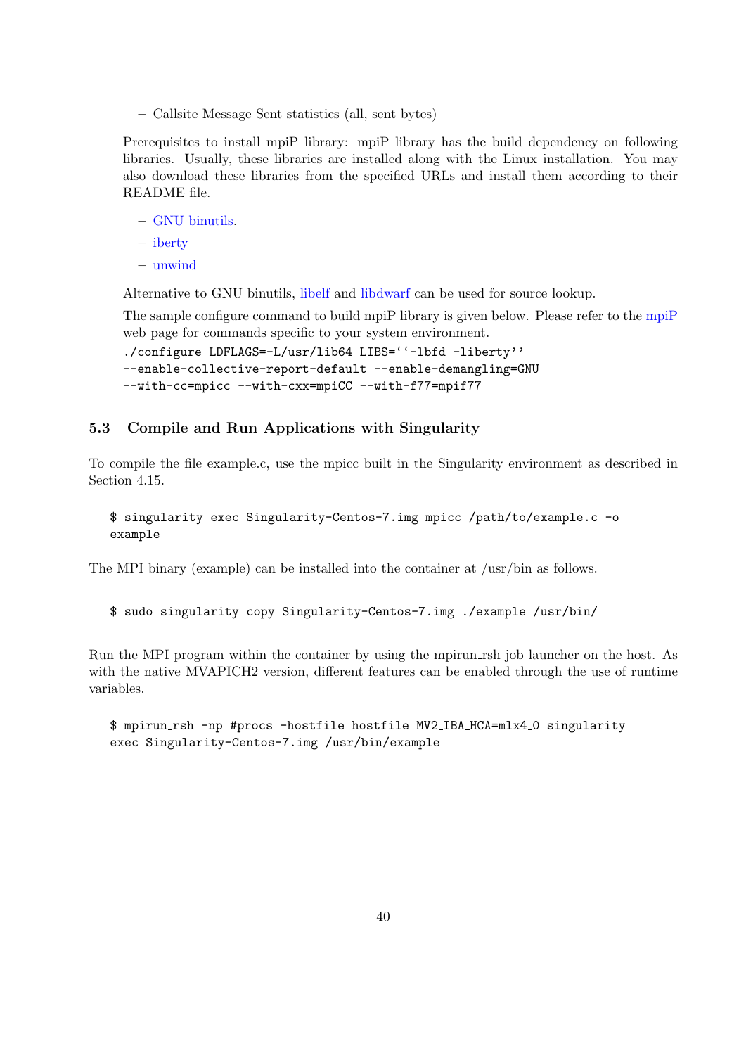- Callsite Message Sent statistics (all, sent bytes)

Prerequisites to install mpiP library: mpiP library has the build dependency on following libraries. Usually, these libraries are installed along with the Linux installation. You may also download these libraries from the specified URLs and install them according to their README file.

- GNU binutils.
- iberty
- unwind

Alternative to GNU binutils, libelf and libdwarf can be used for source lookup.

The sample configure command to build mpiP library is given below. Please refer to the mpiP web page for commands specific to your system environment.

```
./configure LDFLAGS=-L/usr/lib64 LIBS=``-lbfd -liberty''
--enable-collective-report-default --enable-demangling=GNU
--with-cc=mpicc --with-cxx=mpiCC --with-f77=mpif77
```

### 5.3 Compile and Run Applications with Singularity

To compile the file example.c, use the mpicc built in the Singularity environment as described in Section 4.15.

```
$ singularity exec Singularity-Centos-7.img mpicc /path/to/example.c -o
example
```

The MPI binary (example) can be installed into the container at /usr/bin as follows.

```
$ sudo singularity copy Singularity-Centos-7.img ./example /usr/bin/
```

Run the MPI program within the container by using the mpirun_rsh job launcher on the host. As with the native MVAPICH2 version, different features can be enabled through the use of runtime variables.

```
$ mpirun_rsh -np #procs -hostfile hostfile MV2_IBA_HCA=mlx4_0 singularity
exec Singularity-Centos-7.img /usr/bin/example
```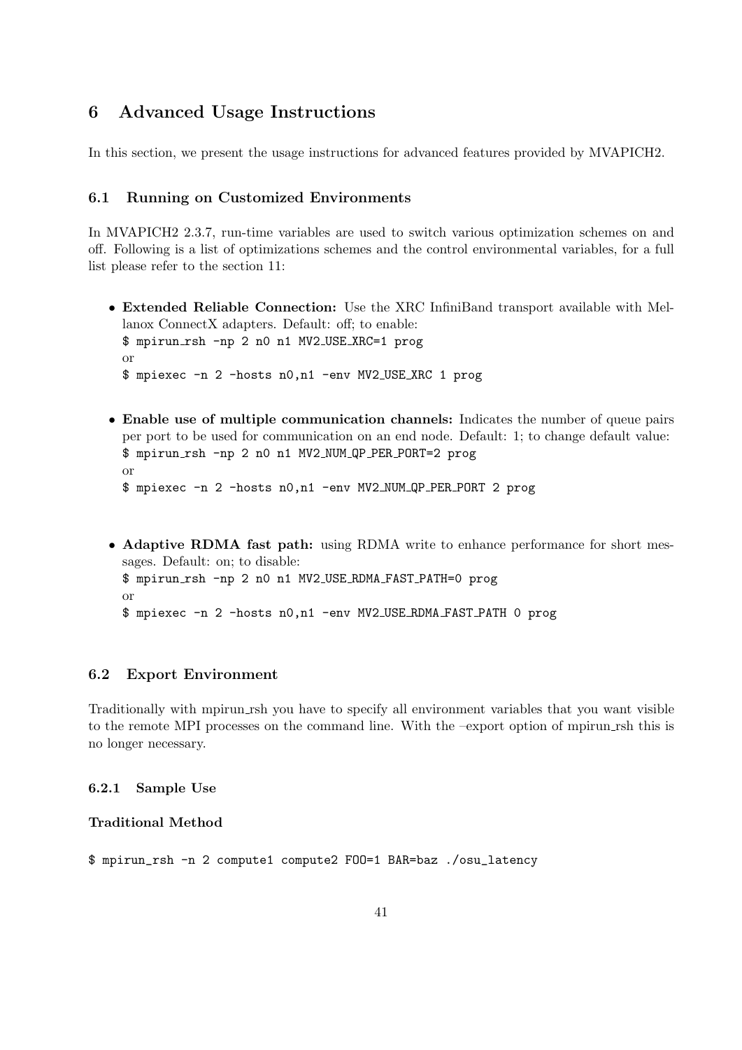# 6 Advanced Usage Instructions

In this section, we present the usage instructions for advanced features provided by MVAPICH2.

## 6.1 Running on Customized Environments

In MVAPICH2 2.3.7, run-time variables are used to switch various optimization schemes on and off. Following is a list of optimizations schemes and the control environmental variables, for a full list please refer to the section 11:

- **Extended Reliable Connection:** Use the XRC InfiniBand transport available with Mellanox ConnectX adapters. Default: off; to enable:
  `$ mpirun_rsh -np 2 n0 n1 MV2_USE_XRC=1 prog`
  or
  `$ mpiexec -n 2 -hosts n0,n1 -env MV2_USE_XRC 1 prog`

- **Enable use of multiple communication channels:** Indicates the number of queue pairs per port to be used for communication on an end node. Default: 1; to change default value:
  `$ mpirun_rsh -np 2 n0 n1 MV2_NUM_QP_PER_PORT=2 prog`
  or
  `$ mpiexec -n 2 -hosts n0,n1 -env MV2_NUM_QP_PER_PORT 2 prog`

- **Adaptive RDMA fast path:** using RDMA write to enhance performance for short messages. Default: on; to disable:
  `$ mpirun_rsh -np 2 n0 n1 MV2_USE_RDMA_FAST_PATH=0 prog`
  or
  `$ mpiexec -n 2 -hosts n0,n1 -env MV2_USE_RDMA_FAST_PATH 0 prog`

## 6.2 Export Environment

Traditionally with mpirun_rsh you have to specify all environment variables that you want visible to the remote MPI processes on the command line. With the –export option of mpirun_rsh this is no longer necessary.

### 6.2.1 Sample Use

**Traditional Method**

```
$ mpirun_rsh -n 2 compute1 compute2 FOO=1 BAR=baz ./osu_latency
```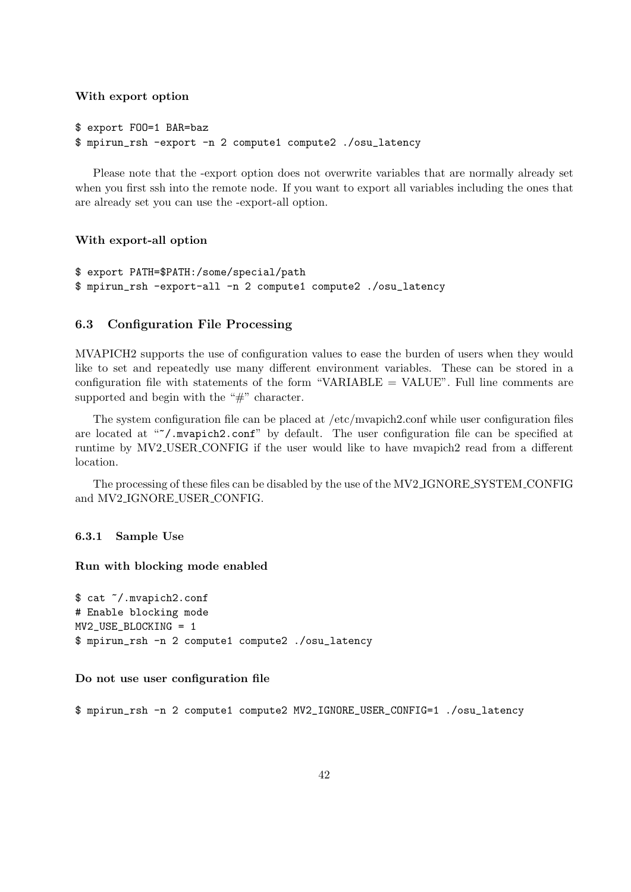**With export option**

```
$ export FOO=1 BAR=baz
$ mpirun_rsh -export -n 2 compute1 compute2 ./osu_latency
```

Please note that the -export option does not overwrite variables that are normally already set when you first ssh into the remote node. If you want to export all variables including the ones that are already set you can use the -export-all option.

**With export-all option**

```
$ export PATH=$PATH:/some/special/path
$ mpirun_rsh -export-all -n 2 compute1 compute2 ./osu_latency
```

### 6.3 Configuration File Processing

MVAPICH2 supports the use of configuration values to ease the burden of users when they would like to set and repeatedly use many different environment variables. These can be stored in a configuration file with statements of the form "VARIABLE = VALUE". Full line comments are supported and begin with the "#" character.

The system configuration file can be placed at /etc/mvapich2.conf while user configuration files are located at "`~/.mvapich2.conf`" by default. The user configuration file can be specified at runtime by MV2_USER_CONFIG if the user would like to have mvapich2 read from a different location.

The processing of these files can be disabled by the use of the MV2_IGNORE_SYSTEM_CONFIG and MV2_IGNORE_USER_CONFIG.

#### 6.3.1 Sample Use

**Run with blocking mode enabled**

```
$ cat ~/.mvapich2.conf
# Enable blocking mode
MV2_USE_BLOCKING = 1
$ mpirun_rsh -n 2 compute1 compute2 ./osu_latency
```

**Do not use user configuration file**

```
$ mpirun_rsh -n 2 compute1 compute2 MV2_IGNORE_USER_CONFIG=1 ./osu_latency
```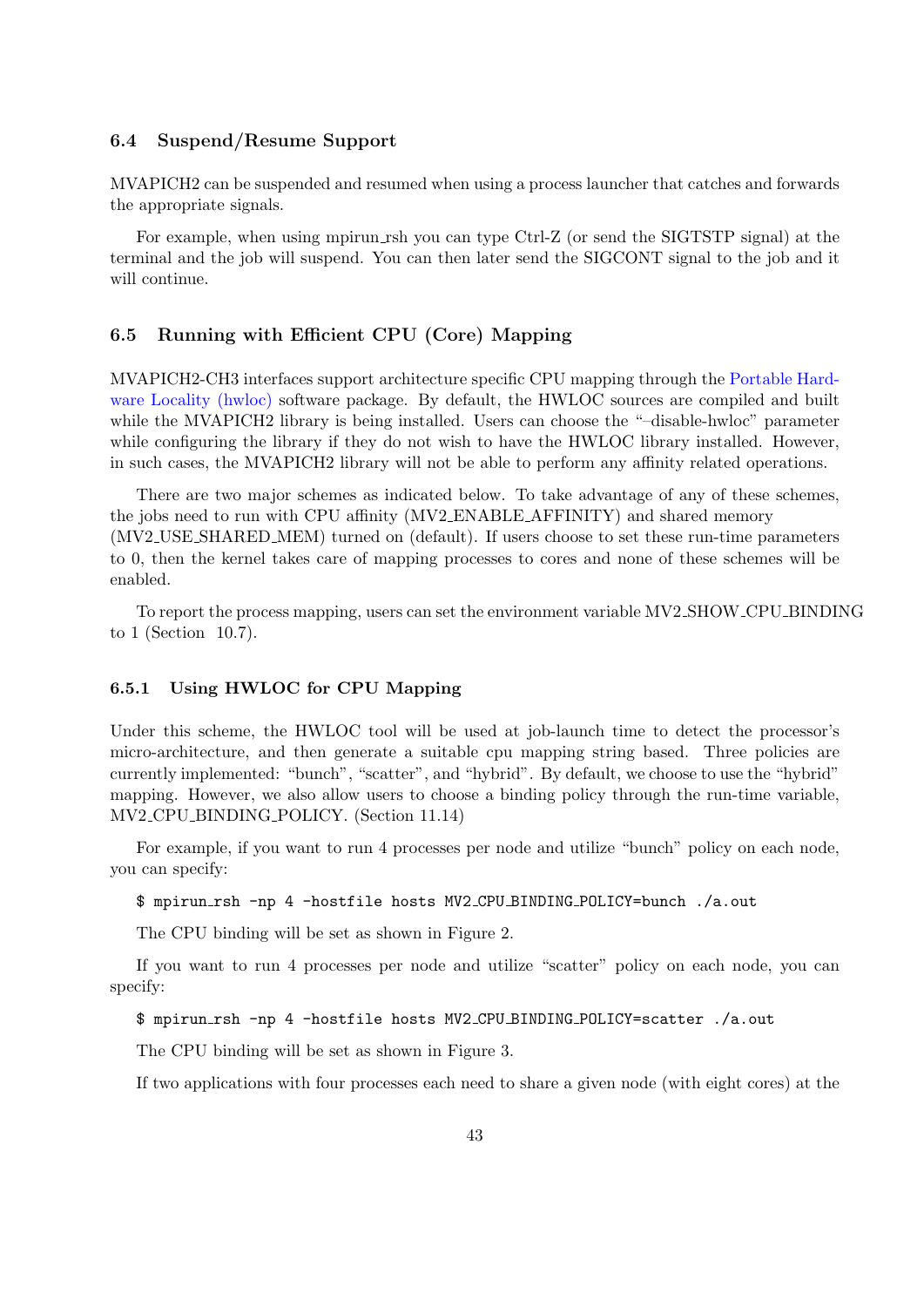### 6.4 Suspend/Resume Support

MVAPICH2 can be suspended and resumed when using a process launcher that catches and forwards the appropriate signals.

For example, when using mpirun_rsh you can type Ctrl-Z (or send the SIGTSTP signal) at the terminal and the job will suspend. You can then later send the SIGCONT signal to the job and it will continue.

### 6.5 Running with Efficient CPU (Core) Mapping

MVAPICH2-CH3 interfaces support architecture specific CPU mapping through the Portable Hardware Locality (hwloc) software package. By default, the HWLOC sources are compiled and built while the MVAPICH2 library is being installed. Users can choose the "–disable-hwloc" parameter while configuring the library if they do not wish to have the HWLOC library installed. However, in such cases, the MVAPICH2 library will not be able to perform any affinity related operations.

There are two major schemes as indicated below. To take advantage of any of these schemes, the jobs need to run with CPU affinity (MV2_ENABLE_AFFINITY) and shared memory (MV2_USE_SHARED_MEM) turned on (default). If users choose to set these run-time parameters to 0, then the kernel takes care of mapping processes to cores and none of these schemes will be enabled.

To report the process mapping, users can set the environment variable MV2_SHOW_CPU_BINDING to 1 (Section 10.7).

#### 6.5.1 Using HWLOC for CPU Mapping

Under this scheme, the HWLOC tool will be used at job-launch time to detect the processor's micro-architecture, and then generate a suitable cpu mapping string based. Three policies are currently implemented: "bunch", "scatter", and "hybrid". By default, we choose to use the "hybrid" mapping. However, we also allow users to choose a binding policy through the run-time variable, MV2_CPU_BINDING_POLICY. (Section 11.14)

For example, if you want to run 4 processes per node and utilize "bunch" policy on each node, you can specify:

```
$ mpirun_rsh -np 4 -hostfile hosts MV2_CPU_BINDING_POLICY=bunch ./a.out
```

The CPU binding will be set as shown in Figure 2.

If you want to run 4 processes per node and utilize "scatter" policy on each node, you can specify:

```
$ mpirun_rsh -np 4 -hostfile hosts MV2_CPU_BINDING_POLICY=scatter ./a.out
```

The CPU binding will be set as shown in Figure 3.

If two applications with four processes each need to share a given node (with eight cores) at the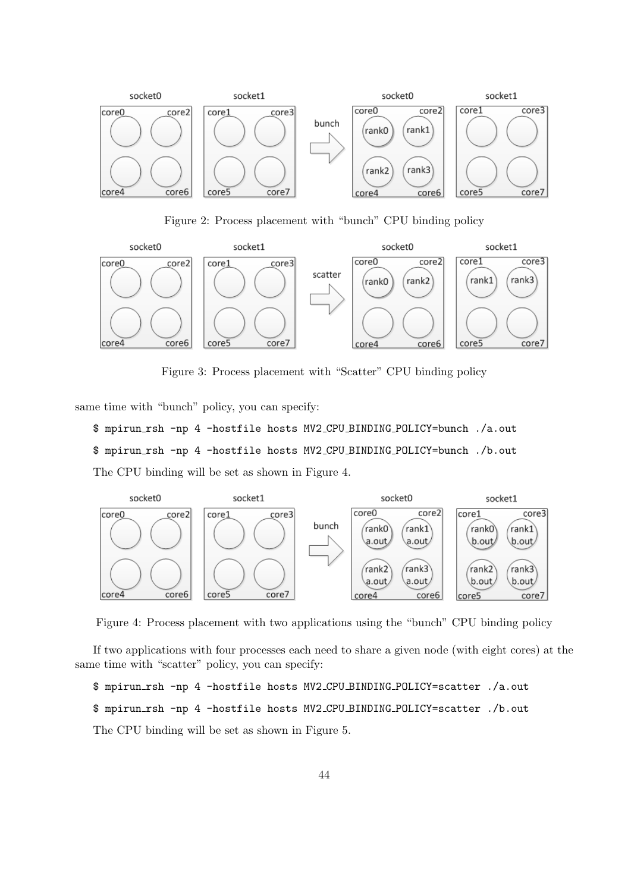Figure 2: Process placement with "bunch" CPU binding policy

Figure 3: Process placement with "Scatter" CPU binding policy

same time with "bunch" policy, you can specify:

```
$ mpirun_rsh -np 4 -hostfile hosts MV2_CPU_BINDING_POLICY=bunch ./a.out
$ mpirun_rsh -np 4 -hostfile hosts MV2_CPU_BINDING_POLICY=bunch ./b.out
```

The CPU binding will be set as shown in Figure 4.

Figure 4: Process placement with two applications using the "bunch" CPU binding policy

If two applications with four processes each need to share a given node (with eight cores) at the same time with "scatter" policy, you can specify:

```
$ mpirun_rsh -np 4 -hostfile hosts MV2_CPU_BINDING_POLICY=scatter ./a.out
$ mpirun_rsh -np 4 -hostfile hosts MV2_CPU_BINDING_POLICY=scatter ./b.out
```

The CPU binding will be set as shown in Figure 5.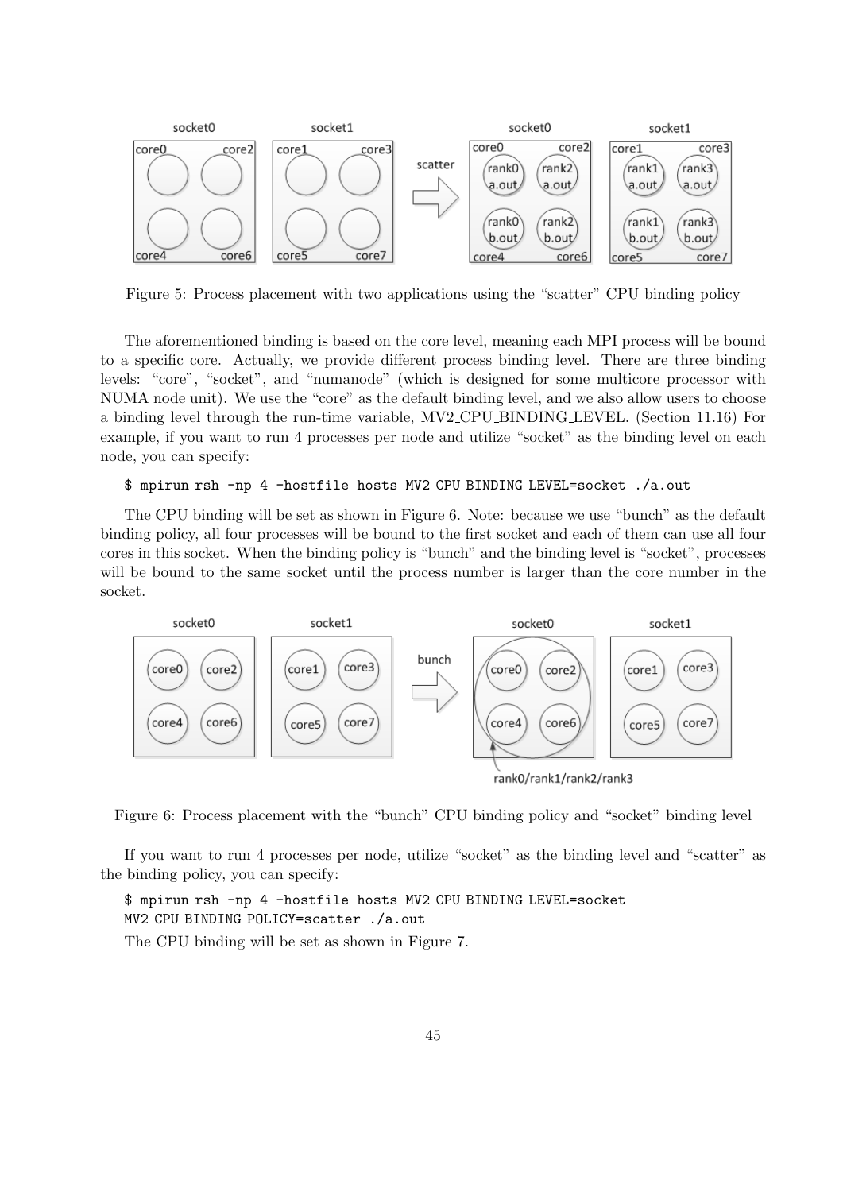Figure 5: Process placement with two applications using the "scatter" CPU binding policy

The aforementioned binding is based on the core level, meaning each MPI process will be bound to a specific core. Actually, we provide different process binding level. There are three binding levels: "core", "socket", and "numanode" (which is designed for some multicore processor with NUMA node unit). We use the "core" as the default binding level, and we also allow users to choose a binding level through the run-time variable, MV2_CPU_BINDING_LEVEL. (Section 11.16) For example, if you want to run 4 processes per node and utilize "socket" as the binding level on each node, you can specify:

```
$ mpirun_rsh -np 4 -hostfile hosts MV2_CPU_BINDING_LEVEL=socket ./a.out
```

The CPU binding will be set as shown in Figure 6. Note: because we use "bunch" as the default binding policy, all four processes will be bound to the first socket and each of them can use all four cores in this socket. When the binding policy is "bunch" and the binding level is "socket", processes will be bound to the same socket until the process number is larger than the core number in the socket.

Figure 6: Process placement with the "bunch" CPU binding policy and "socket" binding level

If you want to run 4 processes per node, utilize "socket" as the binding level and "scatter" as the binding policy, you can specify:

```
$ mpirun_rsh -np 4 -hostfile hosts MV2_CPU_BINDING_LEVEL=socket
MV2_CPU_BINDING_POLICY=scatter ./a.out
```

The CPU binding will be set as shown in Figure 7.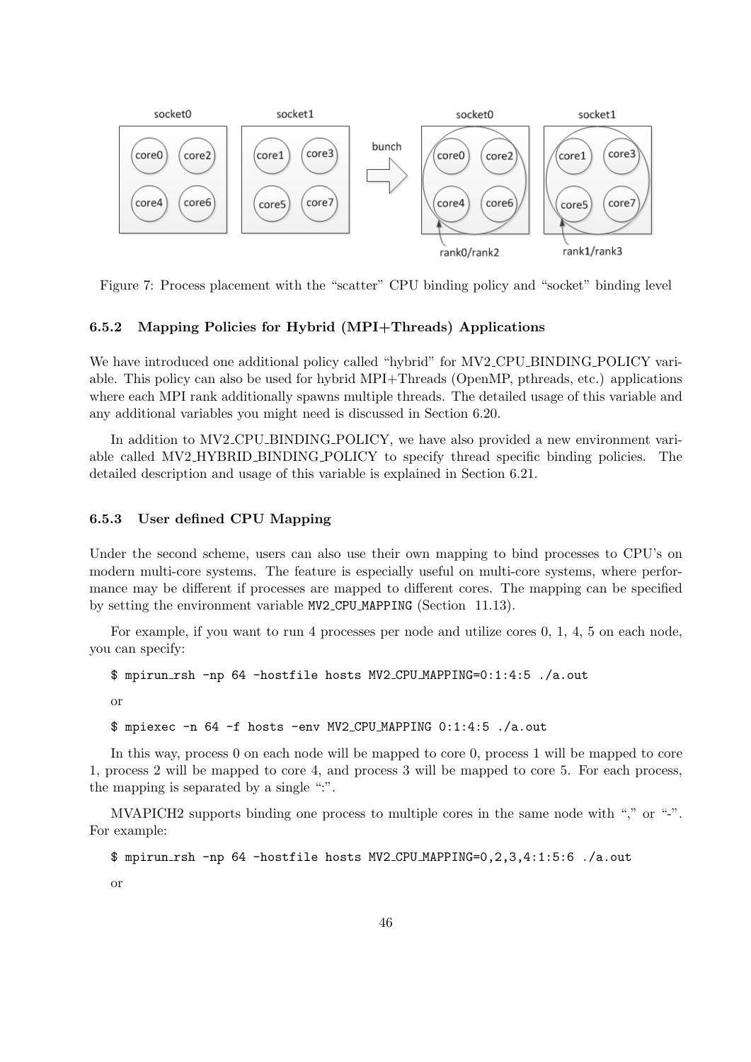Figure 7: Process placement with the "scatter" CPU binding policy and "socket" binding level

### 6.5.2 Mapping Policies for Hybrid (MPI+Threads) Applications

We have introduced one additional policy called "hybrid" for MV2_CPU_BINDING_POLICY variable. This policy can also be used for hybrid MPI+Threads (OpenMP, pthreads, etc.) applications where each MPI rank additionally spawns multiple threads. The detailed usage of this variable and any additional variables you might need is discussed in Section 6.20.

In addition to MV2_CPU_BINDING_POLICY, we have also provided a new environment variable called MV2_HYBRID_BINDING_POLICY to specify thread specific binding policies. The detailed description and usage of this variable is explained in Section 6.21.

### 6.5.3 User defined CPU Mapping

Under the second scheme, users can also use their own mapping to bind processes to CPU's on modern multi-core systems. The feature is especially useful on multi-core systems, where performance may be different if processes are mapped to different cores. The mapping can be specified by setting the environment variable `MV2_CPU_MAPPING` (Section 11.13).

For example, if you want to run 4 processes per node and utilize cores 0, 1, 4, 5 on each node, you can specify:

```
$ mpirun_rsh -np 64 -hostfile hosts MV2_CPU_MAPPING=0:1:4:5 ./a.out
```

or

```
$ mpiexec -n 64 -f hosts -env MV2_CPU_MAPPING 0:1:4:5 ./a.out
```

In this way, process 0 on each node will be mapped to core 0, process 1 will be mapped to core 1, process 2 will be mapped to core 4, and process 3 will be mapped to core 5. For each process, the mapping is separated by a single ":".

MVAPICH2 supports binding one process to multiple cores in the same node with "," or "-". For example:

```
$ mpirun_rsh -np 64 -hostfile hosts MV2_CPU_MAPPING=0,2,3,4:1:5:6 ./a.out
```

or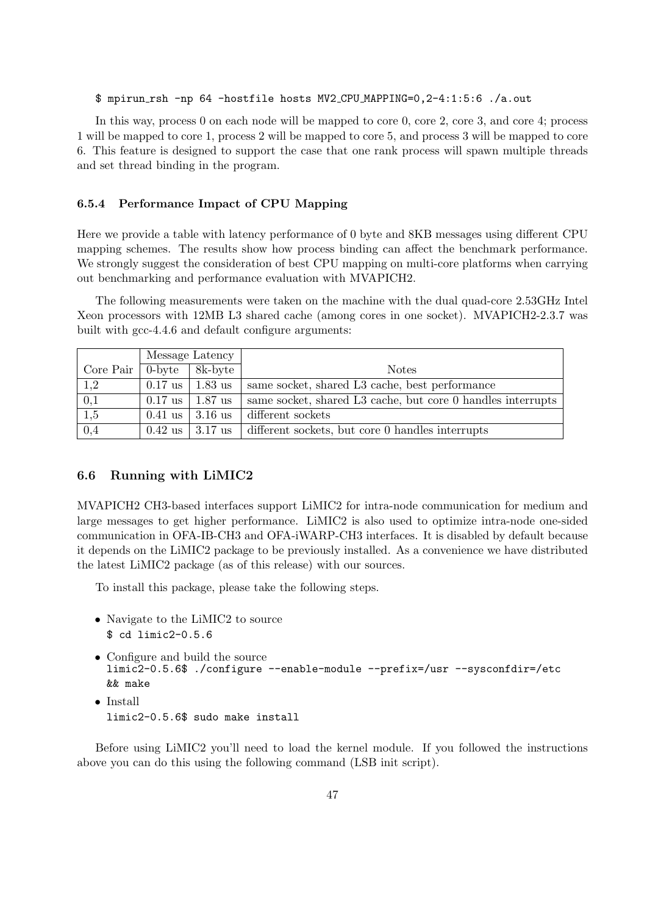```
$ mpirun_rsh -np 64 -hostfile hosts MV2_CPU_MAPPING=0,2-4:1:5:6 ./a.out
```

In this way, process 0 on each node will be mapped to core 0, core 2, core 3, and core 4; process 1 will be mapped to core 1, process 2 will be mapped to core 5, and process 3 will be mapped to core 6. This feature is designed to support the case that one rank process will spawn multiple threads and set thread binding in the program.

### 6.5.4 Performance Impact of CPU Mapping

Here we provide a table with latency performance of 0 byte and 8KB messages using different CPU mapping schemes. The results show how process binding can affect the benchmark performance. We strongly suggest the consideration of best CPU mapping on multi-core platforms when carrying out benchmarking and performance evaluation with MVAPICH2.

The following measurements were taken on the machine with the dual quad-core 2.53GHz Intel Xeon processors with 12MB L3 shared cache (among cores in one socket). MVAPICH2-2.3.7 was built with gcc-4.4.6 and default configure arguments:

| | Message Latency | | |
|---|---|---|---|
| Core Pair | 0-byte | 8k-byte | Notes |
| 1,2 | 0.17 us | 1.83 us | same socket, shared L3 cache, best performance |
| 0,1 | 0.17 us | 1.87 us | same socket, shared L3 cache, but core 0 handles interrupts |
| 1,5 | 0.41 us | 3.16 us | different sockets |
| 0,4 | 0.42 us | 3.17 us | different sockets, but core 0 handles interrupts |

## 6.6 Running with LiMIC2

MVAPICH2 CH3-based interfaces support LiMIC2 for intra-node communication for medium and large messages to get higher performance. LiMIC2 is also used to optimize intra-node one-sided communication in OFA-IB-CH3 and OFA-iWARP-CH3 interfaces. It is disabled by default because it depends on the LiMIC2 package to be previously installed. As a convenience we have distributed the latest LiMIC2 package (as of this release) with our sources.

To install this package, please take the following steps.

- Navigate to the LiMIC2 to source
  ```
  $ cd limic2-0.5.6
  ```
- Configure and build the source
  ```
  limic2-0.5.6$ ./configure --enable-module --prefix=/usr --sysconfdir=/etc
  && make
  ```
- Install
  ```
  limic2-0.5.6$ sudo make install
  ```

Before using LiMIC2 you'll need to load the kernel module. If you followed the instructions above you can do this using the following command (LSB init script).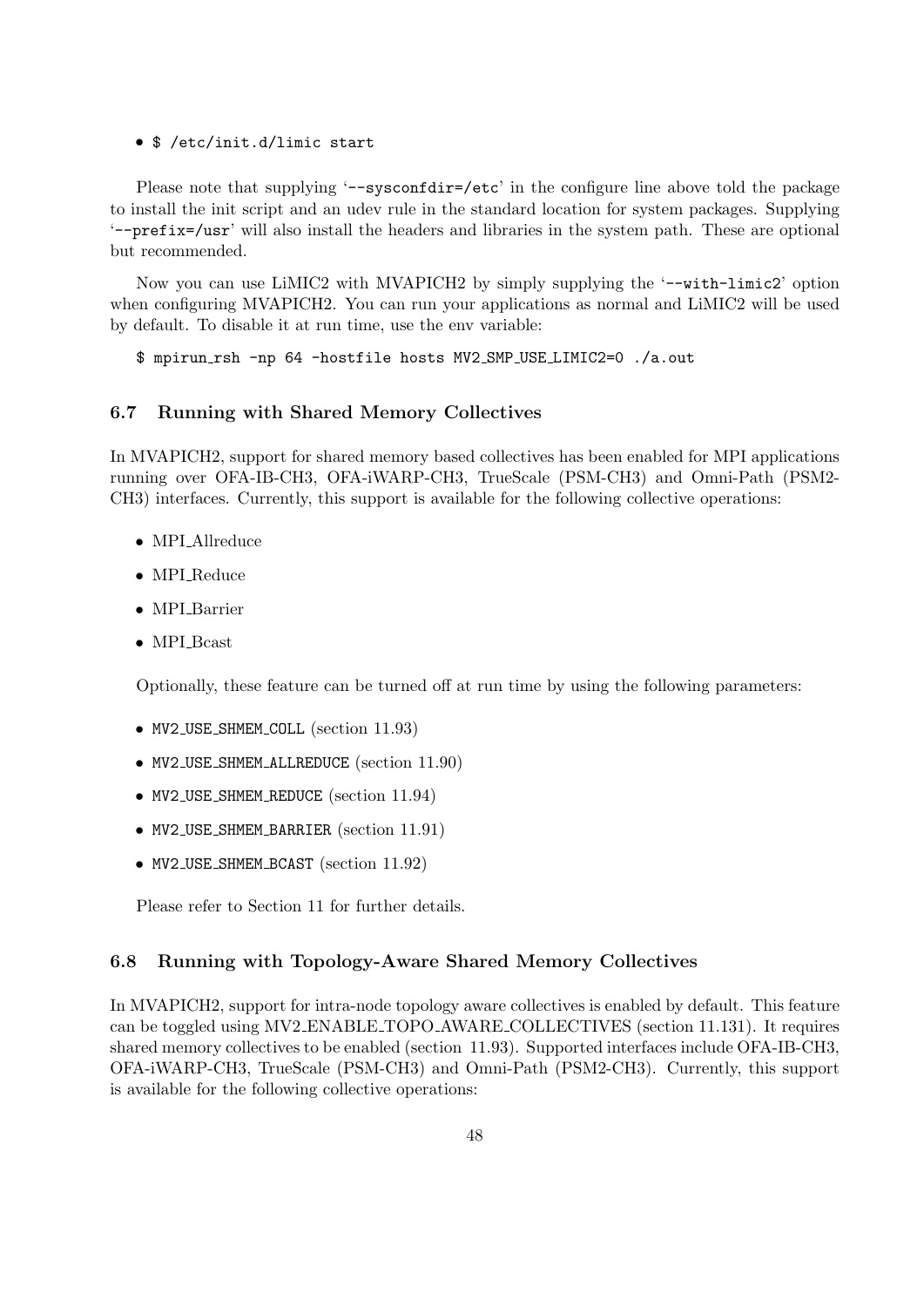- `$ /etc/init.d/limic start`

Please note that supplying '`--sysconfdir=/etc`' in the configure line above told the package to install the init script and an udev rule in the standard location for system packages. Supplying '`--prefix=/usr`' will also install the headers and libraries in the system path. These are optional but recommended.

Now you can use LiMIC2 with MVAPICH2 by simply supplying the '`--with-limic2`' option when configuring MVAPICH2. You can run your applications as normal and LiMIC2 will be used by default. To disable it at run time, use the env variable:

```
$ mpirun_rsh -np 64 -hostfile hosts MV2_SMP_USE_LIMIC2=0 ./a.out
```

### 6.7 Running with Shared Memory Collectives

In MVAPICH2, support for shared memory based collectives has been enabled for MPI applications running over OFA-IB-CH3, OFA-iWARP-CH3, TrueScale (PSM-CH3) and Omni-Path (PSM2-CH3) interfaces. Currently, this support is available for the following collective operations:

- MPI_Allreduce
- MPI_Reduce
- MPI_Barrier
- MPI_Bcast

Optionally, these feature can be turned off at run time by using the following parameters:

- `MV2_USE_SHMEM_COLL` (section 11.93)
- `MV2_USE_SHMEM_ALLREDUCE` (section 11.90)
- `MV2_USE_SHMEM_REDUCE` (section 11.94)
- `MV2_USE_SHMEM_BARRIER` (section 11.91)
- `MV2_USE_SHMEM_BCAST` (section 11.92)

Please refer to Section 11 for further details.

### 6.8 Running with Topology-Aware Shared Memory Collectives

In MVAPICH2, support for intra-node topology aware collectives is enabled by default. This feature can be toggled using MV2_ENABLE_TOPO_AWARE_COLLECTIVES (section 11.131). It requires shared memory collectives to be enabled (section 11.93). Supported interfaces include OFA-IB-CH3, OFA-iWARP-CH3, TrueScale (PSM-CH3) and Omni-Path (PSM2-CH3). Currently, this support is available for the following collective operations: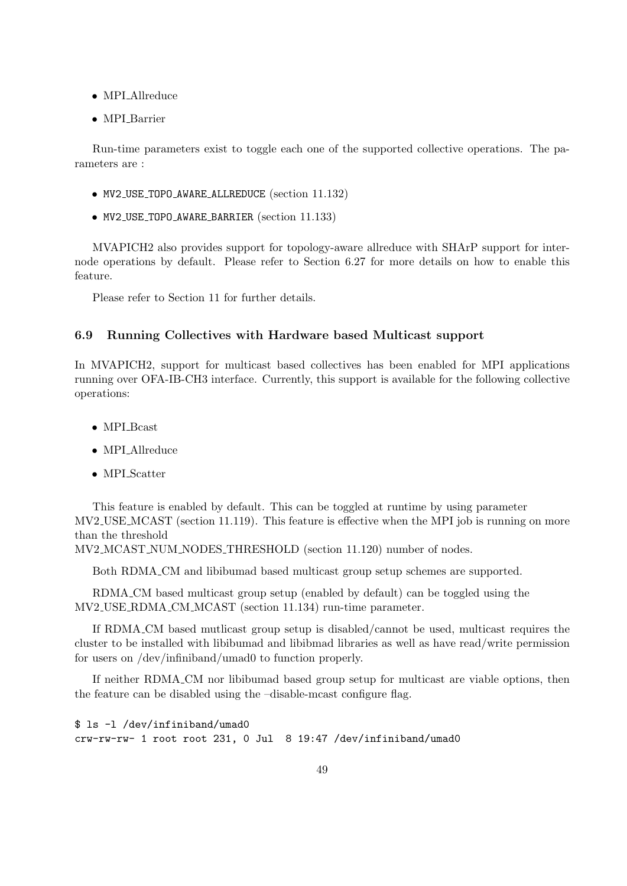- MPI_Allreduce
- MPI_Barrier

Run-time parameters exist to toggle each one of the supported collective operations. The parameters are :

- `MV2_USE_TOPO_AWARE_ALLREDUCE` (section 11.132)
- `MV2_USE_TOPO_AWARE_BARRIER` (section 11.133)

MVAPICH2 also provides support for topology-aware allreduce with SHArP support for inter-node operations by default. Please refer to Section 6.27 for more details on how to enable this feature.

Please refer to Section 11 for further details.

### 6.9 Running Collectives with Hardware based Multicast support

In MVAPICH2, support for multicast based collectives has been enabled for MPI applications running over OFA-IB-CH3 interface. Currently, this support is available for the following collective operations:

- MPI_Bcast
- MPI_Allreduce
- MPI_Scatter

This feature is enabled by default. This can be toggled at runtime by using parameter MV2_USE_MCAST (section 11.119). This feature is effective when the MPI job is running on more than the threshold MV2_MCAST_NUM_NODES_THRESHOLD (section 11.120) number of nodes.

Both RDMA_CM and libibumad based multicast group setup schemes are supported.

RDMA_CM based multicast group setup (enabled by default) can be toggled using the MV2_USE_RDMA_CM_MCAST (section 11.134) run-time parameter.

If RDMA_CM based mutlicast group setup is disabled/cannot be used, multicast requires the cluster to be installed with libibumad and libibmad libraries as well as have read/write permission for users on /dev/infiniband/umad0 to function properly.

If neither RDMA_CM nor libibumad based group setup for multicast are viable options, then the feature can be disabled using the –disable-mcast configure flag.

```
$ ls -l /dev/infiniband/umad0
crw-rw-rw- 1 root root 231, 0 Jul  8 19:47 /dev/infiniband/umad0
```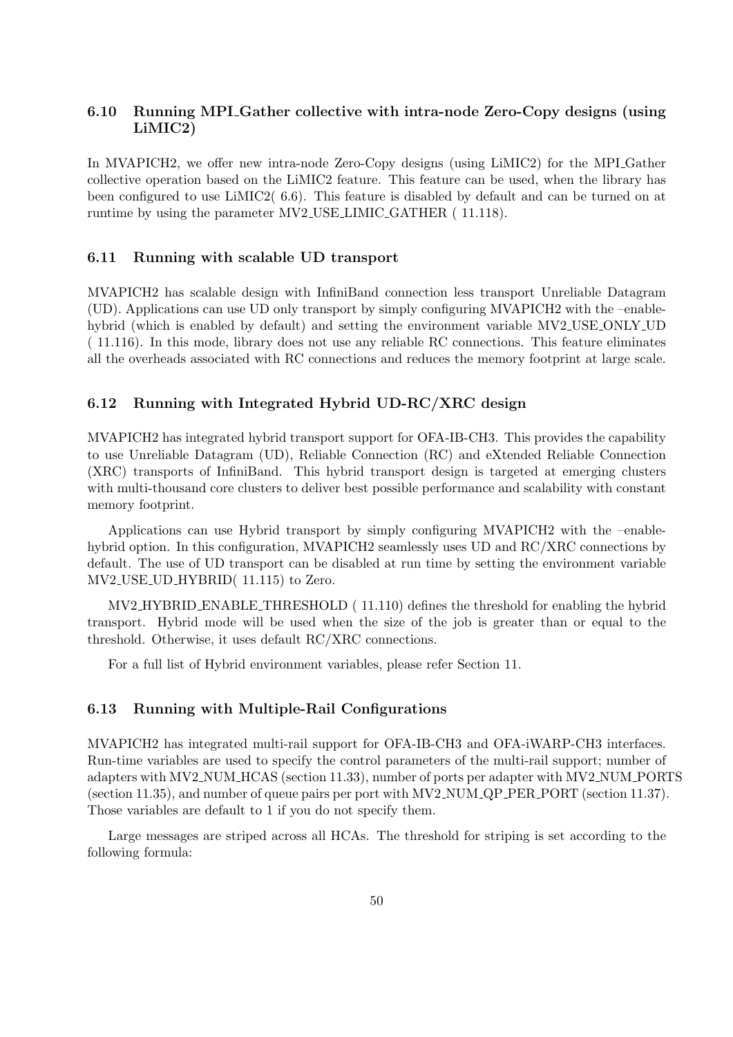### 6.10 Running MPI_Gather collective with intra-node Zero-Copy designs (using LiMIC2)

In MVAPICH2, we offer new intra-node Zero-Copy designs (using LiMIC2) for the MPI_Gather collective operation based on the LiMIC2 feature. This feature can be used, when the library has been configured to use LiMIC2( 6.6). This feature is disabled by default and can be turned on at runtime by using the parameter MV2_USE_LIMIC_GATHER ( 11.118).

### 6.11 Running with scalable UD transport

MVAPICH2 has scalable design with InfiniBand connection less transport Unreliable Datagram (UD). Applications can use UD only transport by simply configuring MVAPICH2 with the –enable-hybrid (which is enabled by default) and setting the environment variable MV2_USE_ONLY_UD ( 11.116). In this mode, library does not use any reliable RC connections. This feature eliminates all the overheads associated with RC connections and reduces the memory footprint at large scale.

### 6.12 Running with Integrated Hybrid UD-RC/XRC design

MVAPICH2 has integrated hybrid transport support for OFA-IB-CH3. This provides the capability to use Unreliable Datagram (UD), Reliable Connection (RC) and eXtended Reliable Connection (XRC) transports of InfiniBand. This hybrid transport design is targeted at emerging clusters with multi-thousand core clusters to deliver best possible performance and scalability with constant memory footprint.

Applications can use Hybrid transport by simply configuring MVAPICH2 with the –enable-hybrid option. In this configuration, MVAPICH2 seamlessly uses UD and RC/XRC connections by default. The use of UD transport can be disabled at run time by setting the environment variable MV2_USE_UD_HYBRID( 11.115) to Zero.

MV2_HYBRID_ENABLE_THRESHOLD ( 11.110) defines the threshold for enabling the hybrid transport. Hybrid mode will be used when the size of the job is greater than or equal to the threshold. Otherwise, it uses default RC/XRC connections.

For a full list of Hybrid environment variables, please refer Section 11.

### 6.13 Running with Multiple-Rail Configurations

MVAPICH2 has integrated multi-rail support for OFA-IB-CH3 and OFA-iWARP-CH3 interfaces. Run-time variables are used to specify the control parameters of the multi-rail support; number of adapters with MV2_NUM_HCAS (section 11.33), number of ports per adapter with MV2_NUM_PORTS (section 11.35), and number of queue pairs per port with MV2_NUM_QP_PER_PORT (section 11.37). Those variables are default to 1 if you do not specify them.

Large messages are striped across all HCAs. The threshold for striping is set according to the following formula: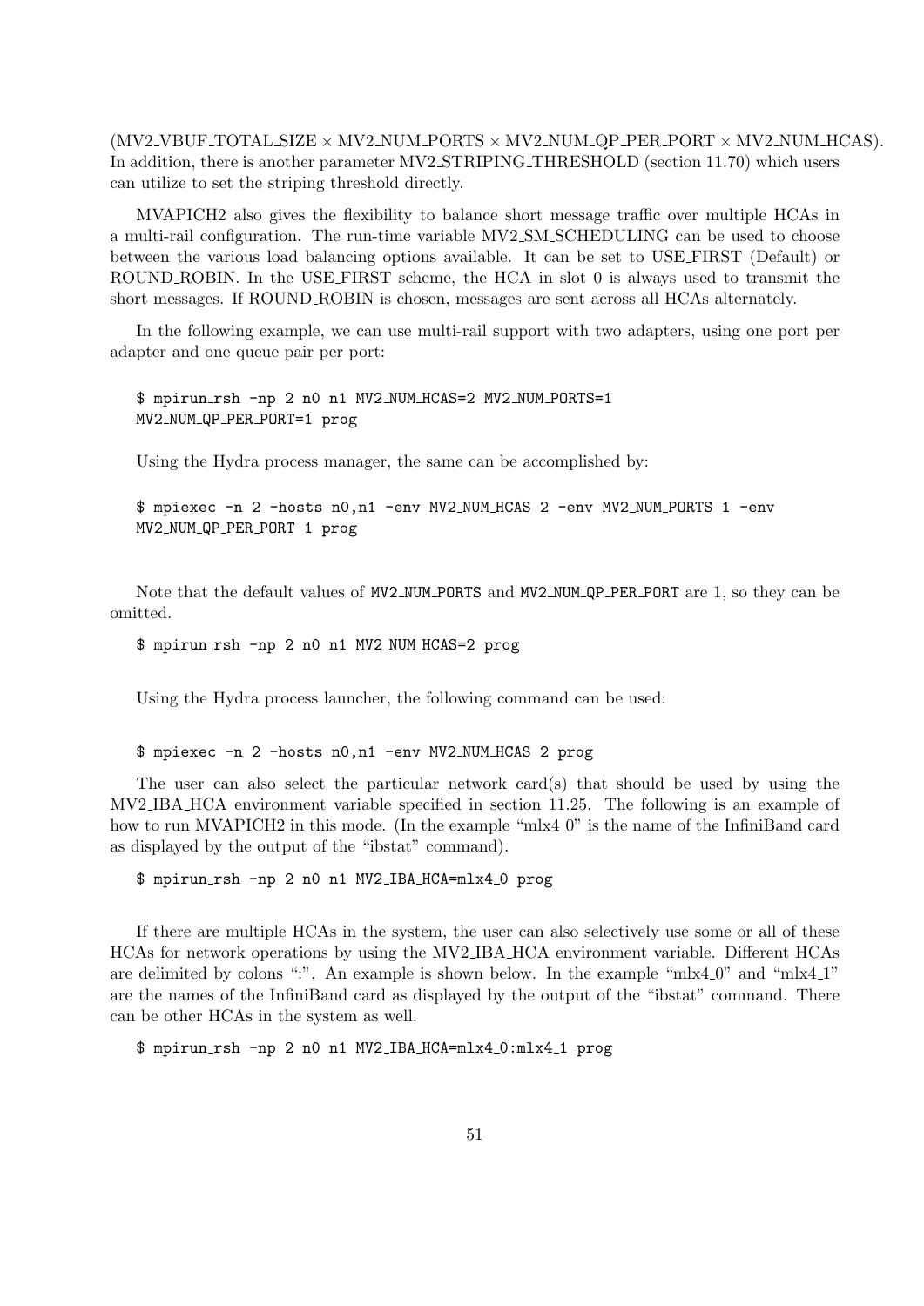(MV2_VBUF_TOTAL_SIZE × MV2_NUM_PORTS × MV2_NUM_QP_PER_PORT × MV2_NUM_HCAS). In addition, there is another parameter MV2_STRIPING_THRESHOLD (section 11.70) which users can utilize to set the striping threshold directly.

MVAPICH2 also gives the flexibility to balance short message traffic over multiple HCAs in a multi-rail configuration. The run-time variable MV2_SM_SCHEDULING can be used to choose between the various load balancing options available. It can be set to USE_FIRST (Default) or ROUND_ROBIN. In the USE_FIRST scheme, the HCA in slot 0 is always used to transmit the short messages. If ROUND_ROBIN is chosen, messages are sent across all HCAs alternately.

In the following example, we can use multi-rail support with two adapters, using one port per adapter and one queue pair per port:

```
$ mpirun_rsh -np 2 n0 n1 MV2_NUM_HCAS=2 MV2_NUM_PORTS=1
MV2_NUM_QP_PER_PORT=1 prog
```

Using the Hydra process manager, the same can be accomplished by:

```
$ mpiexec -n 2 -hosts n0,n1 -env MV2_NUM_HCAS 2 -env MV2_NUM_PORTS 1 -env
MV2_NUM_QP_PER_PORT 1 prog
```

Note that the default values of `MV2_NUM_PORTS` and `MV2_NUM_QP_PER_PORT` are 1, so they can be omitted.

```
$ mpirun_rsh -np 2 n0 n1 MV2_NUM_HCAS=2 prog
```

Using the Hydra process launcher, the following command can be used:

```
$ mpiexec -n 2 -hosts n0,n1 -env MV2_NUM_HCAS 2 prog
```

The user can also select the particular network card(s) that should be used by using the MV2_IBA_HCA environment variable specified in section 11.25. The following is an example of how to run MVAPICH2 in this mode. (In the example "mlx4_0" is the name of the InfiniBand card as displayed by the output of the "ibstat" command).

```
$ mpirun_rsh -np 2 n0 n1 MV2_IBA_HCA=mlx4_0 prog
```

If there are multiple HCAs in the system, the user can also selectively use some or all of these HCAs for network operations by using the MV2_IBA_HCA environment variable. Different HCAs are delimited by colons ":". An example is shown below. In the example "mlx4_0" and "mlx4_1" are the names of the InfiniBand card as displayed by the output of the "ibstat" command. There can be other HCAs in the system as well.

```
$ mpirun_rsh -np 2 n0 n1 MV2_IBA_HCA=mlx4_0:mlx4_1 prog
```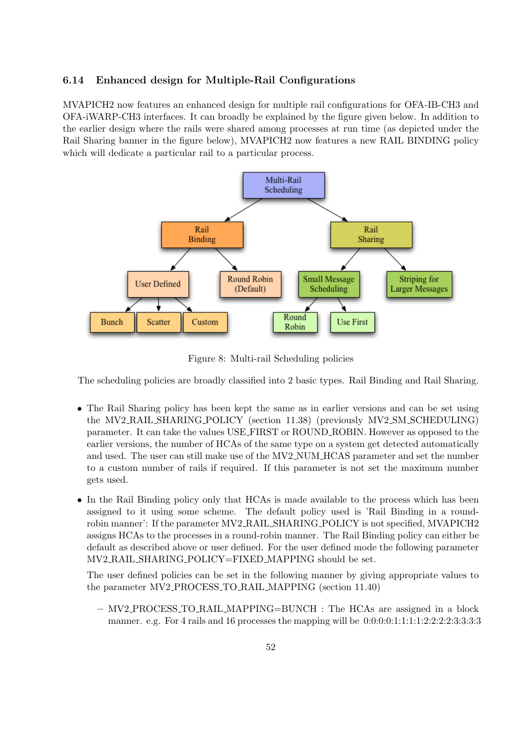### 6.14 Enhanced design for Multiple-Rail Configurations

MVAPICH2 now features an enhanced design for multiple rail configurations for OFA-IB-CH3 and OFA-iWARP-CH3 interfaces. It can broadly be explained by the figure given below. In addition to the earlier design where the rails were shared among processes at run time (as depicted under the Rail Sharing banner in the figure below), MVAPICH2 now features a new RAIL BINDING policy which will dedicate a particular rail to a particular process.

Figure 8: Multi-rail Scheduling policies

The scheduling policies are broadly classified into 2 basic types. Rail Binding and Rail Sharing.

- The Rail Sharing policy has been kept the same as in earlier versions and can be set using the MV2_RAIL_SHARING_POLICY (section 11.38) (previously MV2_SM_SCHEDULING) parameter. It can take the values USE_FIRST or ROUND_ROBIN. However as opposed to the earlier versions, the number of HCAs of the same type on a system get detected automatically and used. The user can still make use of the MV2_NUM_HCAS parameter and set the number to a custom number of rails if required. If this parameter is not set the maximum number gets used.

- In the Rail Binding policy only that HCAs is made available to the process which has been assigned to it using some scheme. The default policy used is 'Rail Binding in a round-robin manner': If the parameter MV2_RAIL_SHARING_POLICY is not specified, MVAPICH2 assigns HCAs to the processes in a round-robin manner. The Rail Binding policy can either be default as described above or user defined. For the user defined mode the following parameter MV2_RAIL_SHARING_POLICY=FIXED_MAPPING should be set.

  The user defined policies can be set in the following manner by giving appropriate values to the parameter MV2_PROCESS_TO_RAIL_MAPPING (section 11.40)

  - MV2_PROCESS_TO_RAIL_MAPPING=BUNCH : The HCAs are assigned in a block manner. e.g. For 4 rails and 16 processes the mapping will be 0:0:0:0:1:1:1:1:2:2:2:2:3:3:3:3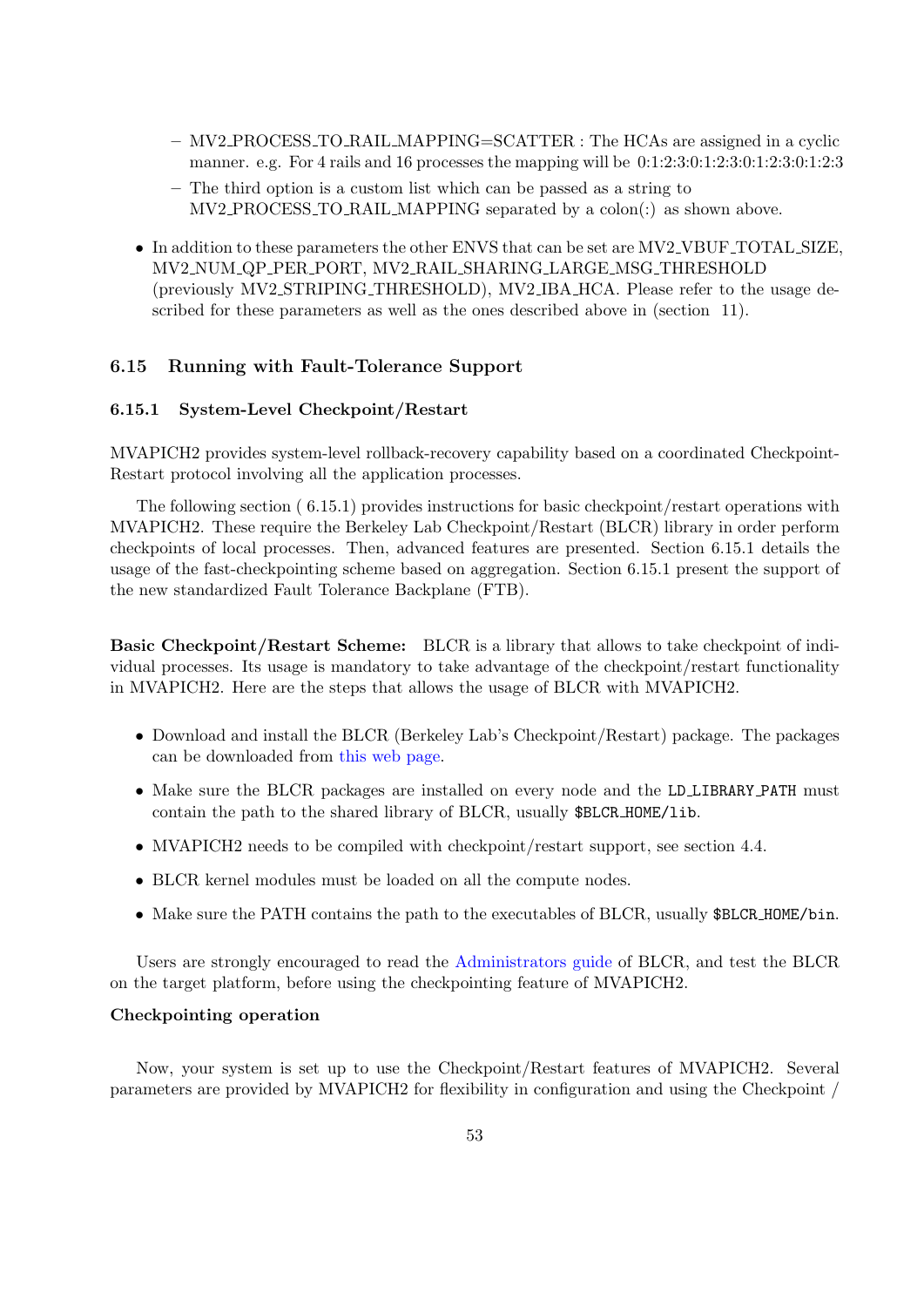- MV2_PROCESS_TO_RAIL_MAPPING=SCATTER : The HCAs are assigned in a cyclic manner. e.g. For 4 rails and 16 processes the mapping will be 0:1:2:3:0:1:2:3:0:1:2:3:0:1:2:3
- The third option is a custom list which can be passed as a string to MV2_PROCESS_TO_RAIL_MAPPING separated by a colon(:) as shown above.

- In addition to these parameters the other ENVS that can be set are MV2_VBUF_TOTAL_SIZE, MV2_NUM_QP_PER_PORT, MV2_RAIL_SHARING_LARGE_MSG_THRESHOLD (previously MV2_STRIPING_THRESHOLD), MV2_IBA_HCA. Please refer to the usage described for these parameters as well as the ones described above in (section 11).

## 6.15 Running with Fault-Tolerance Support

### 6.15.1 System-Level Checkpoint/Restart

MVAPICH2 provides system-level rollback-recovery capability based on a coordinated Checkpoint-Restart protocol involving all the application processes.

The following section ( 6.15.1) provides instructions for basic checkpoint/restart operations with MVAPICH2. These require the Berkeley Lab Checkpoint/Restart (BLCR) library in order perform checkpoints of local processes. Then, advanced features are presented. Section 6.15.1 details the usage of the fast-checkpointing scheme based on aggregation. Section 6.15.1 present the support of the new standardized Fault Tolerance Backplane (FTB).

**Basic Checkpoint/Restart Scheme:** BLCR is a library that allows to take checkpoint of individual processes. Its usage is mandatory to take advantage of the checkpoint/restart functionality in MVAPICH2. Here are the steps that allows the usage of BLCR with MVAPICH2.

- Download and install the BLCR (Berkeley Lab's Checkpoint/Restart) package. The packages can be downloaded from this web page.
- Make sure the BLCR packages are installed on every node and the `LD_LIBRARY_PATH` must contain the path to the shared library of BLCR, usually `$BLCR_HOME/lib`.
- MVAPICH2 needs to be compiled with checkpoint/restart support, see section 4.4.
- BLCR kernel modules must be loaded on all the compute nodes.
- Make sure the PATH contains the path to the executables of BLCR, usually `$BLCR_HOME/bin`.

Users are strongly encouraged to read the Administrators guide of BLCR, and test the BLCR on the target platform, before using the checkpointing feature of MVAPICH2.

**Checkpointing operation**

Now, your system is set up to use the Checkpoint/Restart features of MVAPICH2. Several parameters are provided by MVAPICH2 for flexibility in configuration and using the Checkpoint /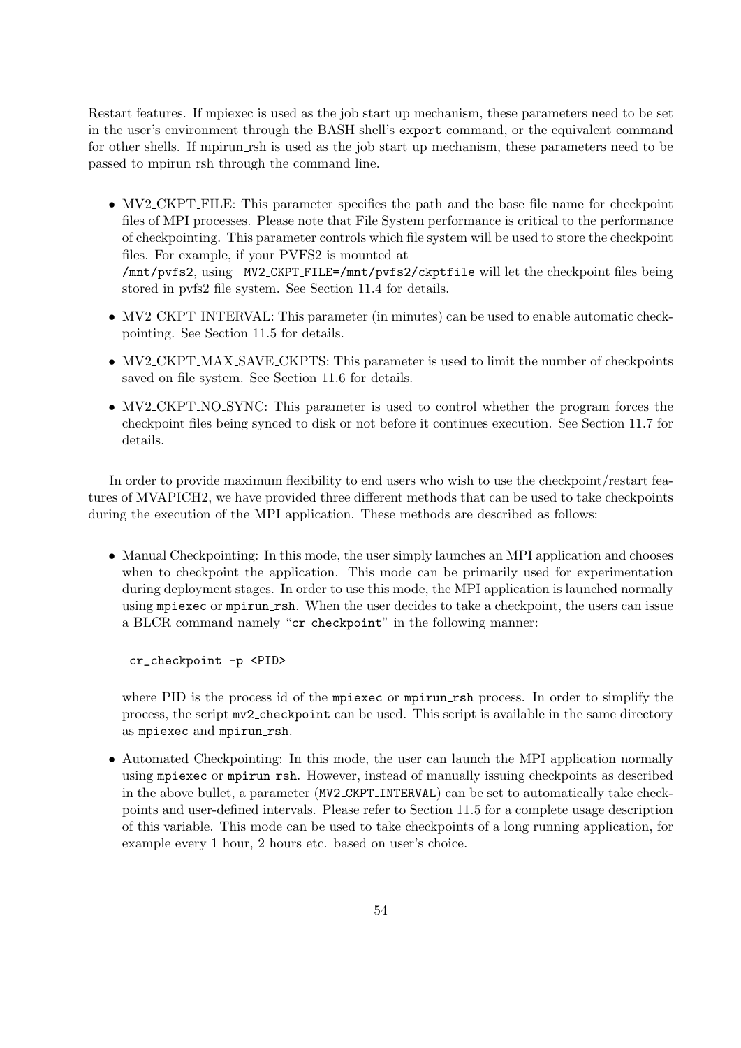Restart features. If mpiexec is used as the job start up mechanism, these parameters need to be set in the user's environment through the BASH shell's `export` command, or the equivalent command for other shells. If mpirun_rsh is used as the job start up mechanism, these parameters need to be passed to mpirun_rsh through the command line.

- MV2_CKPT_FILE: This parameter specifies the path and the base file name for checkpoint files of MPI processes. Please note that File System performance is critical to the performance of checkpointing. This parameter controls which file system will be used to store the checkpoint files. For example, if your PVFS2 is mounted at `/mnt/pvfs2`, using `MV2_CKPT_FILE=/mnt/pvfs2/ckptfile` will let the checkpoint files being stored in pvfs2 file system. See Section 11.4 for details.
- MV2_CKPT_INTERVAL: This parameter (in minutes) can be used to enable automatic checkpointing. See Section 11.5 for details.
- MV2_CKPT_MAX_SAVE_CKPTS: This parameter is used to limit the number of checkpoints saved on file system. See Section 11.6 for details.
- MV2_CKPT_NO_SYNC: This parameter is used to control whether the program forces the checkpoint files being synced to disk or not before it continues execution. See Section 11.7 for details.

In order to provide maximum flexibility to end users who wish to use the checkpoint/restart features of MVAPICH2, we have provided three different methods that can be used to take checkpoints during the execution of the MPI application. These methods are described as follows:

- Manual Checkpointing: In this mode, the user simply launches an MPI application and chooses when to checkpoint the application. This mode can be primarily used for experimentation during deployment stages. In order to use this mode, the MPI application is launched normally using `mpiexec` or `mpirun_rsh`. When the user decides to take a checkpoint, the users can issue a BLCR command namely "`cr_checkpoint`" in the following manner:

  ```
  cr_checkpoint -p <PID>
  ```

  where PID is the process id of the `mpiexec` or `mpirun_rsh` process. In order to simplify the process, the script `mv2_checkpoint` can be used. This script is available in the same directory as `mpiexec` and `mpirun_rsh`.
- Automated Checkpointing: In this mode, the user can launch the MPI application normally using `mpiexec` or `mpirun_rsh`. However, instead of manually issuing checkpoints as described in the above bullet, a parameter (`MV2_CKPT_INTERVAL`) can be set to automatically take checkpoints and user-defined intervals. Please refer to Section 11.5 for a complete usage description of this variable. This mode can be used to take checkpoints of a long running application, for example every 1 hour, 2 hours etc. based on user's choice.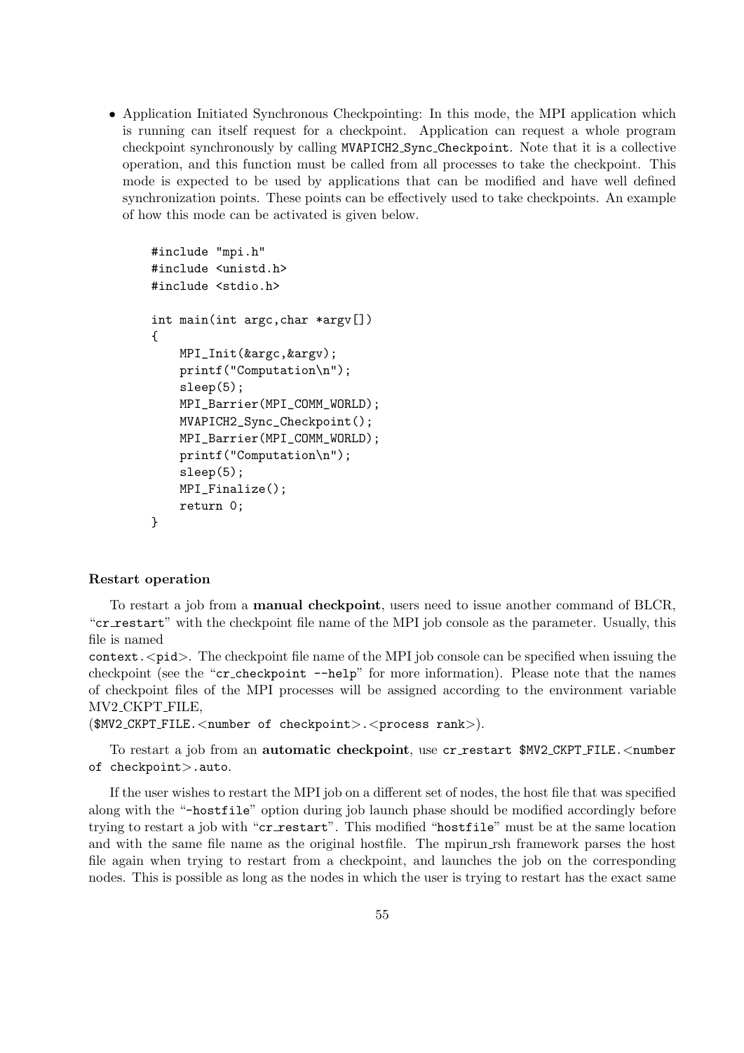- Application Initiated Synchronous Checkpointing: In this mode, the MPI application which is running can itself request for a checkpoint. Application can request a whole program checkpoint synchronously by calling `MVAPICH2_Sync_Checkpoint`. Note that it is a collective operation, and this function must be called from all processes to take the checkpoint. This mode is expected to be used by applications that can be modified and have well defined synchronization points. These points can be effectively used to take checkpoints. An example of how this mode can be activated is given below.

```
#include "mpi.h"
#include <unistd.h>
#include <stdio.h>

int main(int argc,char *argv[])
{
    MPI_Init(&argc,&argv);
    printf("Computation\n");
    sleep(5);
    MPI_Barrier(MPI_COMM_WORLD);
    MVAPICH2_Sync_Checkpoint();
    MPI_Barrier(MPI_COMM_WORLD);
    printf("Computation\n");
    sleep(5);
    MPI_Finalize();
    return 0;
}
```

**Restart operation**

To restart a job from a **manual checkpoint**, users need to issue another command of BLCR, "`cr_restart`" with the checkpoint file name of the MPI job console as the parameter. Usually, this file is named `context.<pid>`. The checkpoint file name of the MPI job console can be specified when issuing the checkpoint (see the "`cr_checkpoint --help`" for more information). Please note that the names of checkpoint files of the MPI processes will be assigned according to the environment variable MV2_CKPT_FILE, (`$MV2_CKPT_FILE.<number of checkpoint>.<process rank>`).

To restart a job from an **automatic checkpoint**, use `cr_restart $MV2_CKPT_FILE.<number of checkpoint>.auto`.

If the user wishes to restart the MPI job on a different set of nodes, the host file that was specified along with the "`-hostfile`" option during job launch phase should be modified accordingly before trying to restart a job with "`cr_restart`". This modified "`hostfile`" must be at the same location and with the same file name as the original hostfile. The mpirun_rsh framework parses the host file again when trying to restart from a checkpoint, and launches the job on the corresponding nodes. This is possible as long as the nodes in which the user is trying to restart has the exact same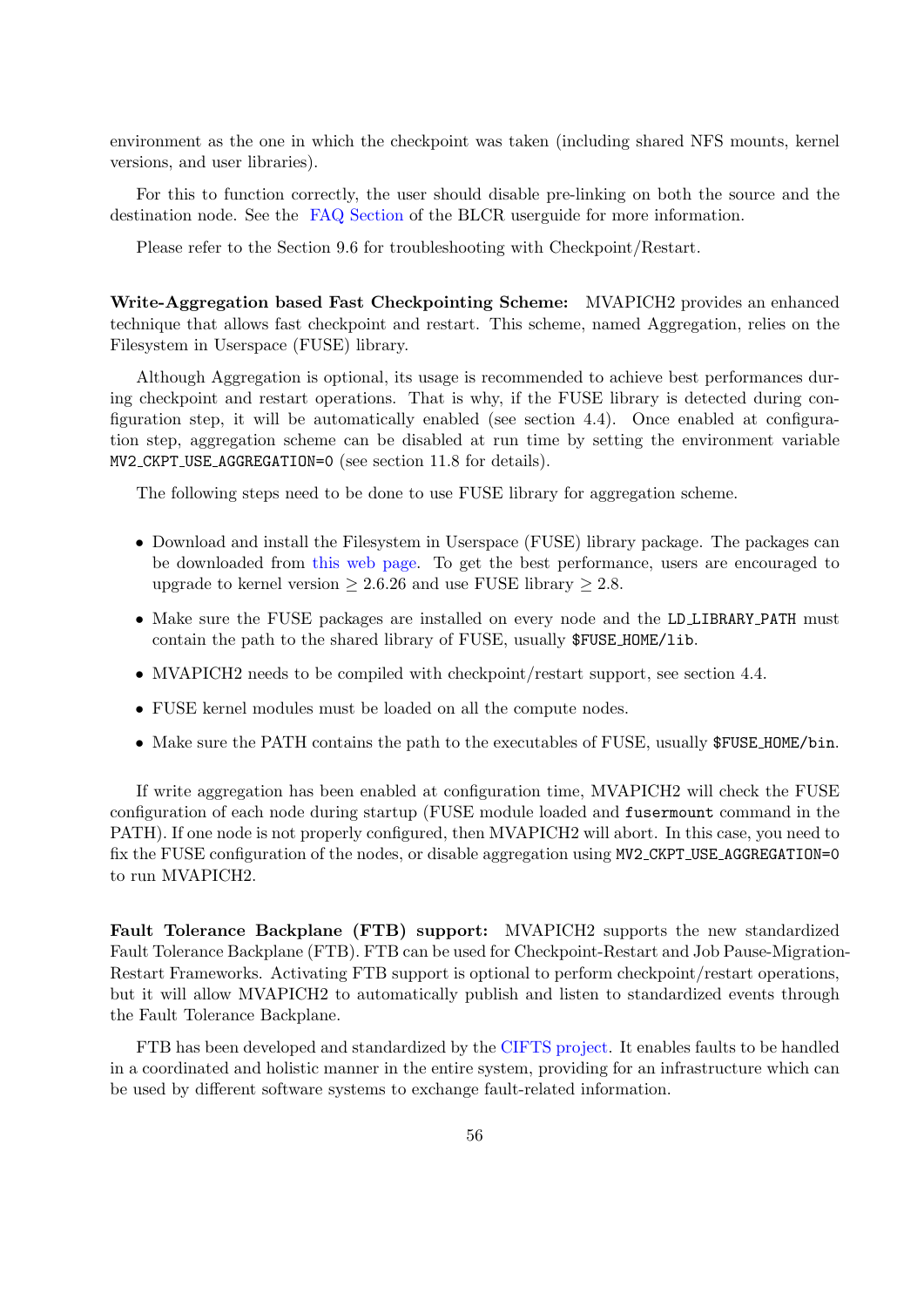environment as the one in which the checkpoint was taken (including shared NFS mounts, kernel versions, and user libraries).

For this to function correctly, the user should disable pre-linking on both the source and the destination node. See the FAQ Section of the BLCR userguide for more information.

Please refer to the Section 9.6 for troubleshooting with Checkpoint/Restart.

**Write-Aggregation based Fast Checkpointing Scheme:** MVAPICH2 provides an enhanced technique that allows fast checkpoint and restart. This scheme, named Aggregation, relies on the Filesystem in Userspace (FUSE) library.

Although Aggregation is optional, its usage is recommended to achieve best performances during checkpoint and restart operations. That is why, if the FUSE library is detected during configuration step, it will be automatically enabled (see section 4.4). Once enabled at configuration step, aggregation scheme can be disabled at run time by setting the environment variable `MV2_CKPT_USE_AGGREGATION=0` (see section 11.8 for details).

The following steps need to be done to use FUSE library for aggregation scheme.

- Download and install the Filesystem in Userspace (FUSE) library package. The packages can be downloaded from this web page. To get the best performance, users are encouraged to upgrade to kernel version $\geq$ 2.6.26 and use FUSE library $\geq$ 2.8.
- Make sure the FUSE packages are installed on every node and the `LD_LIBRARY_PATH` must contain the path to the shared library of FUSE, usually `$FUSE_HOME/lib`.
- MVAPICH2 needs to be compiled with checkpoint/restart support, see section 4.4.
- FUSE kernel modules must be loaded on all the compute nodes.
- Make sure the PATH contains the path to the executables of FUSE, usually `$FUSE_HOME/bin`.

If write aggregation has been enabled at configuration time, MVAPICH2 will check the FUSE configuration of each node during startup (FUSE module loaded and `fusermount` command in the PATH). If one node is not properly configured, then MVAPICH2 will abort. In this case, you need to fix the FUSE configuration of the nodes, or disable aggregation using `MV2_CKPT_USE_AGGREGATION=0` to run MVAPICH2.

**Fault Tolerance Backplane (FTB) support:** MVAPICH2 supports the new standardized Fault Tolerance Backplane (FTB). FTB can be used for Checkpoint-Restart and Job Pause-Migration-Restart Frameworks. Activating FTB support is optional to perform checkpoint/restart operations, but it will allow MVAPICH2 to automatically publish and listen to standardized events through the Fault Tolerance Backplane.

FTB has been developed and standardized by the CIFTS project. It enables faults to be handled in a coordinated and holistic manner in the entire system, providing for an infrastructure which can be used by different software systems to exchange fault-related information.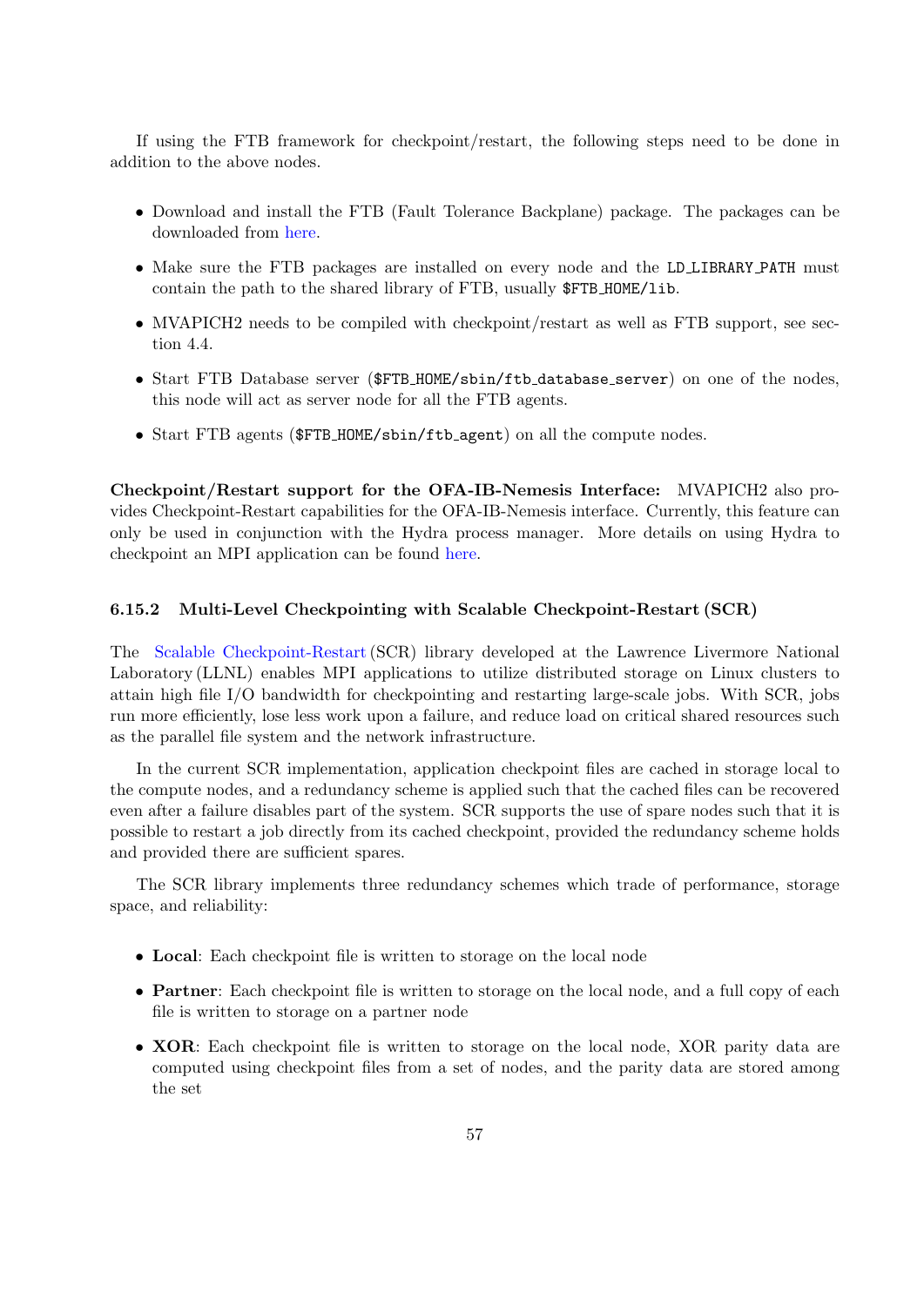If using the FTB framework for checkpoint/restart, the following steps need to be done in addition to the above nodes.

- Download and install the FTB (Fault Tolerance Backplane) package. The packages can be downloaded from here.
- Make sure the FTB packages are installed on every node and the `LD_LIBRARY_PATH` must contain the path to the shared library of FTB, usually `$FTB_HOME/lib`.
- MVAPICH2 needs to be compiled with checkpoint/restart as well as FTB support, see section 4.4.
- Start FTB Database server (`$FTB_HOME/sbin/ftb_database_server`) on one of the nodes, this node will act as server node for all the FTB agents.
- Start FTB agents (`$FTB_HOME/sbin/ftb_agent`) on all the compute nodes.

**Checkpoint/Restart support for the OFA-IB-Nemesis Interface:** MVAPICH2 also provides Checkpoint-Restart capabilities for the OFA-IB-Nemesis interface. Currently, this feature can only be used in conjunction with the Hydra process manager. More details on using Hydra to checkpoint an MPI application can be found here.

### 6.15.2 Multi-Level Checkpointing with Scalable Checkpoint-Restart (SCR)

The Scalable Checkpoint-Restart (SCR) library developed at the Lawrence Livermore National Laboratory (LLNL) enables MPI applications to utilize distributed storage on Linux clusters to attain high file I/O bandwidth for checkpointing and restarting large-scale jobs. With SCR, jobs run more efficiently, lose less work upon a failure, and reduce load on critical shared resources such as the parallel file system and the network infrastructure.

In the current SCR implementation, application checkpoint files are cached in storage local to the compute nodes, and a redundancy scheme is applied such that the cached files can be recovered even after a failure disables part of the system. SCR supports the use of spare nodes such that it is possible to restart a job directly from its cached checkpoint, provided the redundancy scheme holds and provided there are sufficient spares.

The SCR library implements three redundancy schemes which trade of performance, storage space, and reliability:

- **Local**: Each checkpoint file is written to storage on the local node
- **Partner**: Each checkpoint file is written to storage on the local node, and a full copy of each file is written to storage on a partner node
- **XOR**: Each checkpoint file is written to storage on the local node, XOR parity data are computed using checkpoint files from a set of nodes, and the parity data are stored among the set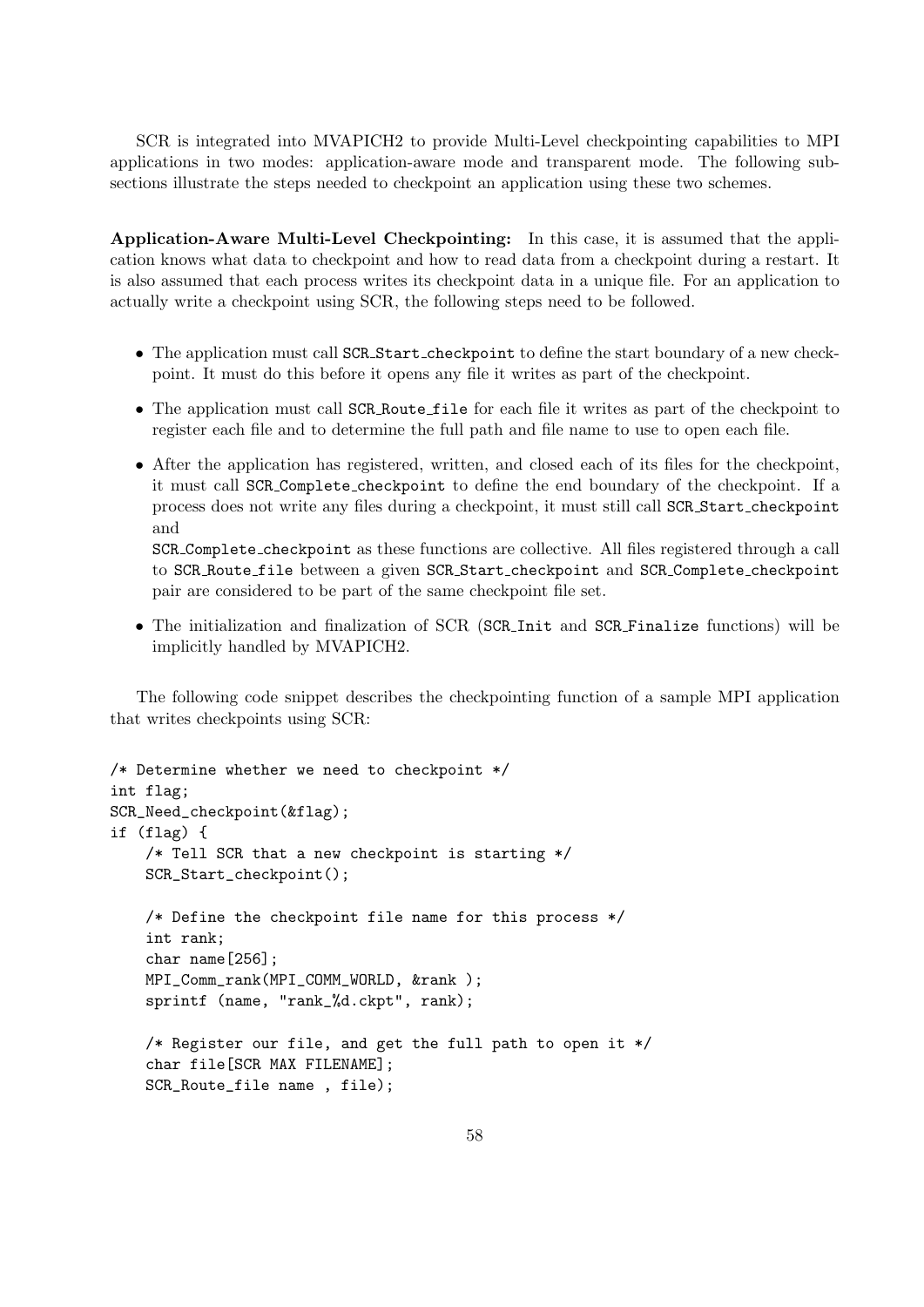SCR is integrated into MVAPICH2 to provide Multi-Level checkpointing capabilities to MPI applications in two modes: application-aware mode and transparent mode. The following subsections illustrate the steps needed to checkpoint an application using these two schemes.

**Application-Aware Multi-Level Checkpointing:** In this case, it is assumed that the application knows what data to checkpoint and how to read data from a checkpoint during a restart. It is also assumed that each process writes its checkpoint data in a unique file. For an application to actually write a checkpoint using SCR, the following steps need to be followed.

- The application must call `SCR_Start_checkpoint` to define the start boundary of a new checkpoint. It must do this before it opens any file it writes as part of the checkpoint.
- The application must call `SCR_Route_file` for each file it writes as part of the checkpoint to register each file and to determine the full path and file name to use to open each file.
- After the application has registered, written, and closed each of its files for the checkpoint, it must call `SCR_Complete_checkpoint` to define the end boundary of the checkpoint. If a process does not write any files during a checkpoint, it must still call `SCR_Start_checkpoint` and

  `SCR_Complete_checkpoint` as these functions are collective. All files registered through a call to `SCR_Route_file` between a given `SCR_Start_checkpoint` and `SCR_Complete_checkpoint` pair are considered to be part of the same checkpoint file set.
- The initialization and finalization of SCR (`SCR_Init` and `SCR_Finalize` functions) will be implicitly handled by MVAPICH2.

The following code snippet describes the checkpointing function of a sample MPI application that writes checkpoints using SCR:

```
/* Determine whether we need to checkpoint */
int flag;
SCR_Need_checkpoint(&flag);
if (flag) {
    /* Tell SCR that a new checkpoint is starting */
    SCR_Start_checkpoint();

    /* Define the checkpoint file name for this process */
    int rank;
    char name[256];
    MPI_Comm_rank(MPI_COMM_WORLD, &rank );
    sprintf (name, "rank_%d.ckpt", rank);

    /* Register our file, and get the full path to open it */
    char file[SCR MAX FILENAME];
    SCR_Route_file name , file);
```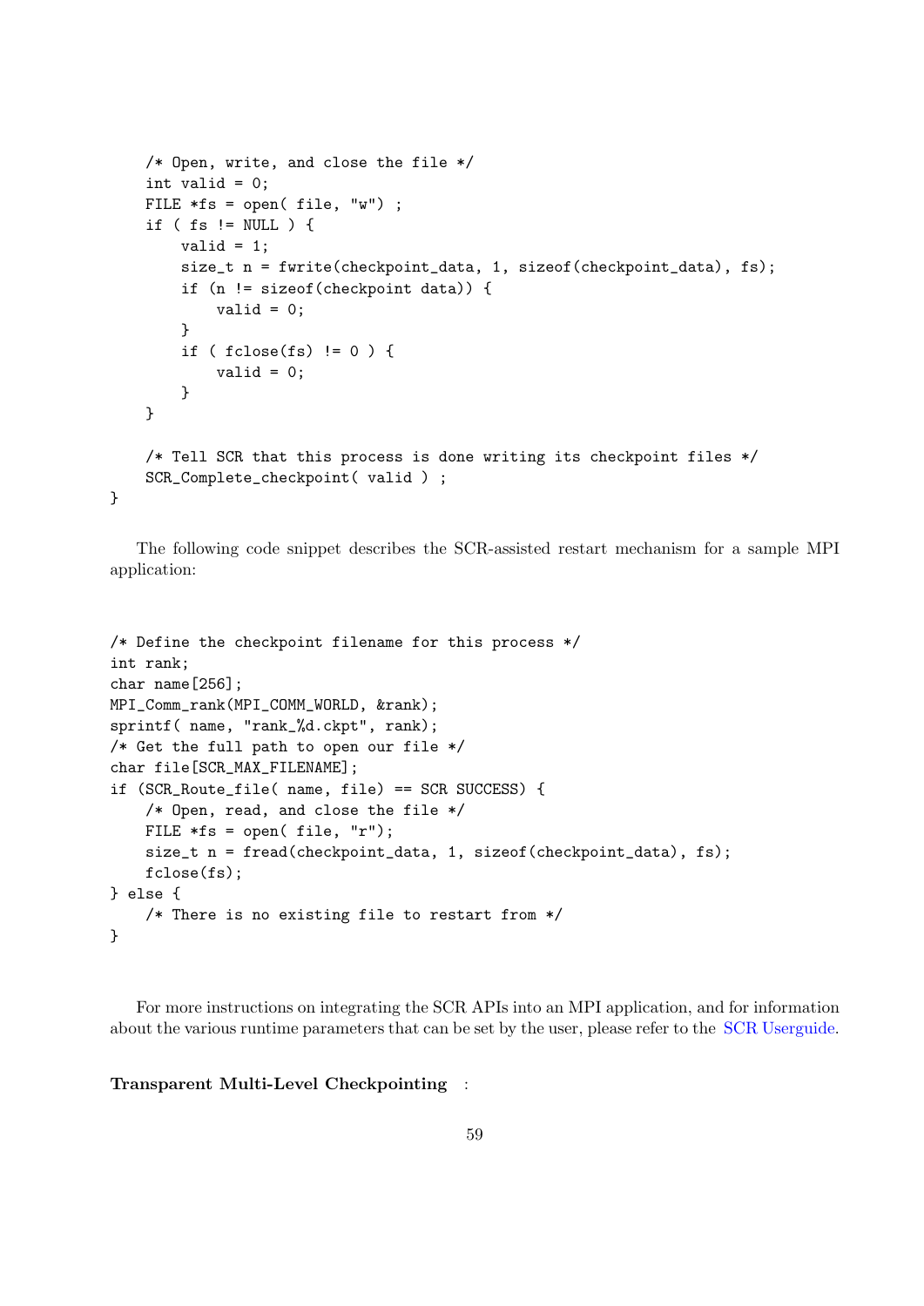```
    /* Open, write, and close the file */
    int valid = 0;
    FILE *fs = open( file, "w") ;
    if ( fs != NULL ) {
        valid = 1;
        size_t n = fwrite(checkpoint_data, 1, sizeof(checkpoint_data), fs);
        if (n != sizeof(checkpoint data)) {
            valid = 0;
        }
        if ( fclose(fs) != 0 ) {
            valid = 0;
        }
    }

    /* Tell SCR that this process is done writing its checkpoint files */
    SCR_Complete_checkpoint( valid ) ;
}
```

The following code snippet describes the SCR-assisted restart mechanism for a sample MPI application:

```
/* Define the checkpoint filename for this process */
int rank;
char name[256];
MPI_Comm_rank(MPI_COMM_WORLD, &rank);
sprintf( name, "rank_%d.ckpt", rank);
/* Get the full path to open our file */
char file[SCR_MAX_FILENAME];
if (SCR_Route_file( name, file) == SCR SUCCESS) {
    /* Open, read, and close the file */
    FILE *fs = open( file, "r");
    size_t n = fread(checkpoint_data, 1, sizeof(checkpoint_data), fs);
    fclose(fs);
} else {
    /* There is no existing file to restart from */
}
```

For more instructions on integrating the SCR APIs into an MPI application, and for information about the various runtime parameters that can be set by the user, please refer to the SCR Userguide.

**Transparent Multi-Level Checkpointing** :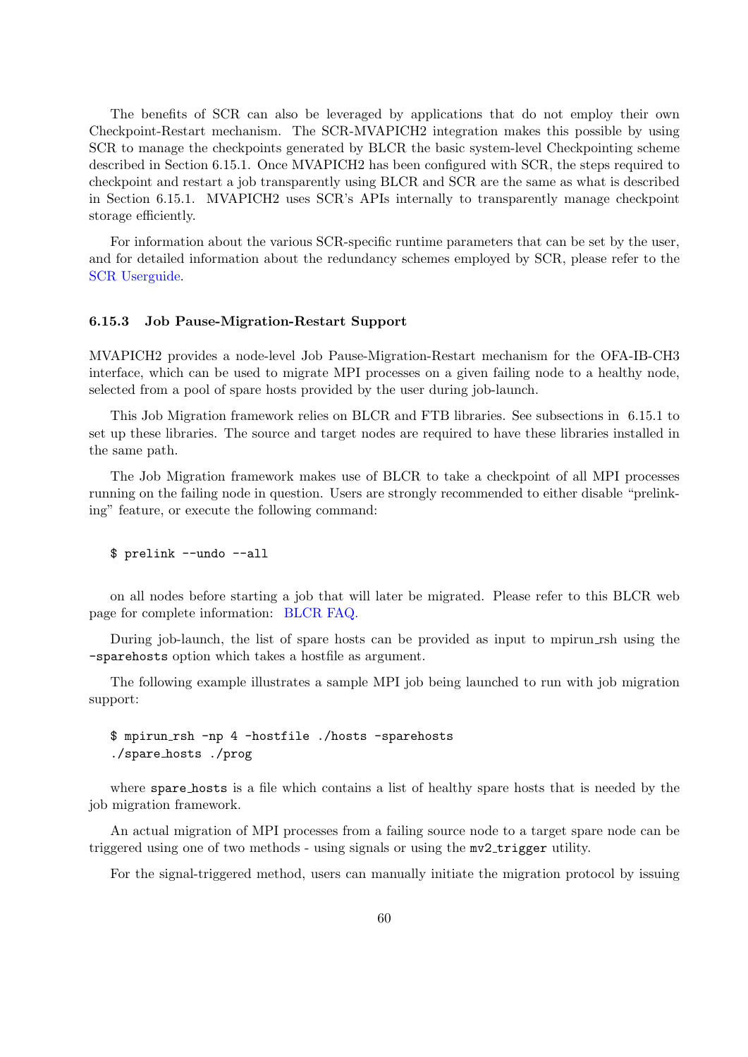The benefits of SCR can also be leveraged by applications that do not employ their own Checkpoint-Restart mechanism. The SCR-MVAPICH2 integration makes this possible by using SCR to manage the checkpoints generated by BLCR the basic system-level Checkpointing scheme described in Section 6.15.1. Once MVAPICH2 has been configured with SCR, the steps required to checkpoint and restart a job transparently using BLCR and SCR are the same as what is described in Section 6.15.1. MVAPICH2 uses SCR's APIs internally to transparently manage checkpoint storage efficiently.

For information about the various SCR-specific runtime parameters that can be set by the user, and for detailed information about the redundancy schemes employed by SCR, please refer to the SCR Userguide.

### 6.15.3 Job Pause-Migration-Restart Support

MVAPICH2 provides a node-level Job Pause-Migration-Restart mechanism for the OFA-IB-CH3 interface, which can be used to migrate MPI processes on a given failing node to a healthy node, selected from a pool of spare hosts provided by the user during job-launch.

This Job Migration framework relies on BLCR and FTB libraries. See subsections in 6.15.1 to set up these libraries. The source and target nodes are required to have these libraries installed in the same path.

The Job Migration framework makes use of BLCR to take a checkpoint of all MPI processes running on the failing node in question. Users are strongly recommended to either disable "prelinking" feature, or execute the following command:

```
$ prelink --undo --all
```

on all nodes before starting a job that will later be migrated. Please refer to this BLCR web page for complete information: BLCR FAQ.

During job-launch, the list of spare hosts can be provided as input to mpirun_rsh using the `-sparehosts` option which takes a hostfile as argument.

The following example illustrates a sample MPI job being launched to run with job migration support:

```
$ mpirun_rsh -np 4 -hostfile ./hosts -sparehosts
./spare_hosts ./prog
```

where `spare_hosts` is a file which contains a list of healthy spare hosts that is needed by the job migration framework.

An actual migration of MPI processes from a failing source node to a target spare node can be triggered using one of two methods - using signals or using the `mv2_trigger` utility.

For the signal-triggered method, users can manually initiate the migration protocol by issuing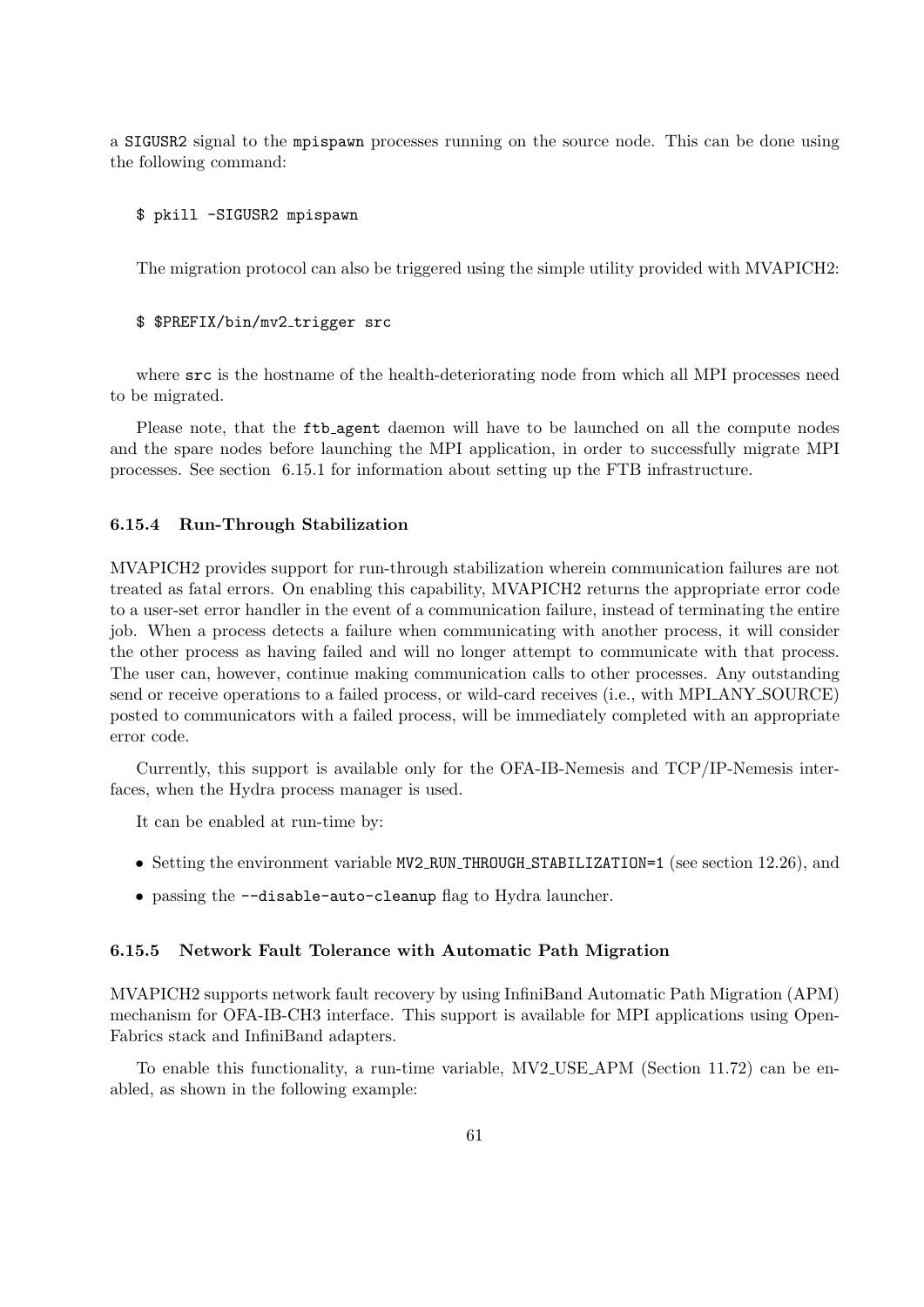a SIGUSR2 signal to the mpispawn processes running on the source node. This can be done using the following command:

```
$ pkill -SIGUSR2 mpispawn
```

The migration protocol can also be triggered using the simple utility provided with MVAPICH2:

```
$ $PREFIX/bin/mv2_trigger src
```

where src is the hostname of the health-deteriorating node from which all MPI processes need to be migrated.

Please note, that the ftb_agent daemon will have to be launched on all the compute nodes and the spare nodes before launching the MPI application, in order to successfully migrate MPI processes. See section 6.15.1 for information about setting up the FTB infrastructure.

### 6.15.4 Run-Through Stabilization

MVAPICH2 provides support for run-through stabilization wherein communication failures are not treated as fatal errors. On enabling this capability, MVAPICH2 returns the appropriate error code to a user-set error handler in the event of a communication failure, instead of terminating the entire job. When a process detects a failure when communicating with another process, it will consider the other process as having failed and will no longer attempt to communicate with that process. The user can, however, continue making communication calls to other processes. Any outstanding send or receive operations to a failed process, or wild-card receives (i.e., with MPI_ANY_SOURCE) posted to communicators with a failed process, will be immediately completed with an appropriate error code.

Currently, this support is available only for the OFA-IB-Nemesis and TCP/IP-Nemesis interfaces, when the Hydra process manager is used.

It can be enabled at run-time by:

- Setting the environment variable MV2_RUN_THROUGH_STABILIZATION=1 (see section 12.26), and
- passing the --disable-auto-cleanup flag to Hydra launcher.

### 6.15.5 Network Fault Tolerance with Automatic Path Migration

MVAPICH2 supports network fault recovery by using InfiniBand Automatic Path Migration (APM) mechanism for OFA-IB-CH3 interface. This support is available for MPI applications using OpenFabrics stack and InfiniBand adapters.

To enable this functionality, a run-time variable, MV2_USE_APM (Section 11.72) can be enabled, as shown in the following example: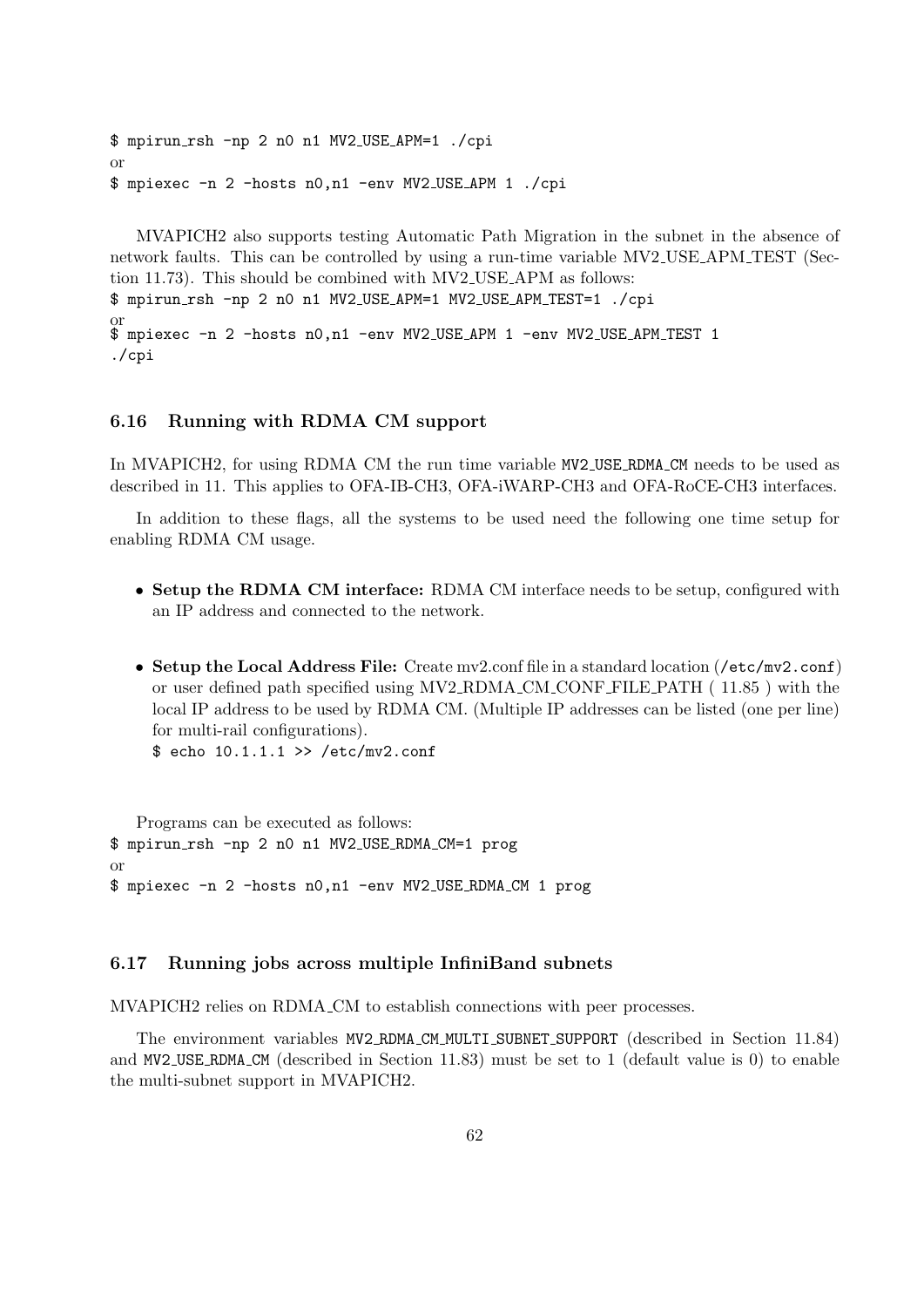```
$ mpirun_rsh -np 2 n0 n1 MV2_USE_APM=1 ./cpi
```
or
```
$ mpiexec -n 2 -hosts n0,n1 -env MV2_USE_APM 1 ./cpi
```

MVAPICH2 also supports testing Automatic Path Migration in the subnet in the absence of network faults. This can be controlled by using a run-time variable MV2_USE_APM_TEST (Section 11.73). This should be combined with MV2_USE_APM as follows:
```
$ mpirun_rsh -np 2 n0 n1 MV2_USE_APM=1 MV2_USE_APM_TEST=1 ./cpi
```
or
```
$ mpiexec -n 2 -hosts n0,n1 -env MV2_USE_APM 1 -env MV2_USE_APM_TEST 1
./cpi
```

### 6.16 Running with RDMA CM support

In MVAPICH2, for using RDMA CM the run time variable `MV2_USE_RDMA_CM` needs to be used as described in 11. This applies to OFA-IB-CH3, OFA-iWARP-CH3 and OFA-RoCE-CH3 interfaces.

In addition to these flags, all the systems to be used need the following one time setup for enabling RDMA CM usage.

- **Setup the RDMA CM interface:** RDMA CM interface needs to be setup, configured with an IP address and connected to the network.
- **Setup the Local Address File:** Create mv2.conf file in a standard location (`/etc/mv2.conf`) or user defined path specified using MV2_RDMA_CM_CONF_FILE_PATH ( 11.85 ) with the local IP address to be used by RDMA CM. (Multiple IP addresses can be listed (one per line) for multi-rail configurations).
  ```
  $ echo 10.1.1.1 >> /etc/mv2.conf
  ```

Programs can be executed as follows:
```
$ mpirun_rsh -np 2 n0 n1 MV2_USE_RDMA_CM=1 prog
```
or
```
$ mpiexec -n 2 -hosts n0,n1 -env MV2_USE_RDMA_CM 1 prog
```

### 6.17 Running jobs across multiple InfiniBand subnets

MVAPICH2 relies on RDMA_CM to establish connections with peer processes.

The environment variables `MV2_RDMA_CM_MULTI_SUBNET_SUPPORT` (described in Section 11.84) and `MV2_USE_RDMA_CM` (described in Section 11.83) must be set to 1 (default value is 0) to enable the multi-subnet support in MVAPICH2.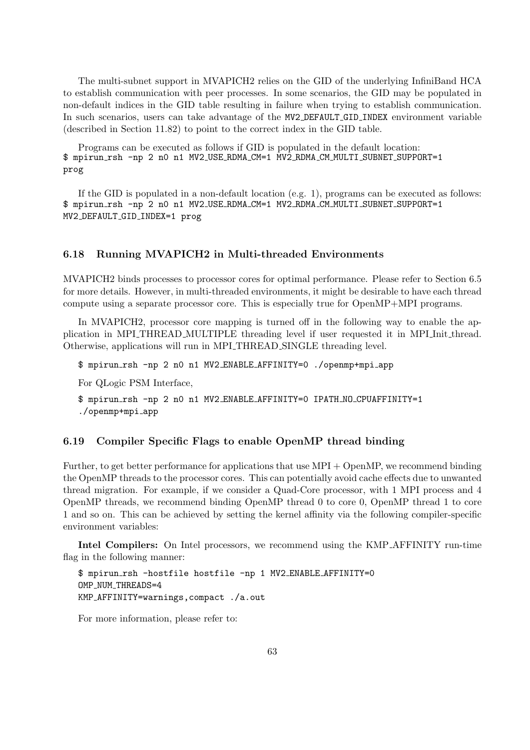The multi-subnet support in MVAPICH2 relies on the GID of the underlying InfiniBand HCA to establish communication with peer processes. In some scenarios, the GID may be populated in non-default indices in the GID table resulting in failure when trying to establish communication. In such scenarios, users can take advantage of the `MV2_DEFAULT_GID_INDEX` environment variable (described in Section 11.82) to point to the correct index in the GID table.

Programs can be executed as follows if GID is populated in the default location:

```
$ mpirun_rsh -np 2 n0 n1 MV2_USE_RDMA_CM=1 MV2_RDMA_CM_MULTI_SUBNET_SUPPORT=1
prog
```

If the GID is populated in a non-default location (e.g. 1), programs can be executed as follows:

```
$ mpirun_rsh -np 2 n0 n1 MV2_USE_RDMA_CM=1 MV2_RDMA_CM_MULTI_SUBNET_SUPPORT=1
MV2_DEFAULT_GID_INDEX=1 prog
```

### 6.18 Running MVAPICH2 in Multi-threaded Environments

MVAPICH2 binds processes to processor cores for optimal performance. Please refer to Section 6.5 for more details. However, in multi-threaded environments, it might be desirable to have each thread compute using a separate processor core. This is especially true for OpenMP+MPI programs.

In MVAPICH2, processor core mapping is turned off in the following way to enable the application in MPI_THREAD_MULTIPLE threading level if user requested it in MPI_Init_thread. Otherwise, applications will run in MPI_THREAD_SINGLE threading level.

```
$ mpirun_rsh -np 2 n0 n1 MV2_ENABLE_AFFINITY=0 ./openmp+mpi_app
```

For QLogic PSM Interface,

```
$ mpirun_rsh -np 2 n0 n1 MV2_ENABLE_AFFINITY=0 IPATH_NO_CPUAFFINITY=1
./openmp+mpi_app
```

### 6.19 Compiler Specific Flags to enable OpenMP thread binding

Further, to get better performance for applications that use MPI + OpenMP, we recommend binding the OpenMP threads to the processor cores. This can potentially avoid cache effects due to unwanted thread migration. For example, if we consider a Quad-Core processor, with 1 MPI process and 4 OpenMP threads, we recommend binding OpenMP thread 0 to core 0, OpenMP thread 1 to core 1 and so on. This can be achieved by setting the kernel affinity via the following compiler-specific environment variables:

**Intel Compilers:** On Intel processors, we recommend using the KMP_AFFINITY run-time flag in the following manner:

```
$ mpirun_rsh -hostfile hostfile -np 1 MV2_ENABLE_AFFINITY=0
OMP_NUM_THREADS=4
KMP_AFFINITY=warnings,compact ./a.out
```

For more information, please refer to: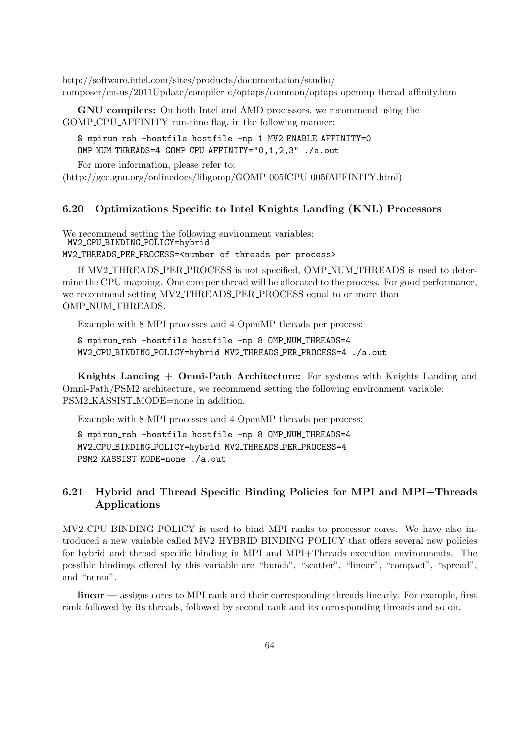http://software.intel.com/sites/products/documentation/studio/composer/en-us/2011Update/compiler_c/optaps/common/optaps_openmp_thread_affinity.htm

**GNU compilers:** On both Intel and AMD processors, we recommend using the GOMP_CPU_AFFINITY run-time flag, in the following manner:

```
$ mpirun_rsh -hostfile hostfile -np 1 MV2_ENABLE_AFFINITY=0
OMP_NUM_THREADS=4 GOMP_CPU_AFFINITY="0,1,2,3" ./a.out
```

For more information, please refer to:
(http://gcc.gnu.org/onlinedocs/libgomp/GOMP_005fCPU_005fAFFINITY.html)

### 6.20 Optimizations Specific to Intel Knights Landing (KNL) Processors

We recommend setting the following environment variables:

```
MV2_CPU_BINDING_POLICY=hybrid
MV2_THREADS_PER_PROCESS=<number of threads per process>
```

If MV2_THREADS_PER_PROCESS is not specified, OMP_NUM_THREADS is used to determine the CPU mapping. One core per thread will be allocated to the process. For good performance, we recommend setting MV2_THREADS_PER_PROCESS equal to or more than OMP_NUM_THREADS.

Example with 8 MPI processes and 4 OpenMP threads per process:

```
$ mpirun_rsh -hostfile hostfile -np 8 OMP_NUM_THREADS=4
MV2_CPU_BINDING_POLICY=hybrid MV2_THREADS_PER_PROCESS=4 ./a.out
```

**Knights Landing + Omni-Path Architecture:** For systems with Knights Landing and Omni-Path/PSM2 architecture, we recommend setting the following environment variable: PSM2_KASSIST_MODE=none in addition.

Example with 8 MPI processes and 4 OpenMP threads per process:

```
$ mpirun_rsh -hostfile hostfile -np 8 OMP_NUM_THREADS=4
MV2_CPU_BINDING_POLICY=hybrid MV2_THREADS_PER_PROCESS=4
PSM2_KASSIST_MODE=none ./a.out
```

### 6.21 Hybrid and Thread Specific Binding Policies for MPI and MPI+Threads Applications

MV2_CPU_BINDING_POLICY is used to bind MPI ranks to processor cores. We have also introduced a new variable called MV2_HYBRID_BINDING_POLICY that offers several new policies for hybrid and thread specific binding in MPI and MPI+Threads execution environments. The possible bindings offered by this variable are "bunch", "scatter", "linear", "compact", "spread", and "numa".

**linear** — assigns cores to MPI rank and their corresponding threads linearly. For example, first rank followed by its threads, followed by second rank and its corresponding threads and so on.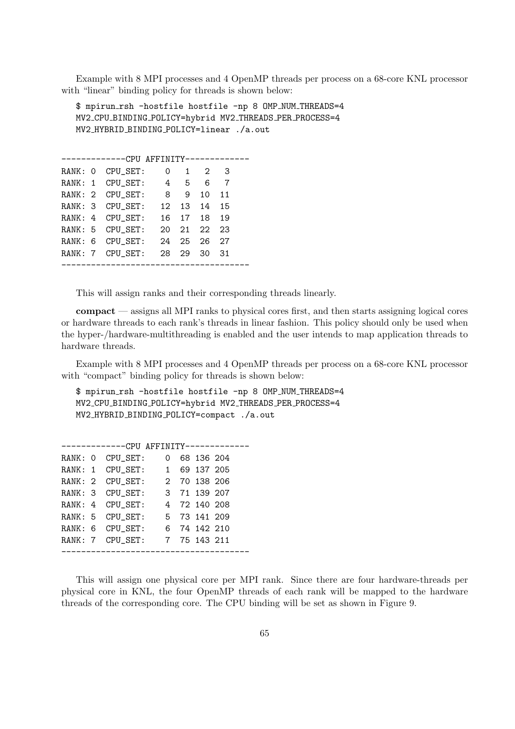Example with 8 MPI processes and 4 OpenMP threads per process on a 68-core KNL processor with "linear" binding policy for threads is shown below:

```
$ mpirun_rsh -hostfile hostfile -np 8 OMP_NUM_THREADS=4
MV2_CPU_BINDING_POLICY=hybrid MV2_THREADS_PER_PROCESS=4
MV2_HYBRID_BINDING_POLICY=linear ./a.out
```

```
-------------CPU AFFINITY-------------
RANK: 0  CPU_SET:    0   1   2   3
RANK: 1  CPU_SET:    4   5   6   7
RANK: 2  CPU_SET:    8   9  10  11
RANK: 3  CPU_SET:   12  13  14  15
RANK: 4  CPU_SET:   16  17  18  19
RANK: 5  CPU_SET:   20  21  22  23
RANK: 6  CPU_SET:   24  25  26  27
RANK: 7  CPU_SET:   28  29  30  31
-------------------------------------
```

This will assign ranks and their corresponding threads linearly.

**compact** — assigns all MPI ranks to physical cores first, and then starts assigning logical cores or hardware threads to each rank's threads in linear fashion. This policy should only be used when the hyper-/hardware-multithreading is enabled and the user intends to map application threads to hardware threads.

Example with 8 MPI processes and 4 OpenMP threads per process on a 68-core KNL processor with "compact" binding policy for threads is shown below:

```
$ mpirun_rsh -hostfile hostfile -np 8 OMP_NUM_THREADS=4
MV2_CPU_BINDING_POLICY=hybrid MV2_THREADS_PER_PROCESS=4
MV2_HYBRID_BINDING_POLICY=compact ./a.out
```

```
-------------CPU AFFINITY-------------
RANK: 0  CPU_SET:    0  68 136 204
RANK: 1  CPU_SET:    1  69 137 205
RANK: 2  CPU_SET:    2  70 138 206
RANK: 3  CPU_SET:    3  71 139 207
RANK: 4  CPU_SET:    4  72 140 208
RANK: 5  CPU_SET:    5  73 141 209
RANK: 6  CPU_SET:    6  74 142 210
RANK: 7  CPU_SET:    7  75 143 211
-------------------------------------
```

This will assign one physical core per MPI rank. Since there are four hardware-threads per physical core in KNL, the four OpenMP threads of each rank will be mapped to the hardware threads of the corresponding core. The CPU binding will be set as shown in Figure 9.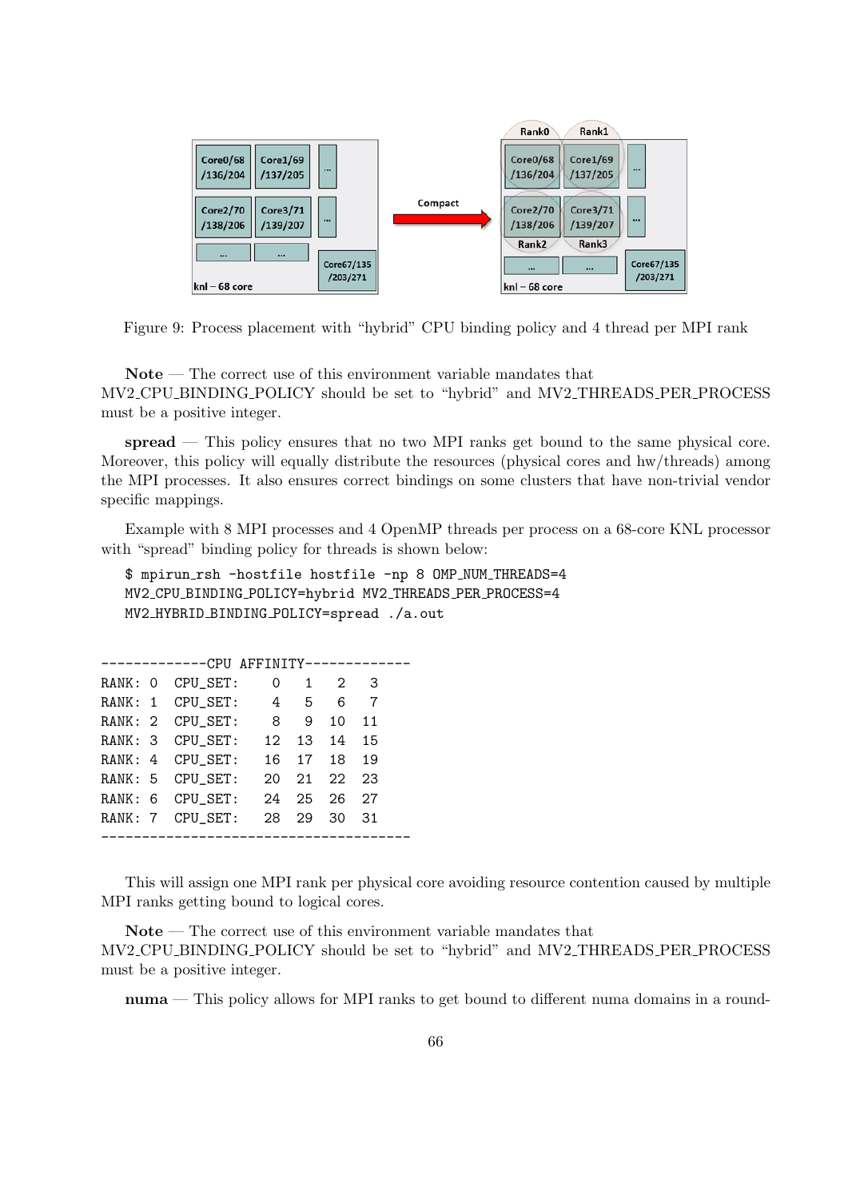Figure 9: Process placement with “hybrid” CPU binding policy and 4 thread per MPI rank

**Note** — The correct use of this environment variable mandates that MV2_CPU_BINDING_POLICY should be set to “hybrid” and MV2_THREADS_PER_PROCESS must be a positive integer.

**spread** — This policy ensures that no two MPI ranks get bound to the same physical core. Moreover, this policy will equally distribute the resources (physical cores and hw/threads) among the MPI processes. It also ensures correct bindings on some clusters that have non-trivial vendor specific mappings.

Example with 8 MPI processes and 4 OpenMP threads per process on a 68-core KNL processor with “spread” binding policy for threads is shown below:

```
$ mpirun_rsh -hostfile hostfile -np 8 OMP_NUM_THREADS=4
MV2_CPU_BINDING_POLICY=hybrid MV2_THREADS_PER_PROCESS=4
MV2_HYBRID_BINDING_POLICY=spread ./a.out
```

```
-------------CPU AFFINITY-------------
RANK: 0  CPU_SET:    0   1   2   3
RANK: 1  CPU_SET:    4   5   6   7
RANK: 2  CPU_SET:    8   9  10  11
RANK: 3  CPU_SET:   12  13  14  15
RANK: 4  CPU_SET:   16  17  18  19
RANK: 5  CPU_SET:   20  21  22  23
RANK: 6  CPU_SET:   24  25  26  27
RANK: 7  CPU_SET:   28  29  30  31
--------------------------------------
```

This will assign one MPI rank per physical core avoiding resource contention caused by multiple MPI ranks getting bound to logical cores.

**Note** — The correct use of this environment variable mandates that MV2_CPU_BINDING_POLICY should be set to “hybrid” and MV2_THREADS_PER_PROCESS must be a positive integer.

**numa** — This policy allows for MPI ranks to get bound to different numa domains in a round-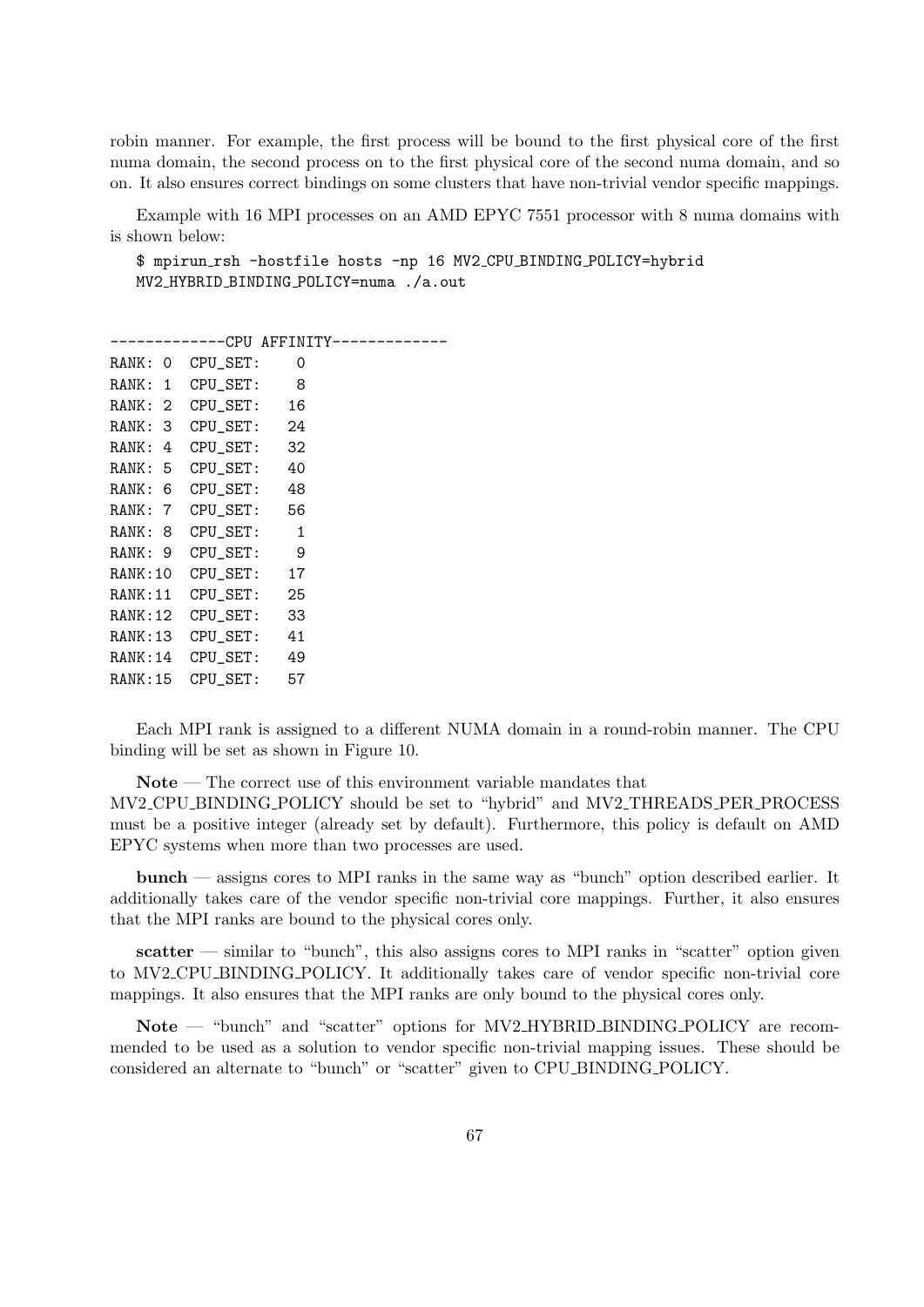robin manner. For example, the first process will be bound to the first physical core of the first numa domain, the second process on to the first physical core of the second numa domain, and so on. It also ensures correct bindings on some clusters that have non-trivial vendor specific mappings.

Example with 16 MPI processes on an AMD EPYC 7551 processor with 8 numa domains with is shown below:

```
$ mpirun_rsh -hostfile hosts -np 16 MV2_CPU_BINDING_POLICY=hybrid
MV2_HYBRID_BINDING_POLICY=numa ./a.out
```

```
-------------CPU AFFINITY-------------
RANK: 0  CPU_SET:    0
RANK: 1  CPU_SET:    8
RANK: 2  CPU_SET:   16
RANK: 3  CPU_SET:   24
RANK: 4  CPU_SET:   32
RANK: 5  CPU_SET:   40
RANK: 6  CPU_SET:   48
RANK: 7  CPU_SET:   56
RANK: 8  CPU_SET:    1
RANK: 9  CPU_SET:    9
RANK:10  CPU_SET:   17
RANK:11  CPU_SET:   25
RANK:12  CPU_SET:   33
RANK:13  CPU_SET:   41
RANK:14  CPU_SET:   49
RANK:15  CPU_SET:   57
```

Each MPI rank is assigned to a different NUMA domain in a round-robin manner. The CPU binding will be set as shown in Figure 10.

**Note** — The correct use of this environment variable mandates that MV2_CPU_BINDING_POLICY should be set to "hybrid" and MV2_THREADS_PER_PROCESS must be a positive integer (already set by default). Furthermore, this policy is default on AMD EPYC systems when more than two processes are used.

**bunch** — assigns cores to MPI ranks in the same way as "bunch" option described earlier. It additionally takes care of the vendor specific non-trivial core mappings. Further, it also ensures that the MPI ranks are bound to the physical cores only.

**scatter** — similar to "bunch", this also assigns cores to MPI ranks in "scatter" option given to MV2_CPU_BINDING_POLICY. It additionally takes care of vendor specific non-trivial core mappings. It also ensures that the MPI ranks are only bound to the physical cores only.

**Note** — "bunch" and "scatter" options for MV2_HYBRID_BINDING_POLICY are recommended to be used as a solution to vendor specific non-trivial mapping issues. These should be considered an alternate to "bunch" or "scatter" given to CPU_BINDING_POLICY.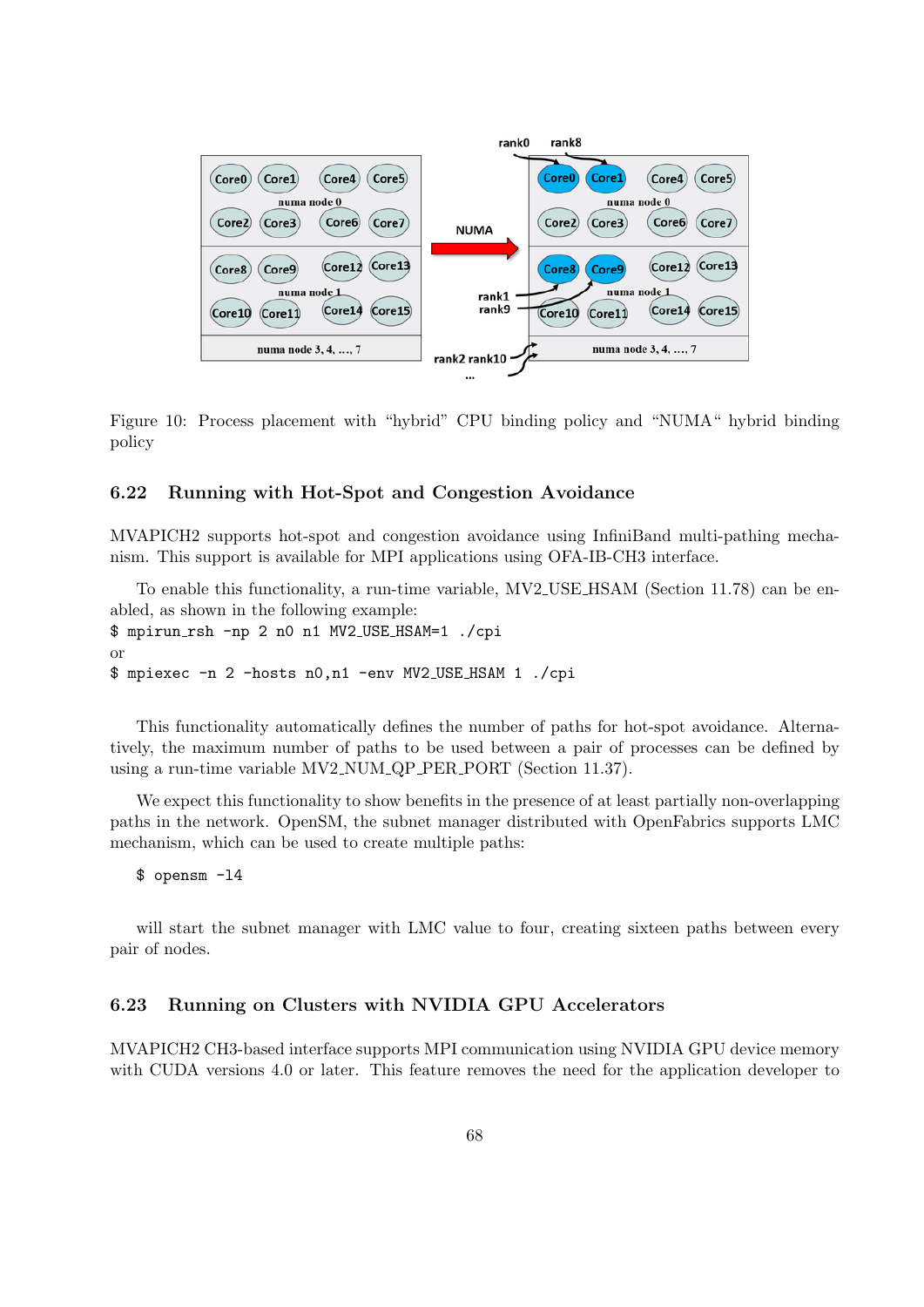Figure 10: Process placement with "hybrid" CPU binding policy and "NUMA" hybrid binding policy

### 6.22 Running with Hot-Spot and Congestion Avoidance

MVAPICH2 supports hot-spot and congestion avoidance using InfiniBand multi-pathing mechanism. This support is available for MPI applications using OFA-IB-CH3 interface.

To enable this functionality, a run-time variable, MV2_USE_HSAM (Section 11.78) can be enabled, as shown in the following example:

```
$ mpirun_rsh -np 2 n0 n1 MV2_USE_HSAM=1 ./cpi
```

or

```
$ mpiexec -n 2 -hosts n0,n1 -env MV2_USE_HSAM 1 ./cpi
```

This functionality automatically defines the number of paths for hot-spot avoidance. Alternatively, the maximum number of paths to be used between a pair of processes can be defined by using a run-time variable MV2_NUM_QP_PER_PORT (Section 11.37).

We expect this functionality to show benefits in the presence of at least partially non-overlapping paths in the network. OpenSM, the subnet manager distributed with OpenFabrics supports LMC mechanism, which can be used to create multiple paths:

```
$ opensm -l4
```

will start the subnet manager with LMC value to four, creating sixteen paths between every pair of nodes.

### 6.23 Running on Clusters with NVIDIA GPU Accelerators

MVAPICH2 CH3-based interface supports MPI communication using NVIDIA GPU device memory with CUDA versions 4.0 or later. This feature removes the need for the application developer to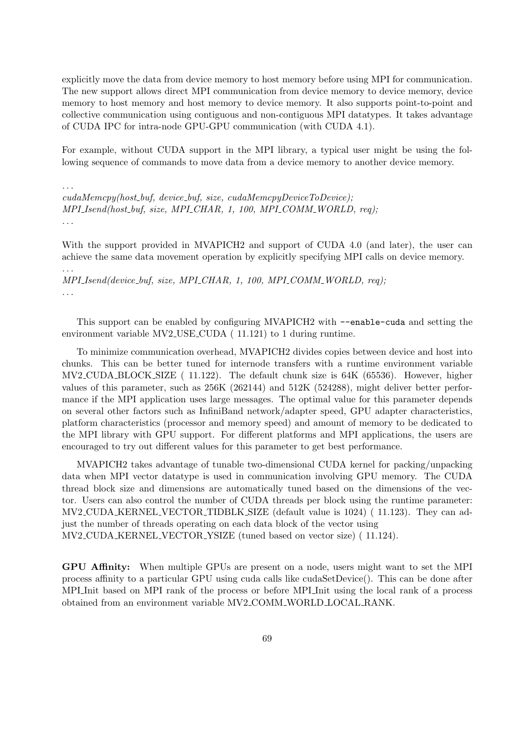explicitly move the data from device memory to host memory before using MPI for communication. The new support allows direct MPI communication from device memory to device memory, device memory to host memory and host memory to device memory. It also supports point-to-point and collective communication using contiguous and non-contiguous MPI datatypes. It takes advantage of CUDA IPC for intra-node GPU-GPU communication (with CUDA 4.1).

For example, without CUDA support in the MPI library, a typical user might be using the following sequence of commands to move data from a device memory to another device memory.

*. . .*
*cudaMemcpy(host_buf, device_buf, size, cudaMemcpyDeviceToDevice);*
*MPI_Isend(host_buf, size, MPI_CHAR, 1, 100, MPI_COMM_WORLD, req);*
*. . .*

With the support provided in MVAPICH2 and support of CUDA 4.0 (and later), the user can achieve the same data movement operation by explicitly specifying MPI calls on device memory.

*. . .*
*MPI_Isend(device_buf, size, MPI_CHAR, 1, 100, MPI_COMM_WORLD, req);*
*. . .*

This support can be enabled by configuring MVAPICH2 with `--enable-cuda` and setting the environment variable MV2_USE_CUDA ( 11.121) to 1 during runtime.

To minimize communication overhead, MVAPICH2 divides copies between device and host into chunks. This can be better tuned for internode transfers with a runtime environment variable MV2_CUDA_BLOCK_SIZE ( 11.122). The default chunk size is 64K (65536). However, higher values of this parameter, such as 256K (262144) and 512K (524288), might deliver better performance if the MPI application uses large messages. The optimal value for this parameter depends on several other factors such as InfiniBand network/adapter speed, GPU adapter characteristics, platform characteristics (processor and memory speed) and amount of memory to be dedicated to the MPI library with GPU support. For different platforms and MPI applications, the users are encouraged to try out different values for this parameter to get best performance.

MVAPICH2 takes advantage of tunable two-dimensional CUDA kernel for packing/unpacking data when MPI vector datatype is used in communication involving GPU memory. The CUDA thread block size and dimensions are automatically tuned based on the dimensions of the vector. Users can also control the number of CUDA threads per block using the runtime parameter: MV2_CUDA_KERNEL_VECTOR_TIDBLK_SIZE (default value is 1024) ( 11.123). They can adjust the number of threads operating on each data block of the vector using MV2_CUDA_KERNEL_VECTOR_YSIZE (tuned based on vector size) ( 11.124).

**GPU Affinity:** When multiple GPUs are present on a node, users might want to set the MPI process affinity to a particular GPU using cuda calls like cudaSetDevice(). This can be done after MPI_Init based on MPI rank of the process or before MPI_Init using the local rank of a process obtained from an environment variable MV2_COMM_WORLD_LOCAL_RANK.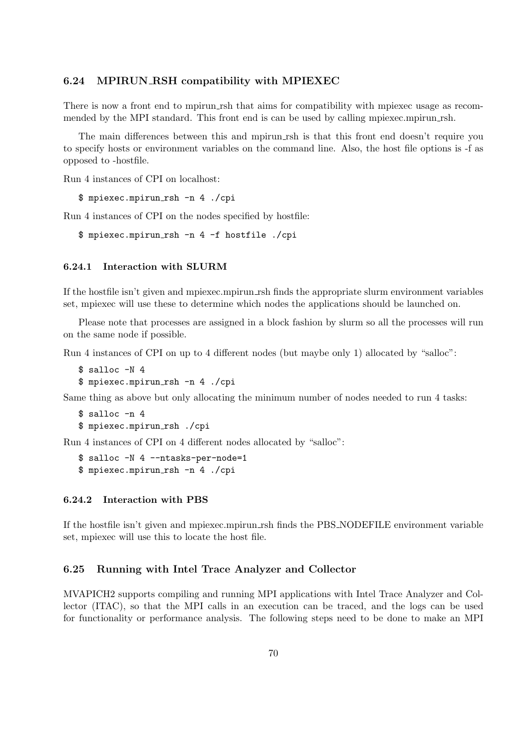### 6.24 MPIRUN_RSH compatibility with MPIEXEC

There is now a front end to mpirun_rsh that aims for compatibility with mpiexec usage as recommended by the MPI standard. This front end is can be used by calling mpiexec.mpirun_rsh.

The main differences between this and mpirun_rsh is that this front end doesn't require you to specify hosts or environment variables on the command line. Also, the host file options is -f as opposed to -hostfile.

Run 4 instances of CPI on localhost:

```
$ mpiexec.mpirun_rsh -n 4 ./cpi
```

Run 4 instances of CPI on the nodes specified by hostfile:

```
$ mpiexec.mpirun_rsh -n 4 -f hostfile ./cpi
```

#### 6.24.1 Interaction with SLURM

If the hostfile isn't given and mpiexec.mpirun_rsh finds the appropriate slurm environment variables set, mpiexec will use these to determine which nodes the applications should be launched on.

Please note that processes are assigned in a block fashion by slurm so all the processes will run on the same node if possible.

Run 4 instances of CPI on up to 4 different nodes (but maybe only 1) allocated by "salloc":

```
$ salloc -N 4
$ mpiexec.mpirun_rsh -n 4 ./cpi
```

Same thing as above but only allocating the minimum number of nodes needed to run 4 tasks:

```
$ salloc -n 4
$ mpiexec.mpirun_rsh ./cpi
```

Run 4 instances of CPI on 4 different nodes allocated by "salloc":

```
$ salloc -N 4 --ntasks-per-node=1
$ mpiexec.mpirun_rsh -n 4 ./cpi
```

#### 6.24.2 Interaction with PBS

If the hostfile isn't given and mpiexec.mpirun_rsh finds the PBS_NODEFILE environment variable set, mpiexec will use this to locate the host file.

### 6.25 Running with Intel Trace Analyzer and Collector

MVAPICH2 supports compiling and running MPI applications with Intel Trace Analyzer and Collector (ITAC), so that the MPI calls in an execution can be traced, and the logs can be used for functionality or performance analysis. The following steps need to be done to make an MPI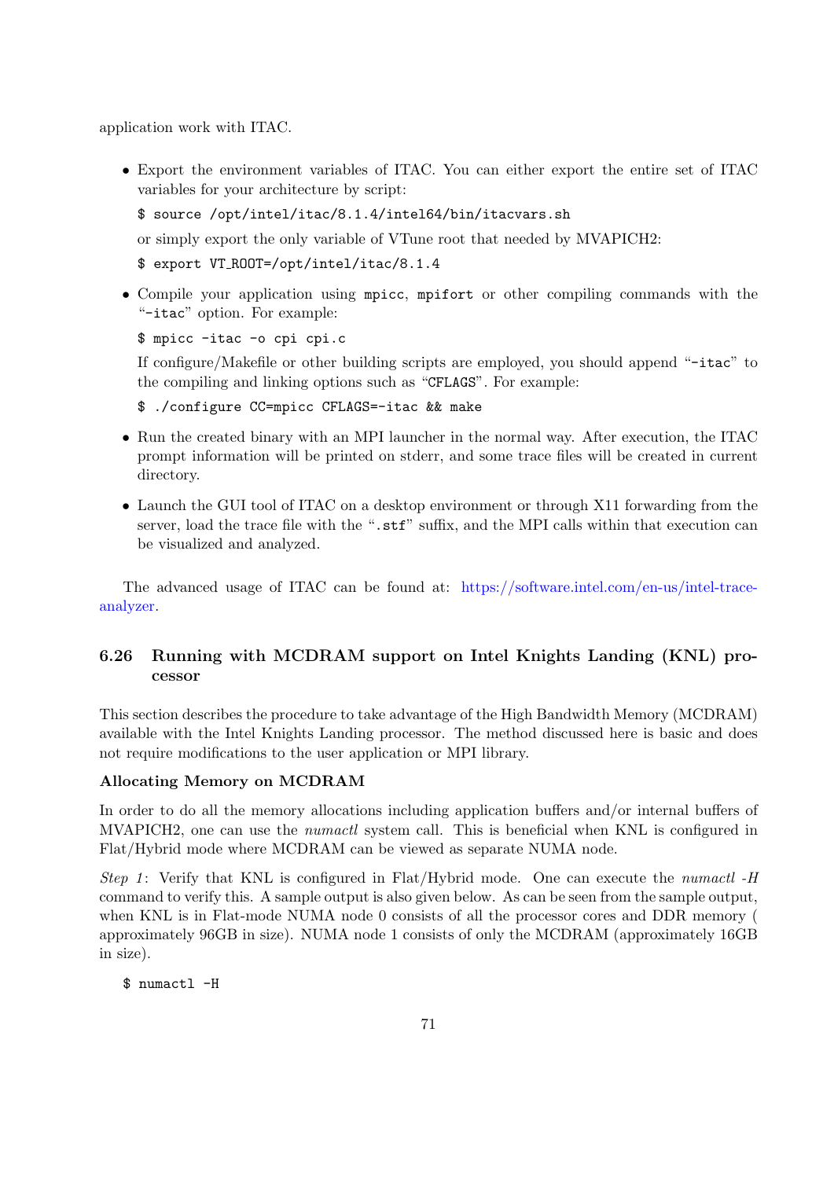application work with ITAC.

- Export the environment variables of ITAC. You can either export the entire set of ITAC variables for your architecture by script:

  ```
  $ source /opt/intel/itac/8.1.4/intel64/bin/itacvars.sh
  ```

  or simply export the only variable of VTune root that needed by MVAPICH2:

  ```
  $ export VT_ROOT=/opt/intel/itac/8.1.4
  ```

- Compile your application using `mpicc`, `mpifort` or other compiling commands with the "`-itac`" option. For example:

  ```
  $ mpicc -itac -o cpi cpi.c
  ```

  If configure/Makefile or other building scripts are employed, you should append "`-itac`" to the compiling and linking options such as "`CFLAGS`". For example:

  ```
  $ ./configure CC=mpicc CFLAGS=-itac && make
  ```

- Run the created binary with an MPI launcher in the normal way. After execution, the ITAC prompt information will be printed on stderr, and some trace files will be created in current directory.

- Launch the GUI tool of ITAC on a desktop environment or through X11 forwarding from the server, load the trace file with the "`.stf`" suffix, and the MPI calls within that execution can be visualized and analyzed.

The advanced usage of ITAC can be found at: https://software.intel.com/en-us/intel-trace-analyzer.

## 6.26 Running with MCDRAM support on Intel Knights Landing (KNL) processor

This section describes the procedure to take advantage of the High Bandwidth Memory (MCDRAM) available with the Intel Knights Landing processor. The method discussed here is basic and does not require modifications to the user application or MPI library.

**Allocating Memory on MCDRAM**

In order to do all the memory allocations including application buffers and/or internal buffers of MVAPICH2, one can use the *numactl* system call. This is beneficial when KNL is configured in Flat/Hybrid mode where MCDRAM can be viewed as separate NUMA node.

*Step 1*: Verify that KNL is configured in Flat/Hybrid mode. One can execute the *numactl -H* command to verify this. A sample output is also given below. As can be seen from the sample output, when KNL is in Flat-mode NUMA node 0 consists of all the processor cores and DDR memory ( approximately 96GB in size). NUMA node 1 consists of only the MCDRAM (approximately 16GB in size).

```
$ numactl -H
```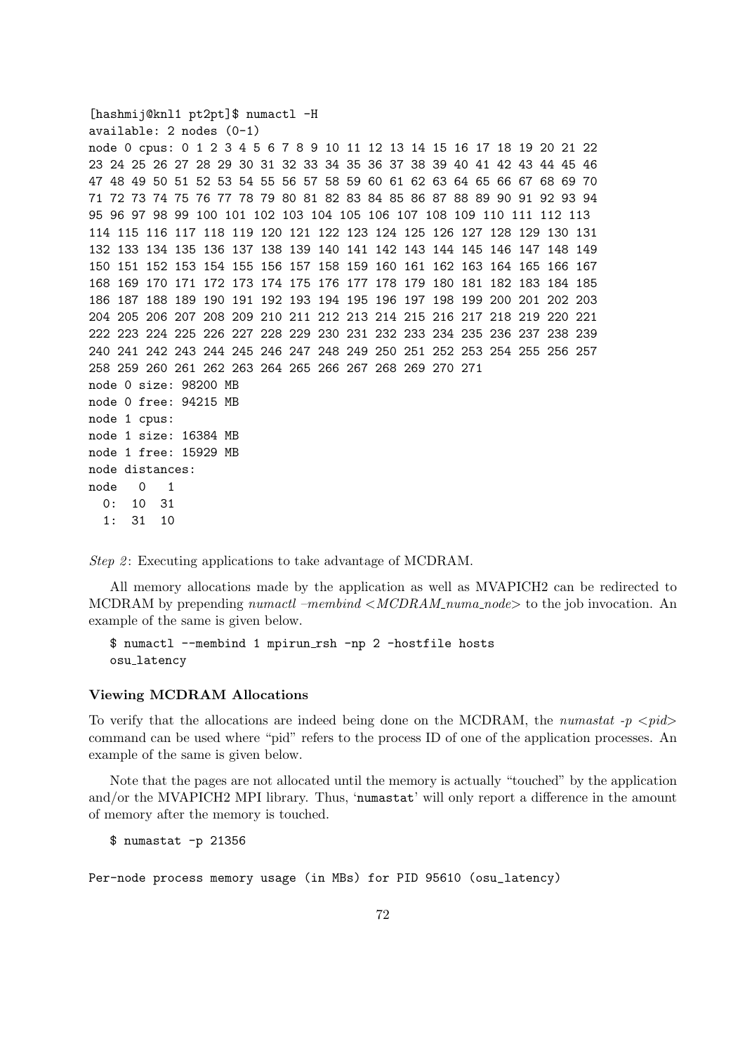```
[hashmij@knl1 pt2pt]$ numactl -H
available: 2 nodes (0-1)
node 0 cpus: 0 1 2 3 4 5 6 7 8 9 10 11 12 13 14 15 16 17 18 19 20 21 22
23 24 25 26 27 28 29 30 31 32 33 34 35 36 37 38 39 40 41 42 43 44 45 46
47 48 49 50 51 52 53 54 55 56 57 58 59 60 61 62 63 64 65 66 67 68 69 70
71 72 73 74 75 76 77 78 79 80 81 82 83 84 85 86 87 88 89 90 91 92 93 94
95 96 97 98 99 100 101 102 103 104 105 106 107 108 109 110 111 112 113
114 115 116 117 118 119 120 121 122 123 124 125 126 127 128 129 130 131
132 133 134 135 136 137 138 139 140 141 142 143 144 145 146 147 148 149
150 151 152 153 154 155 156 157 158 159 160 161 162 163 164 165 166 167
168 169 170 171 172 173 174 175 176 177 178 179 180 181 182 183 184 185
186 187 188 189 190 191 192 193 194 195 196 197 198 199 200 201 202 203
204 205 206 207 208 209 210 211 212 213 214 215 216 217 218 219 220 221
222 223 224 225 226 227 228 229 230 231 232 233 234 235 236 237 238 239
240 241 242 243 244 245 246 247 248 249 250 251 252 253 254 255 256 257
258 259 260 261 262 263 264 265 266 267 268 269 270 271
node 0 size: 98200 MB
node 0 free: 94215 MB
node 1 cpus:
node 1 size: 16384 MB
node 1 free: 15929 MB
node distances:
node   0   1
  0:  10  31
  1:  31  10
```

*Step 2*: Executing applications to take advantage of MCDRAM.

All memory allocations made by the application as well as MVAPICH2 can be redirected to MCDRAM by prepending *numactl –membind <MCDRAM_numa_node>* to the job invocation. An example of the same is given below.

```
$ numactl --membind 1 mpirun_rsh -np 2 -hostfile hosts
osu_latency
```

### Viewing MCDRAM Allocations

To verify that the allocations are indeed being done on the MCDRAM, the *numastat -p <pid>* command can be used where "pid" refers to the process ID of one of the application processes. An example of the same is given below.

Note that the pages are not allocated until the memory is actually "touched" by the application and/or the MVAPICH2 MPI library. Thus, 'numastat' will only report a difference in the amount of memory after the memory is touched.

```
$ numastat -p 21356
```

```
Per-node process memory usage (in MBs) for PID 95610 (osu_latency)
```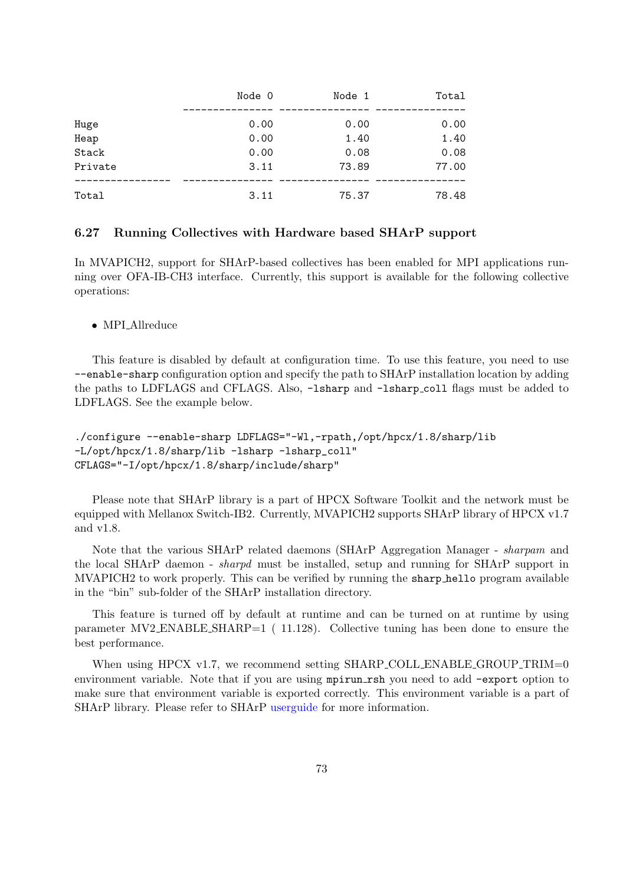| | Node 0 | Node 1 | Total |
|---|---|---|---|
| Huge | 0.00 | 0.00 | 0.00 |
| Heap | 0.00 | 1.40 | 1.40 |
| Stack | 0.00 | 0.08 | 0.08 |
| Private | 3.11 | 73.89 | 77.00 |
| Total | 3.11 | 75.37 | 78.48 |

### 6.27 Running Collectives with Hardware based SHArP support

In MVAPICH2, support for SHArP-based collectives has been enabled for MPI applications running over OFA-IB-CH3 interface. Currently, this support is available for the following collective operations:

- MPI_Allreduce

This feature is disabled by default at configuration time. To use this feature, you need to use `--enable-sharp` configuration option and specify the path to SHArP installation location by adding the paths to LDFLAGS and CFLAGS. Also, `-lsharp` and `-lsharp_coll` flags must be added to LDFLAGS. See the example below.

```
./configure --enable-sharp LDFLAGS="-Wl,-rpath,/opt/hpcx/1.8/sharp/lib
-L/opt/hpcx/1.8/sharp/lib -lsharp -lsharp_coll"
CFLAGS="-I/opt/hpcx/1.8/sharp/include/sharp"
```

Please note that SHArP library is a part of HPCX Software Toolkit and the network must be equipped with Mellanox Switch-IB2. Currently, MVAPICH2 supports SHArP library of HPCX v1.7 and v1.8.

Note that the various SHArP related daemons (SHArP Aggregation Manager - *sharpam* and the local SHArP daemon - *sharpd* must be installed, setup and running for SHArP support in MVAPICH2 to work properly. This can be verified by running the `sharp_hello` program available in the "bin" sub-folder of the SHArP installation directory.

This feature is turned off by default at runtime and can be turned on at runtime by using parameter MV2_ENABLE_SHARP=1 ( 11.128). Collective tuning has been done to ensure the best performance.

When using HPCX v1.7, we recommend setting SHARP_COLL_ENABLE_GROUP_TRIM=0 environment variable. Note that if you are using `mpirun_rsh` you need to add `-export` option to make sure that environment variable is exported correctly. This environment variable is a part of SHArP library. Please refer to SHArP userguide for more information.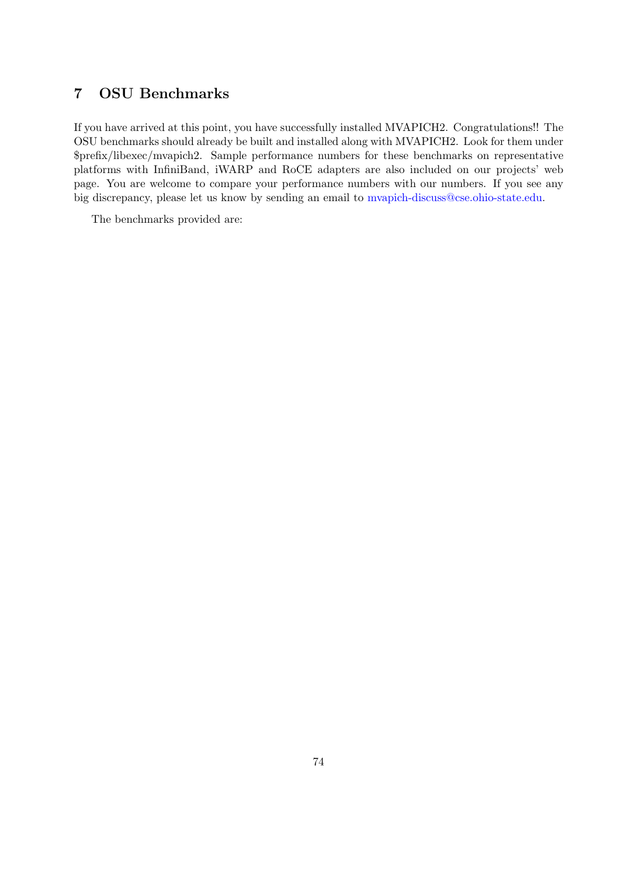# 7 OSU Benchmarks

If you have arrived at this point, you have successfully installed MVAPICH2. Congratulations!! The OSU benchmarks should already be built and installed along with MVAPICH2. Look for them under $prefix/libexec/mvapich2. Sample performance numbers for these benchmarks on representative platforms with InfiniBand, iWARP and RoCE adapters are also included on our projects' web page. You are welcome to compare your performance numbers with our numbers. If you see any big discrepancy, please let us know by sending an email to mvapich-discuss@cse.ohio-state.edu.

The benchmarks provided are: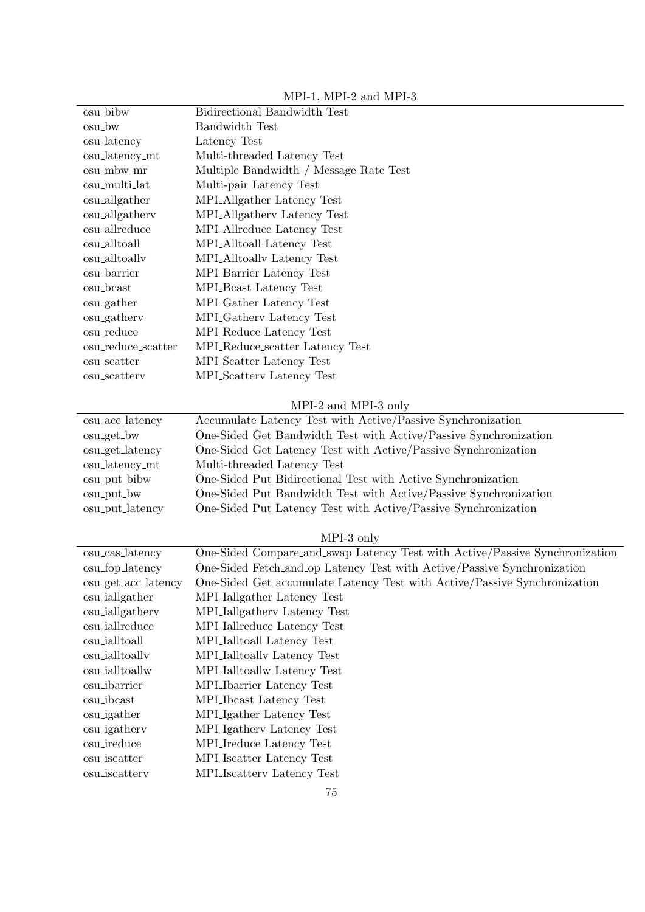| MPI-1, MPI-2 and MPI-3 | |
|---|---|
| osu_bibw | Bidirectional Bandwidth Test |
| osu_bw | Bandwidth Test |
| osu_latency | Latency Test |
| osu_latency_mt | Multi-threaded Latency Test |
| osu_mbw_mr | Multiple Bandwidth / Message Rate Test |
| osu_multi_lat | Multi-pair Latency Test |
| osu_allgather | MPI_Allgather Latency Test |
| osu_allgatherv | MPI_Allgatherv Latency Test |
| osu_allreduce | MPI_Allreduce Latency Test |
| osu_alltoall | MPI_Alltoall Latency Test |
| osu_alltoallv | MPI_Alltoallv Latency Test |
| osu_barrier | MPI_Barrier Latency Test |
| osu_bcast | MPI_Bcast Latency Test |
| osu_gather | MPI_Gather Latency Test |
| osu_gatherv | MPI_Gatherv Latency Test |
| osu_reduce | MPI_Reduce Latency Test |
| osu_reduce_scatter | MPI_Reduce_scatter Latency Test |
| osu_scatter | MPI_Scatter Latency Test |
| osu_scatterv | MPI_Scatterv Latency Test |

| MPI-2 and MPI-3 only | |
|---|---|
| osu_acc_latency | Accumulate Latency Test with Active/Passive Synchronization |
| osu_get_bw | One-Sided Get Bandwidth Test with Active/Passive Synchronization |
| osu_get_latency | One-Sided Get Latency Test with Active/Passive Synchronization |
| osu_latency_mt | Multi-threaded Latency Test |
| osu_put_bibw | One-Sided Put Bidirectional Test with Active Synchronization |
| osu_put_bw | One-Sided Put Bandwidth Test with Active/Passive Synchronization |
| osu_put_latency | One-Sided Put Latency Test with Active/Passive Synchronization |

| MPI-3 only | |
|---|---|
| osu_cas_latency | One-Sided Compare_and_swap Latency Test with Active/Passive Synchronization |
| osu_fop_latency | One-Sided Fetch_and_op Latency Test with Active/Passive Synchronization |
| osu_get_acc_latency | One-Sided Get_accumulate Latency Test with Active/Passive Synchronization |
| osu_iallgather | MPI_Iallgather Latency Test |
| osu_iallgatherv | MPI_Iallgatherv Latency Test |
| osu_iallreduce | MPI_Iallreduce Latency Test |
| osu_ialltoall | MPI_Ialltoall Latency Test |
| osu_ialltoallv | MPI_Ialltoallv Latency Test |
| osu_ialltoallw | MPI_Ialltoallw Latency Test |
| osu_ibarrier | MPI_Ibarrier Latency Test |
| osu_ibcast | MPI_Ibcast Latency Test |
| osu_igather | MPI_Igather Latency Test |
| osu_igatherv | MPI_Igatherv Latency Test |
| osu_ireduce | MPI_Ireduce Latency Test |
| osu_iscatter | MPI_Iscatter Latency Test |
| osu_iscatterv | MPI_Iscatterv Latency Test |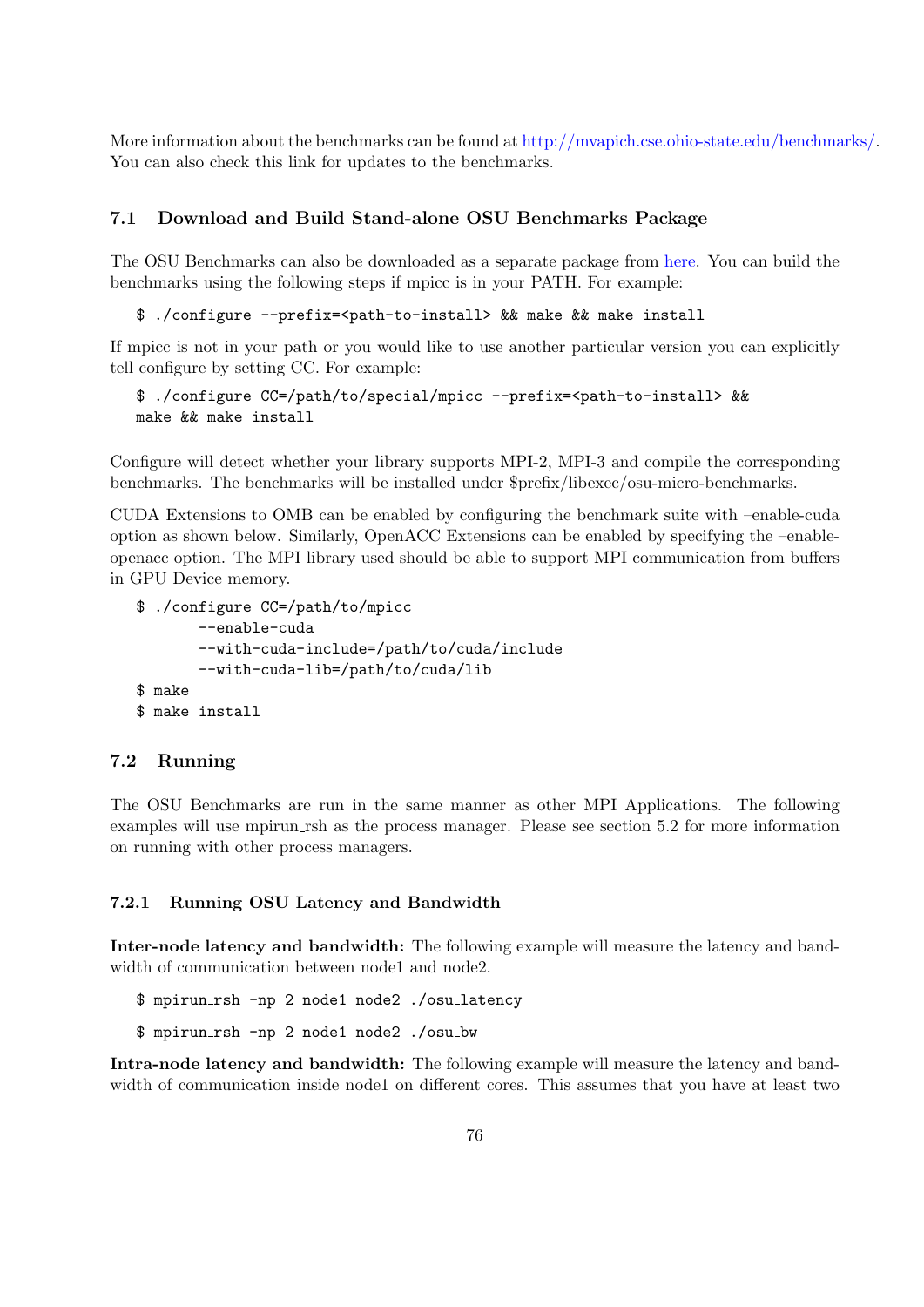More information about the benchmarks can be found at http://mvapich.cse.ohio-state.edu/benchmarks/. You can also check this link for updates to the benchmarks.

## 7.1 Download and Build Stand-alone OSU Benchmarks Package

The OSU Benchmarks can also be downloaded as a separate package from here. You can build the benchmarks using the following steps if mpicc is in your PATH. For example:

```
$ ./configure --prefix=<path-to-install> && make && make install
```

If mpicc is not in your path or you would like to use another particular version you can explicitly tell configure by setting CC. For example:

```
$ ./configure CC=/path/to/special/mpicc --prefix=<path-to-install> &&
make && make install
```

Configure will detect whether your library supports MPI-2, MPI-3 and compile the corresponding benchmarks. The benchmarks will be installed under $prefix/libexec/osu-micro-benchmarks.

CUDA Extensions to OMB can be enabled by configuring the benchmark suite with –enable-cuda option as shown below. Similarly, OpenACC Extensions can be enabled by specifying the –enable-openacc option. The MPI library used should be able to support MPI communication from buffers in GPU Device memory.

```
$ ./configure CC=/path/to/mpicc
        --enable-cuda
        --with-cuda-include=/path/to/cuda/include
        --with-cuda-lib=/path/to/cuda/lib
$ make
$ make install
```

## 7.2 Running

The OSU Benchmarks are run in the same manner as other MPI Applications. The following examples will use mpirun_rsh as the process manager. Please see section 5.2 for more information on running with other process managers.

### 7.2.1 Running OSU Latency and Bandwidth

**Inter-node latency and bandwidth:** The following example will measure the latency and bandwidth of communication between node1 and node2.

```
$ mpirun_rsh -np 2 node1 node2 ./osu_latency
```

```
$ mpirun_rsh -np 2 node1 node2 ./osu_bw
```

**Intra-node latency and bandwidth:** The following example will measure the latency and bandwidth of communication inside node1 on different cores. This assumes that you have at least two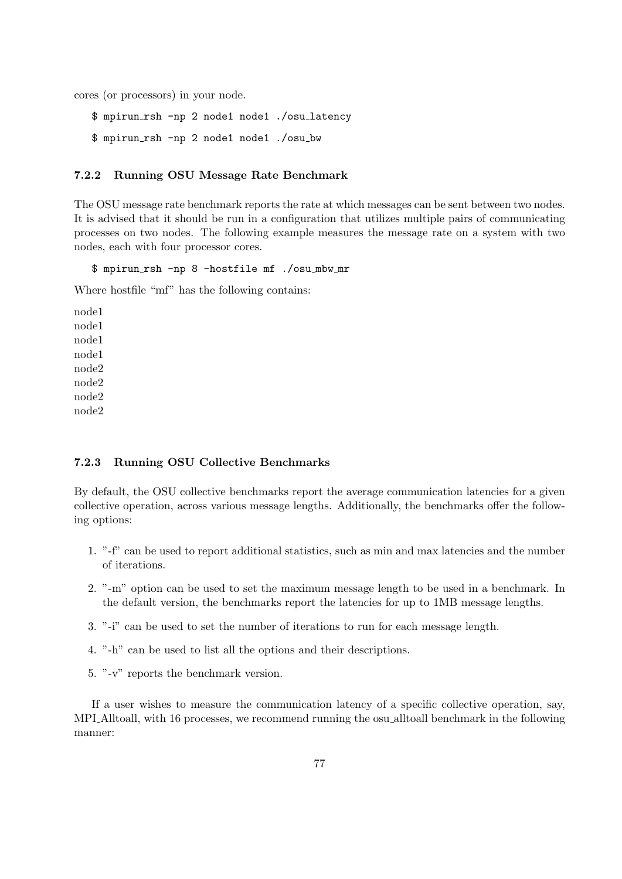cores (or processors) in your node.

```
$ mpirun_rsh -np 2 node1 node1 ./osu_latency
```

```
$ mpirun_rsh -np 2 node1 node1 ./osu_bw
```

### 7.2.2 Running OSU Message Rate Benchmark

The OSU message rate benchmark reports the rate at which messages can be sent between two nodes. It is advised that it should be run in a configuration that utilizes multiple pairs of communicating processes on two nodes. The following example measures the message rate on a system with two nodes, each with four processor cores.

```
$ mpirun_rsh -np 8 -hostfile mf ./osu_mbw_mr
```

Where hostfile "mf" has the following contains:

```
node1
node1
node1
node1
node2
node2
node2
node2
```

### 7.2.3 Running OSU Collective Benchmarks

By default, the OSU collective benchmarks report the average communication latencies for a given collective operation, across various message lengths. Additionally, the benchmarks offer the following options:

1. "-f" can be used to report additional statistics, such as min and max latencies and the number of iterations.
2. "-m" option can be used to set the maximum message length to be used in a benchmark. In the default version, the benchmarks report the latencies for up to 1MB message lengths.
3. "-i" can be used to set the number of iterations to run for each message length.
4. "-h" can be used to list all the options and their descriptions.
5. "-v" reports the benchmark version.

If a user wishes to measure the communication latency of a specific collective operation, say, MPI_Alltoall, with 16 processes, we recommend running the osu_alltoall benchmark in the following manner: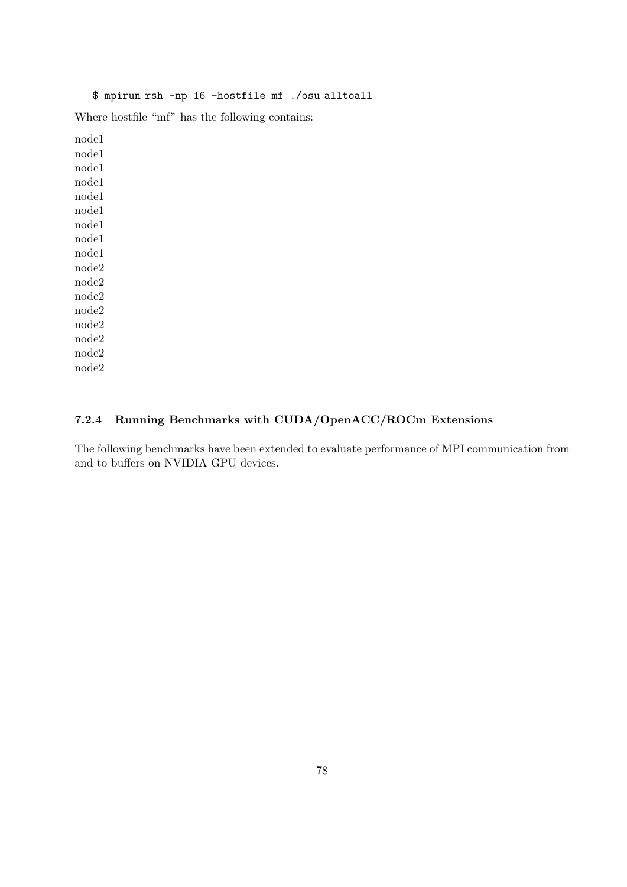```
$ mpirun_rsh -np 16 -hostfile mf ./osu_alltoall
```

Where hostfile "mf" has the following contains:

```
node1
node1
node1
node1
node1
node1
node1
node1
node1
node2
node2
node2
node2
node2
node2
node2
node2
```

#### 7.2.4 Running Benchmarks with CUDA/OpenACC/ROCm Extensions

The following benchmarks have been extended to evaluate performance of MPI communication from and to buffers on NVIDIA GPU devices.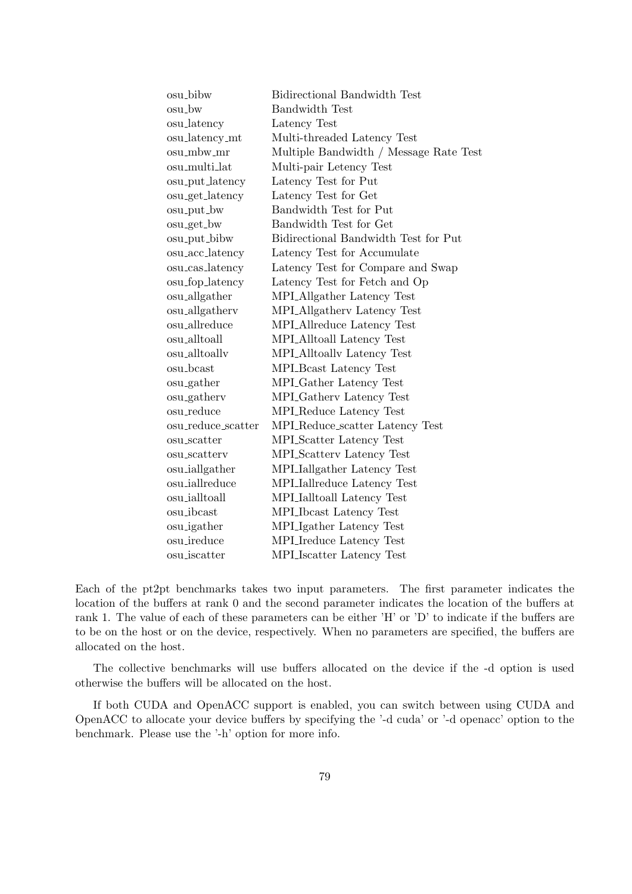| | |
|---|---|
| osu_bibw | Bidirectional Bandwidth Test |
| osu_bw | Bandwidth Test |
| osu_latency | Latency Test |
| osu_latency_mt | Multi-threaded Latency Test |
| osu_mbw_mr | Multiple Bandwidth / Message Rate Test |
| osu_multi_lat | Multi-pair Letency Test |
| osu_put_latency | Latency Test for Put |
| osu_get_latency | Latency Test for Get |
| osu_put_bw | Bandwidth Test for Put |
| osu_get_bw | Bandwidth Test for Get |
| osu_put_bibw | Bidirectional Bandwidth Test for Put |
| osu_acc_latency | Latency Test for Accumulate |
| osu_cas_latency | Latency Test for Compare and Swap |
| osu_fop_latency | Latency Test for Fetch and Op |
| osu_allgather | MPI_Allgather Latency Test |
| osu_allgatherv | MPI_Allgatherv Latency Test |
| osu_allreduce | MPI_Allreduce Latency Test |
| osu_alltoall | MPI_Alltoall Latency Test |
| osu_alltoallv | MPI_Alltoallv Latency Test |
| osu_bcast | MPI_Bcast Latency Test |
| osu_gather | MPI_Gather Latency Test |
| osu_gatherv | MPI_Gatherv Latency Test |
| osu_reduce | MPI_Reduce Latency Test |
| osu_reduce_scatter | MPI_Reduce_scatter Latency Test |
| osu_scatter | MPI_Scatter Latency Test |
| osu_scatterv | MPI_Scatterv Latency Test |
| osu_iallgather | MPI_Iallgather Latency Test |
| osu_iallreduce | MPI_Iallreduce Latency Test |
| osu_ialltoall | MPI_Ialltoall Latency Test |
| osu_ibcast | MPI_Ibcast Latency Test |
| osu_igather | MPI_Igather Latency Test |
| osu_ireduce | MPI_Ireduce Latency Test |
| osu_iscatter | MPI_Iscatter Latency Test |

Each of the pt2pt benchmarks takes two input parameters. The first parameter indicates the location of the buffers at rank 0 and the second parameter indicates the location of the buffers at rank 1. The value of each of these parameters can be either 'H' or 'D' to indicate if the buffers are to be on the host or on the device, respectively. When no parameters are specified, the buffers are allocated on the host.

The collective benchmarks will use buffers allocated on the device if the -d option is used otherwise the buffers will be allocated on the host.

If both CUDA and OpenACC support is enabled, you can switch between using CUDA and OpenACC to allocate your device buffers by specifying the '-d cuda' or '-d openacc' option to the benchmark. Please use the '-h' option for more info.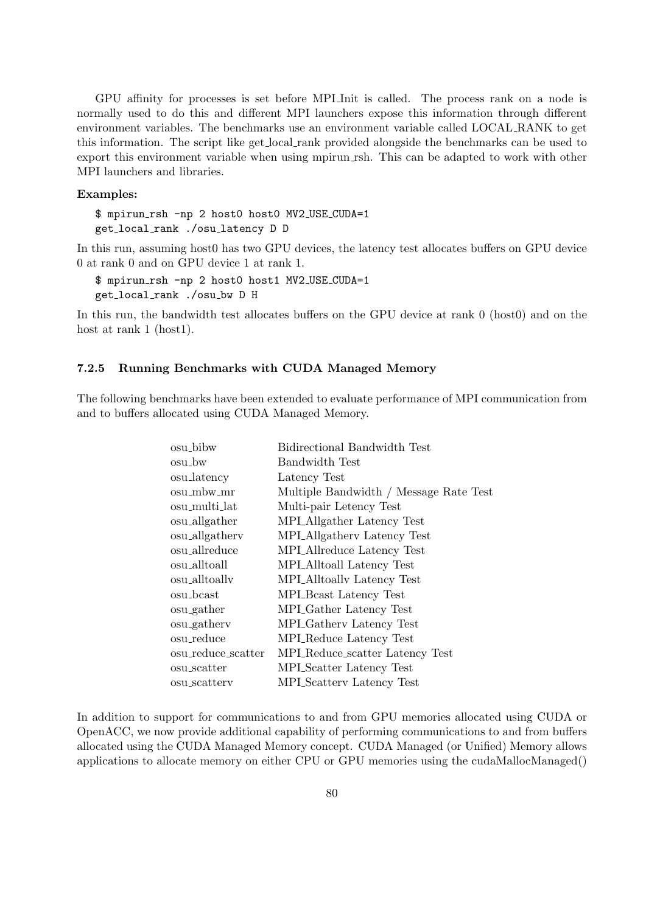GPU affinity for processes is set before MPI_Init is called. The process rank on a node is normally used to do this and different MPI launchers expose this information through different environment variables. The benchmarks use an environment variable called LOCAL_RANK to get this information. The script like get_local_rank provided alongside the benchmarks can be used to export this environment variable when using mpirun_rsh. This can be adapted to work with other MPI launchers and libraries.

**Examples:**

```
$ mpirun_rsh -np 2 host0 host0 MV2_USE_CUDA=1
get_local_rank ./osu_latency D D
```

In this run, assuming host0 has two GPU devices, the latency test allocates buffers on GPU device 0 at rank 0 and on GPU device 1 at rank 1.

```
$ mpirun_rsh -np 2 host0 host1 MV2_USE_CUDA=1
get_local_rank ./osu_bw D H
```

In this run, the bandwidth test allocates buffers on the GPU device at rank 0 (host0) and on the host at rank 1 (host1).

### 7.2.5 Running Benchmarks with CUDA Managed Memory

The following benchmarks have been extended to evaluate performance of MPI communication from and to buffers allocated using CUDA Managed Memory.

| | |
|---|---|
| osu_bibw | Bidirectional Bandwidth Test |
| osu_bw | Bandwidth Test |
| osu_latency | Latency Test |
| osu_mbw_mr | Multiple Bandwidth / Message Rate Test |
| osu_multi_lat | Multi-pair Letency Test |
| osu_allgather | MPI_Allgather Latency Test |
| osu_allgatherv | MPI_Allgatherv Latency Test |
| osu_allreduce | MPI_Allreduce Latency Test |
| osu_alltoall | MPI_Alltoall Latency Test |
| osu_alltoallv | MPI_Alltoallv Latency Test |
| osu_bcast | MPI_Bcast Latency Test |
| osu_gather | MPI_Gather Latency Test |
| osu_gatherv | MPI_Gatherv Latency Test |
| osu_reduce | MPI_Reduce Latency Test |
| osu_reduce_scatter | MPI_Reduce_scatter Latency Test |
| osu_scatter | MPI_Scatter Latency Test |
| osu_scatterv | MPI_Scatterv Latency Test |

In addition to support for communications to and from GPU memories allocated using CUDA or OpenACC, we now provide additional capability of performing communications to and from buffers allocated using the CUDA Managed Memory concept. CUDA Managed (or Unified) Memory allows applications to allocate memory on either CPU or GPU memories using the cudaMallocManaged()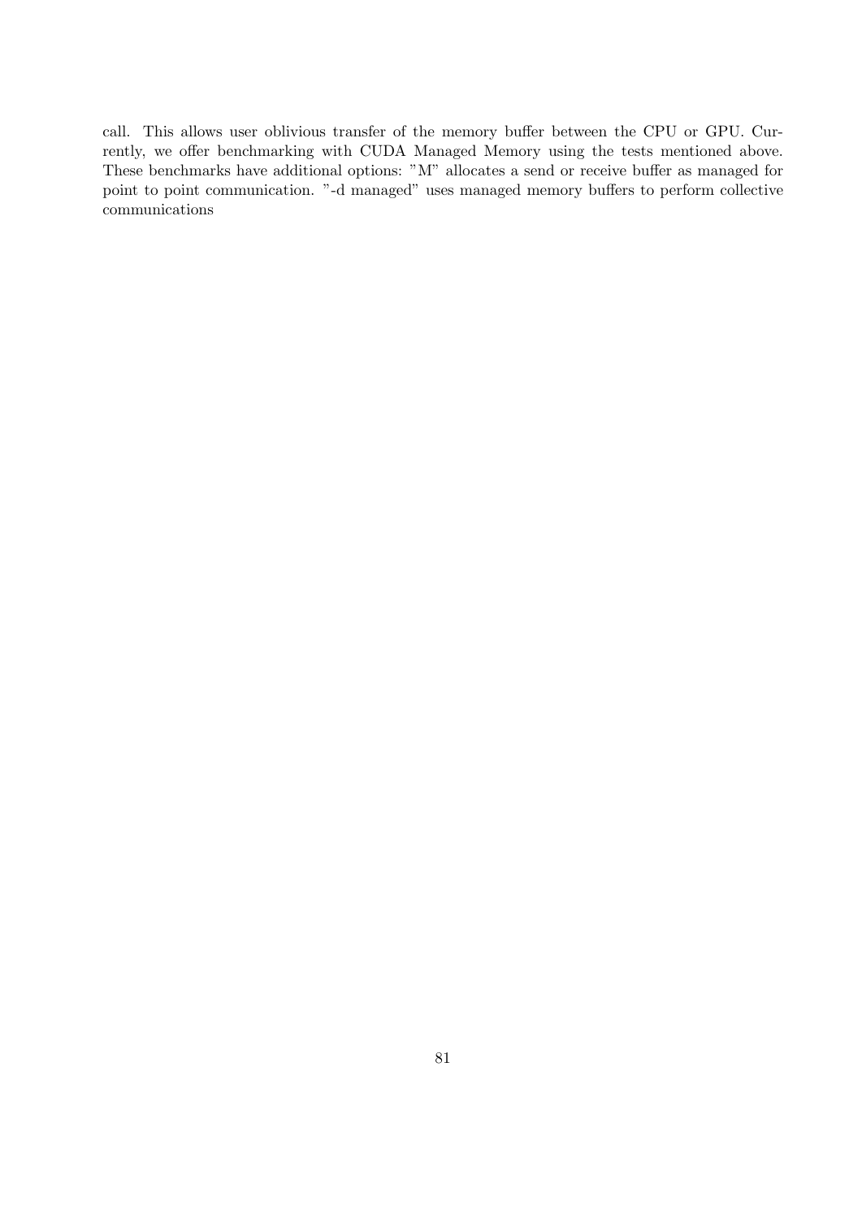call. This allows user oblivious transfer of the memory buffer between the CPU or GPU. Currently, we offer benchmarking with CUDA Managed Memory using the tests mentioned above. These benchmarks have additional options: "M" allocates a send or receive buffer as managed for point to point communication. "-d managed" uses managed memory buffers to perform collective communications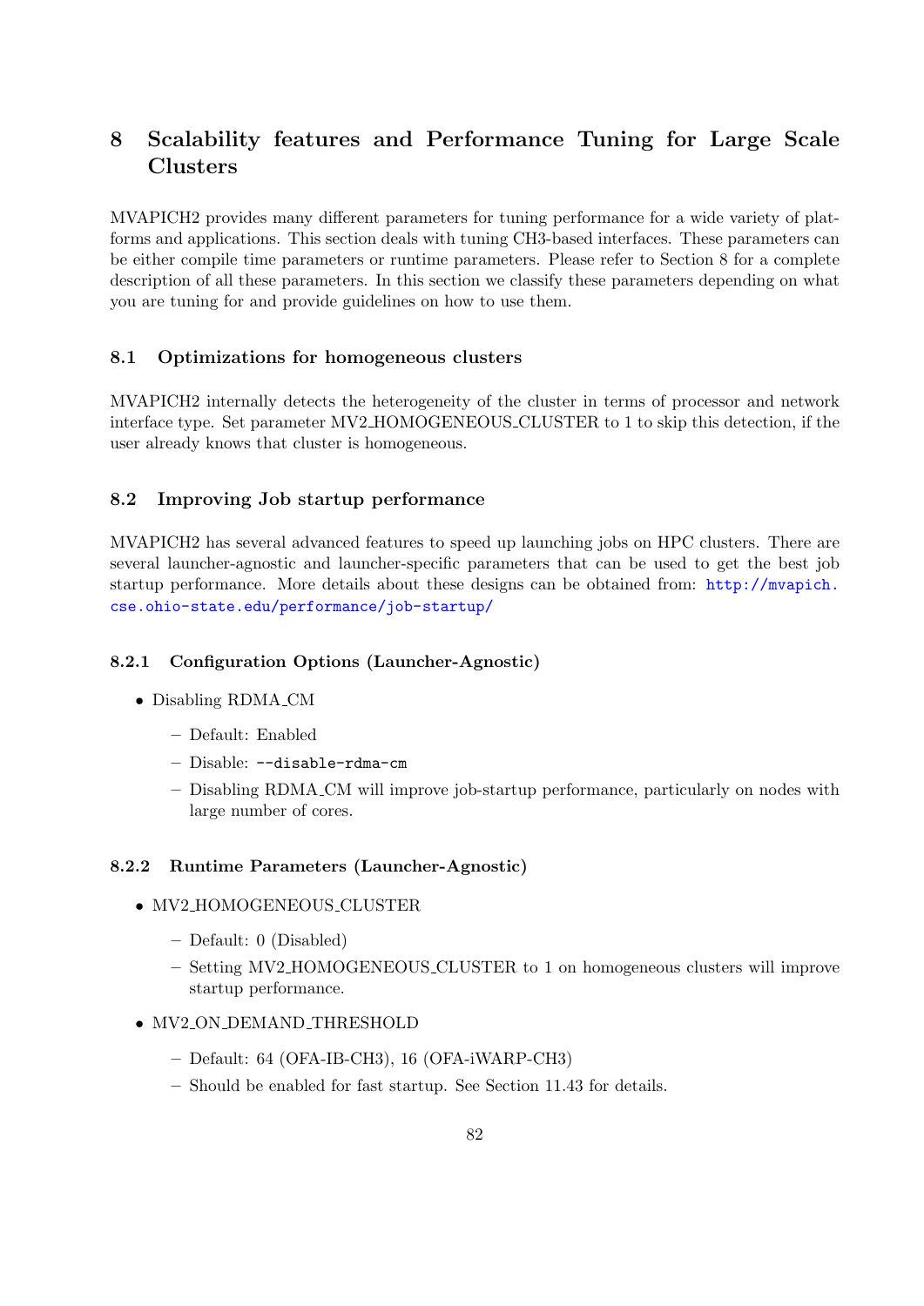# 8 Scalability features and Performance Tuning for Large Scale Clusters

MVAPICH2 provides many different parameters for tuning performance for a wide variety of platforms and applications. This section deals with tuning CH3-based interfaces. These parameters can be either compile time parameters or runtime parameters. Please refer to Section 8 for a complete description of all these parameters. In this section we classify these parameters depending on what you are tuning for and provide guidelines on how to use them.

## 8.1 Optimizations for homogeneous clusters

MVAPICH2 internally detects the heterogeneity of the cluster in terms of processor and network interface type. Set parameter MV2_HOMOGENEOUS_CLUSTER to 1 to skip this detection, if the user already knows that cluster is homogeneous.

## 8.2 Improving Job startup performance

MVAPICH2 has several advanced features to speed up launching jobs on HPC clusters. There are several launcher-agnostic and launcher-specific parameters that can be used to get the best job startup performance. More details about these designs can be obtained from: http://mvapich.cse.ohio-state.edu/performance/job-startup/

### 8.2.1 Configuration Options (Launcher-Agnostic)

- Disabling RDMA_CM
  - Default: Enabled
  - Disable: `--disable-rdma-cm`
  - Disabling RDMA_CM will improve job-startup performance, particularly on nodes with large number of cores.

### 8.2.2 Runtime Parameters (Launcher-Agnostic)

- MV2_HOMOGENEOUS_CLUSTER
  - Default: 0 (Disabled)
  - Setting MV2_HOMOGENEOUS_CLUSTER to 1 on homogeneous clusters will improve startup performance.
- MV2_ON_DEMAND_THRESHOLD
  - Default: 64 (OFA-IB-CH3), 16 (OFA-iWARP-CH3)
  - Should be enabled for fast startup. See Section 11.43 for details.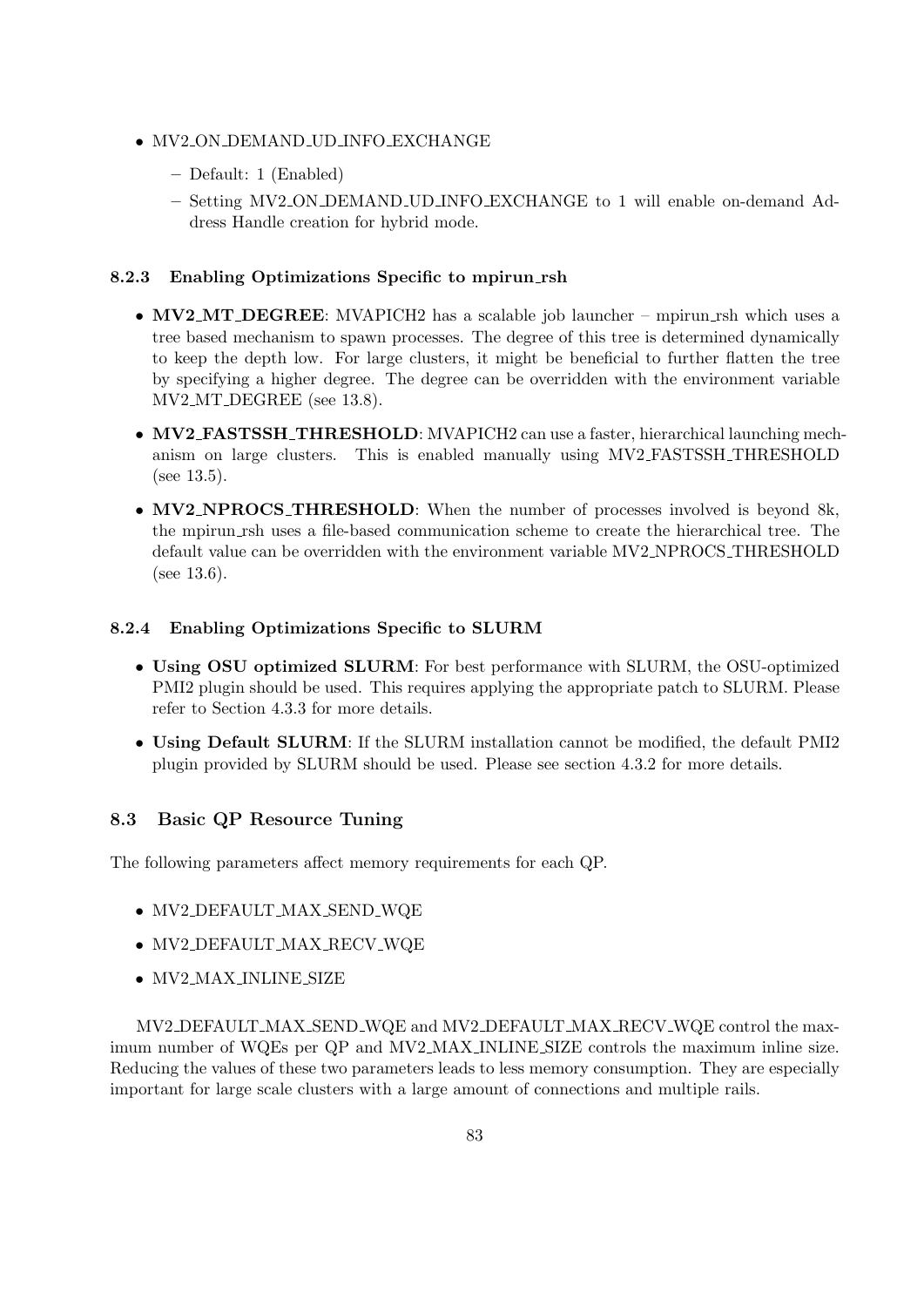- MV2_ON_DEMAND_UD_INFO_EXCHANGE
  - Default: 1 (Enabled)
  - Setting MV2_ON_DEMAND_UD_INFO_EXCHANGE to 1 will enable on-demand Address Handle creation for hybrid mode.

#### 8.2.3 Enabling Optimizations Specific to mpirun_rsh

- **MV2_MT_DEGREE**: MVAPICH2 has a scalable job launcher – mpirun_rsh which uses a tree based mechanism to spawn processes. The degree of this tree is determined dynamically to keep the depth low. For large clusters, it might be beneficial to further flatten the tree by specifying a higher degree. The degree can be overridden with the environment variable MV2_MT_DEGREE (see 13.8).
- **MV2_FASTSSH_THRESHOLD**: MVAPICH2 can use a faster, hierarchical launching mechanism on large clusters. This is enabled manually using MV2_FASTSSH_THRESHOLD (see 13.5).
- **MV2_NPROCS_THRESHOLD**: When the number of processes involved is beyond 8k, the mpirun_rsh uses a file-based communication scheme to create the hierarchical tree. The default value can be overridden with the environment variable MV2_NPROCS_THRESHOLD (see 13.6).

#### 8.2.4 Enabling Optimizations Specific to SLURM

- **Using OSU optimized SLURM**: For best performance with SLURM, the OSU-optimized PMI2 plugin should be used. This requires applying the appropriate patch to SLURM. Please refer to Section 4.3.3 for more details.
- **Using Default SLURM**: If the SLURM installation cannot be modified, the default PMI2 plugin provided by SLURM should be used. Please see section 4.3.2 for more details.

### 8.3 Basic QP Resource Tuning

The following parameters affect memory requirements for each QP.

- MV2_DEFAULT_MAX_SEND_WQE
- MV2_DEFAULT_MAX_RECV_WQE
- MV2_MAX_INLINE_SIZE

MV2_DEFAULT_MAX_SEND_WQE and MV2_DEFAULT_MAX_RECV_WQE control the maximum number of WQEs per QP and MV2_MAX_INLINE_SIZE controls the maximum inline size. Reducing the values of these two parameters leads to less memory consumption. They are especially important for large scale clusters with a large amount of connections and multiple rails.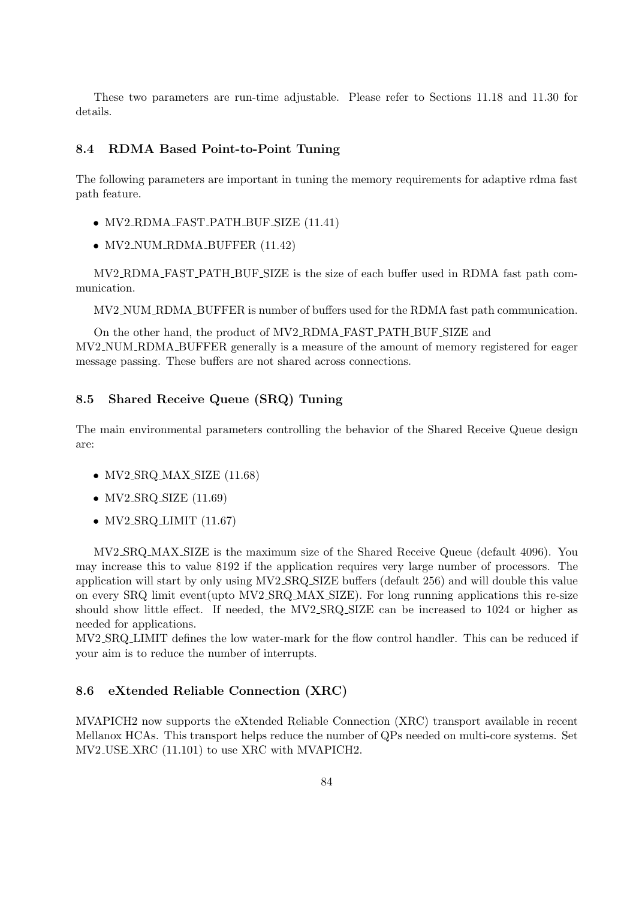These two parameters are run-time adjustable. Please refer to Sections 11.18 and 11.30 for details.

### 8.4 RDMA Based Point-to-Point Tuning

The following parameters are important in tuning the memory requirements for adaptive rdma fast path feature.

- MV2_RDMA_FAST_PATH_BUF_SIZE (11.41)
- MV2_NUM_RDMA_BUFFER (11.42)

MV2_RDMA_FAST_PATH_BUF_SIZE is the size of each buffer used in RDMA fast path communication.

MV2_NUM_RDMA_BUFFER is number of buffers used for the RDMA fast path communication.

On the other hand, the product of MV2_RDMA_FAST_PATH_BUF_SIZE and MV2_NUM_RDMA_BUFFER generally is a measure of the amount of memory registered for eager message passing. These buffers are not shared across connections.

### 8.5 Shared Receive Queue (SRQ) Tuning

The main environmental parameters controlling the behavior of the Shared Receive Queue design are:

- MV2_SRQ_MAX_SIZE (11.68)
- MV2_SRQ_SIZE (11.69)
- MV2_SRQ_LIMIT (11.67)

MV2_SRQ_MAX_SIZE is the maximum size of the Shared Receive Queue (default 4096). You may increase this to value 8192 if the application requires very large number of processors. The application will start by only using MV2_SRQ_SIZE buffers (default 256) and will double this value on every SRQ limit event(upto MV2_SRQ_MAX_SIZE). For long running applications this re-size should show little effect. If needed, the MV2_SRQ_SIZE can be increased to 1024 or higher as needed for applications.
MV2_SRQ_LIMIT defines the low water-mark for the flow control handler. This can be reduced if your aim is to reduce the number of interrupts.

### 8.6 eXtended Reliable Connection (XRC)

MVAPICH2 now supports the eXtended Reliable Connection (XRC) transport available in recent Mellanox HCAs. This transport helps reduce the number of QPs needed on multi-core systems. Set MV2_USE_XRC (11.101) to use XRC with MVAPICH2.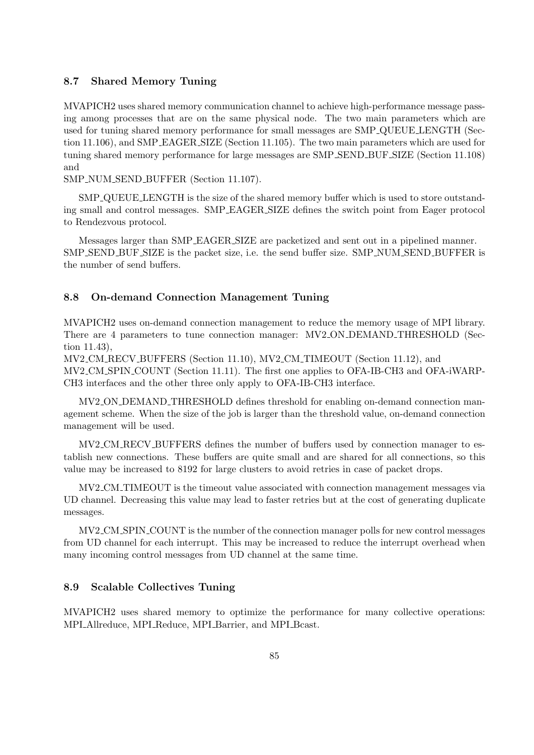### 8.7 Shared Memory Tuning

MVAPICH2 uses shared memory communication channel to achieve high-performance message passing among processes that are on the same physical node. The two main parameters which are used for tuning shared memory performance for small messages are SMP_QUEUE_LENGTH (Section 11.106), and SMP_EAGER_SIZE (Section 11.105). The two main parameters which are used for tuning shared memory performance for large messages are SMP_SEND_BUF_SIZE (Section 11.108) and
SMP_NUM_SEND_BUFFER (Section 11.107).

SMP_QUEUE_LENGTH is the size of the shared memory buffer which is used to store outstanding small and control messages. SMP_EAGER_SIZE defines the switch point from Eager protocol to Rendezvous protocol.

Messages larger than SMP_EAGER_SIZE are packetized and sent out in a pipelined manner. SMP_SEND_BUF_SIZE is the packet size, i.e. the send buffer size. SMP_NUM_SEND_BUFFER is the number of send buffers.

### 8.8 On-demand Connection Management Tuning

MVAPICH2 uses on-demand connection management to reduce the memory usage of MPI library. There are 4 parameters to tune connection manager: MV2_ON_DEMAND_THRESHOLD (Section 11.43),
MV2_CM_RECV_BUFFERS (Section 11.10), MV2_CM_TIMEOUT (Section 11.12), and
MV2_CM_SPIN_COUNT (Section 11.11). The first one applies to OFA-IB-CH3 and OFA-iWARP-CH3 interfaces and the other three only apply to OFA-IB-CH3 interface.

MV2_ON_DEMAND_THRESHOLD defines threshold for enabling on-demand connection management scheme. When the size of the job is larger than the threshold value, on-demand connection management will be used.

MV2_CM_RECV_BUFFERS defines the number of buffers used by connection manager to establish new connections. These buffers are quite small and are shared for all connections, so this value may be increased to 8192 for large clusters to avoid retries in case of packet drops.

MV2_CM_TIMEOUT is the timeout value associated with connection management messages via UD channel. Decreasing this value may lead to faster retries but at the cost of generating duplicate messages.

MV2_CM_SPIN_COUNT is the number of the connection manager polls for new control messages from UD channel for each interrupt. This may be increased to reduce the interrupt overhead when many incoming control messages from UD channel at the same time.

### 8.9 Scalable Collectives Tuning

MVAPICH2 uses shared memory to optimize the performance for many collective operations: MPI_Allreduce, MPI_Reduce, MPI_Barrier, and MPI_Bcast.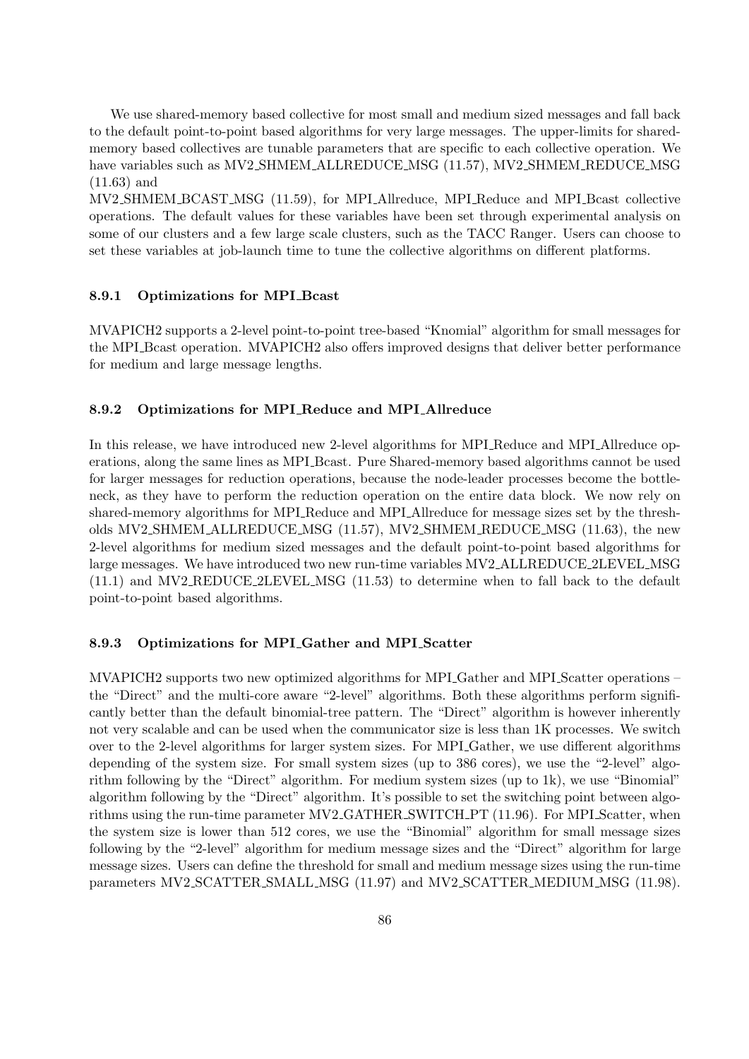We use shared-memory based collective for most small and medium sized messages and fall back to the default point-to-point based algorithms for very large messages. The upper-limits for shared-memory based collectives are tunable parameters that are specific to each collective operation. We have variables such as MV2_SHMEM_ALLREDUCE_MSG (11.57), MV2_SHMEM_REDUCE_MSG (11.63) and

MV2_SHMEM_BCAST_MSG (11.59), for MPI_Allreduce, MPI_Reduce and MPI_Bcast collective operations. The default values for these variables have been set through experimental analysis on some of our clusters and a few large scale clusters, such as the TACC Ranger. Users can choose to set these variables at job-launch time to tune the collective algorithms on different platforms.

### 8.9.1 Optimizations for MPI_Bcast

MVAPICH2 supports a 2-level point-to-point tree-based "Knomial" algorithm for small messages for the MPI_Bcast operation. MVAPICH2 also offers improved designs that deliver better performance for medium and large message lengths.

### 8.9.2 Optimizations for MPI_Reduce and MPI_Allreduce

In this release, we have introduced new 2-level algorithms for MPI_Reduce and MPI_Allreduce operations, along the same lines as MPI_Bcast. Pure Shared-memory based algorithms cannot be used for larger messages for reduction operations, because the node-leader processes become the bottleneck, as they have to perform the reduction operation on the entire data block. We now rely on shared-memory algorithms for MPI_Reduce and MPI_Allreduce for message sizes set by the thresholds MV2_SHMEM_ALLREDUCE_MSG (11.57), MV2_SHMEM_REDUCE_MSG (11.63), the new 2-level algorithms for medium sized messages and the default point-to-point based algorithms for large messages. We have introduced two new run-time variables MV2_ALLREDUCE_2LEVEL_MSG (11.1) and MV2_REDUCE_2LEVEL_MSG (11.53) to determine when to fall back to the default point-to-point based algorithms.

### 8.9.3 Optimizations for MPI_Gather and MPI_Scatter

MVAPICH2 supports two new optimized algorithms for MPI_Gather and MPI_Scatter operations – the "Direct" and the multi-core aware "2-level" algorithms. Both these algorithms perform significantly better than the default binomial-tree pattern. The "Direct" algorithm is however inherently not very scalable and can be used when the communicator size is less than 1K processes. We switch over to the 2-level algorithms for larger system sizes. For MPI_Gather, we use different algorithms depending of the system size. For small system sizes (up to 386 cores), we use the "2-level" algorithm following by the "Direct" algorithm. For medium system sizes (up to 1k), we use "Binomial" algorithm following by the "Direct" algorithm. It's possible to set the switching point between algorithms using the run-time parameter MV2_GATHER_SWITCH_PT (11.96). For MPI_Scatter, when the system size is lower than 512 cores, we use the "Binomial" algorithm for small message sizes following by the "2-level" algorithm for medium message sizes and the "Direct" algorithm for large message sizes. Users can define the threshold for small and medium message sizes using the run-time parameters MV2_SCATTER_SMALL_MSG (11.97) and MV2_SCATTER_MEDIUM_MSG (11.98).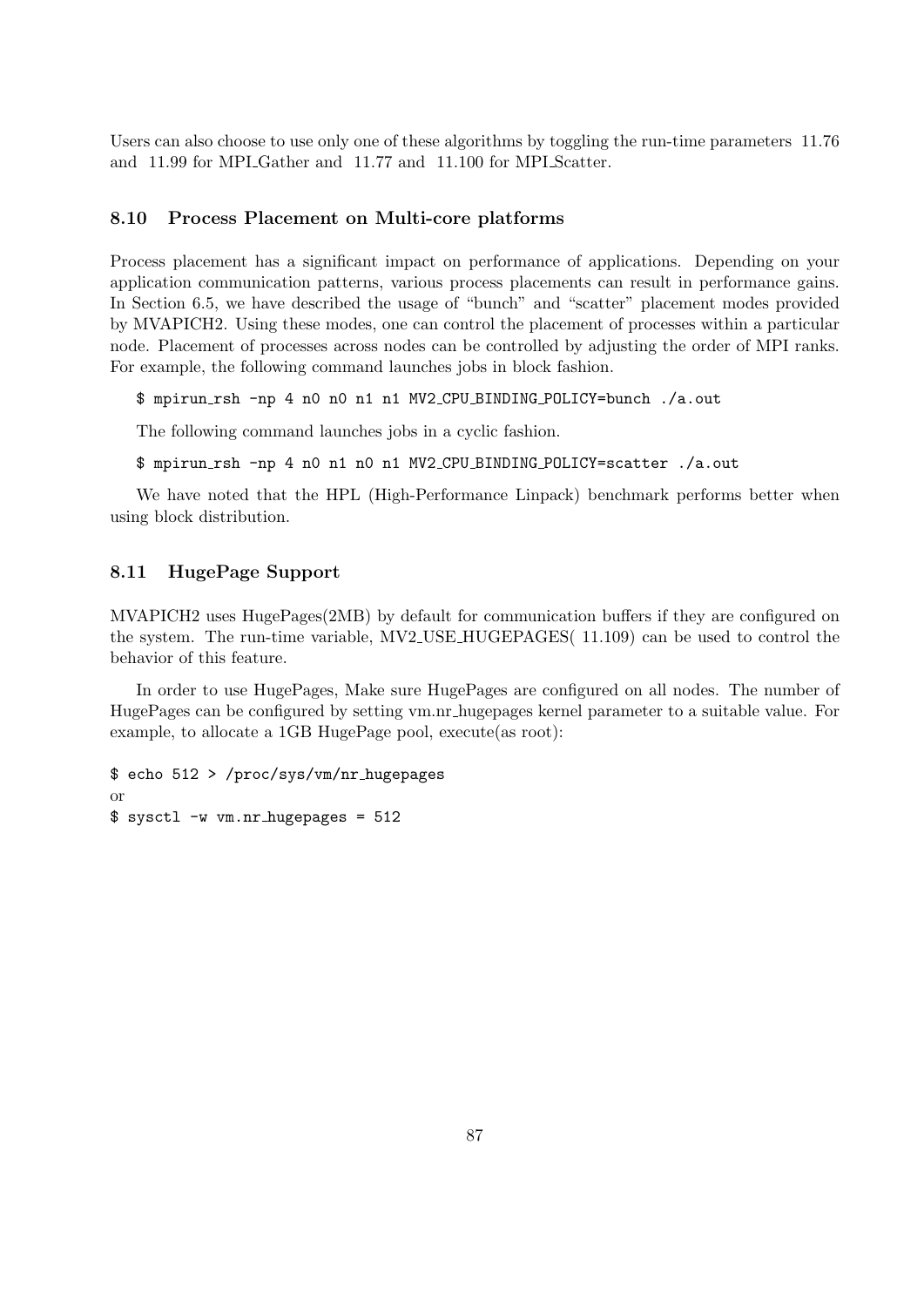Users can also choose to use only one of these algorithms by toggling the run-time parameters 11.76 and 11.99 for MPI_Gather and 11.77 and 11.100 for MPI_Scatter.

### 8.10 Process Placement on Multi-core platforms

Process placement has a significant impact on performance of applications. Depending on your application communication patterns, various process placements can result in performance gains. In Section 6.5, we have described the usage of "bunch" and "scatter" placement modes provided by MVAPICH2. Using these modes, one can control the placement of processes within a particular node. Placement of processes across nodes can be controlled by adjusting the order of MPI ranks. For example, the following command launches jobs in block fashion.

```
$ mpirun_rsh -np 4 n0 n0 n1 n1 MV2_CPU_BINDING_POLICY=bunch ./a.out
```

The following command launches jobs in a cyclic fashion.

```
$ mpirun_rsh -np 4 n0 n1 n0 n1 MV2_CPU_BINDING_POLICY=scatter ./a.out
```

We have noted that the HPL (High-Performance Linpack) benchmark performs better when using block distribution.

### 8.11 HugePage Support

MVAPICH2 uses HugePages(2MB) by default for communication buffers if they are configured on the system. The run-time variable, MV2_USE_HUGEPAGES( 11.109) can be used to control the behavior of this feature.

In order to use HugePages, Make sure HugePages are configured on all nodes. The number of HugePages can be configured by setting vm.nr_hugepages kernel parameter to a suitable value. For example, to allocate a 1GB HugePage pool, execute(as root):

```
$ echo 512 > /proc/sys/vm/nr_hugepages
or
$ sysctl -w vm.nr_hugepages = 512
```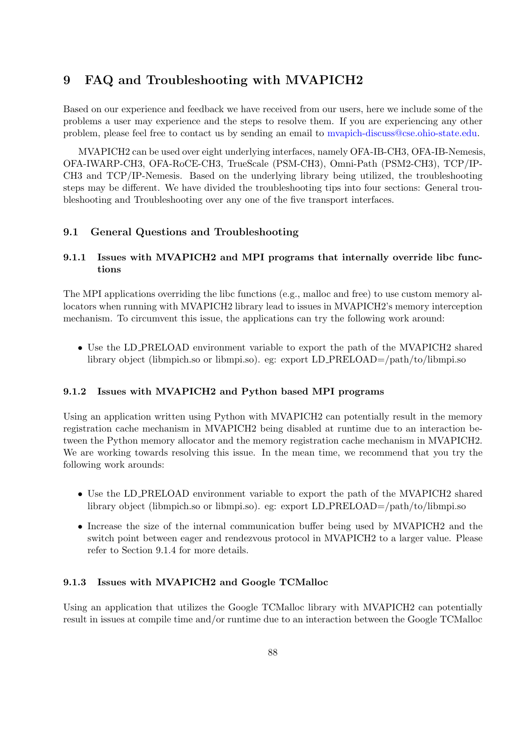# 9 FAQ and Troubleshooting with MVAPICH2

Based on our experience and feedback we have received from our users, here we include some of the problems a user may experience and the steps to resolve them. If you are experiencing any other problem, please feel free to contact us by sending an email to mvapich-discuss@cse.ohio-state.edu.

MVAPICH2 can be used over eight underlying interfaces, namely OFA-IB-CH3, OFA-IB-Nemesis, OFA-IWARP-CH3, OFA-RoCE-CH3, TrueScale (PSM-CH3), Omni-Path (PSM2-CH3), TCP/IP-CH3 and TCP/IP-Nemesis. Based on the underlying library being utilized, the troubleshooting steps may be different. We have divided the troubleshooting tips into four sections: General troubleshooting and Troubleshooting over any one of the five transport interfaces.

## 9.1 General Questions and Troubleshooting

### 9.1.1 Issues with MVAPICH2 and MPI programs that internally override libc functions

The MPI applications overriding the libc functions (e.g., malloc and free) to use custom memory allocators when running with MVAPICH2 library lead to issues in MVAPICH2's memory interception mechanism. To circumvent this issue, the applications can try the following work around:

- Use the LD_PRELOAD environment variable to export the path of the MVAPICH2 shared library object (libmpich.so or libmpi.so). eg: export LD_PRELOAD=/path/to/libmpi.so

### 9.1.2 Issues with MVAPICH2 and Python based MPI programs

Using an application written using Python with MVAPICH2 can potentially result in the memory registration cache mechanism in MVAPICH2 being disabled at runtime due to an interaction between the Python memory allocator and the memory registration cache mechanism in MVAPICH2. We are working towards resolving this issue. In the mean time, we recommend that you try the following work arounds:

- Use the LD_PRELOAD environment variable to export the path of the MVAPICH2 shared library object (libmpich.so or libmpi.so). eg: export LD_PRELOAD=/path/to/libmpi.so
- Increase the size of the internal communication buffer being used by MVAPICH2 and the switch point between eager and rendezvous protocol in MVAPICH2 to a larger value. Please refer to Section 9.1.4 for more details.

### 9.1.3 Issues with MVAPICH2 and Google TCMalloc

Using an application that utilizes the Google TCMalloc library with MVAPICH2 can potentially result in issues at compile time and/or runtime due to an interaction between the Google TCMalloc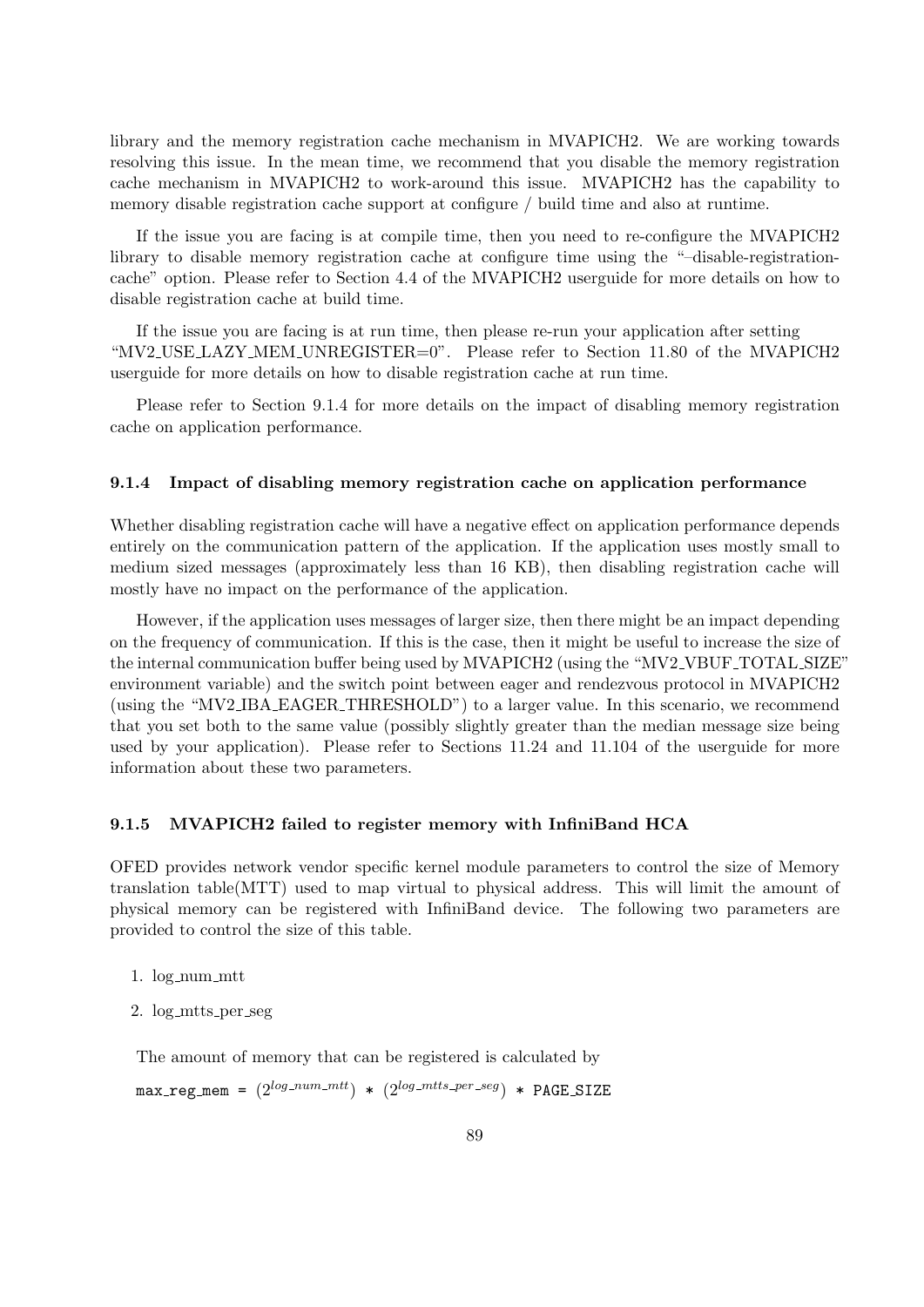library and the memory registration cache mechanism in MVAPICH2. We are working towards resolving this issue. In the mean time, we recommend that you disable the memory registration cache mechanism in MVAPICH2 to work-around this issue. MVAPICH2 has the capability to memory disable registration cache support at configure / build time and also at runtime.

If the issue you are facing is at compile time, then you need to re-configure the MVAPICH2 library to disable memory registration cache at configure time using the "–disable-registration-cache" option. Please refer to Section 4.4 of the MVAPICH2 userguide for more details on how to disable registration cache at build time.

If the issue you are facing is at run time, then please re-run your application after setting "MV2_USE_LAZY_MEM_UNREGISTER=0". Please refer to Section 11.80 of the MVAPICH2 userguide for more details on how to disable registration cache at run time.

Please refer to Section 9.1.4 for more details on the impact of disabling memory registration cache on application performance.

### 9.1.4 Impact of disabling memory registration cache on application performance

Whether disabling registration cache will have a negative effect on application performance depends entirely on the communication pattern of the application. If the application uses mostly small to medium sized messages (approximately less than 16 KB), then disabling registration cache will mostly have no impact on the performance of the application.

However, if the application uses messages of larger size, then there might be an impact depending on the frequency of communication. If this is the case, then it might be useful to increase the size of the internal communication buffer being used by MVAPICH2 (using the "MV2_VBUF_TOTAL_SIZE" environment variable) and the switch point between eager and rendezvous protocol in MVAPICH2 (using the "MV2_IBA_EAGER_THRESHOLD") to a larger value. In this scenario, we recommend that you set both to the same value (possibly slightly greater than the median message size being used by your application). Please refer to Sections 11.24 and 11.104 of the userguide for more information about these two parameters.

### 9.1.5 MVAPICH2 failed to register memory with InfiniBand HCA

OFED provides network vendor specific kernel module parameters to control the size of Memory translation table(MTT) used to map virtual to physical address. This will limit the amount of physical memory can be registered with InfiniBand device. The following two parameters are provided to control the size of this table.

1. log_num_mtt
2. log_mtts_per_seg

The amount of memory that can be registered is calculated by

max_reg_mem = $(2^{log\_num\_mtt})$ * $(2^{log\_mtts\_per\_seg})$ * PAGE_SIZE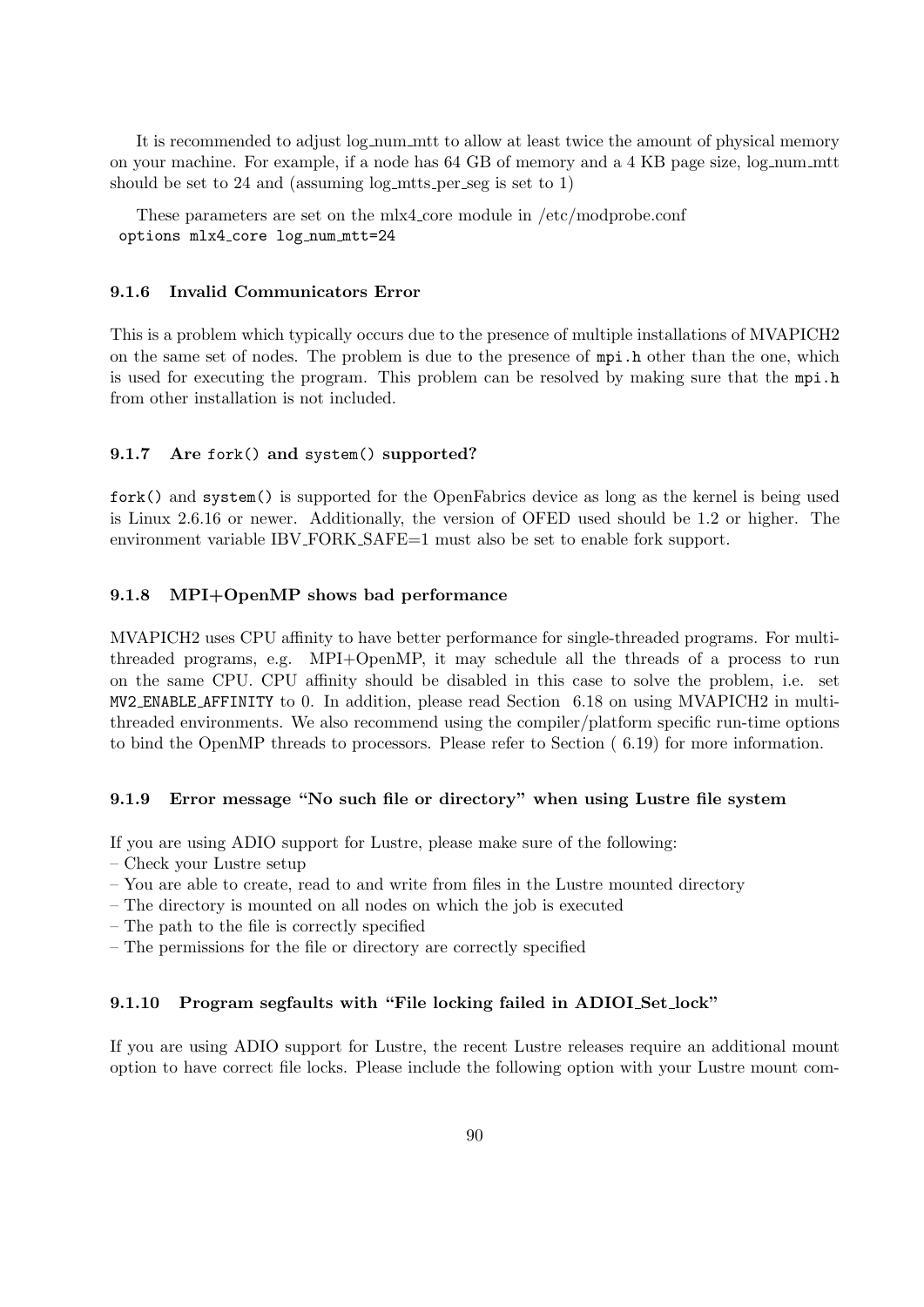It is recommended to adjust log_num_mtt to allow at least twice the amount of physical memory on your machine. For example, if a node has 64 GB of memory and a 4 KB page size, log_num_mtt should be set to 24 and (assuming log_mtts_per_seg is set to 1)

These parameters are set on the mlx4_core module in /etc/modprobe.conf

```
options mlx4_core log_num_mtt=24
```

### 9.1.6 Invalid Communicators Error

This is a problem which typically occurs due to the presence of multiple installations of MVAPICH2 on the same set of nodes. The problem is due to the presence of `mpi.h` other than the one, which is used for executing the program. This problem can be resolved by making sure that the `mpi.h` from other installation is not included.

### 9.1.7 Are `fork()` and `system()` supported?

`fork()` and `system()` is supported for the OpenFabrics device as long as the kernel is being used is Linux 2.6.16 or newer. Additionally, the version of OFED used should be 1.2 or higher. The environment variable IBV_FORK_SAFE=1 must also be set to enable fork support.

### 9.1.8 MPI+OpenMP shows bad performance

MVAPICH2 uses CPU affinity to have better performance for single-threaded programs. For multi-threaded programs, e.g. MPI+OpenMP, it may schedule all the threads of a process to run on the same CPU. CPU affinity should be disabled in this case to solve the problem, i.e. set `MV2_ENABLE_AFFINITY` to 0. In addition, please read Section 6.18 on using MVAPICH2 in multi-threaded environments. We also recommend using the compiler/platform specific run-time options to bind the OpenMP threads to processors. Please refer to Section ( 6.19) for more information.

### 9.1.9 Error message "No such file or directory" when using Lustre file system

If you are using ADIO support for Lustre, please make sure of the following:
– Check your Lustre setup
– You are able to create, read to and write from files in the Lustre mounted directory
– The directory is mounted on all nodes on which the job is executed
– The path to the file is correctly specified
– The permissions for the file or directory are correctly specified

### 9.1.10 Program segfaults with "File locking failed in ADIOI_Set_lock"

If you are using ADIO support for Lustre, the recent Lustre releases require an additional mount option to have correct file locks. Please include the following option with your Lustre mount com-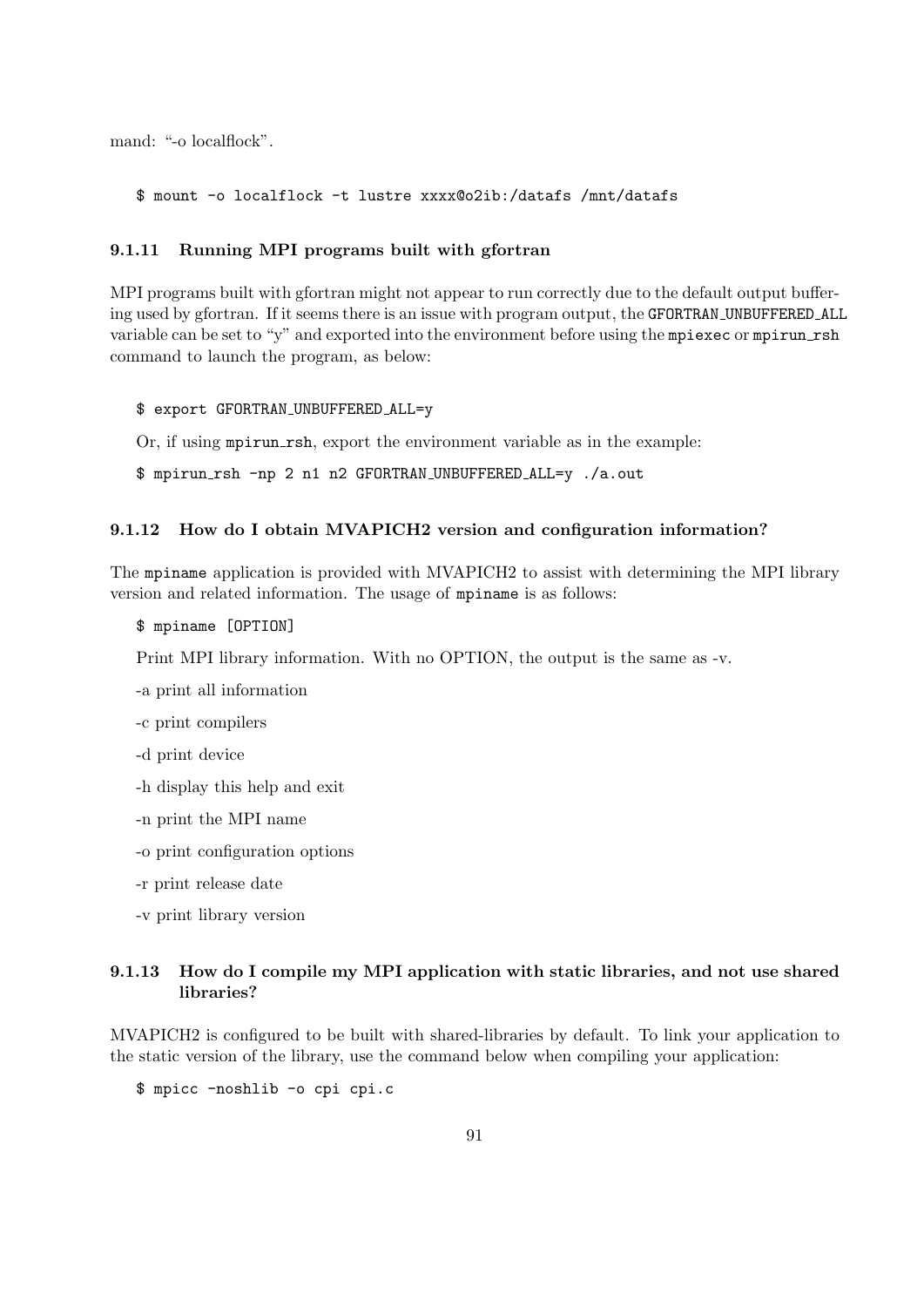mand: "-o localflock".

```
$ mount -o localflock -t lustre xxxx@o2ib:/datafs /mnt/datafs
```

### 9.1.11 Running MPI programs built with gfortran

MPI programs built with gfortran might not appear to run correctly due to the default output buffering used by gfortran. If it seems there is an issue with program output, the `GFORTRAN_UNBUFFERED_ALL` variable can be set to "y" and exported into the environment before using the `mpiexec` or `mpirun_rsh` command to launch the program, as below:

```
$ export GFORTRAN_UNBUFFERED_ALL=y
```

Or, if using `mpirun_rsh`, export the environment variable as in the example:

```
$ mpirun_rsh -np 2 n1 n2 GFORTRAN_UNBUFFERED_ALL=y ./a.out
```

### 9.1.12 How do I obtain MVAPICH2 version and configuration information?

The `mpiname` application is provided with MVAPICH2 to assist with determining the MPI library version and related information. The usage of `mpiname` is as follows:

```
$ mpiname [OPTION]
```

Print MPI library information. With no OPTION, the output is the same as -v.

-a print all information

-c print compilers

-d print device

-h display this help and exit

-n print the MPI name

-o print configuration options

-r print release date

-v print library version

### 9.1.13 How do I compile my MPI application with static libraries, and not use shared libraries?

MVAPICH2 is configured to be built with shared-libraries by default. To link your application to the static version of the library, use the command below when compiling your application:

```
$ mpicc -noshlib -o cpi cpi.c
```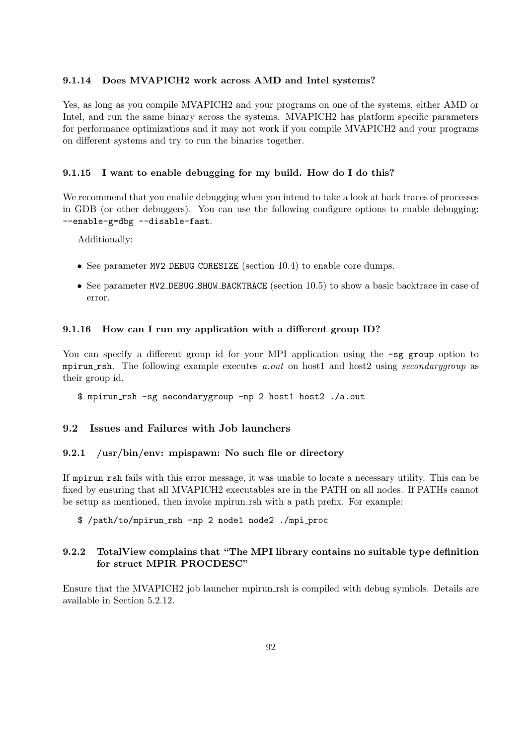### 9.1.14 Does MVAPICH2 work across AMD and Intel systems?

Yes, as long as you compile MVAPICH2 and your programs on one of the systems, either AMD or Intel, and run the same binary across the systems. MVAPICH2 has platform specific parameters for performance optimizations and it may not work if you compile MVAPICH2 and your programs on different systems and try to run the binaries together.

### 9.1.15 I want to enable debugging for my build. How do I do this?

We recommend that you enable debugging when you intend to take a look at back traces of processes in GDB (or other debuggers). You can use the following configure options to enable debugging: `--enable-g=dbg --disable-fast`.

Additionally:

- See parameter `MV2_DEBUG_CORESIZE` (section 10.4) to enable core dumps.
- See parameter `MV2_DEBUG_SHOW_BACKTRACE` (section 10.5) to show a basic backtrace in case of error.

### 9.1.16 How can I run my application with a different group ID?

You can specify a different group id for your MPI application using the `-sg group` option to `mpirun_rsh`. The following example executes *a.out* on host1 and host2 using *secondarygroup* as their group id.

```
$ mpirun_rsh -sg secondarygroup -np 2 host1 host2 ./a.out
```

## 9.2 Issues and Failures with Job launchers

### 9.2.1 /usr/bin/env: mpispawn: No such file or directory

If `mpirun_rsh` fails with this error message, it was unable to locate a necessary utility. This can be fixed by ensuring that all MVAPICH2 executables are in the PATH on all nodes. If PATHs cannot be setup as mentioned, then invoke mpirun_rsh with a path prefix. For example:

```
$ /path/to/mpirun_rsh -np 2 node1 node2 ./mpi_proc
```

### 9.2.2 TotalView complains that "The MPI library contains no suitable type definition for struct MPIR_PROCDESC"

Ensure that the MVAPICH2 job launcher mpirun_rsh is compiled with debug symbols. Details are available in Section 5.2.12.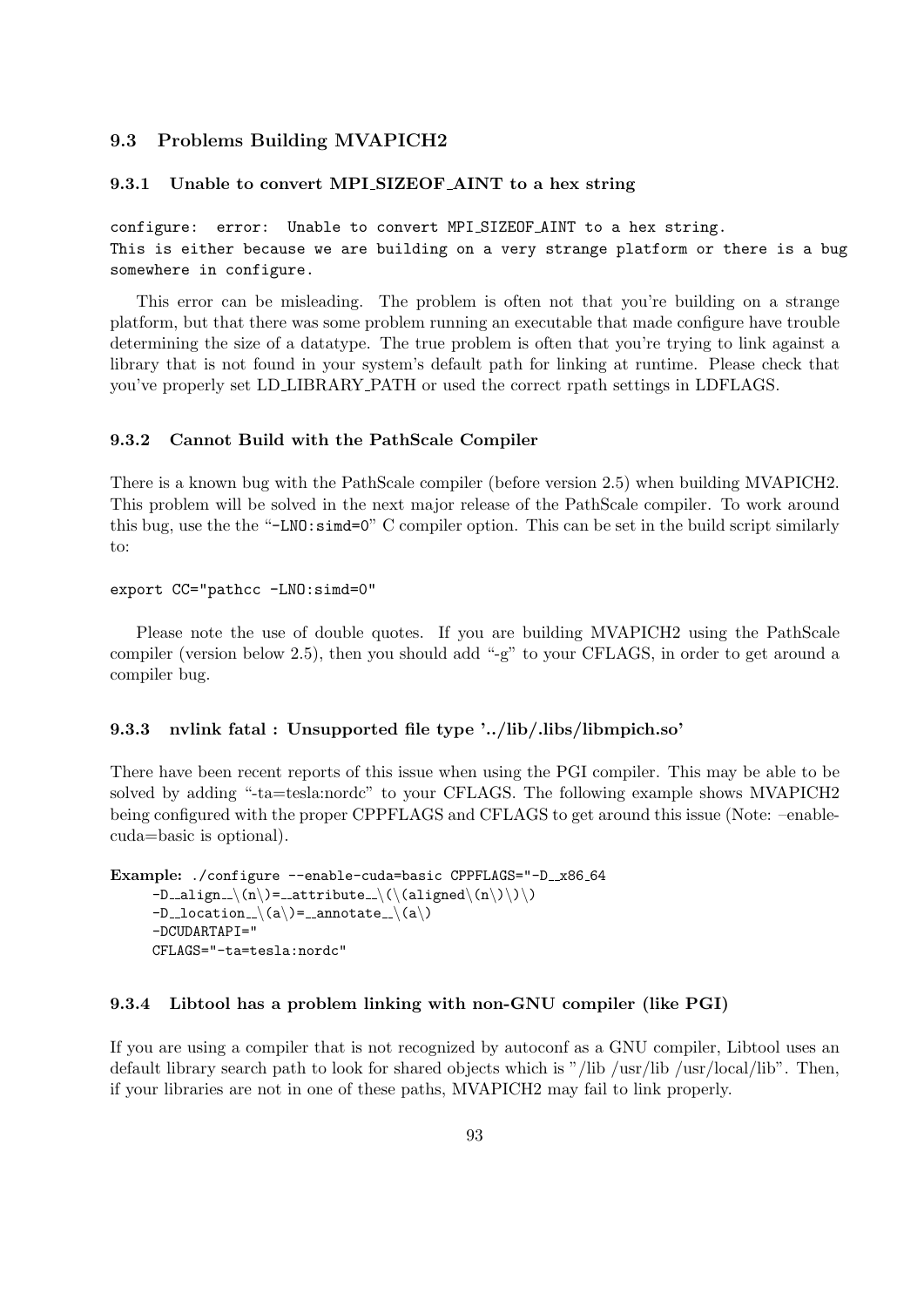## 9.3 Problems Building MVAPICH2

### 9.3.1 Unable to convert MPI_SIZEOF_AINT to a hex string

```
configure: error: Unable to convert MPI_SIZEOF_AINT to a hex string.
This is either because we are building on a very strange platform or there is a bug
somewhere in configure.
```

This error can be misleading. The problem is often not that you're building on a strange platform, but that there was some problem running an executable that made configure have trouble determining the size of a datatype. The true problem is often that you're trying to link against a library that is not found in your system's default path for linking at runtime. Please check that you've properly set LD_LIBRARY_PATH or used the correct rpath settings in LDFLAGS.

### 9.3.2 Cannot Build with the PathScale Compiler

There is a known bug with the PathScale compiler (before version 2.5) when building MVAPICH2. This problem will be solved in the next major release of the PathScale compiler. To work around this bug, use the the "`-LNO:simd=0`" C compiler option. This can be set in the build script similarly to:

```
export CC="pathcc -LNO:simd=0"
```

Please note the use of double quotes. If you are building MVAPICH2 using the PathScale compiler (version below 2.5), then you should add "-g" to your CFLAGS, in order to get around a compiler bug.

### 9.3.3 nvlink fatal : Unsupported file type '../lib/.libs/libmpich.so'

There have been recent reports of this issue when using the PGI compiler. This may be able to be solved by adding "-ta=tesla:nordc" to your CFLAGS. The following example shows MVAPICH2 being configured with the proper CPPFLAGS and CFLAGS to get around this issue (Note: –enable-cuda=basic is optional).

**Example:**
```
./configure --enable-cuda=basic CPPFLAGS="-D__x86_64
    -D__align__\(n\)=__attribute__\(\(aligned\(n\)\)\)
    -D__location__\(a\)=__annotate__\(a\)
    -DCUDARTAPI="
    CFLAGS="-ta=tesla:nordc"
```

### 9.3.4 Libtool has a problem linking with non-GNU compiler (like PGI)

If you are using a compiler that is not recognized by autoconf as a GNU compiler, Libtool uses an default library search path to look for shared objects which is "/lib /usr/lib /usr/local/lib". Then, if your libraries are not in one of these paths, MVAPICH2 may fail to link properly.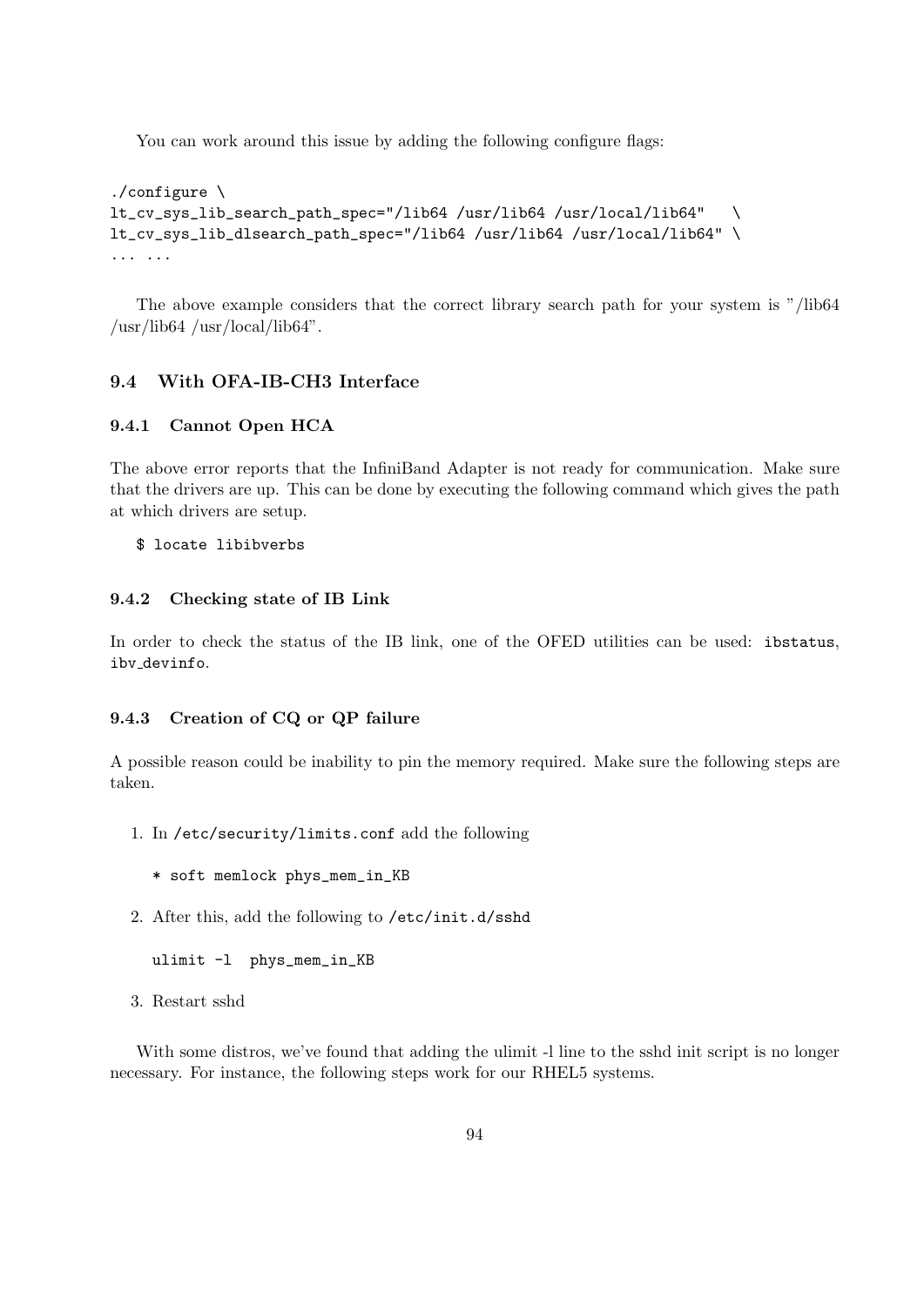You can work around this issue by adding the following configure flags:

```
./configure \
lt_cv_sys_lib_search_path_spec="/lib64 /usr/lib64 /usr/local/lib64"   \
lt_cv_sys_lib_dlsearch_path_spec="/lib64 /usr/lib64 /usr/local/lib64" \
... ...
```

The above example considers that the correct library search path for your system is "/lib64 /usr/lib64 /usr/local/lib64".

### 9.4 With OFA-IB-CH3 Interface

#### 9.4.1 Cannot Open HCA

The above error reports that the InfiniBand Adapter is not ready for communication. Make sure that the drivers are up. This can be done by executing the following command which gives the path at which drivers are setup.

```
$ locate libibverbs
```

#### 9.4.2 Checking state of IB Link

In order to check the status of the IB link, one of the OFED utilities can be used: `ibstatus`, `ibv_devinfo`.

#### 9.4.3 Creation of CQ or QP failure

A possible reason could be inability to pin the memory required. Make sure the following steps are taken.

1. In `/etc/security/limits.conf` add the following

   ```
   * soft memlock phys_mem_in_KB
   ```

2. After this, add the following to `/etc/init.d/sshd`

   ```
   ulimit -l  phys_mem_in_KB
   ```

3. Restart sshd

With some distros, we've found that adding the ulimit -l line to the sshd init script is no longer necessary. For instance, the following steps work for our RHEL5 systems.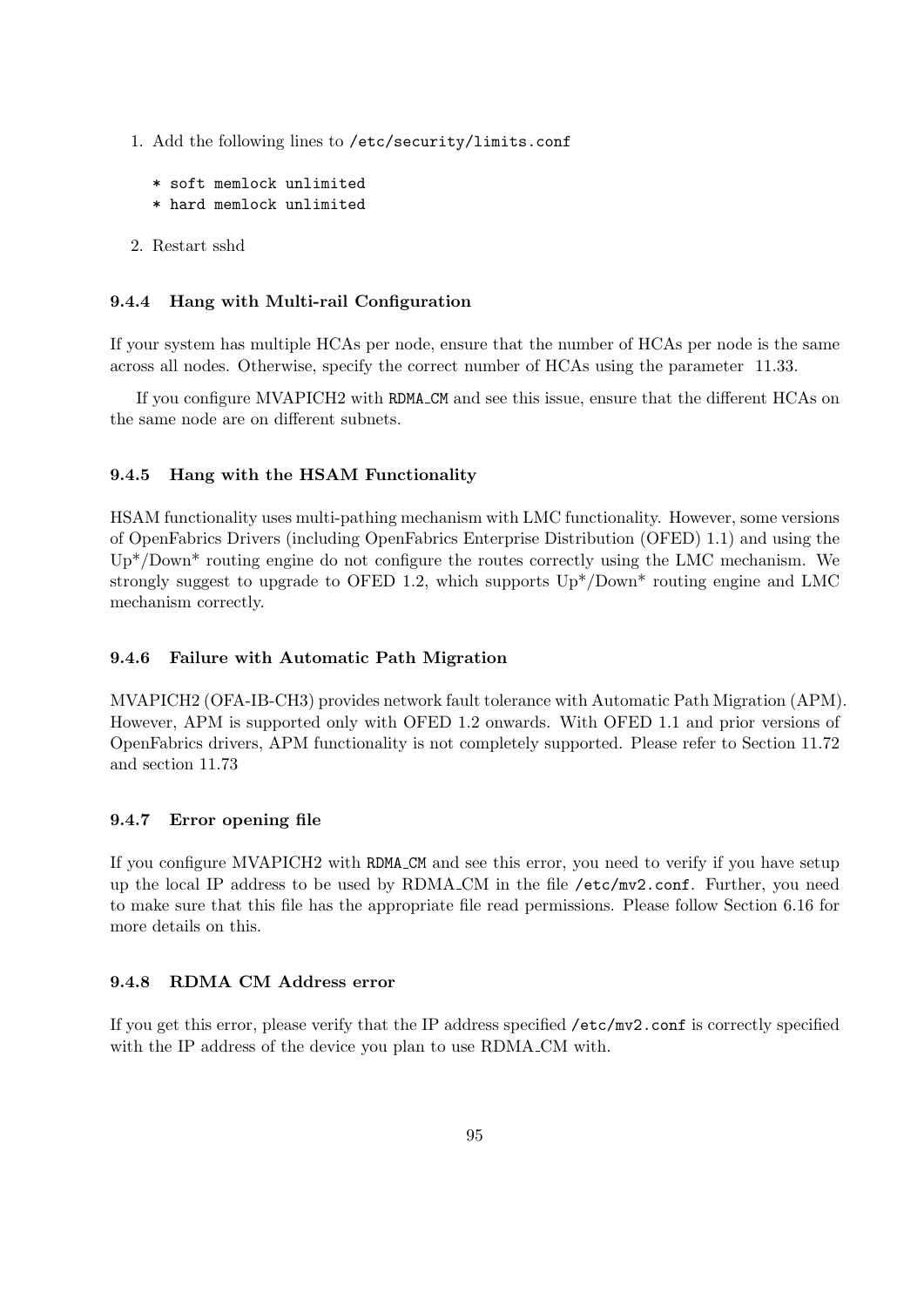1. Add the following lines to /etc/security/limits.conf

   ```
   * soft memlock unlimited
   * hard memlock unlimited
   ```

2. Restart sshd

### 9.4.4 Hang with Multi-rail Configuration

If your system has multiple HCAs per node, ensure that the number of HCAs per node is the same across all nodes. Otherwise, specify the correct number of HCAs using the parameter 11.33.

If you configure MVAPICH2 with RDMA_CM and see this issue, ensure that the different HCAs on the same node are on different subnets.

### 9.4.5 Hang with the HSAM Functionality

HSAM functionality uses multi-pathing mechanism with LMC functionality. However, some versions of OpenFabrics Drivers (including OpenFabrics Enterprise Distribution (OFED) 1.1) and using the Up*/Down* routing engine do not configure the routes correctly using the LMC mechanism. We strongly suggest to upgrade to OFED 1.2, which supports Up*/Down* routing engine and LMC mechanism correctly.

### 9.4.6 Failure with Automatic Path Migration

MVAPICH2 (OFA-IB-CH3) provides network fault tolerance with Automatic Path Migration (APM). However, APM is supported only with OFED 1.2 onwards. With OFED 1.1 and prior versions of OpenFabrics drivers, APM functionality is not completely supported. Please refer to Section 11.72 and section 11.73

### 9.4.7 Error opening file

If you configure MVAPICH2 with RDMA_CM and see this error, you need to verify if you have setup up the local IP address to be used by RDMA_CM in the file /etc/mv2.conf. Further, you need to make sure that this file has the appropriate file read permissions. Please follow Section 6.16 for more details on this.

### 9.4.8 RDMA CM Address error

If you get this error, please verify that the IP address specified /etc/mv2.conf is correctly specified with the IP address of the device you plan to use RDMA_CM with.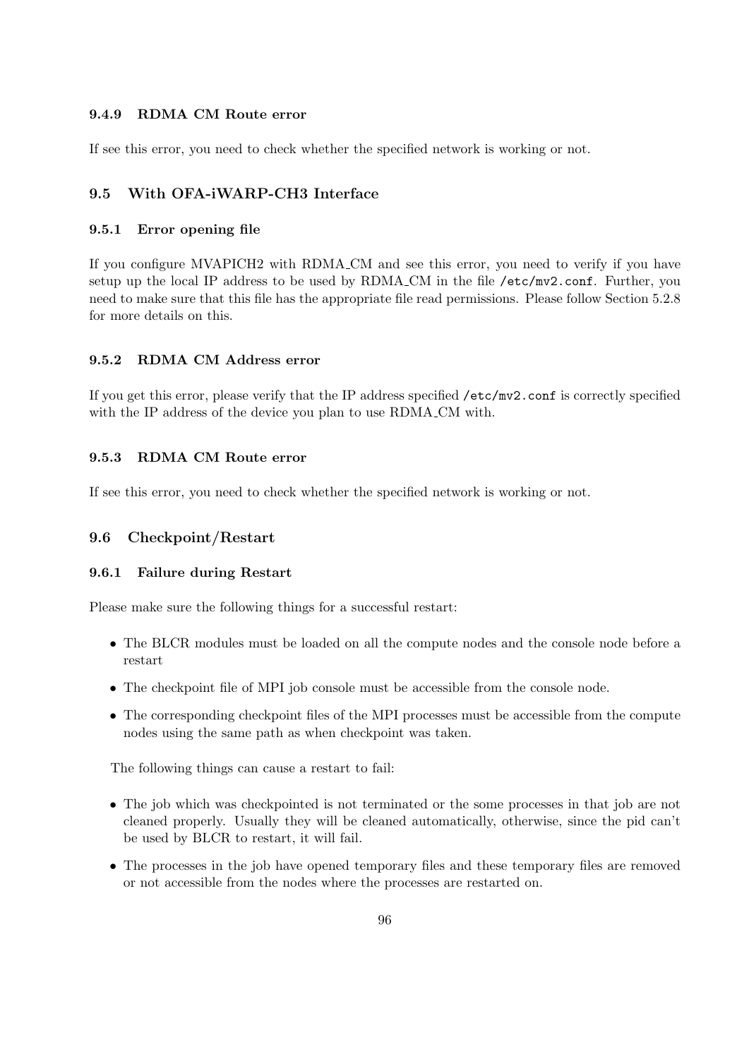#### 9.4.9 RDMA CM Route error

If see this error, you need to check whether the specified network is working or not.

### 9.5 With OFA-iWARP-CH3 Interface

#### 9.5.1 Error opening file

If you configure MVAPICH2 with RDMA_CM and see this error, you need to verify if you have setup up the local IP address to be used by RDMA_CM in the file `/etc/mv2.conf`. Further, you need to make sure that this file has the appropriate file read permissions. Please follow Section 5.2.8 for more details on this.

#### 9.5.2 RDMA CM Address error

If you get this error, please verify that the IP address specified `/etc/mv2.conf` is correctly specified with the IP address of the device you plan to use RDMA_CM with.

#### 9.5.3 RDMA CM Route error

If see this error, you need to check whether the specified network is working or not.

### 9.6 Checkpoint/Restart

#### 9.6.1 Failure during Restart

Please make sure the following things for a successful restart:

- The BLCR modules must be loaded on all the compute nodes and the console node before a restart
- The checkpoint file of MPI job console must be accessible from the console node.
- The corresponding checkpoint files of the MPI processes must be accessible from the compute nodes using the same path as when checkpoint was taken.

The following things can cause a restart to fail:

- The job which was checkpointed is not terminated or the some processes in that job are not cleaned properly. Usually they will be cleaned automatically, otherwise, since the pid can't be used by BLCR to restart, it will fail.
- The processes in the job have opened temporary files and these temporary files are removed or not accessible from the nodes where the processes are restarted on.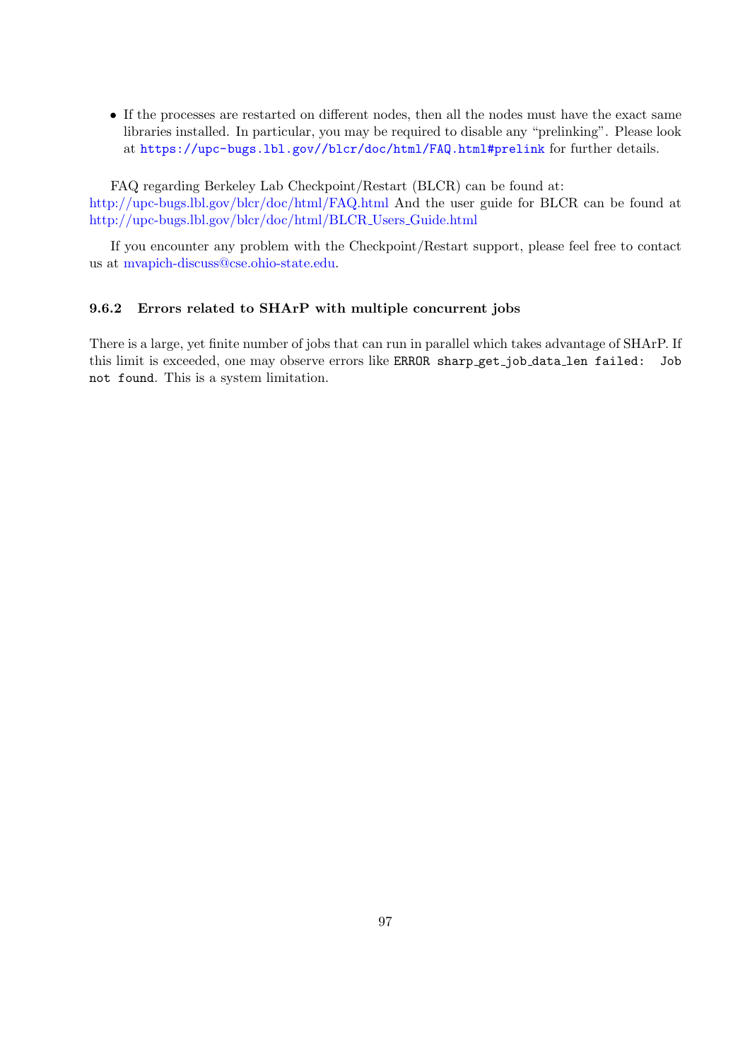- If the processes are restarted on different nodes, then all the nodes must have the exact same libraries installed. In particular, you may be required to disable any "prelinking". Please look at `https://upc-bugs.lbl.gov//blcr/doc/html/FAQ.html#prelink` for further details.

FAQ regarding Berkeley Lab Checkpoint/Restart (BLCR) can be found at: http://upc-bugs.lbl.gov/blcr/doc/html/FAQ.html And the user guide for BLCR can be found at http://upc-bugs.lbl.gov/blcr/doc/html/BLCR_Users_Guide.html

If you encounter any problem with the Checkpoint/Restart support, please feel free to contact us at mvapich-discuss@cse.ohio-state.edu.

### 9.6.2 Errors related to SHArP with multiple concurrent jobs

There is a large, yet finite number of jobs that can run in parallel which takes advantage of SHArP. If this limit is exceeded, one may observe errors like `ERROR sharp_get_job_data_len failed: Job not found`. This is a system limitation.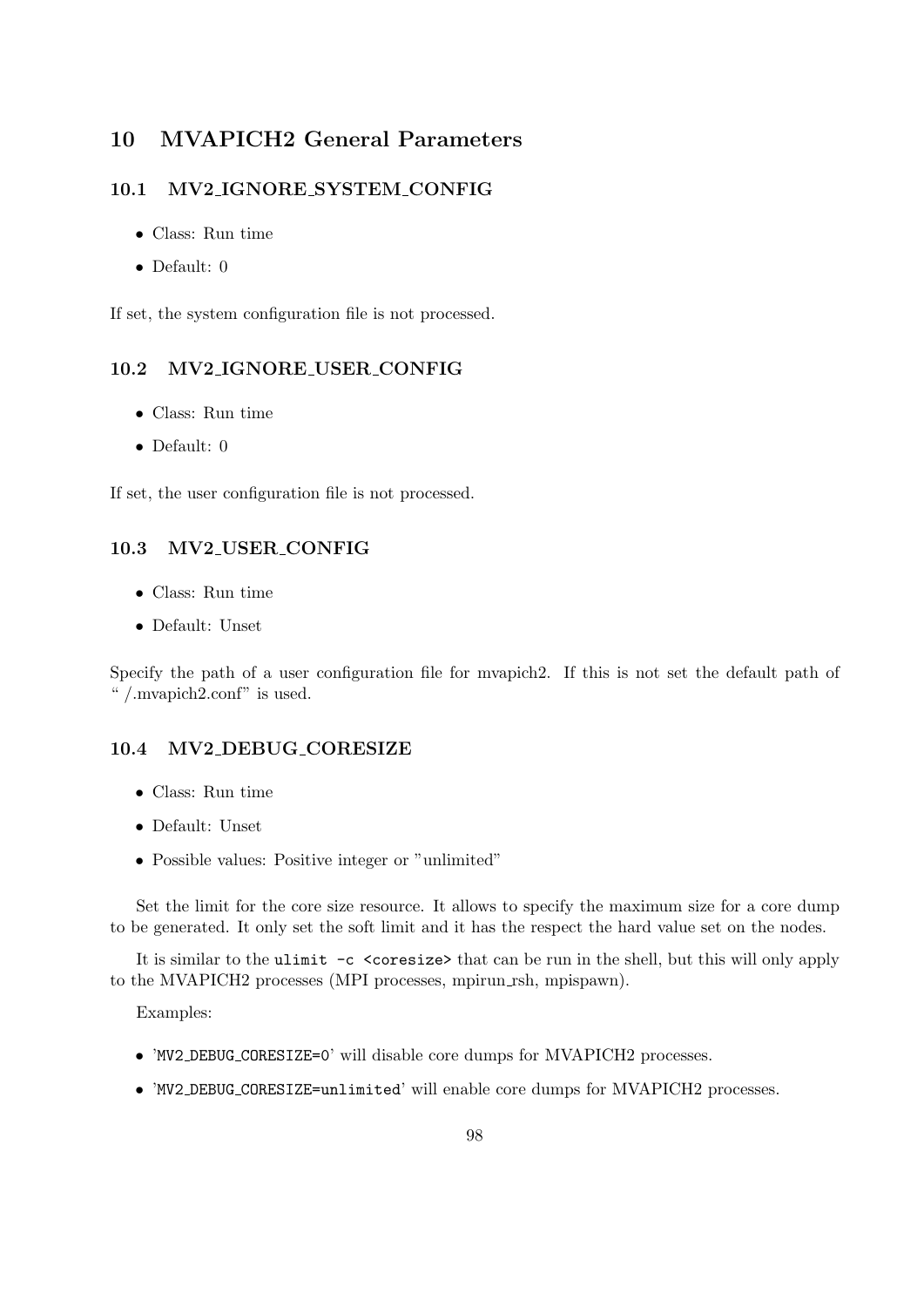# 10 MVAPICH2 General Parameters

## 10.1 MV2_IGNORE_SYSTEM_CONFIG

- Class: Run time
- Default: 0

If set, the system configuration file is not processed.

## 10.2 MV2_IGNORE_USER_CONFIG

- Class: Run time
- Default: 0

If set, the user configuration file is not processed.

## 10.3 MV2_USER_CONFIG

- Class: Run time
- Default: Unset

Specify the path of a user configuration file for mvapich2. If this is not set the default path of " /.mvapich2.conf" is used.

## 10.4 MV2_DEBUG_CORESIZE

- Class: Run time
- Default: Unset
- Possible values: Positive integer or "unlimited"

Set the limit for the core size resource. It allows to specify the maximum size for a core dump to be generated. It only set the soft limit and it has the respect the hard value set on the nodes.

It is similar to the `ulimit -c <coresize>` that can be run in the shell, but this will only apply to the MVAPICH2 processes (MPI processes, mpirun_rsh, mpispawn).

Examples:

- '`MV2_DEBUG_CORESIZE=0`' will disable core dumps for MVAPICH2 processes.
- '`MV2_DEBUG_CORESIZE=unlimited`' will enable core dumps for MVAPICH2 processes.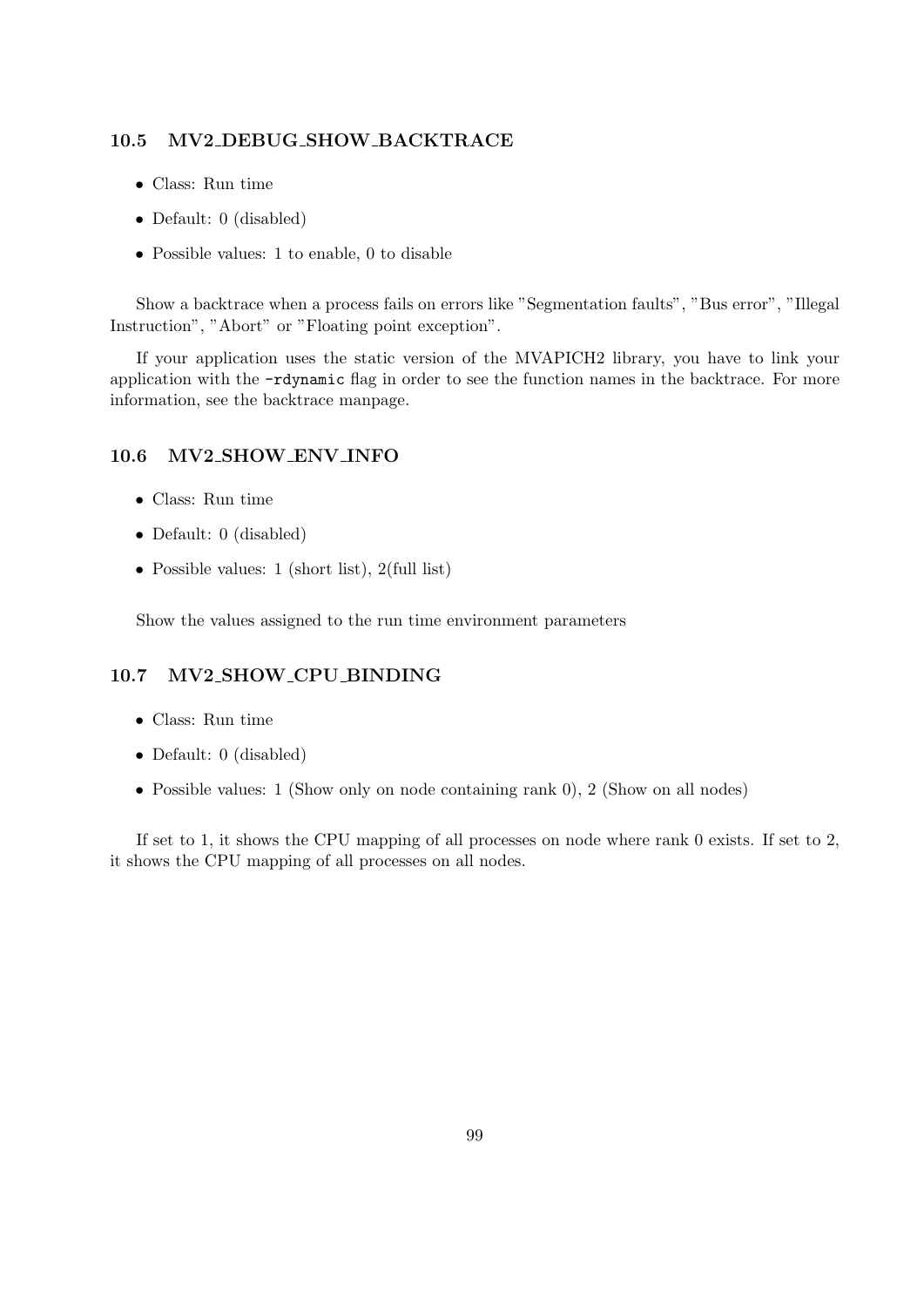### 10.5 MV2_DEBUG_SHOW_BACKTRACE

- Class: Run time
- Default: 0 (disabled)
- Possible values: 1 to enable, 0 to disable

Show a backtrace when a process fails on errors like "Segmentation faults", "Bus error", "Illegal Instruction", "Abort" or "Floating point exception".

If your application uses the static version of the MVAPICH2 library, you have to link your application with the `-rdynamic` flag in order to see the function names in the backtrace. For more information, see the backtrace manpage.

### 10.6 MV2_SHOW_ENV_INFO

- Class: Run time
- Default: 0 (disabled)
- Possible values: 1 (short list), 2(full list)

Show the values assigned to the run time environment parameters

### 10.7 MV2_SHOW_CPU_BINDING

- Class: Run time
- Default: 0 (disabled)
- Possible values: 1 (Show only on node containing rank 0), 2 (Show on all nodes)

If set to 1, it shows the CPU mapping of all processes on node where rank 0 exists. If set to 2, it shows the CPU mapping of all processes on all nodes.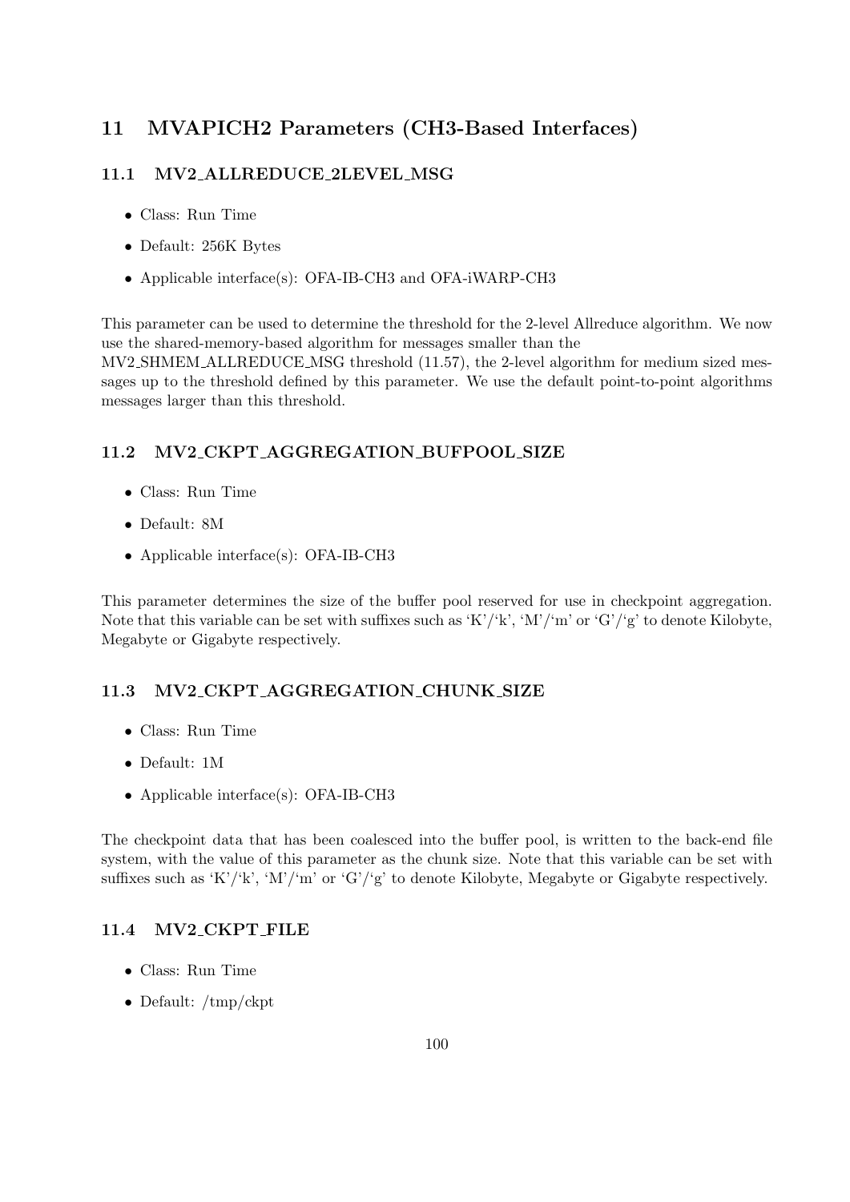# 11 MVAPICH2 Parameters (CH3-Based Interfaces)

## 11.1 MV2_ALLREDUCE_2LEVEL_MSG

- Class: Run Time
- Default: 256K Bytes
- Applicable interface(s): OFA-IB-CH3 and OFA-iWARP-CH3

This parameter can be used to determine the threshold for the 2-level Allreduce algorithm. We now use the shared-memory-based algorithm for messages smaller than the MV2_SHMEM_ALLREDUCE_MSG threshold (11.57), the 2-level algorithm for medium sized messages up to the threshold defined by this parameter. We use the default point-to-point algorithms messages larger than this threshold.

## 11.2 MV2_CKPT_AGGREGATION_BUFPOOL_SIZE

- Class: Run Time
- Default: 8M
- Applicable interface(s): OFA-IB-CH3

This parameter determines the size of the buffer pool reserved for use in checkpoint aggregation. Note that this variable can be set with suffixes such as 'K'/'k', 'M'/'m' or 'G'/'g' to denote Kilobyte, Megabyte or Gigabyte respectively.

## 11.3 MV2_CKPT_AGGREGATION_CHUNK_SIZE

- Class: Run Time
- Default: 1M
- Applicable interface(s): OFA-IB-CH3

The checkpoint data that has been coalesced into the buffer pool, is written to the back-end file system, with the value of this parameter as the chunk size. Note that this variable can be set with suffixes such as 'K'/'k', 'M'/'m' or 'G'/'g' to denote Kilobyte, Megabyte or Gigabyte respectively.

## 11.4 MV2_CKPT_FILE

- Class: Run Time
- Default: /tmp/ckpt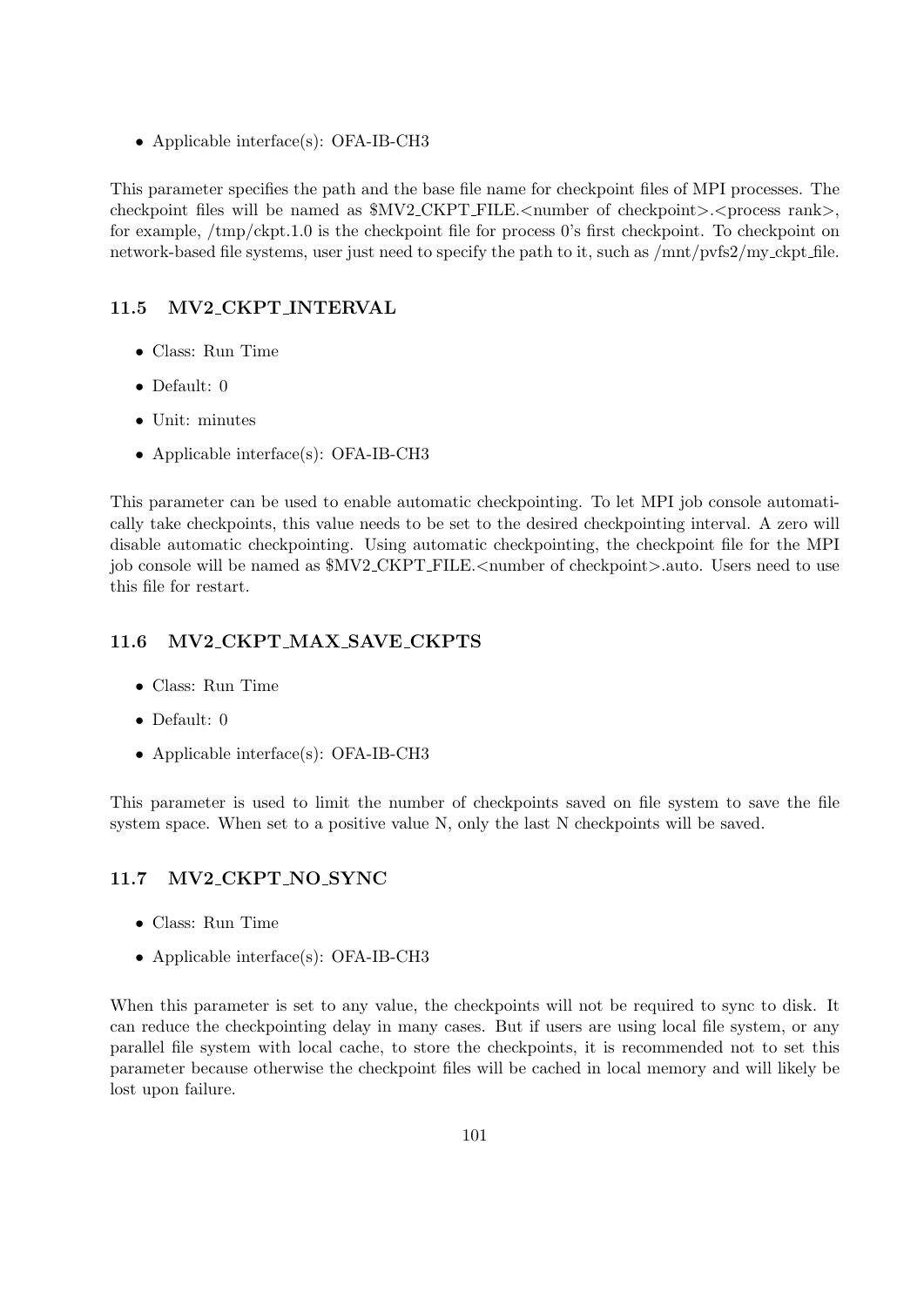- Applicable interface(s): OFA-IB-CH3

This parameter specifies the path and the base file name for checkpoint files of MPI processes. The checkpoint files will be named as $MV2_CKPT_FILE.<number of checkpoint>.<process rank>, for example, /tmp/ckpt.1.0 is the checkpoint file for process 0's first checkpoint. To checkpoint on network-based file systems, user just need to specify the path to it, such as /mnt/pvfs2/my_ckpt_file.

### 11.5 MV2_CKPT_INTERVAL

- Class: Run Time
- Default: 0
- Unit: minutes
- Applicable interface(s): OFA-IB-CH3

This parameter can be used to enable automatic checkpointing. To let MPI job console automatically take checkpoints, this value needs to be set to the desired checkpointing interval. A zero will disable automatic checkpointing. Using automatic checkpointing, the checkpoint file for the MPI job console will be named as $MV2_CKPT_FILE.<number of checkpoint>.auto. Users need to use this file for restart.

### 11.6 MV2_CKPT_MAX_SAVE_CKPTS

- Class: Run Time
- Default: 0
- Applicable interface(s): OFA-IB-CH3

This parameter is used to limit the number of checkpoints saved on file system to save the file system space. When set to a positive value N, only the last N checkpoints will be saved.

### 11.7 MV2_CKPT_NO_SYNC

- Class: Run Time
- Applicable interface(s): OFA-IB-CH3

When this parameter is set to any value, the checkpoints will not be required to sync to disk. It can reduce the checkpointing delay in many cases. But if users are using local file system, or any parallel file system with local cache, to store the checkpoints, it is recommended not to set this parameter because otherwise the checkpoint files will be cached in local memory and will likely be lost upon failure.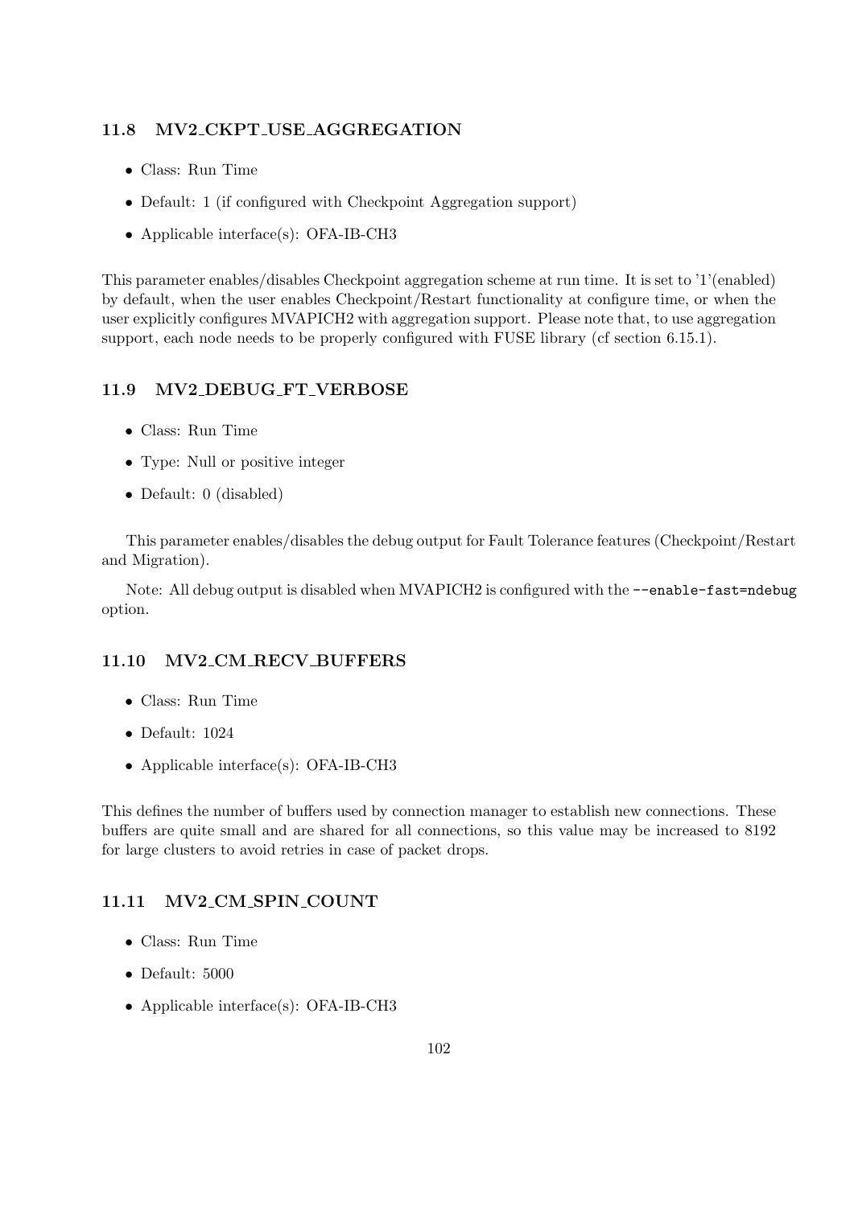### 11.8 MV2_CKPT_USE_AGGREGATION

- Class: Run Time
- Default: 1 (if configured with Checkpoint Aggregation support)
- Applicable interface(s): OFA-IB-CH3

This parameter enables/disables Checkpoint aggregation scheme at run time. It is set to '1'(enabled) by default, when the user enables Checkpoint/Restart functionality at configure time, or when the user explicitly configures MVAPICH2 with aggregation support. Please note that, to use aggregation support, each node needs to be properly configured with FUSE library (cf section 6.15.1).

### 11.9 MV2_DEBUG_FT_VERBOSE

- Class: Run Time
- Type: Null or positive integer
- Default: 0 (disabled)

This parameter enables/disables the debug output for Fault Tolerance features (Checkpoint/Restart and Migration).

Note: All debug output is disabled when MVAPICH2 is configured with the `--enable-fast=ndebug` option.

### 11.10 MV2_CM_RECV_BUFFERS

- Class: Run Time
- Default: 1024
- Applicable interface(s): OFA-IB-CH3

This defines the number of buffers used by connection manager to establish new connections. These buffers are quite small and are shared for all connections, so this value may be increased to 8192 for large clusters to avoid retries in case of packet drops.

### 11.11 MV2_CM_SPIN_COUNT

- Class: Run Time
- Default: 5000
- Applicable interface(s): OFA-IB-CH3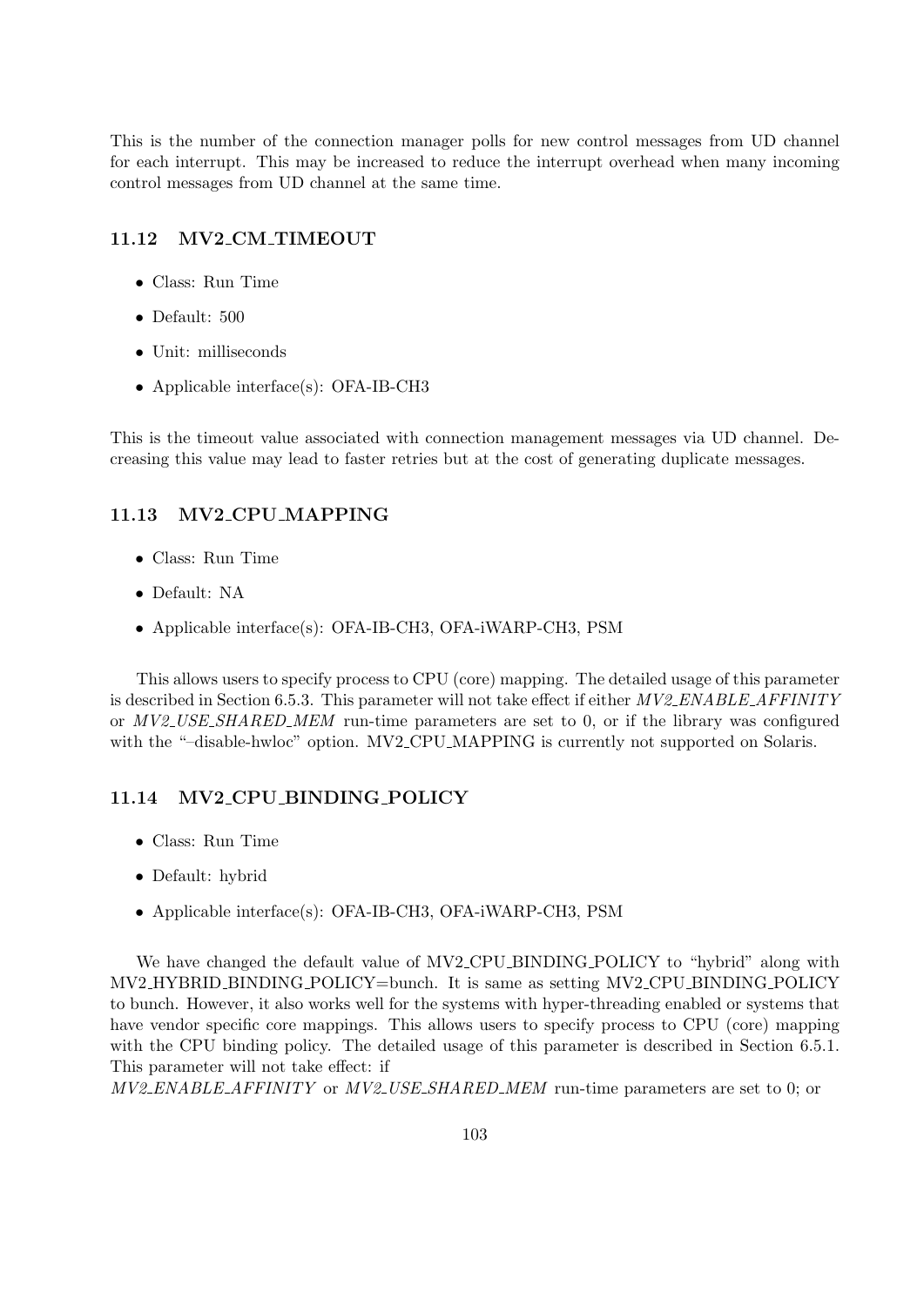This is the number of the connection manager polls for new control messages from UD channel for each interrupt. This may be increased to reduce the interrupt overhead when many incoming control messages from UD channel at the same time.

### 11.12 MV2_CM_TIMEOUT

- Class: Run Time
- Default: 500
- Unit: milliseconds
- Applicable interface(s): OFA-IB-CH3

This is the timeout value associated with connection management messages via UD channel. Decreasing this value may lead to faster retries but at the cost of generating duplicate messages.

### 11.13 MV2_CPU_MAPPING

- Class: Run Time
- Default: NA
- Applicable interface(s): OFA-IB-CH3, OFA-iWARP-CH3, PSM

This allows users to specify process to CPU (core) mapping. The detailed usage of this parameter is described in Section 6.5.3. This parameter will not take effect if either *MV2_ENABLE_AFFINITY* or *MV2_USE_SHARED_MEM* run-time parameters are set to 0, or if the library was configured with the "–disable-hwloc" option. MV2_CPU_MAPPING is currently not supported on Solaris.

### 11.14 MV2_CPU_BINDING_POLICY

- Class: Run Time
- Default: hybrid
- Applicable interface(s): OFA-IB-CH3, OFA-iWARP-CH3, PSM

We have changed the default value of MV2_CPU_BINDING_POLICY to "hybrid" along with MV2_HYBRID_BINDING_POLICY=bunch. It is same as setting MV2_CPU_BINDING_POLICY to bunch. However, it also works well for the systems with hyper-threading enabled or systems that have vendor specific core mappings. This allows users to specify process to CPU (core) mapping with the CPU binding policy. The detailed usage of this parameter is described in Section 6.5.1. This parameter will not take effect: if
*MV2_ENABLE_AFFINITY* or *MV2_USE_SHARED_MEM* run-time parameters are set to 0; or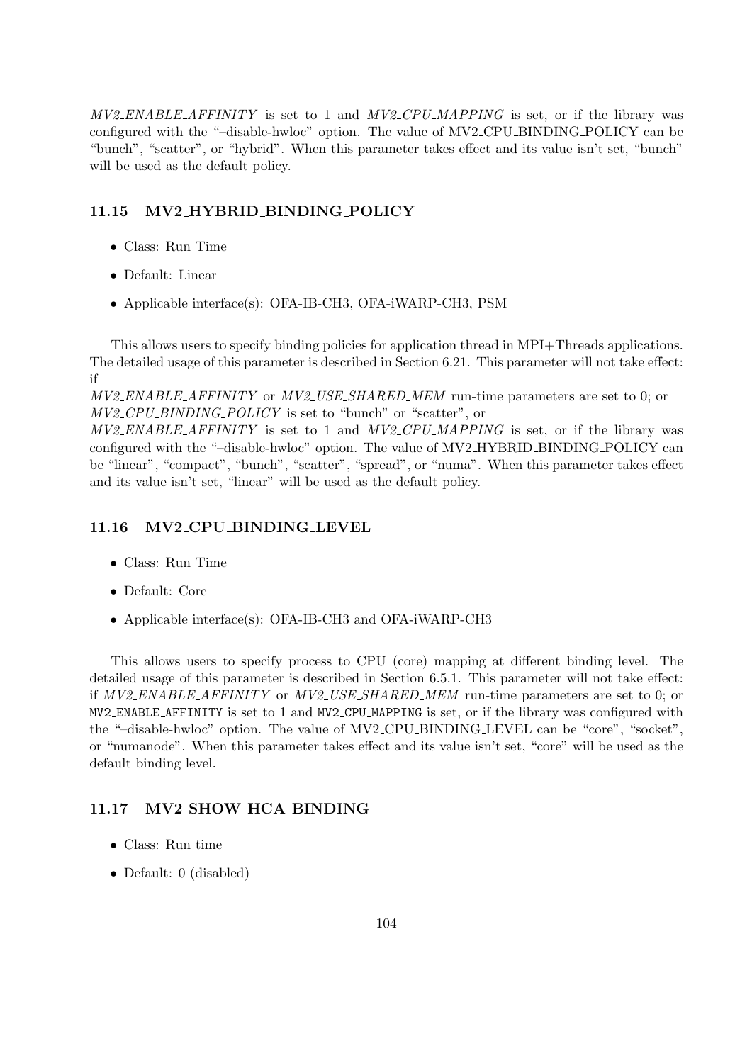*MV2_ENABLE_AFFINITY* is set to 1 and *MV2_CPU_MAPPING* is set, or if the library was configured with the "–disable-hwloc" option. The value of MV2_CPU_BINDING_POLICY can be "bunch", "scatter", or "hybrid". When this parameter takes effect and its value isn't set, "bunch" will be used as the default policy.

### 11.15 MV2_HYBRID_BINDING_POLICY

- Class: Run Time
- Default: Linear
- Applicable interface(s): OFA-IB-CH3, OFA-iWARP-CH3, PSM

This allows users to specify binding policies for application thread in MPI+Threads applications. The detailed usage of this parameter is described in Section 6.21. This parameter will not take effect: if
*MV2_ENABLE_AFFINITY* or *MV2_USE_SHARED_MEM* run-time parameters are set to 0; or
*MV2_CPU_BINDING_POLICY* is set to "bunch" or "scatter", or
*MV2_ENABLE_AFFINITY* is set to 1 and *MV2_CPU_MAPPING* is set, or if the library was configured with the "–disable-hwloc" option. The value of MV2_HYBRID_BINDING_POLICY can be "linear", "compact", "bunch", "scatter", "spread", or "numa". When this parameter takes effect and its value isn't set, "linear" will be used as the default policy.

### 11.16 MV2_CPU_BINDING_LEVEL

- Class: Run Time
- Default: Core
- Applicable interface(s): OFA-IB-CH3 and OFA-iWARP-CH3

This allows users to specify process to CPU (core) mapping at different binding level. The detailed usage of this parameter is described in Section 6.5.1. This parameter will not take effect: if *MV2_ENABLE_AFFINITY* or *MV2_USE_SHARED_MEM* run-time parameters are set to 0; or `MV2_ENABLE_AFFINITY` is set to 1 and `MV2_CPU_MAPPING` is set, or if the library was configured with the "–disable-hwloc" option. The value of MV2_CPU_BINDING_LEVEL can be "core", "socket", or "numanode". When this parameter takes effect and its value isn't set, "core" will be used as the default binding level.

### 11.17 MV2_SHOW_HCA_BINDING

- Class: Run time
- Default: 0 (disabled)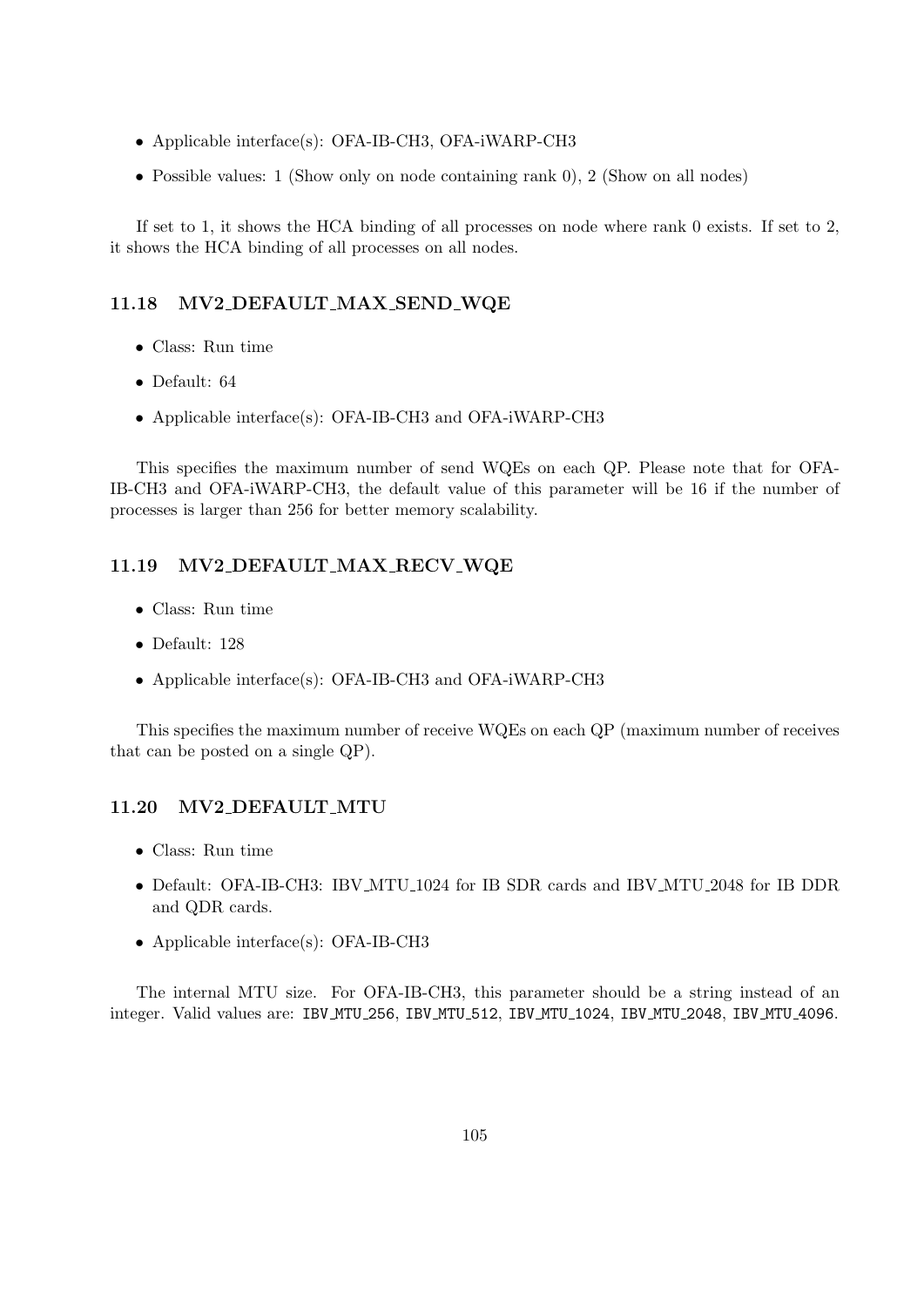- Applicable interface(s): OFA-IB-CH3, OFA-iWARP-CH3
- Possible values: 1 (Show only on node containing rank 0), 2 (Show on all nodes)

If set to 1, it shows the HCA binding of all processes on node where rank 0 exists. If set to 2, it shows the HCA binding of all processes on all nodes.

### 11.18 MV2_DEFAULT_MAX_SEND_WQE

- Class: Run time
- Default: 64
- Applicable interface(s): OFA-IB-CH3 and OFA-iWARP-CH3

This specifies the maximum number of send WQEs on each QP. Please note that for OFA-IB-CH3 and OFA-iWARP-CH3, the default value of this parameter will be 16 if the number of processes is larger than 256 for better memory scalability.

### 11.19 MV2_DEFAULT_MAX_RECV_WQE

- Class: Run time
- Default: 128
- Applicable interface(s): OFA-IB-CH3 and OFA-iWARP-CH3

This specifies the maximum number of receive WQEs on each QP (maximum number of receives that can be posted on a single QP).

### 11.20 MV2_DEFAULT_MTU

- Class: Run time
- Default: OFA-IB-CH3: IBV_MTU_1024 for IB SDR cards and IBV_MTU_2048 for IB DDR and QDR cards.
- Applicable interface(s): OFA-IB-CH3

The internal MTU size. For OFA-IB-CH3, this parameter should be a string instead of an integer. Valid values are: `IBV_MTU_256`, `IBV_MTU_512`, `IBV_MTU_1024`, `IBV_MTU_2048`, `IBV_MTU_4096`.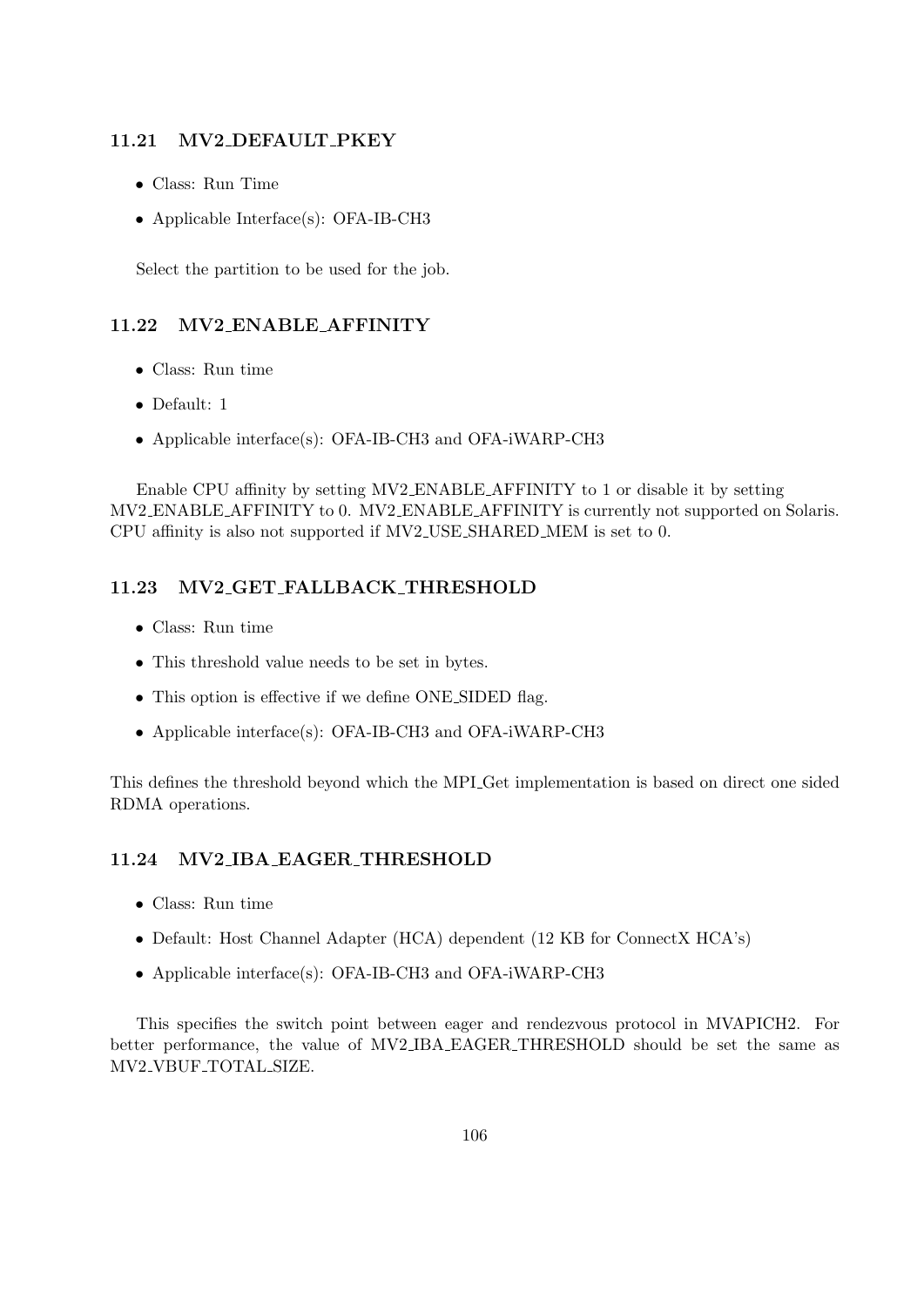### 11.21 MV2_DEFAULT_PKEY

- Class: Run Time
- Applicable Interface(s): OFA-IB-CH3

Select the partition to be used for the job.

### 11.22 MV2_ENABLE_AFFINITY

- Class: Run time
- Default: 1
- Applicable interface(s): OFA-IB-CH3 and OFA-iWARP-CH3

Enable CPU affinity by setting MV2_ENABLE_AFFINITY to 1 or disable it by setting MV2_ENABLE_AFFINITY to 0. MV2_ENABLE_AFFINITY is currently not supported on Solaris. CPU affinity is also not supported if MV2_USE_SHARED_MEM is set to 0.

### 11.23 MV2_GET_FALLBACK_THRESHOLD

- Class: Run time
- This threshold value needs to be set in bytes.
- This option is effective if we define ONE_SIDED flag.
- Applicable interface(s): OFA-IB-CH3 and OFA-iWARP-CH3

This defines the threshold beyond which the MPI_Get implementation is based on direct one sided RDMA operations.

### 11.24 MV2_IBA_EAGER_THRESHOLD

- Class: Run time
- Default: Host Channel Adapter (HCA) dependent (12 KB for ConnectX HCA's)
- Applicable interface(s): OFA-IB-CH3 and OFA-iWARP-CH3

This specifies the switch point between eager and rendezvous protocol in MVAPICH2. For better performance, the value of MV2_IBA_EAGER_THRESHOLD should be set the same as MV2_VBUF_TOTAL_SIZE.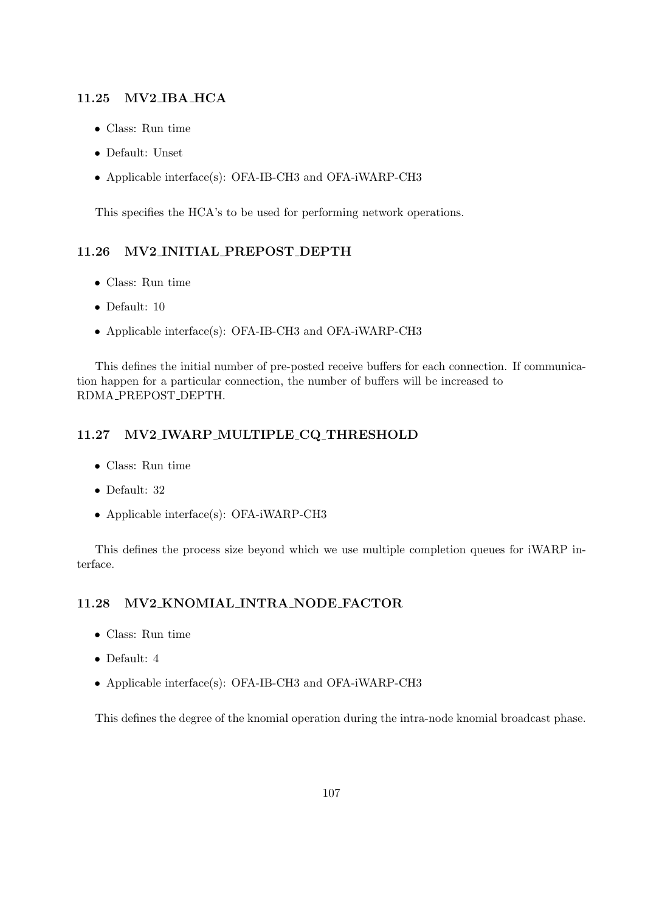### 11.25 MV2_IBA_HCA

- Class: Run time
- Default: Unset
- Applicable interface(s): OFA-IB-CH3 and OFA-iWARP-CH3

This specifies the HCA's to be used for performing network operations.

### 11.26 MV2_INITIAL_PREPOST_DEPTH

- Class: Run time
- Default: 10
- Applicable interface(s): OFA-IB-CH3 and OFA-iWARP-CH3

This defines the initial number of pre-posted receive buffers for each connection. If communication happen for a particular connection, the number of buffers will be increased to RDMA_PREPOST_DEPTH.

### 11.27 MV2_IWARP_MULTIPLE_CQ_THRESHOLD

- Class: Run time
- Default: 32
- Applicable interface(s): OFA-iWARP-CH3

This defines the process size beyond which we use multiple completion queues for iWARP interface.

### 11.28 MV2_KNOMIAL_INTRA_NODE_FACTOR

- Class: Run time
- Default: 4
- Applicable interface(s): OFA-IB-CH3 and OFA-iWARP-CH3

This defines the degree of the knomial operation during the intra-node knomial broadcast phase.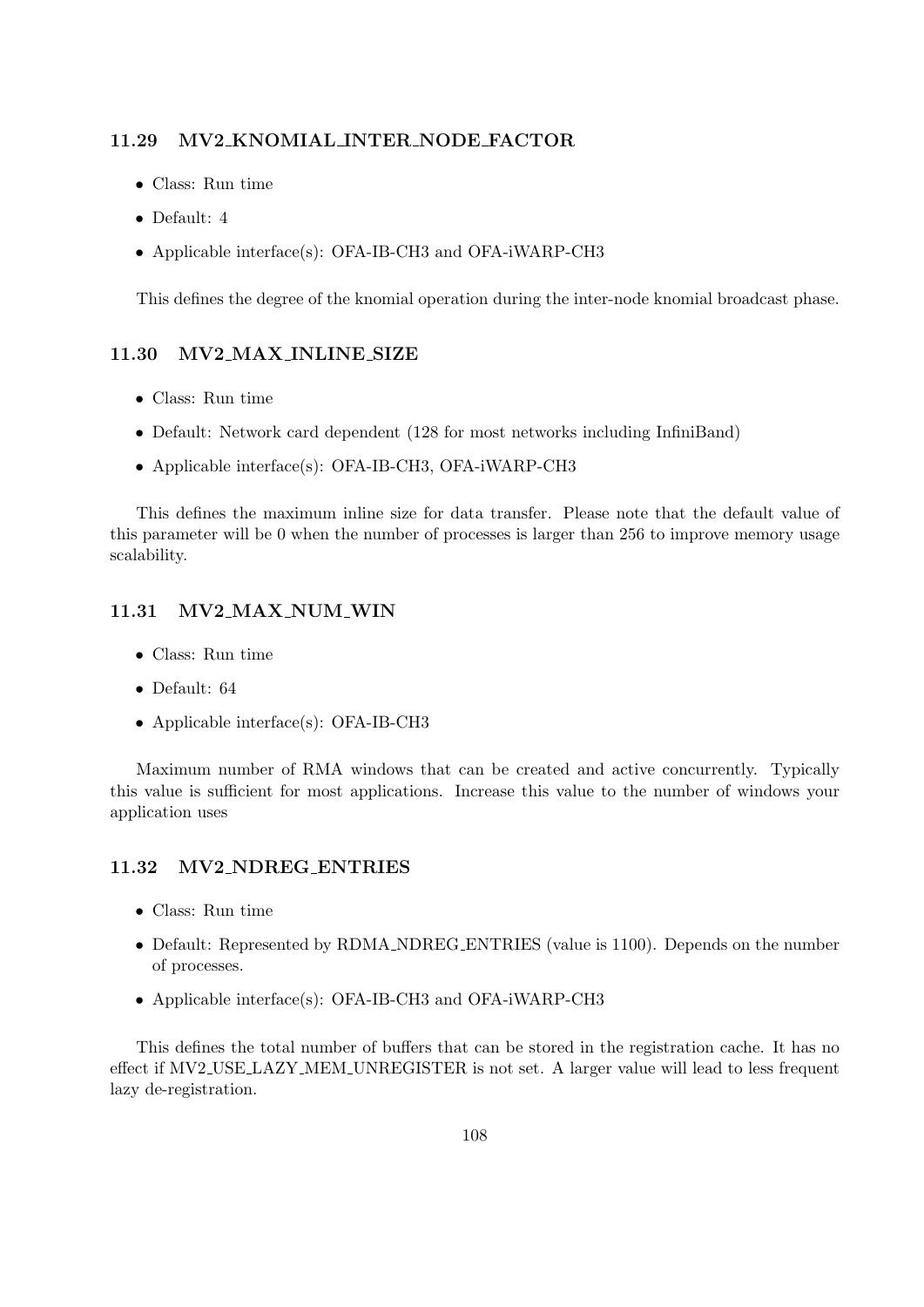### 11.29 MV2_KNOMIAL_INTER_NODE_FACTOR

- Class: Run time
- Default: 4
- Applicable interface(s): OFA-IB-CH3 and OFA-iWARP-CH3

This defines the degree of the knomial operation during the inter-node knomial broadcast phase.

### 11.30 MV2_MAX_INLINE_SIZE

- Class: Run time
- Default: Network card dependent (128 for most networks including InfiniBand)
- Applicable interface(s): OFA-IB-CH3, OFA-iWARP-CH3

This defines the maximum inline size for data transfer. Please note that the default value of this parameter will be 0 when the number of processes is larger than 256 to improve memory usage scalability.

### 11.31 MV2_MAX_NUM_WIN

- Class: Run time
- Default: 64
- Applicable interface(s): OFA-IB-CH3

Maximum number of RMA windows that can be created and active concurrently. Typically this value is sufficient for most applications. Increase this value to the number of windows your application uses

### 11.32 MV2_NDREG_ENTRIES

- Class: Run time
- Default: Represented by RDMA_NDREG_ENTRIES (value is 1100). Depends on the number of processes.
- Applicable interface(s): OFA-IB-CH3 and OFA-iWARP-CH3

This defines the total number of buffers that can be stored in the registration cache. It has no effect if MV2_USE_LAZY_MEM_UNREGISTER is not set. A larger value will lead to less frequent lazy de-registration.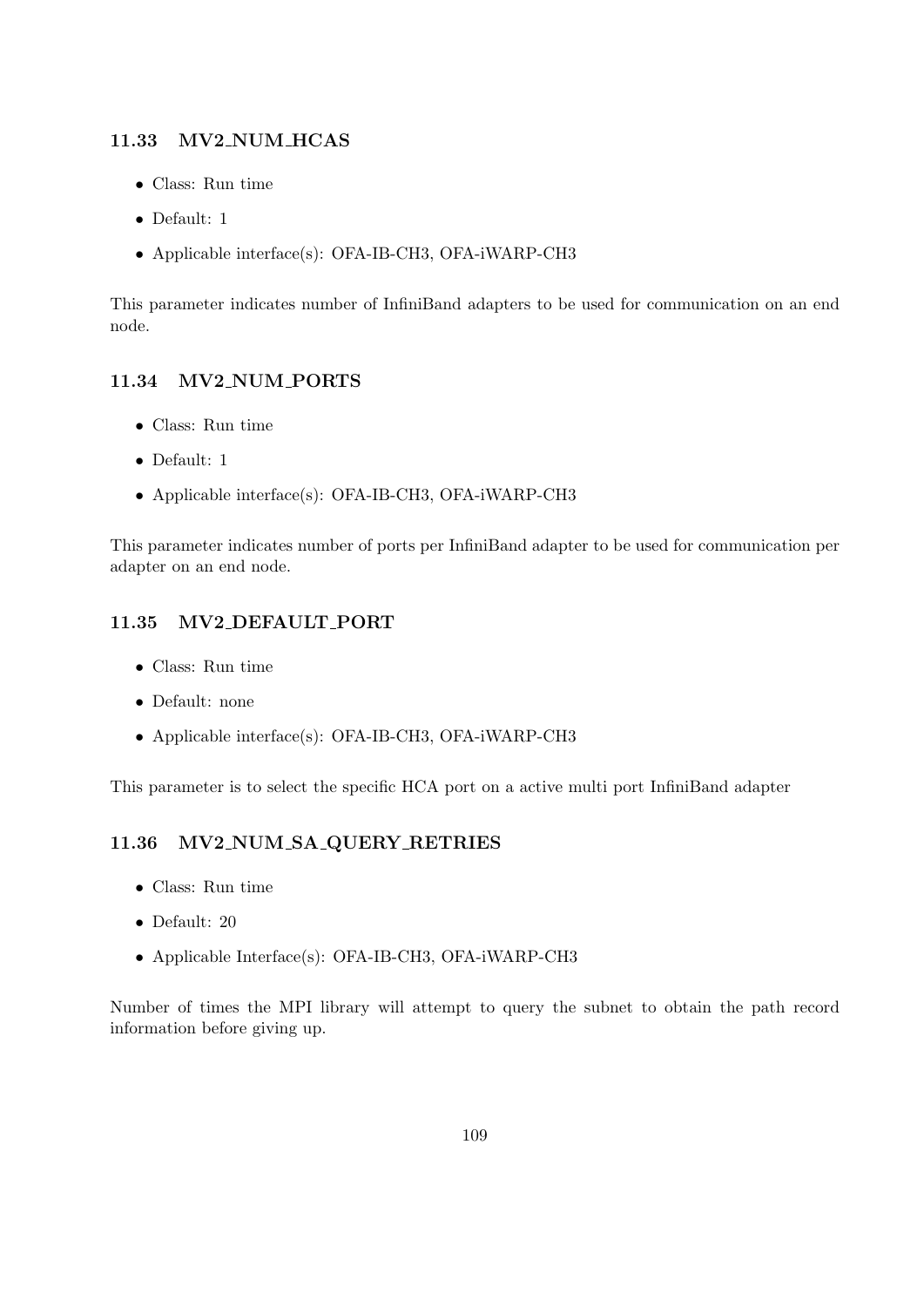### 11.33 MV2_NUM_HCAS

- Class: Run time
- Default: 1
- Applicable interface(s): OFA-IB-CH3, OFA-iWARP-CH3

This parameter indicates number of InfiniBand adapters to be used for communication on an end node.

### 11.34 MV2_NUM_PORTS

- Class: Run time
- Default: 1
- Applicable interface(s): OFA-IB-CH3, OFA-iWARP-CH3

This parameter indicates number of ports per InfiniBand adapter to be used for communication per adapter on an end node.

### 11.35 MV2_DEFAULT_PORT

- Class: Run time
- Default: none
- Applicable interface(s): OFA-IB-CH3, OFA-iWARP-CH3

This parameter is to select the specific HCA port on a active multi port InfiniBand adapter

### 11.36 MV2_NUM_SA_QUERY_RETRIES

- Class: Run time
- Default: 20
- Applicable Interface(s): OFA-IB-CH3, OFA-iWARP-CH3

Number of times the MPI library will attempt to query the subnet to obtain the path record information before giving up.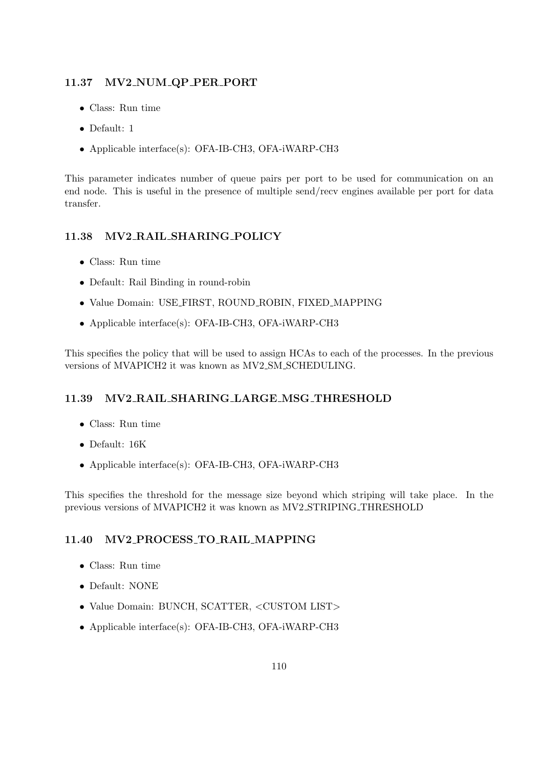### 11.37 MV2_NUM_QP_PER_PORT

- Class: Run time
- Default: 1
- Applicable interface(s): OFA-IB-CH3, OFA-iWARP-CH3

This parameter indicates number of queue pairs per port to be used for communication on an end node. This is useful in the presence of multiple send/recv engines available per port for data transfer.

### 11.38 MV2_RAIL_SHARING_POLICY

- Class: Run time
- Default: Rail Binding in round-robin
- Value Domain: USE_FIRST, ROUND_ROBIN, FIXED_MAPPING
- Applicable interface(s): OFA-IB-CH3, OFA-iWARP-CH3

This specifies the policy that will be used to assign HCAs to each of the processes. In the previous versions of MVAPICH2 it was known as MV2_SM_SCHEDULING.

### 11.39 MV2_RAIL_SHARING_LARGE_MSG_THRESHOLD

- Class: Run time
- Default: 16K
- Applicable interface(s): OFA-IB-CH3, OFA-iWARP-CH3

This specifies the threshold for the message size beyond which striping will take place. In the previous versions of MVAPICH2 it was known as MV2_STRIPING_THRESHOLD

### 11.40 MV2_PROCESS_TO_RAIL_MAPPING

- Class: Run time
- Default: NONE
- Value Domain: BUNCH, SCATTER, <CUSTOM LIST>
- Applicable interface(s): OFA-IB-CH3, OFA-iWARP-CH3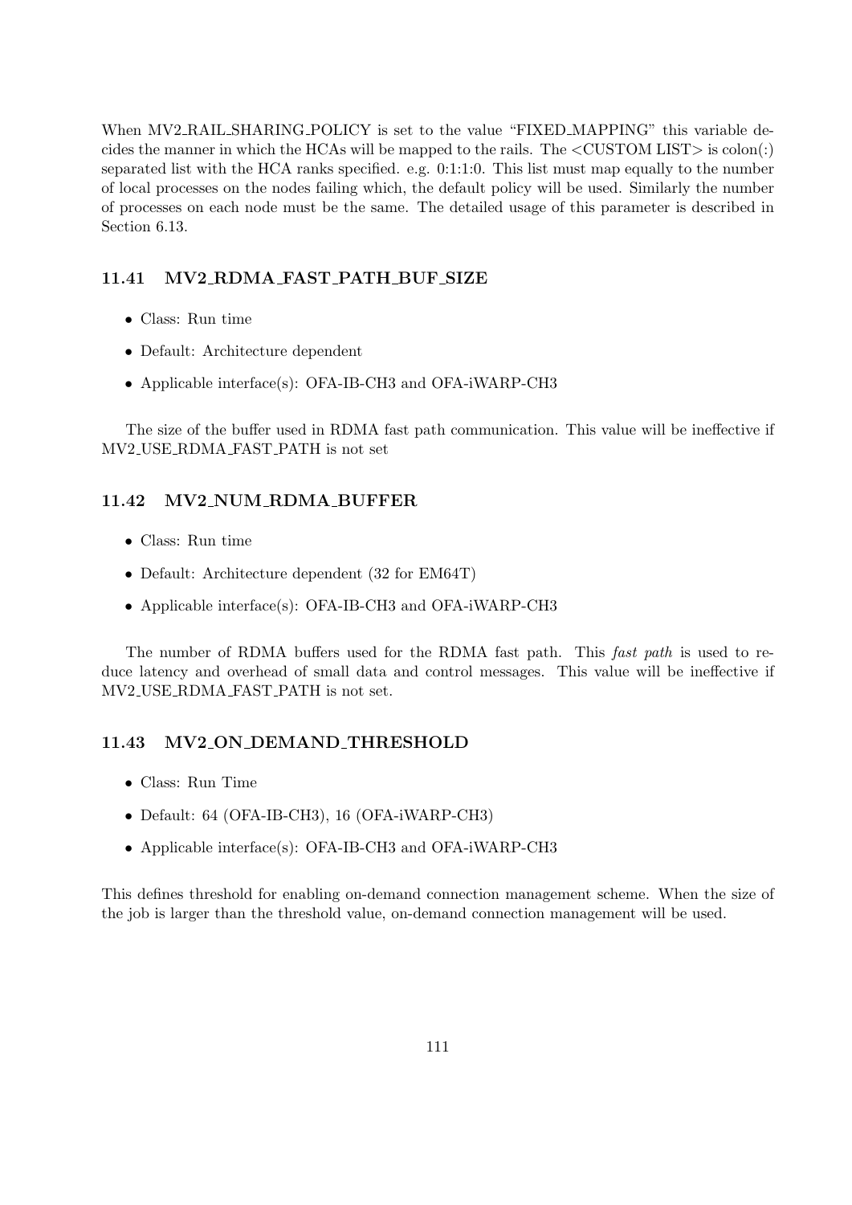When MV2_RAIL_SHARING_POLICY is set to the value "FIXED_MAPPING" this variable decides the manner in which the HCAs will be mapped to the rails. The <CUSTOM LIST> is colon(:) separated list with the HCA ranks specified. e.g. 0:1:1:0. This list must map equally to the number of local processes on the nodes failing which, the default policy will be used. Similarly the number of processes on each node must be the same. The detailed usage of this parameter is described in Section 6.13.

### 11.41 MV2_RDMA_FAST_PATH_BUF_SIZE

- Class: Run time
- Default: Architecture dependent
- Applicable interface(s): OFA-IB-CH3 and OFA-iWARP-CH3

The size of the buffer used in RDMA fast path communication. This value will be ineffective if MV2_USE_RDMA_FAST_PATH is not set

### 11.42 MV2_NUM_RDMA_BUFFER

- Class: Run time
- Default: Architecture dependent (32 for EM64T)
- Applicable interface(s): OFA-IB-CH3 and OFA-iWARP-CH3

The number of RDMA buffers used for the RDMA fast path. This *fast path* is used to reduce latency and overhead of small data and control messages. This value will be ineffective if MV2_USE_RDMA_FAST_PATH is not set.

### 11.43 MV2_ON_DEMAND_THRESHOLD

- Class: Run Time
- Default: 64 (OFA-IB-CH3), 16 (OFA-iWARP-CH3)
- Applicable interface(s): OFA-IB-CH3 and OFA-iWARP-CH3

This defines threshold for enabling on-demand connection management scheme. When the size of the job is larger than the threshold value, on-demand connection management will be used.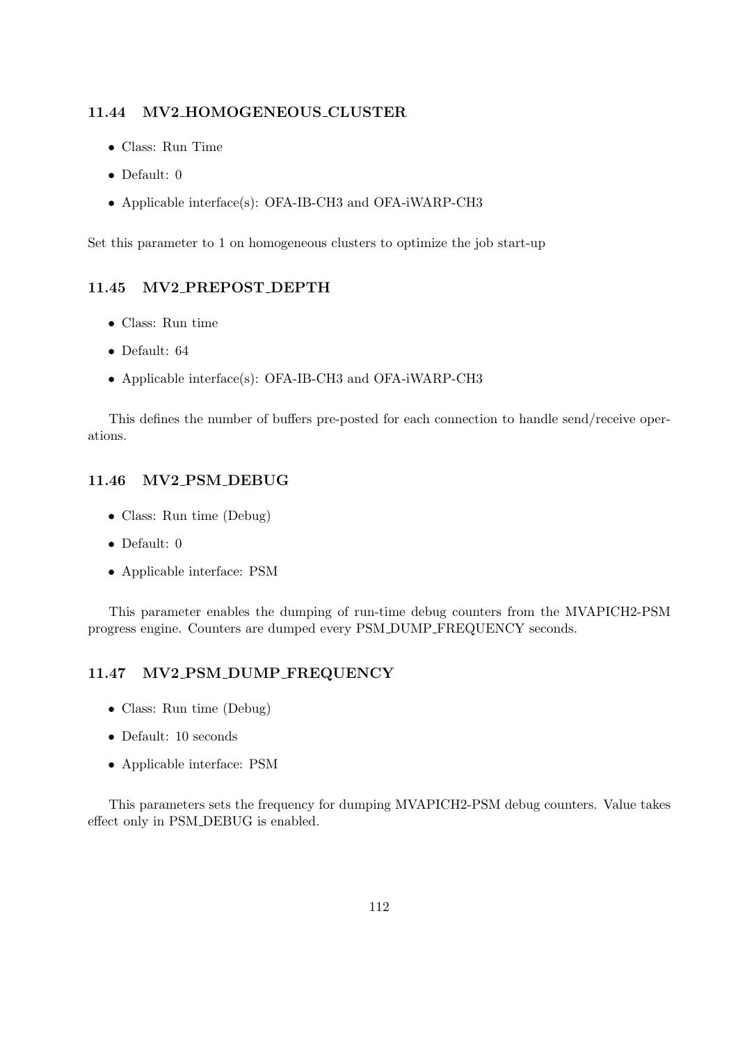### 11.44 MV2_HOMOGENEOUS_CLUSTER

- Class: Run Time
- Default: 0
- Applicable interface(s): OFA-IB-CH3 and OFA-iWARP-CH3

Set this parameter to 1 on homogeneous clusters to optimize the job start-up

### 11.45 MV2_PREPOST_DEPTH

- Class: Run time
- Default: 64
- Applicable interface(s): OFA-IB-CH3 and OFA-iWARP-CH3

This defines the number of buffers pre-posted for each connection to handle send/receive operations.

### 11.46 MV2_PSM_DEBUG

- Class: Run time (Debug)
- Default: 0
- Applicable interface: PSM

This parameter enables the dumping of run-time debug counters from the MVAPICH2-PSM progress engine. Counters are dumped every PSM_DUMP_FREQUENCY seconds.

### 11.47 MV2_PSM_DUMP_FREQUENCY

- Class: Run time (Debug)
- Default: 10 seconds
- Applicable interface: PSM

This parameters sets the frequency for dumping MVAPICH2-PSM debug counters. Value takes effect only in PSM_DEBUG is enabled.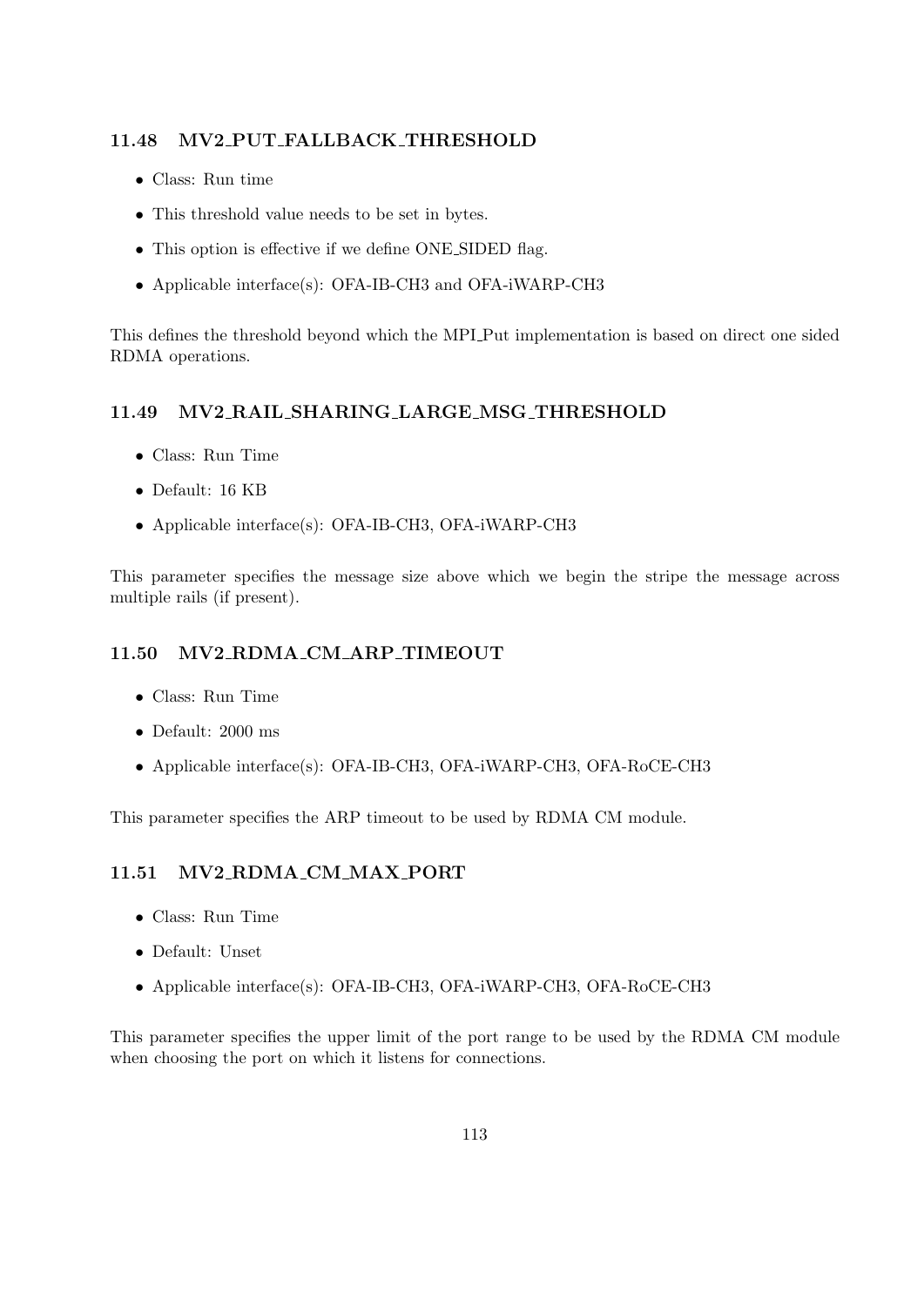### 11.48 MV2_PUT_FALLBACK_THRESHOLD

- Class: Run time
- This threshold value needs to be set in bytes.
- This option is effective if we define ONE_SIDED flag.
- Applicable interface(s): OFA-IB-CH3 and OFA-iWARP-CH3

This defines the threshold beyond which the MPI_Put implementation is based on direct one sided RDMA operations.

### 11.49 MV2_RAIL_SHARING_LARGE_MSG_THRESHOLD

- Class: Run Time
- Default: 16 KB
- Applicable interface(s): OFA-IB-CH3, OFA-iWARP-CH3

This parameter specifies the message size above which we begin the stripe the message across multiple rails (if present).

### 11.50 MV2_RDMA_CM_ARP_TIMEOUT

- Class: Run Time
- Default: 2000 ms
- Applicable interface(s): OFA-IB-CH3, OFA-iWARP-CH3, OFA-RoCE-CH3

This parameter specifies the ARP timeout to be used by RDMA CM module.

### 11.51 MV2_RDMA_CM_MAX_PORT

- Class: Run Time
- Default: Unset
- Applicable interface(s): OFA-IB-CH3, OFA-iWARP-CH3, OFA-RoCE-CH3

This parameter specifies the upper limit of the port range to be used by the RDMA CM module when choosing the port on which it listens for connections.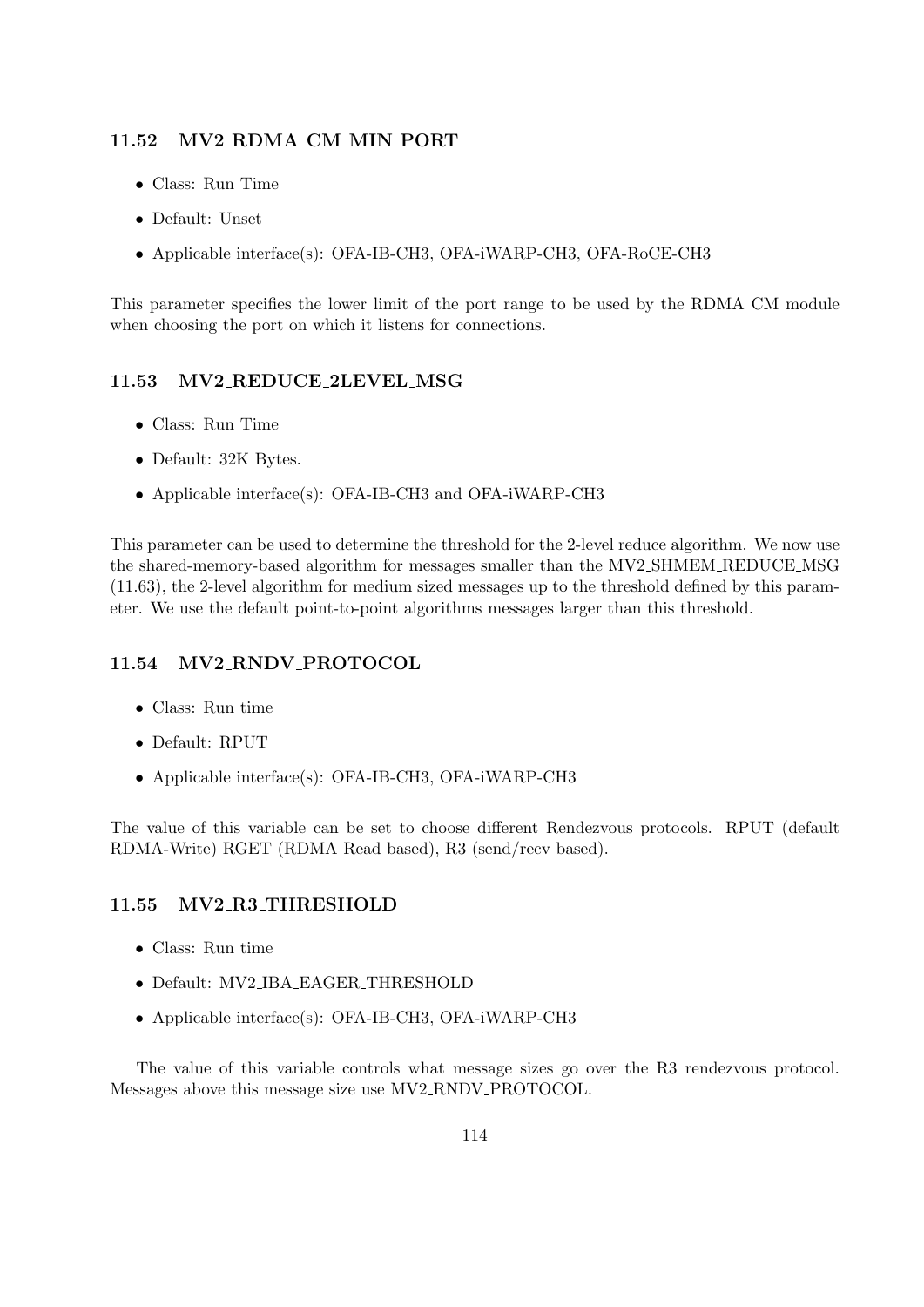### 11.52 MV2_RDMA_CM_MIN_PORT

- Class: Run Time
- Default: Unset
- Applicable interface(s): OFA-IB-CH3, OFA-iWARP-CH3, OFA-RoCE-CH3

This parameter specifies the lower limit of the port range to be used by the RDMA CM module when choosing the port on which it listens for connections.

### 11.53 MV2_REDUCE_2LEVEL_MSG

- Class: Run Time
- Default: 32K Bytes.
- Applicable interface(s): OFA-IB-CH3 and OFA-iWARP-CH3

This parameter can be used to determine the threshold for the 2-level reduce algorithm. We now use the shared-memory-based algorithm for messages smaller than the MV2_SHMEM_REDUCE_MSG (11.63), the 2-level algorithm for medium sized messages up to the threshold defined by this parameter. We use the default point-to-point algorithms messages larger than this threshold.

### 11.54 MV2_RNDV_PROTOCOL

- Class: Run time
- Default: RPUT
- Applicable interface(s): OFA-IB-CH3, OFA-iWARP-CH3

The value of this variable can be set to choose different Rendezvous protocols. RPUT (default RDMA-Write) RGET (RDMA Read based), R3 (send/recv based).

### 11.55 MV2_R3_THRESHOLD

- Class: Run time
- Default: MV2_IBA_EAGER_THRESHOLD
- Applicable interface(s): OFA-IB-CH3, OFA-iWARP-CH3

The value of this variable controls what message sizes go over the R3 rendezvous protocol. Messages above this message size use MV2_RNDV_PROTOCOL.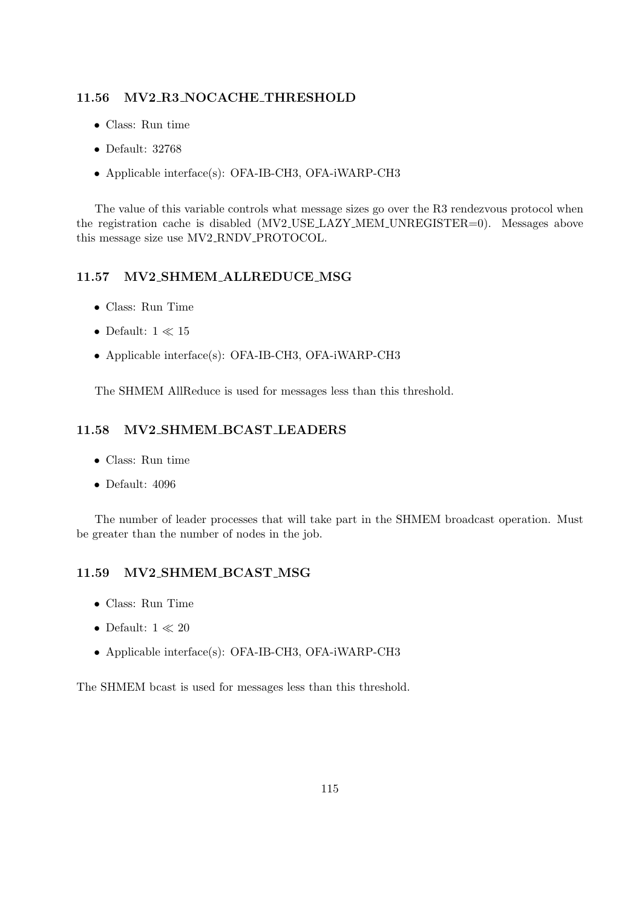### 11.56 MV2_R3_NOCACHE_THRESHOLD

- Class: Run time
- Default: 32768
- Applicable interface(s): OFA-IB-CH3, OFA-iWARP-CH3

The value of this variable controls what message sizes go over the R3 rendezvous protocol when the registration cache is disabled (MV2_USE_LAZY_MEM_UNREGISTER=0). Messages above this message size use MV2_RNDV_PROTOCOL.

### 11.57 MV2_SHMEM_ALLREDUCE_MSG

- Class: Run Time
- Default: $1 \ll 15$
- Applicable interface(s): OFA-IB-CH3, OFA-iWARP-CH3

The SHMEM AllReduce is used for messages less than this threshold.

### 11.58 MV2_SHMEM_BCAST_LEADERS

- Class: Run time
- Default: 4096

The number of leader processes that will take part in the SHMEM broadcast operation. Must be greater than the number of nodes in the job.

### 11.59 MV2_SHMEM_BCAST_MSG

- Class: Run Time
- Default: $1 \ll 20$
- Applicable interface(s): OFA-IB-CH3, OFA-iWARP-CH3

The SHMEM bcast is used for messages less than this threshold.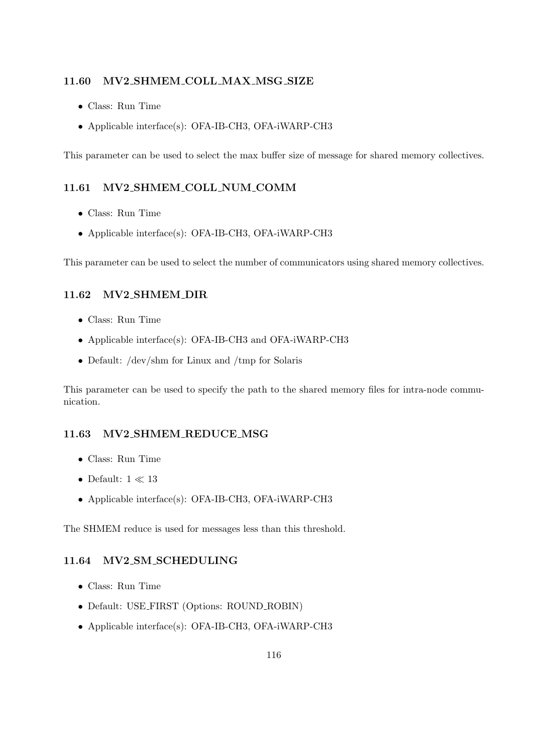### 11.60 MV2_SHMEM_COLL_MAX_MSG_SIZE

- Class: Run Time
- Applicable interface(s): OFA-IB-CH3, OFA-iWARP-CH3

This parameter can be used to select the max buffer size of message for shared memory collectives.

### 11.61 MV2_SHMEM_COLL_NUM_COMM

- Class: Run Time
- Applicable interface(s): OFA-IB-CH3, OFA-iWARP-CH3

This parameter can be used to select the number of communicators using shared memory collectives.

### 11.62 MV2_SHMEM_DIR

- Class: Run Time
- Applicable interface(s): OFA-IB-CH3 and OFA-iWARP-CH3
- Default: /dev/shm for Linux and /tmp for Solaris

This parameter can be used to specify the path to the shared memory files for intra-node communication.

### 11.63 MV2_SHMEM_REDUCE_MSG

- Class: Run Time
- Default: $1 \ll 13$
- Applicable interface(s): OFA-IB-CH3, OFA-iWARP-CH3

The SHMEM reduce is used for messages less than this threshold.

### 11.64 MV2_SM_SCHEDULING

- Class: Run Time
- Default: USE_FIRST (Options: ROUND_ROBIN)
- Applicable interface(s): OFA-IB-CH3, OFA-iWARP-CH3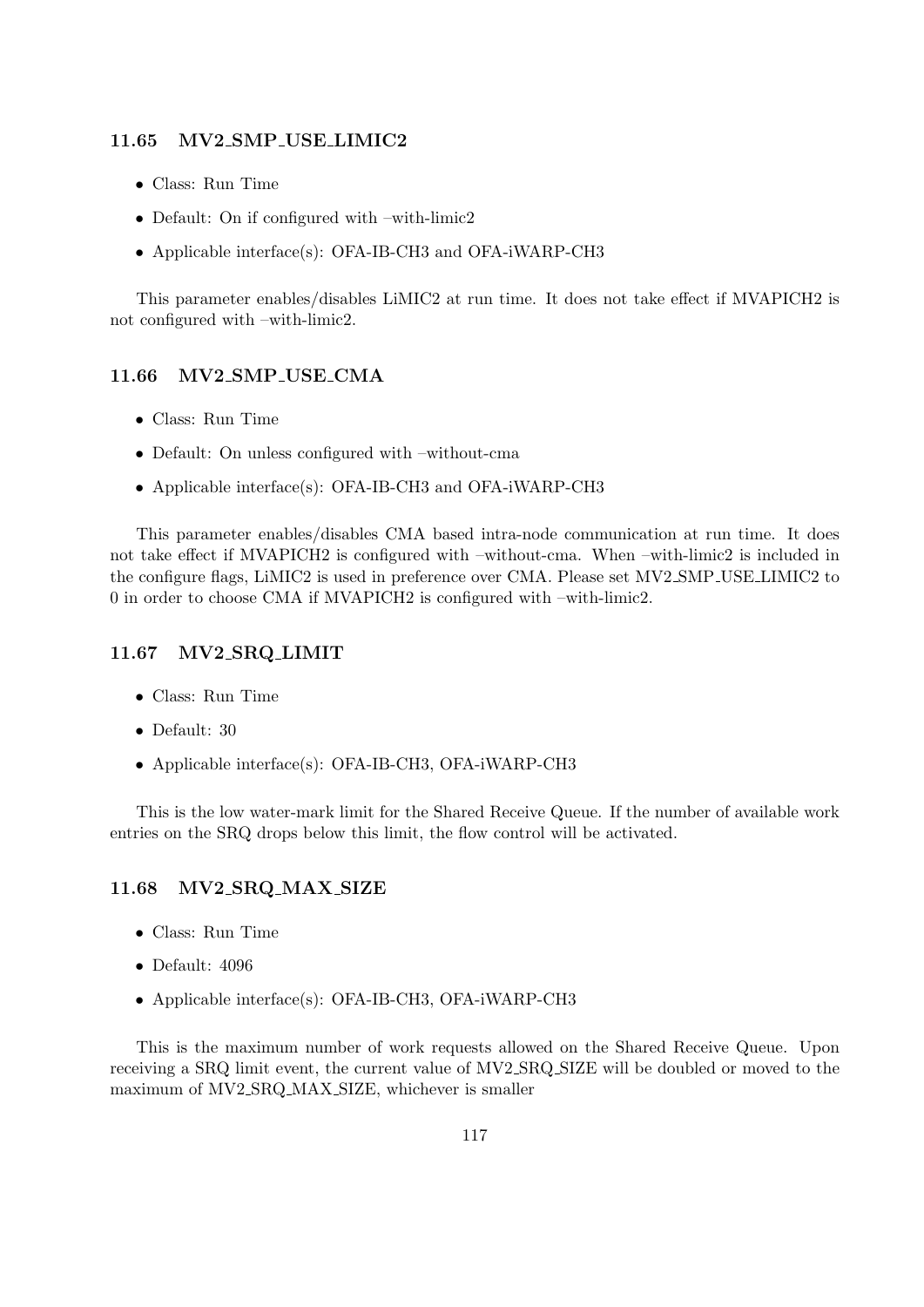### 11.65 MV2_SMP_USE_LIMIC2

- Class: Run Time
- Default: On if configured with –with-limic2
- Applicable interface(s): OFA-IB-CH3 and OFA-iWARP-CH3

This parameter enables/disables LiMIC2 at run time. It does not take effect if MVAPICH2 is not configured with –with-limic2.

### 11.66 MV2_SMP_USE_CMA

- Class: Run Time
- Default: On unless configured with –without-cma
- Applicable interface(s): OFA-IB-CH3 and OFA-iWARP-CH3

This parameter enables/disables CMA based intra-node communication at run time. It does not take effect if MVAPICH2 is configured with –without-cma. When –with-limic2 is included in the configure flags, LiMIC2 is used in preference over CMA. Please set MV2_SMP_USE_LIMIC2 to 0 in order to choose CMA if MVAPICH2 is configured with –with-limic2.

### 11.67 MV2_SRQ_LIMIT

- Class: Run Time
- Default: 30
- Applicable interface(s): OFA-IB-CH3, OFA-iWARP-CH3

This is the low water-mark limit for the Shared Receive Queue. If the number of available work entries on the SRQ drops below this limit, the flow control will be activated.

### 11.68 MV2_SRQ_MAX_SIZE

- Class: Run Time
- Default: 4096
- Applicable interface(s): OFA-IB-CH3, OFA-iWARP-CH3

This is the maximum number of work requests allowed on the Shared Receive Queue. Upon receiving a SRQ limit event, the current value of MV2_SRQ_SIZE will be doubled or moved to the maximum of MV2_SRQ_MAX_SIZE, whichever is smaller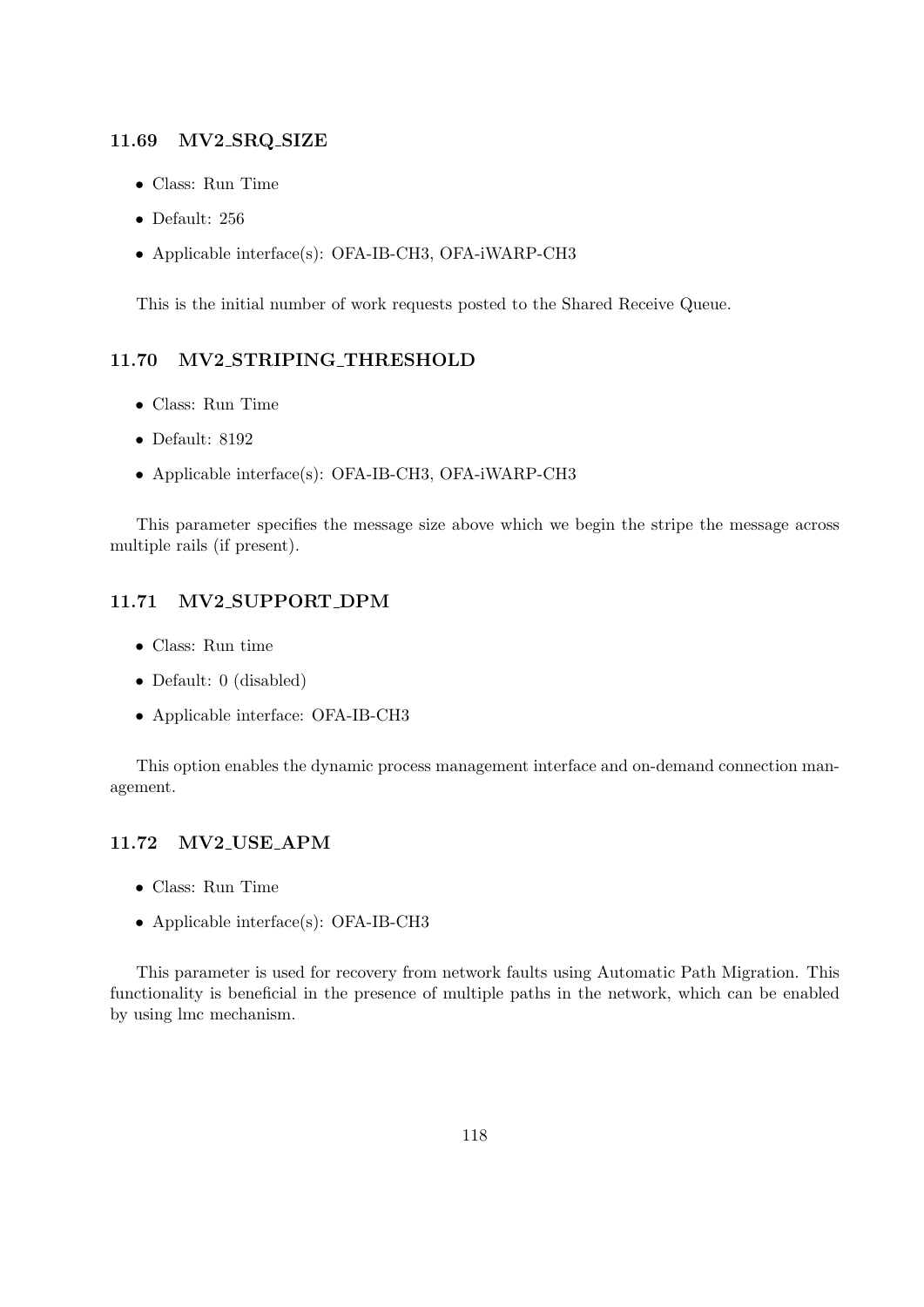### 11.69 MV2_SRQ_SIZE

- Class: Run Time
- Default: 256
- Applicable interface(s): OFA-IB-CH3, OFA-iWARP-CH3

This is the initial number of work requests posted to the Shared Receive Queue.

### 11.70 MV2_STRIPING_THRESHOLD

- Class: Run Time
- Default: 8192
- Applicable interface(s): OFA-IB-CH3, OFA-iWARP-CH3

This parameter specifies the message size above which we begin the stripe the message across multiple rails (if present).

### 11.71 MV2_SUPPORT_DPM

- Class: Run time
- Default: 0 (disabled)
- Applicable interface: OFA-IB-CH3

This option enables the dynamic process management interface and on-demand connection management.

### 11.72 MV2_USE_APM

- Class: Run Time
- Applicable interface(s): OFA-IB-CH3

This parameter is used for recovery from network faults using Automatic Path Migration. This functionality is beneficial in the presence of multiple paths in the network, which can be enabled by using lmc mechanism.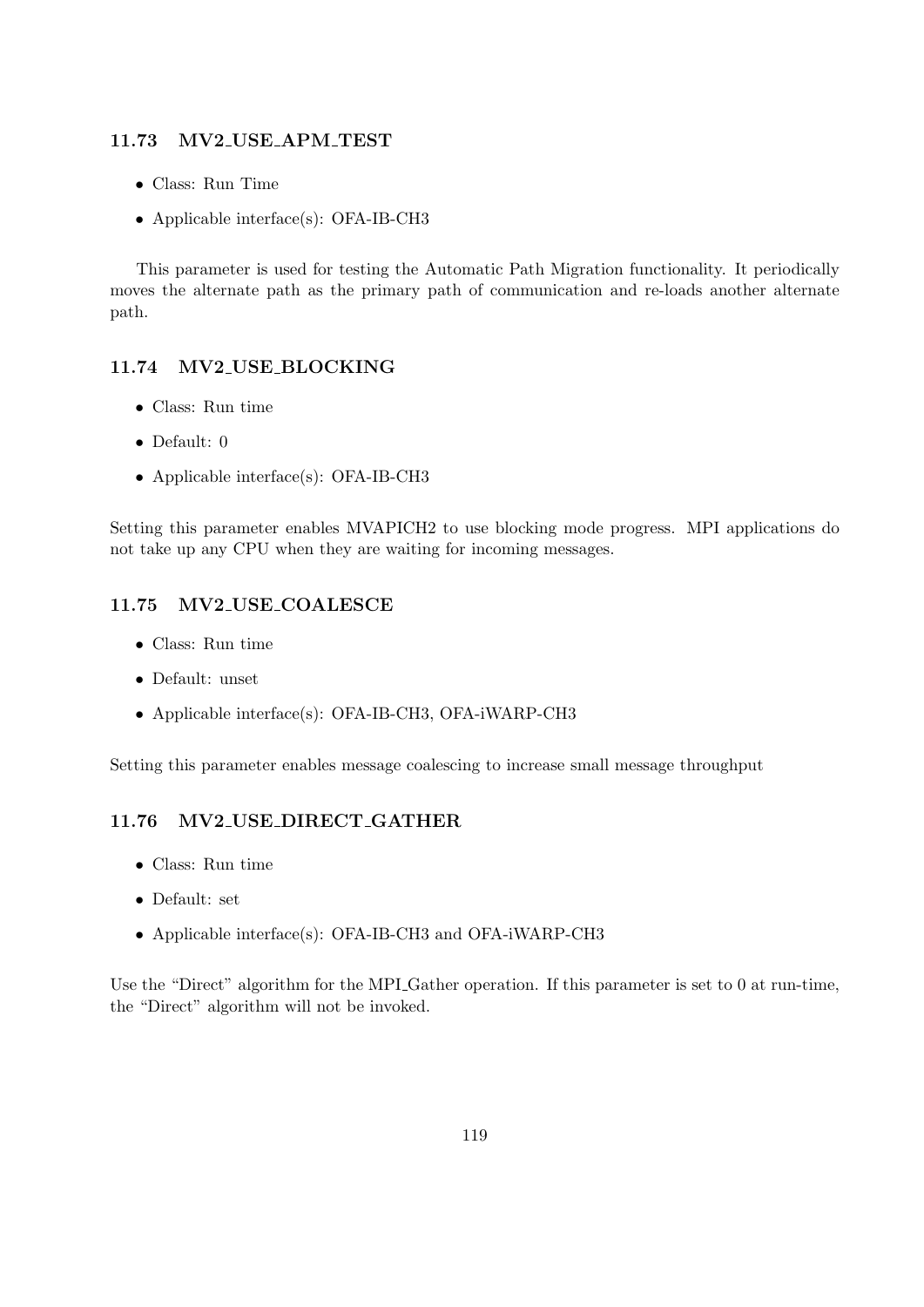### 11.73 MV2_USE_APM_TEST

- Class: Run Time
- Applicable interface(s): OFA-IB-CH3

This parameter is used for testing the Automatic Path Migration functionality. It periodically moves the alternate path as the primary path of communication and re-loads another alternate path.

### 11.74 MV2_USE_BLOCKING

- Class: Run time
- Default: 0
- Applicable interface(s): OFA-IB-CH3

Setting this parameter enables MVAPICH2 to use blocking mode progress. MPI applications do not take up any CPU when they are waiting for incoming messages.

### 11.75 MV2_USE_COALESCE

- Class: Run time
- Default: unset
- Applicable interface(s): OFA-IB-CH3, OFA-iWARP-CH3

Setting this parameter enables message coalescing to increase small message throughput

### 11.76 MV2_USE_DIRECT_GATHER

- Class: Run time
- Default: set
- Applicable interface(s): OFA-IB-CH3 and OFA-iWARP-CH3

Use the "Direct" algorithm for the MPI_Gather operation. If this parameter is set to 0 at run-time, the "Direct" algorithm will not be invoked.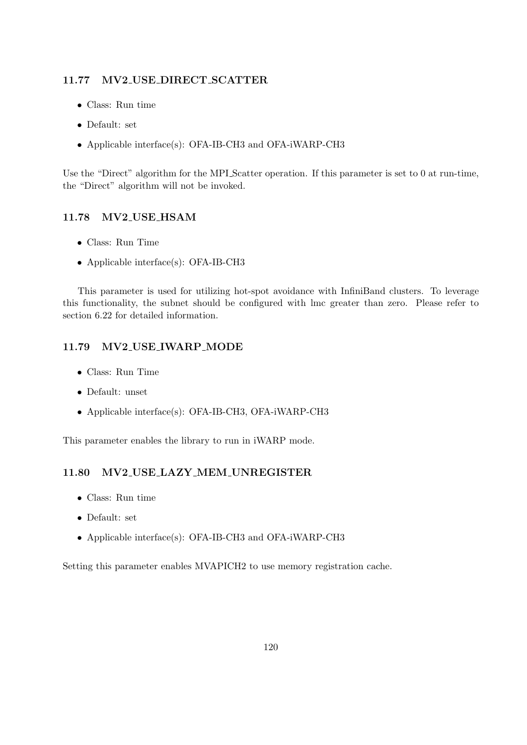### 11.77 MV2_USE_DIRECT_SCATTER

- Class: Run time
- Default: set
- Applicable interface(s): OFA-IB-CH3 and OFA-iWARP-CH3

Use the "Direct" algorithm for the MPI_Scatter operation. If this parameter is set to 0 at run-time, the "Direct" algorithm will not be invoked.

### 11.78 MV2_USE_HSAM

- Class: Run Time
- Applicable interface(s): OFA-IB-CH3

This parameter is used for utilizing hot-spot avoidance with InfiniBand clusters. To leverage this functionality, the subnet should be configured with lmc greater than zero. Please refer to section 6.22 for detailed information.

### 11.79 MV2_USE_IWARP_MODE

- Class: Run Time
- Default: unset
- Applicable interface(s): OFA-IB-CH3, OFA-iWARP-CH3

This parameter enables the library to run in iWARP mode.

### 11.80 MV2_USE_LAZY_MEM_UNREGISTER

- Class: Run time
- Default: set
- Applicable interface(s): OFA-IB-CH3 and OFA-iWARP-CH3

Setting this parameter enables MVAPICH2 to use memory registration cache.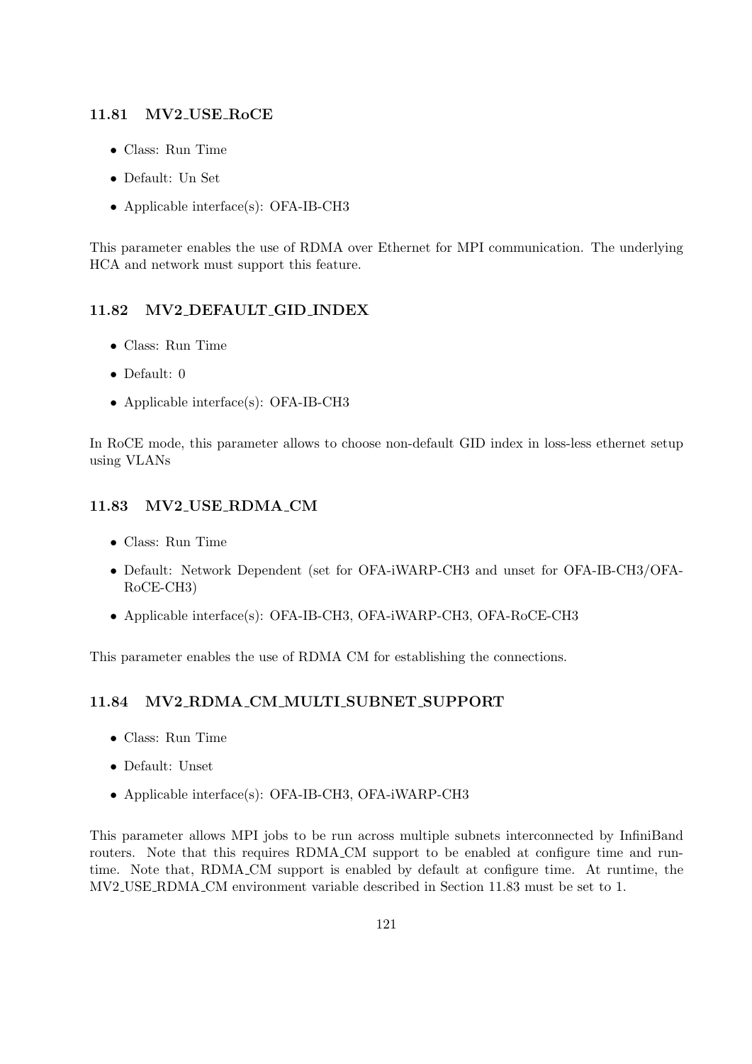### 11.81 MV2_USE_RoCE

- Class: Run Time
- Default: Un Set
- Applicable interface(s): OFA-IB-CH3

This parameter enables the use of RDMA over Ethernet for MPI communication. The underlying HCA and network must support this feature.

### 11.82 MV2_DEFAULT_GID_INDEX

- Class: Run Time
- Default: 0
- Applicable interface(s): OFA-IB-CH3

In RoCE mode, this parameter allows to choose non-default GID index in loss-less ethernet setup using VLANs

### 11.83 MV2_USE_RDMA_CM

- Class: Run Time
- Default: Network Dependent (set for OFA-iWARP-CH3 and unset for OFA-IB-CH3/OFA-RoCE-CH3)
- Applicable interface(s): OFA-IB-CH3, OFA-iWARP-CH3, OFA-RoCE-CH3

This parameter enables the use of RDMA CM for establishing the connections.

### 11.84 MV2_RDMA_CM_MULTI_SUBNET_SUPPORT

- Class: Run Time
- Default: Unset
- Applicable interface(s): OFA-IB-CH3, OFA-iWARP-CH3

This parameter allows MPI jobs to be run across multiple subnets interconnected by InfiniBand routers. Note that this requires RDMA_CM support to be enabled at configure time and runtime. Note that, RDMA_CM support is enabled by default at configure time. At runtime, the MV2_USE_RDMA_CM environment variable described in Section 11.83 must be set to 1.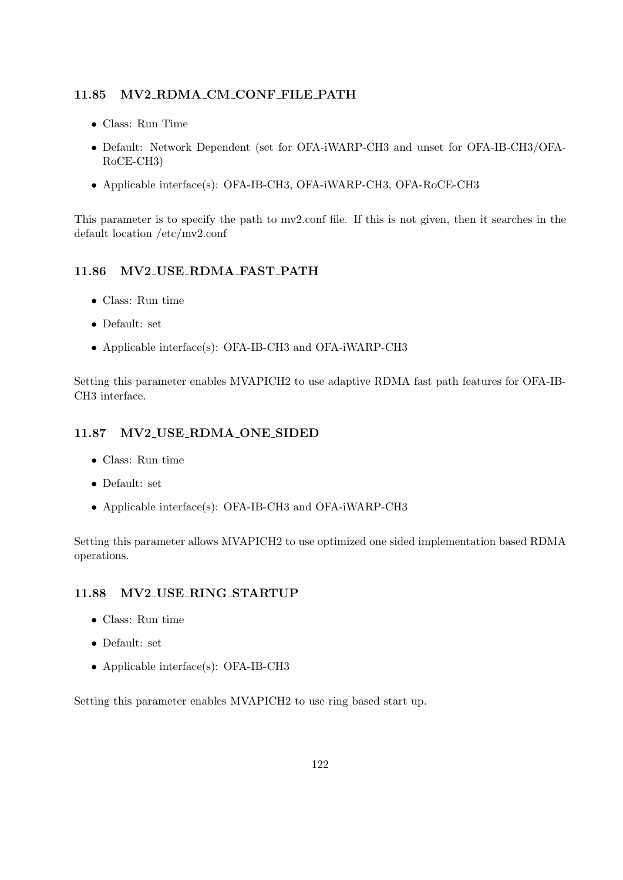### 11.85 MV2_RDMA_CM_CONF_FILE_PATH

- Class: Run Time
- Default: Network Dependent (set for OFA-iWARP-CH3 and unset for OFA-IB-CH3/OFA-RoCE-CH3)
- Applicable interface(s): OFA-IB-CH3, OFA-iWARP-CH3, OFA-RoCE-CH3

This parameter is to specify the path to mv2.conf file. If this is not given, then it searches in the default location /etc/mv2.conf

### 11.86 MV2_USE_RDMA_FAST_PATH

- Class: Run time
- Default: set
- Applicable interface(s): OFA-IB-CH3 and OFA-iWARP-CH3

Setting this parameter enables MVAPICH2 to use adaptive RDMA fast path features for OFA-IB-CH3 interface.

### 11.87 MV2_USE_RDMA_ONE_SIDED

- Class: Run time
- Default: set
- Applicable interface(s): OFA-IB-CH3 and OFA-iWARP-CH3

Setting this parameter allows MVAPICH2 to use optimized one sided implementation based RDMA operations.

### 11.88 MV2_USE_RING_STARTUP

- Class: Run time
- Default: set
- Applicable interface(s): OFA-IB-CH3

Setting this parameter enables MVAPICH2 to use ring based start up.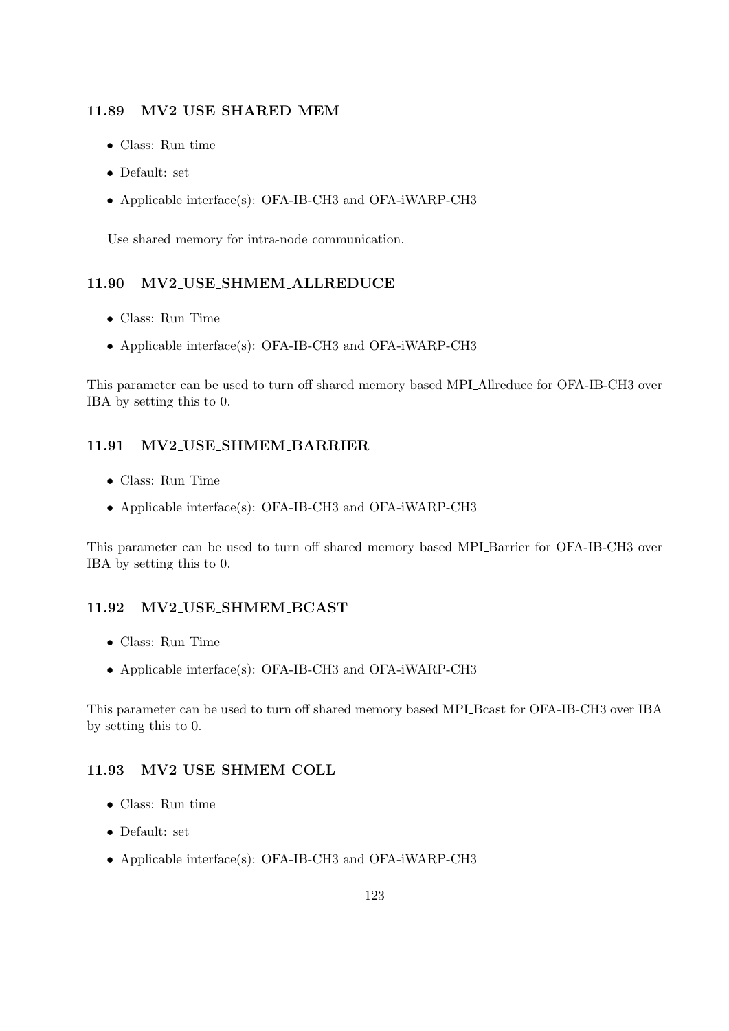### 11.89 MV2_USE_SHARED_MEM

- Class: Run time
- Default: set
- Applicable interface(s): OFA-IB-CH3 and OFA-iWARP-CH3

Use shared memory for intra-node communication.

### 11.90 MV2_USE_SHMEM_ALLREDUCE

- Class: Run Time
- Applicable interface(s): OFA-IB-CH3 and OFA-iWARP-CH3

This parameter can be used to turn off shared memory based MPI_Allreduce for OFA-IB-CH3 over IBA by setting this to 0.

### 11.91 MV2_USE_SHMEM_BARRIER

- Class: Run Time
- Applicable interface(s): OFA-IB-CH3 and OFA-iWARP-CH3

This parameter can be used to turn off shared memory based MPI_Barrier for OFA-IB-CH3 over IBA by setting this to 0.

### 11.92 MV2_USE_SHMEM_BCAST

- Class: Run Time
- Applicable interface(s): OFA-IB-CH3 and OFA-iWARP-CH3

This parameter can be used to turn off shared memory based MPI_Bcast for OFA-IB-CH3 over IBA by setting this to 0.

### 11.93 MV2_USE_SHMEM_COLL

- Class: Run time
- Default: set
- Applicable interface(s): OFA-IB-CH3 and OFA-iWARP-CH3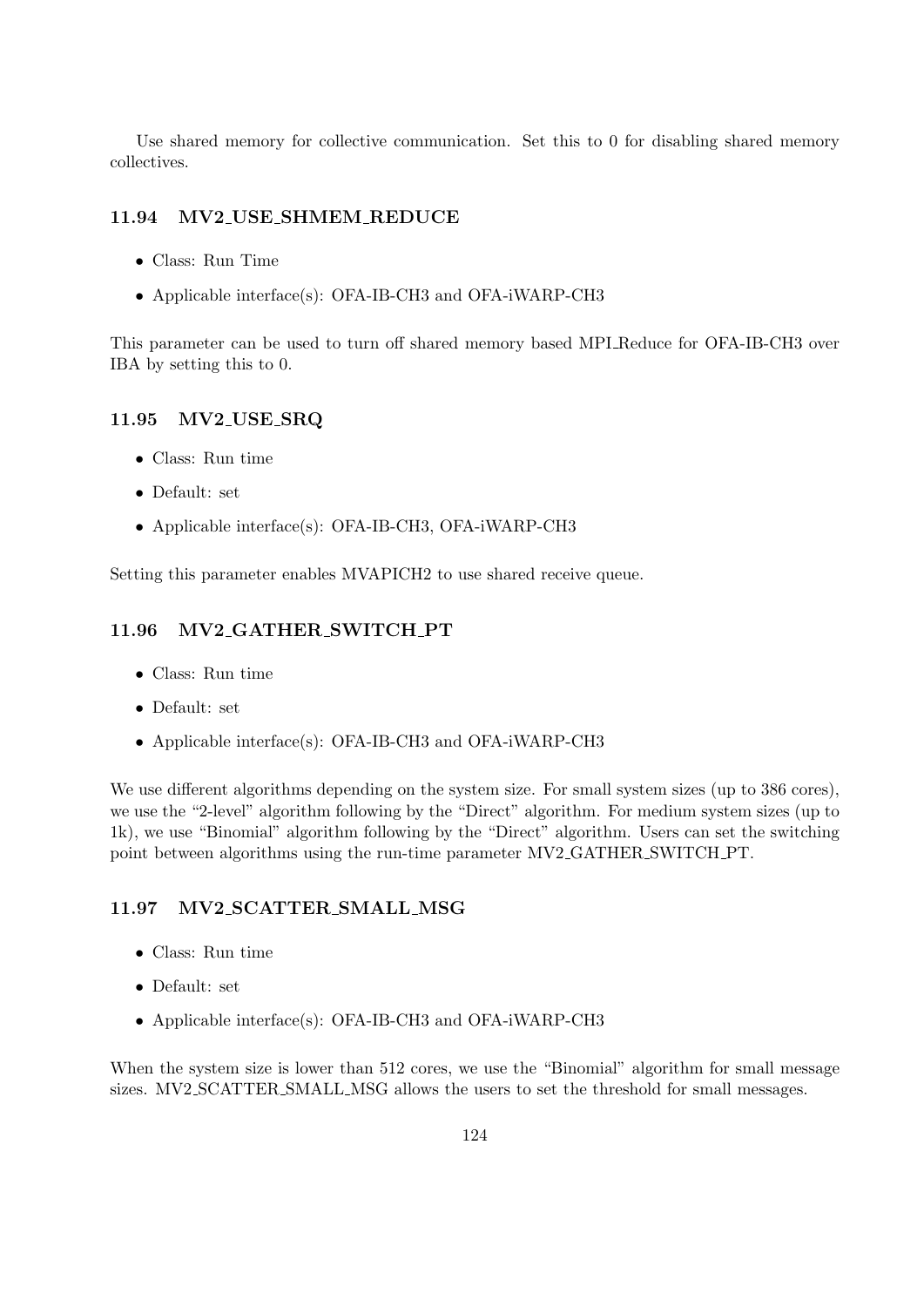Use shared memory for collective communication. Set this to 0 for disabling shared memory collectives.

### 11.94 MV2_USE_SHMEM_REDUCE

- Class: Run Time
- Applicable interface(s): OFA-IB-CH3 and OFA-iWARP-CH3

This parameter can be used to turn off shared memory based MPI_Reduce for OFA-IB-CH3 over IBA by setting this to 0.

### 11.95 MV2_USE_SRQ

- Class: Run time
- Default: set
- Applicable interface(s): OFA-IB-CH3, OFA-iWARP-CH3

Setting this parameter enables MVAPICH2 to use shared receive queue.

### 11.96 MV2_GATHER_SWITCH_PT

- Class: Run time
- Default: set
- Applicable interface(s): OFA-IB-CH3 and OFA-iWARP-CH3

We use different algorithms depending on the system size. For small system sizes (up to 386 cores), we use the "2-level" algorithm following by the "Direct" algorithm. For medium system sizes (up to 1k), we use "Binomial" algorithm following by the "Direct" algorithm. Users can set the switching point between algorithms using the run-time parameter MV2_GATHER_SWITCH_PT.

### 11.97 MV2_SCATTER_SMALL_MSG

- Class: Run time
- Default: set
- Applicable interface(s): OFA-IB-CH3 and OFA-iWARP-CH3

When the system size is lower than 512 cores, we use the "Binomial" algorithm for small message sizes. MV2_SCATTER_SMALL_MSG allows the users to set the threshold for small messages.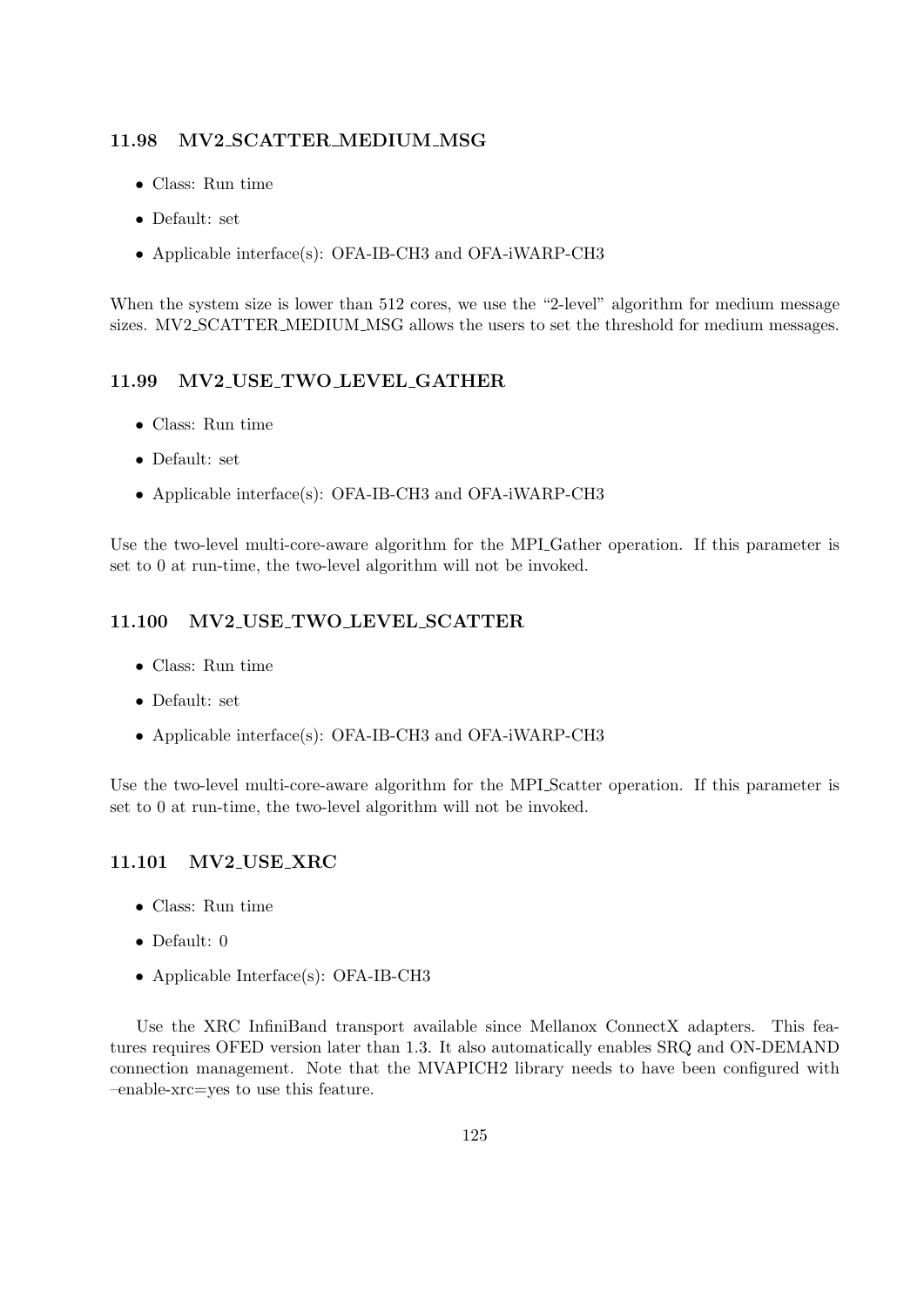### 11.98 MV2_SCATTER_MEDIUM_MSG

- Class: Run time
- Default: set
- Applicable interface(s): OFA-IB-CH3 and OFA-iWARP-CH3

When the system size is lower than 512 cores, we use the "2-level" algorithm for medium message sizes. MV2_SCATTER_MEDIUM_MSG allows the users to set the threshold for medium messages.

### 11.99 MV2_USE_TWO_LEVEL_GATHER

- Class: Run time
- Default: set
- Applicable interface(s): OFA-IB-CH3 and OFA-iWARP-CH3

Use the two-level multi-core-aware algorithm for the MPI_Gather operation. If this parameter is set to 0 at run-time, the two-level algorithm will not be invoked.

### 11.100 MV2_USE_TWO_LEVEL_SCATTER

- Class: Run time
- Default: set
- Applicable interface(s): OFA-IB-CH3 and OFA-iWARP-CH3

Use the two-level multi-core-aware algorithm for the MPI_Scatter operation. If this parameter is set to 0 at run-time, the two-level algorithm will not be invoked.

### 11.101 MV2_USE_XRC

- Class: Run time
- Default: 0
- Applicable Interface(s): OFA-IB-CH3

Use the XRC InfiniBand transport available since Mellanox ConnectX adapters. This features requires OFED version later than 1.3. It also automatically enables SRQ and ON-DEMAND connection management. Note that the MVAPICH2 library needs to have been configured with –enable-xrc=yes to use this feature.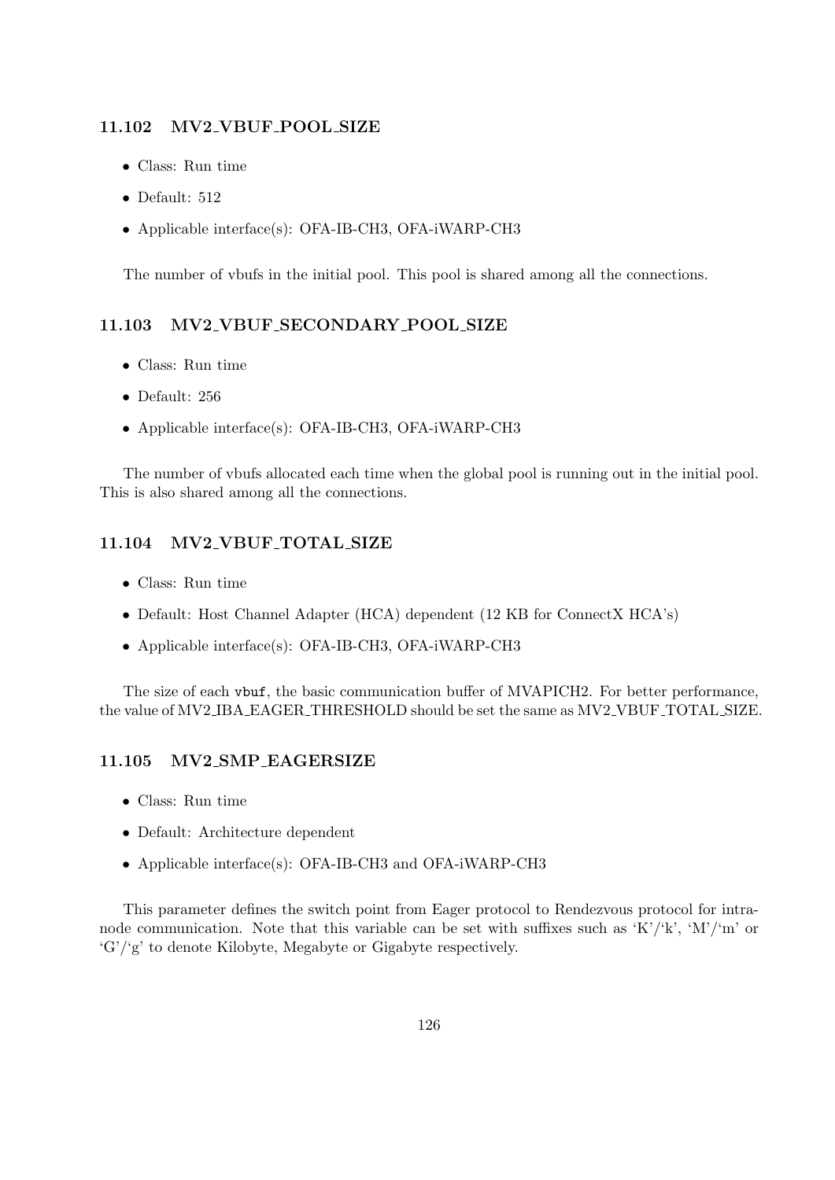### 11.102 MV2_VBUF_POOL_SIZE

- Class: Run time
- Default: 512
- Applicable interface(s): OFA-IB-CH3, OFA-iWARP-CH3

The number of vbufs in the initial pool. This pool is shared among all the connections.

### 11.103 MV2_VBUF_SECONDARY_POOL_SIZE

- Class: Run time
- Default: 256
- Applicable interface(s): OFA-IB-CH3, OFA-iWARP-CH3

The number of vbufs allocated each time when the global pool is running out in the initial pool. This is also shared among all the connections.

### 11.104 MV2_VBUF_TOTAL_SIZE

- Class: Run time
- Default: Host Channel Adapter (HCA) dependent (12 KB for ConnectX HCA's)
- Applicable interface(s): OFA-IB-CH3, OFA-iWARP-CH3

The size of each `vbuf`, the basic communication buffer of MVAPICH2. For better performance, the value of MV2_IBA_EAGER_THRESHOLD should be set the same as MV2_VBUF_TOTAL_SIZE.

### 11.105 MV2_SMP_EAGERSIZE

- Class: Run time
- Default: Architecture dependent
- Applicable interface(s): OFA-IB-CH3 and OFA-iWARP-CH3

This parameter defines the switch point from Eager protocol to Rendezvous protocol for intra-node communication. Note that this variable can be set with suffixes such as 'K'/'k', 'M'/'m' or 'G'/'g' to denote Kilobyte, Megabyte or Gigabyte respectively.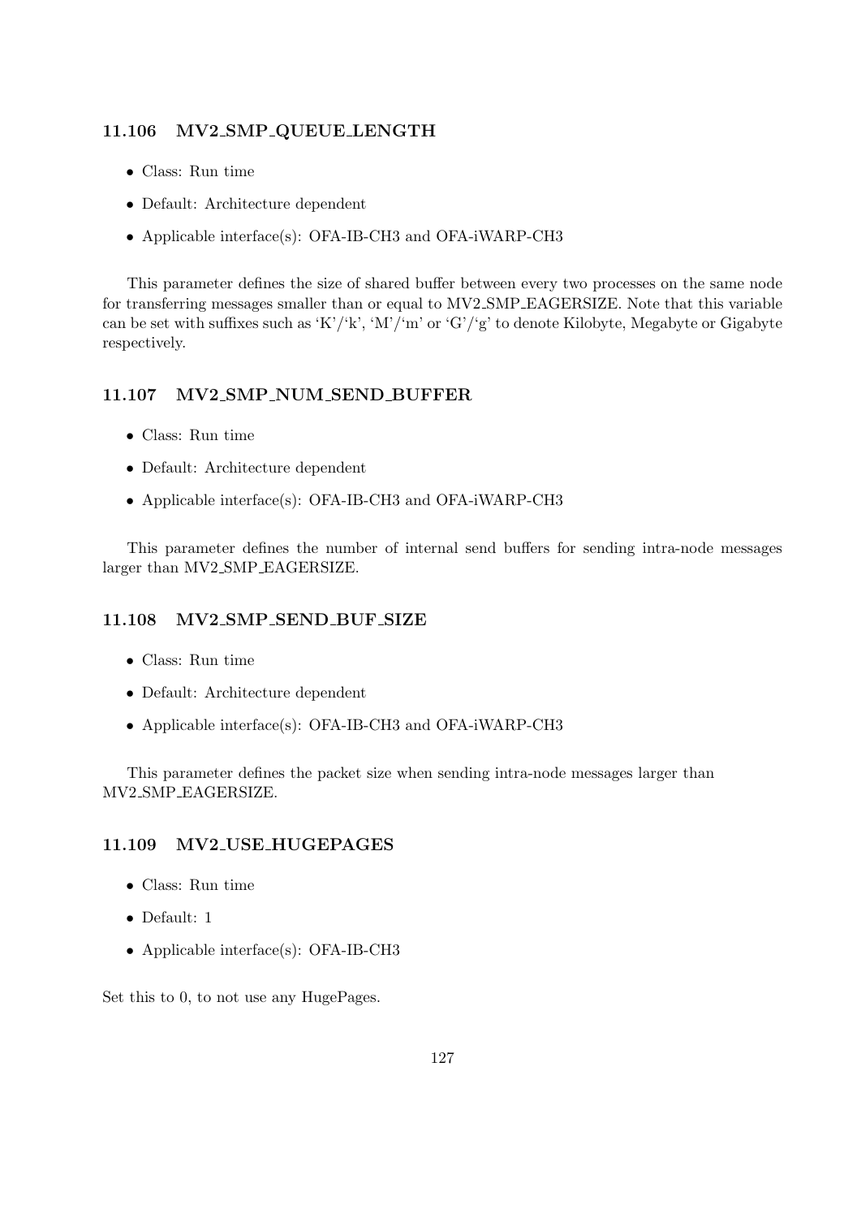### 11.106 MV2_SMP_QUEUE_LENGTH

- Class: Run time
- Default: Architecture dependent
- Applicable interface(s): OFA-IB-CH3 and OFA-iWARP-CH3

This parameter defines the size of shared buffer between every two processes on the same node for transferring messages smaller than or equal to MV2_SMP_EAGERSIZE. Note that this variable can be set with suffixes such as 'K'/'k', 'M'/'m' or 'G'/'g' to denote Kilobyte, Megabyte or Gigabyte respectively.

### 11.107 MV2_SMP_NUM_SEND_BUFFER

- Class: Run time
- Default: Architecture dependent
- Applicable interface(s): OFA-IB-CH3 and OFA-iWARP-CH3

This parameter defines the number of internal send buffers for sending intra-node messages larger than MV2_SMP_EAGERSIZE.

### 11.108 MV2_SMP_SEND_BUF_SIZE

- Class: Run time
- Default: Architecture dependent
- Applicable interface(s): OFA-IB-CH3 and OFA-iWARP-CH3

This parameter defines the packet size when sending intra-node messages larger than MV2_SMP_EAGERSIZE.

### 11.109 MV2_USE_HUGEPAGES

- Class: Run time
- Default: 1
- Applicable interface(s): OFA-IB-CH3

Set this to 0, to not use any HugePages.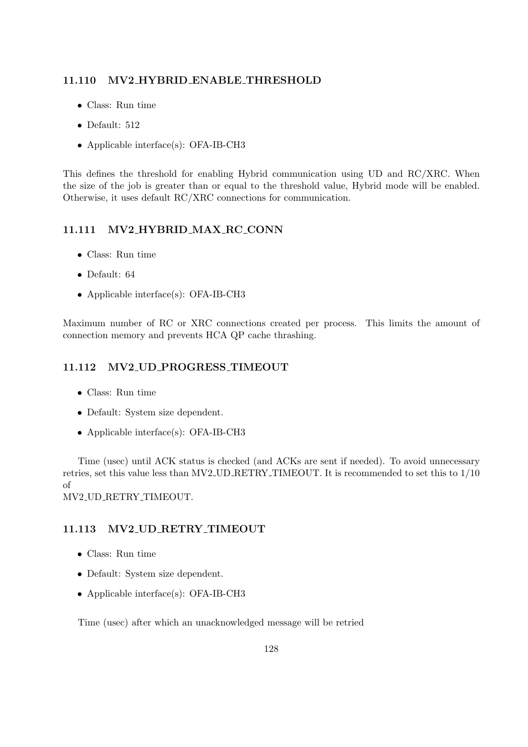### 11.110 MV2_HYBRID_ENABLE_THRESHOLD

- Class: Run time
- Default: 512
- Applicable interface(s): OFA-IB-CH3

This defines the threshold for enabling Hybrid communication using UD and RC/XRC. When the size of the job is greater than or equal to the threshold value, Hybrid mode will be enabled. Otherwise, it uses default RC/XRC connections for communication.

### 11.111 MV2_HYBRID_MAX_RC_CONN

- Class: Run time
- Default: 64
- Applicable interface(s): OFA-IB-CH3

Maximum number of RC or XRC connections created per process. This limits the amount of connection memory and prevents HCA QP cache thrashing.

### 11.112 MV2_UD_PROGRESS_TIMEOUT

- Class: Run time
- Default: System size dependent.
- Applicable interface(s): OFA-IB-CH3

Time (usec) until ACK status is checked (and ACKs are sent if needed). To avoid unnecessary retries, set this value less than MV2_UD_RETRY_TIMEOUT. It is recommended to set this to 1/10 of
MV2_UD_RETRY_TIMEOUT.

### 11.113 MV2_UD_RETRY_TIMEOUT

- Class: Run time
- Default: System size dependent.
- Applicable interface(s): OFA-IB-CH3

Time (usec) after which an unacknowledged message will be retried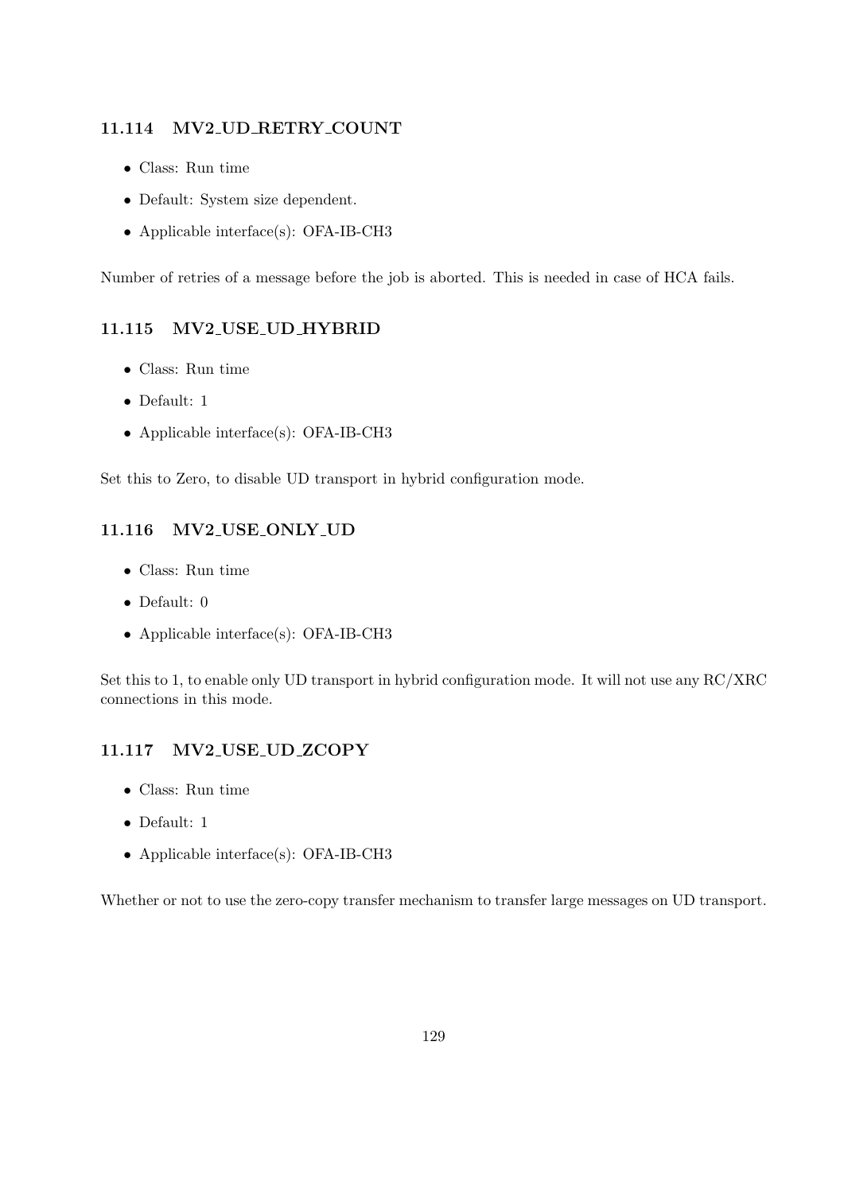### 11.114 MV2_UD_RETRY_COUNT

- Class: Run time
- Default: System size dependent.
- Applicable interface(s): OFA-IB-CH3

Number of retries of a message before the job is aborted. This is needed in case of HCA fails.

### 11.115 MV2_USE_UD_HYBRID

- Class: Run time
- Default: 1
- Applicable interface(s): OFA-IB-CH3

Set this to Zero, to disable UD transport in hybrid configuration mode.

### 11.116 MV2_USE_ONLY_UD

- Class: Run time
- Default: 0
- Applicable interface(s): OFA-IB-CH3

Set this to 1, to enable only UD transport in hybrid configuration mode. It will not use any RC/XRC connections in this mode.

### 11.117 MV2_USE_UD_ZCOPY

- Class: Run time
- Default: 1
- Applicable interface(s): OFA-IB-CH3

Whether or not to use the zero-copy transfer mechanism to transfer large messages on UD transport.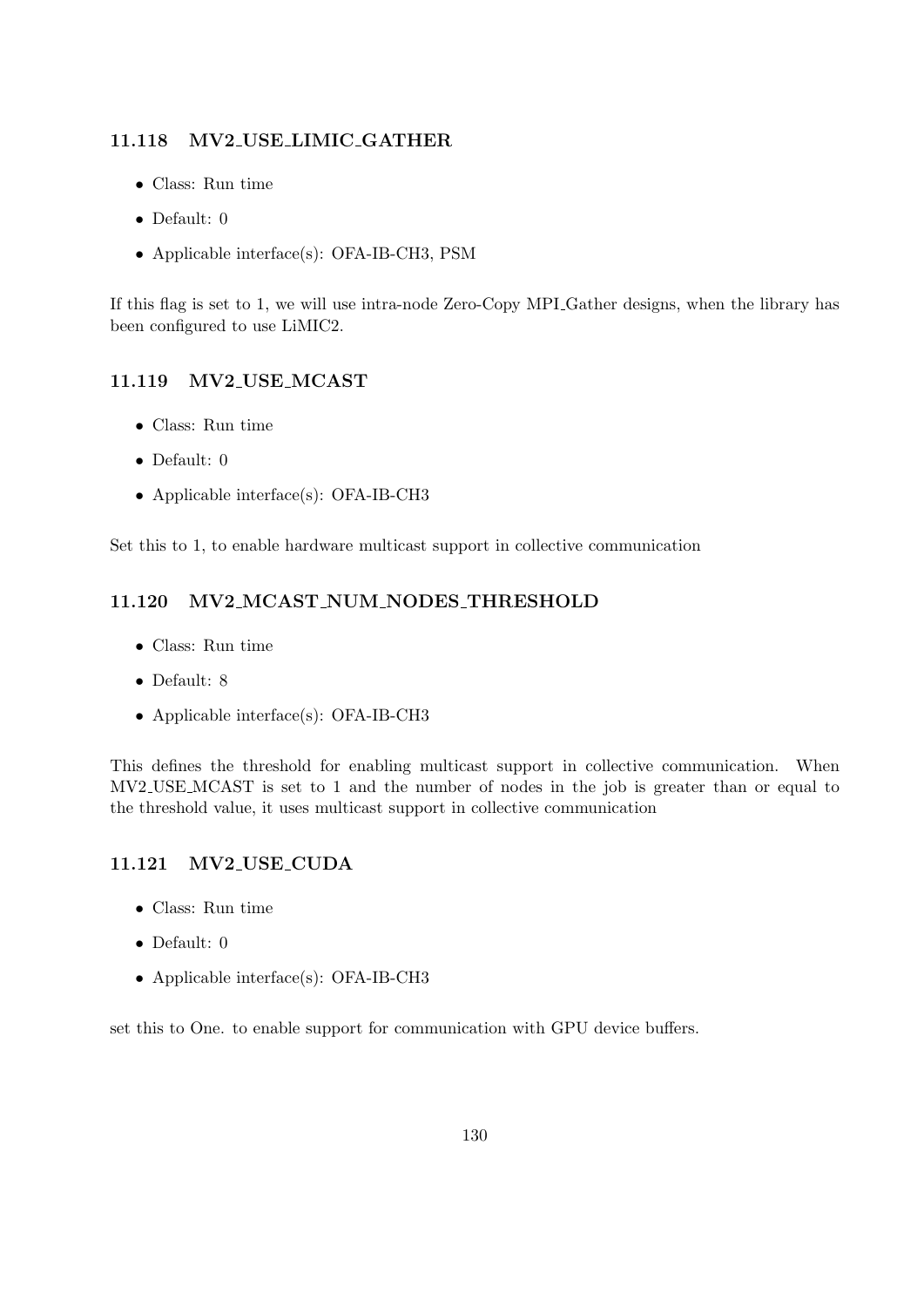### 11.118 MV2_USE_LIMIC_GATHER

- Class: Run time
- Default: 0
- Applicable interface(s): OFA-IB-CH3, PSM

If this flag is set to 1, we will use intra-node Zero-Copy MPI_Gather designs, when the library has been configured to use LiMIC2.

### 11.119 MV2_USE_MCAST

- Class: Run time
- Default: 0
- Applicable interface(s): OFA-IB-CH3

Set this to 1, to enable hardware multicast support in collective communication

### 11.120 MV2_MCAST_NUM_NODES_THRESHOLD

- Class: Run time
- Default: 8
- Applicable interface(s): OFA-IB-CH3

This defines the threshold for enabling multicast support in collective communication. When MV2_USE_MCAST is set to 1 and the number of nodes in the job is greater than or equal to the threshold value, it uses multicast support in collective communication

### 11.121 MV2_USE_CUDA

- Class: Run time
- Default: 0
- Applicable interface(s): OFA-IB-CH3

set this to One. to enable support for communication with GPU device buffers.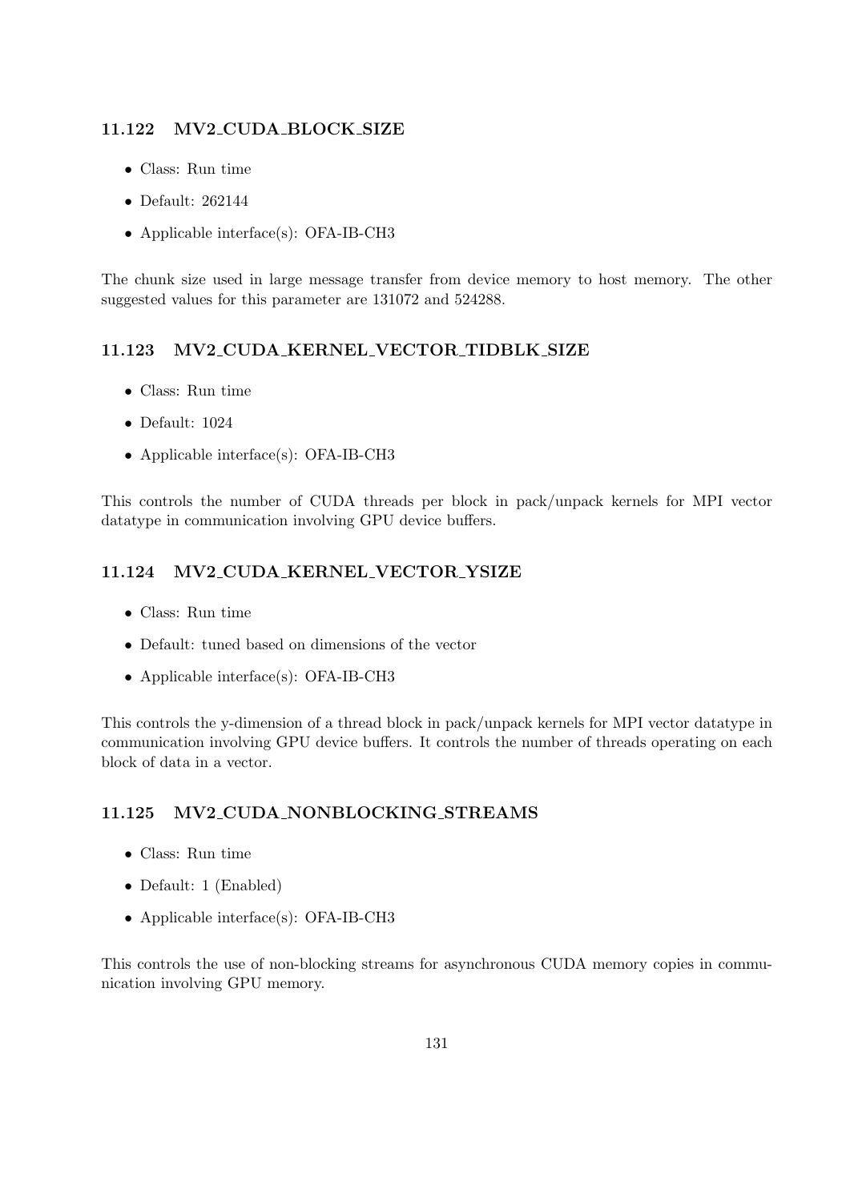### 11.122 MV2_CUDA_BLOCK_SIZE

- Class: Run time
- Default: 262144
- Applicable interface(s): OFA-IB-CH3

The chunk size used in large message transfer from device memory to host memory. The other suggested values for this parameter are 131072 and 524288.

### 11.123 MV2_CUDA_KERNEL_VECTOR_TIDBLK_SIZE

- Class: Run time
- Default: 1024
- Applicable interface(s): OFA-IB-CH3

This controls the number of CUDA threads per block in pack/unpack kernels for MPI vector datatype in communication involving GPU device buffers.

### 11.124 MV2_CUDA_KERNEL_VECTOR_YSIZE

- Class: Run time
- Default: tuned based on dimensions of the vector
- Applicable interface(s): OFA-IB-CH3

This controls the y-dimension of a thread block in pack/unpack kernels for MPI vector datatype in communication involving GPU device buffers. It controls the number of threads operating on each block of data in a vector.

### 11.125 MV2_CUDA_NONBLOCKING_STREAMS

- Class: Run time
- Default: 1 (Enabled)
- Applicable interface(s): OFA-IB-CH3

This controls the use of non-blocking streams for asynchronous CUDA memory copies in communication involving GPU memory.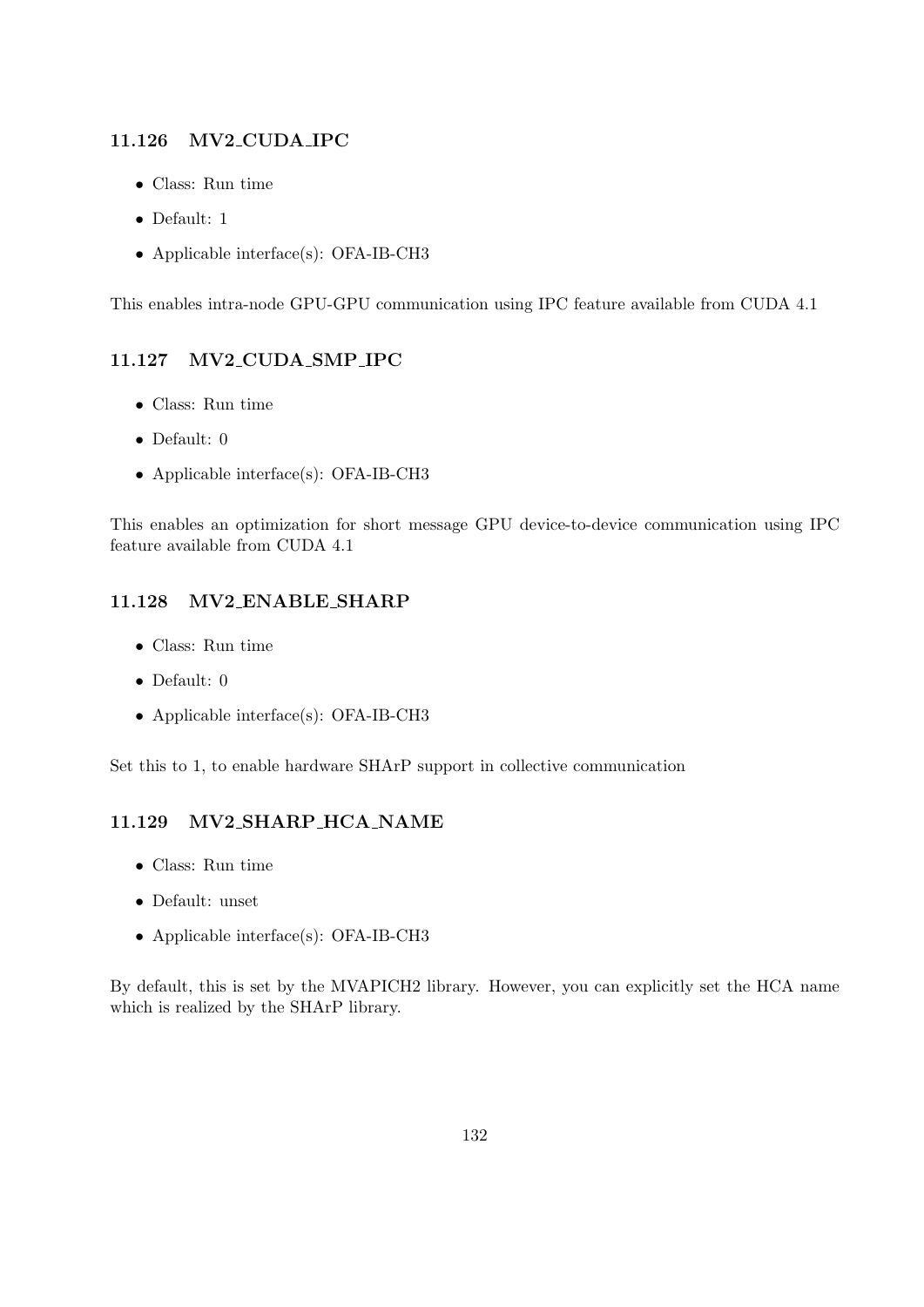### 11.126 MV2_CUDA_IPC

- Class: Run time
- Default: 1
- Applicable interface(s): OFA-IB-CH3

This enables intra-node GPU-GPU communication using IPC feature available from CUDA 4.1

### 11.127 MV2_CUDA_SMP_IPC

- Class: Run time
- Default: 0
- Applicable interface(s): OFA-IB-CH3

This enables an optimization for short message GPU device-to-device communication using IPC feature available from CUDA 4.1

### 11.128 MV2_ENABLE_SHARP

- Class: Run time
- Default: 0
- Applicable interface(s): OFA-IB-CH3

Set this to 1, to enable hardware SHArP support in collective communication

### 11.129 MV2_SHARP_HCA_NAME

- Class: Run time
- Default: unset
- Applicable interface(s): OFA-IB-CH3

By default, this is set by the MVAPICH2 library. However, you can explicitly set the HCA name which is realized by the SHArP library.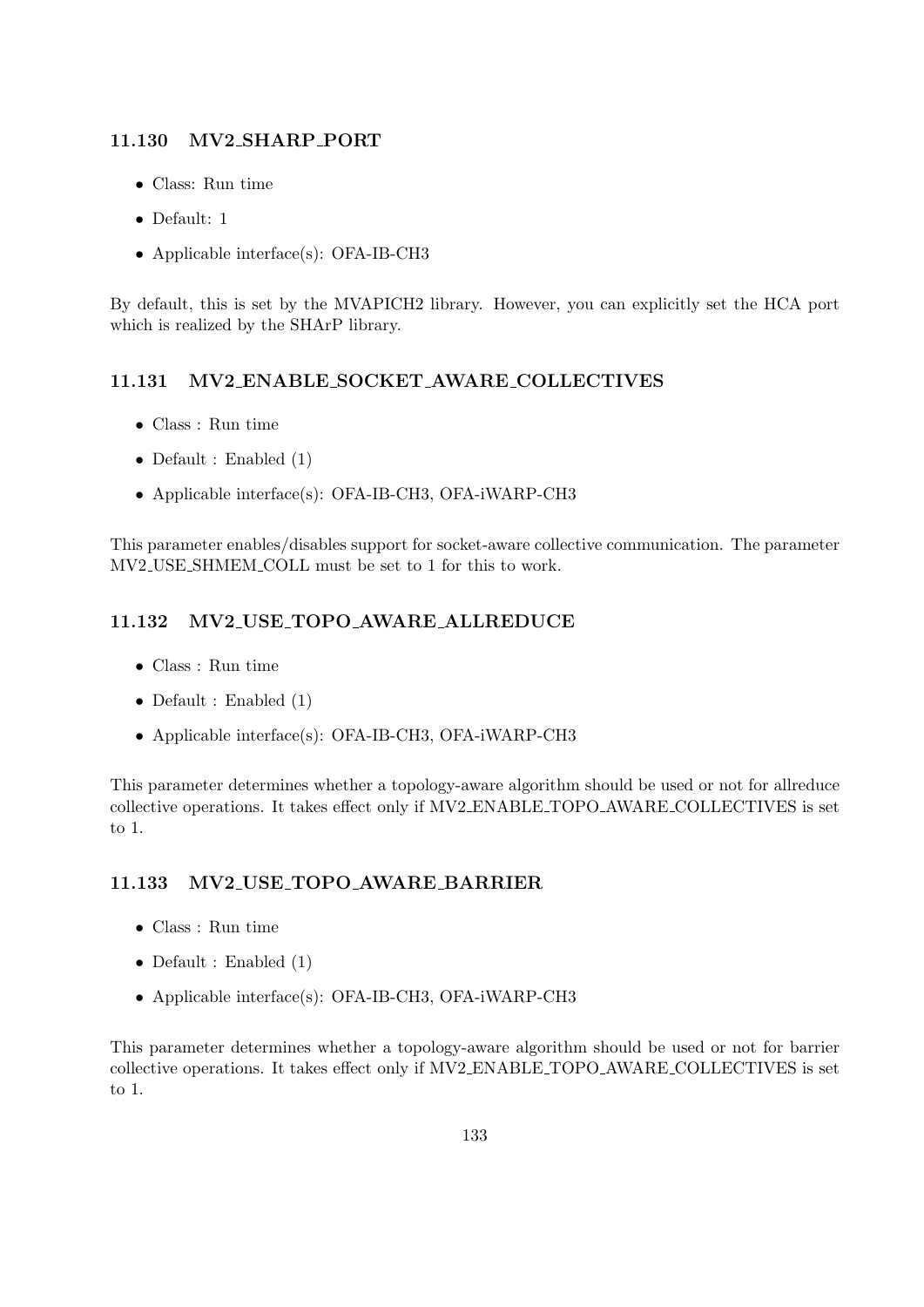### 11.130 MV2_SHARP_PORT

- Class: Run time
- Default: 1
- Applicable interface(s): OFA-IB-CH3

By default, this is set by the MVAPICH2 library. However, you can explicitly set the HCA port which is realized by the SHArP library.

### 11.131 MV2_ENABLE_SOCKET_AWARE_COLLECTIVES

- Class : Run time
- Default : Enabled (1)
- Applicable interface(s): OFA-IB-CH3, OFA-iWARP-CH3

This parameter enables/disables support for socket-aware collective communication. The parameter MV2_USE_SHMEM_COLL must be set to 1 for this to work.

### 11.132 MV2_USE_TOPO_AWARE_ALLREDUCE

- Class : Run time
- Default : Enabled (1)
- Applicable interface(s): OFA-IB-CH3, OFA-iWARP-CH3

This parameter determines whether a topology-aware algorithm should be used or not for allreduce collective operations. It takes effect only if MV2_ENABLE_TOPO_AWARE_COLLECTIVES is set to 1.

### 11.133 MV2_USE_TOPO_AWARE_BARRIER

- Class : Run time
- Default : Enabled (1)
- Applicable interface(s): OFA-IB-CH3, OFA-iWARP-CH3

This parameter determines whether a topology-aware algorithm should be used or not for barrier collective operations. It takes effect only if MV2_ENABLE_TOPO_AWARE_COLLECTIVES is set to 1.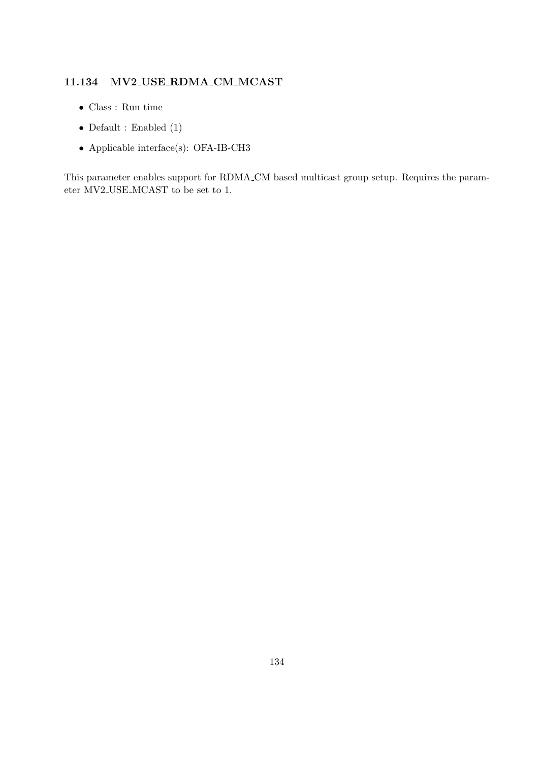### 11.134 MV2_USE_RDMA_CM_MCAST

- Class : Run time
- Default : Enabled (1)
- Applicable interface(s): OFA-IB-CH3

This parameter enables support for RDMA_CM based multicast group setup. Requires the parameter MV2_USE_MCAST to be set to 1.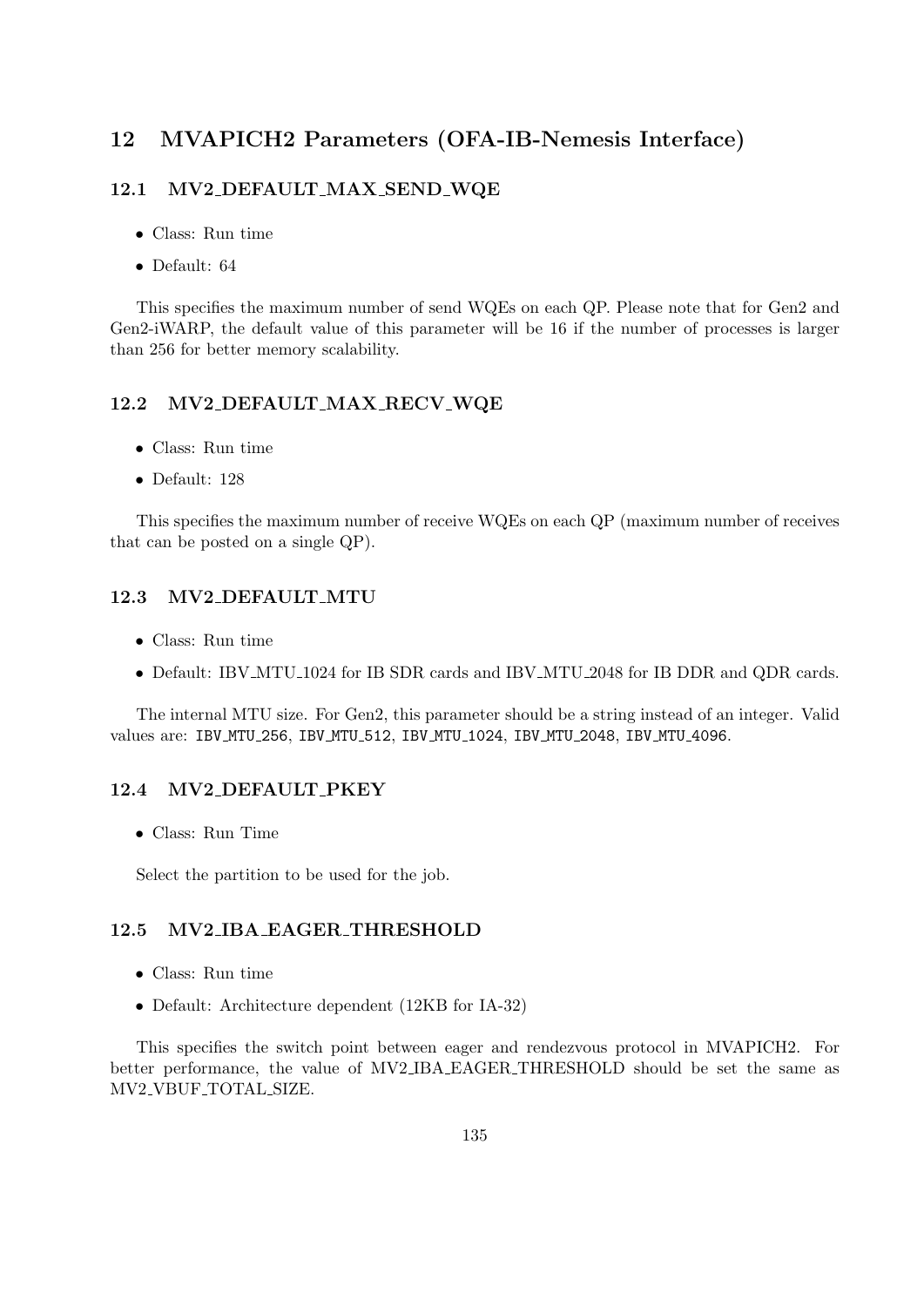# 12 MVAPICH2 Parameters (OFA-IB-Nemesis Interface)

## 12.1 MV2_DEFAULT_MAX_SEND_WQE

- Class: Run time
- Default: 64

This specifies the maximum number of send WQEs on each QP. Please note that for Gen2 and Gen2-iWARP, the default value of this parameter will be 16 if the number of processes is larger than 256 for better memory scalability.

## 12.2 MV2_DEFAULT_MAX_RECV_WQE

- Class: Run time
- Default: 128

This specifies the maximum number of receive WQEs on each QP (maximum number of receives that can be posted on a single QP).

## 12.3 MV2_DEFAULT_MTU

- Class: Run time
- Default: IBV_MTU_1024 for IB SDR cards and IBV_MTU_2048 for IB DDR and QDR cards.

The internal MTU size. For Gen2, this parameter should be a string instead of an integer. Valid values are: `IBV_MTU_256`, `IBV_MTU_512`, `IBV_MTU_1024`, `IBV_MTU_2048`, `IBV_MTU_4096`.

## 12.4 MV2_DEFAULT_PKEY

- Class: Run Time

Select the partition to be used for the job.

## 12.5 MV2_IBA_EAGER_THRESHOLD

- Class: Run time
- Default: Architecture dependent (12KB for IA-32)

This specifies the switch point between eager and rendezvous protocol in MVAPICH2. For better performance, the value of MV2_IBA_EAGER_THRESHOLD should be set the same as MV2_VBUF_TOTAL_SIZE.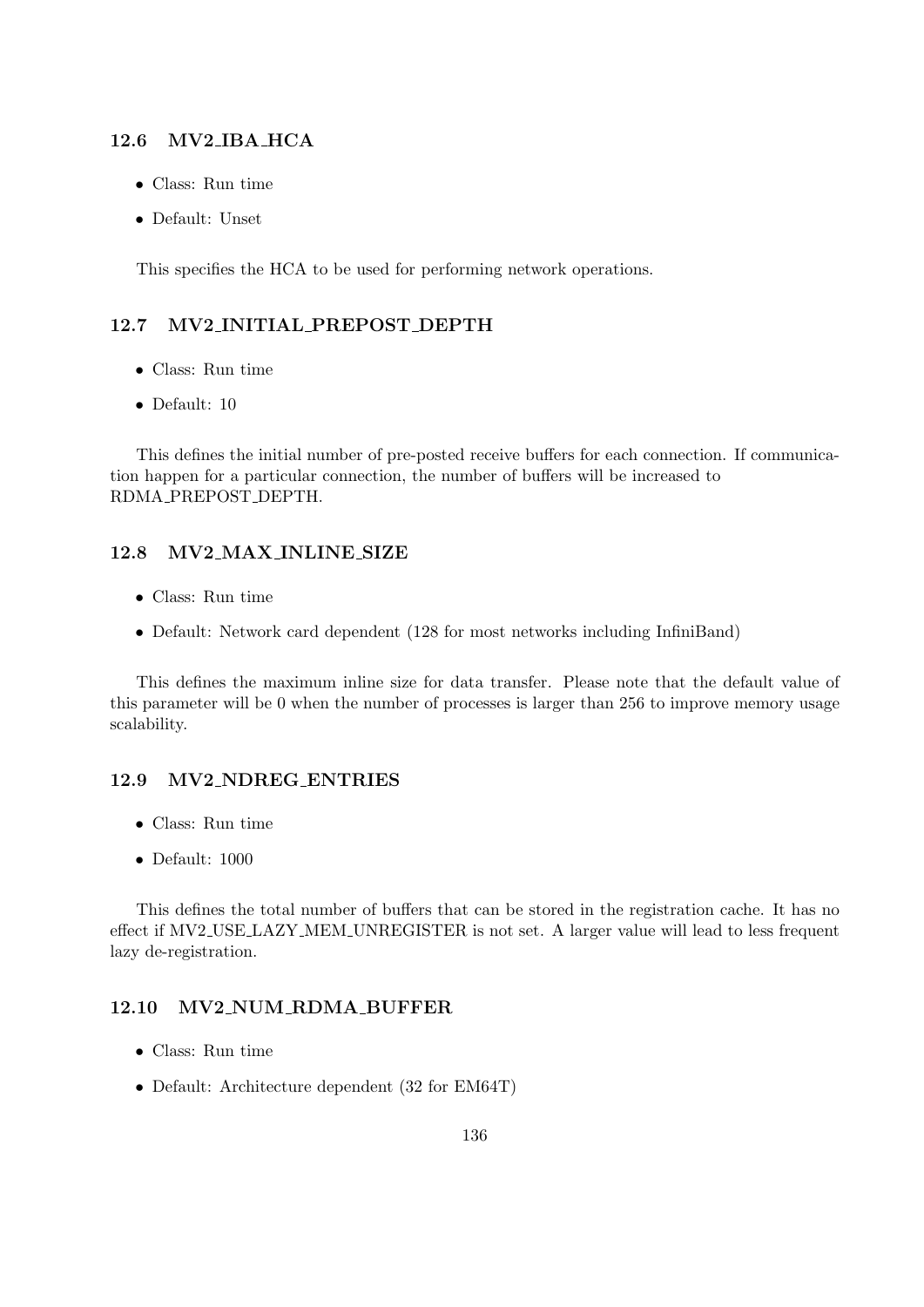### 12.6 MV2_IBA_HCA

- Class: Run time
- Default: Unset

This specifies the HCA to be used for performing network operations.

### 12.7 MV2_INITIAL_PREPOST_DEPTH

- Class: Run time
- Default: 10

This defines the initial number of pre-posted receive buffers for each connection. If communication happen for a particular connection, the number of buffers will be increased to RDMA_PREPOST_DEPTH.

### 12.8 MV2_MAX_INLINE_SIZE

- Class: Run time
- Default: Network card dependent (128 for most networks including InfiniBand)

This defines the maximum inline size for data transfer. Please note that the default value of this parameter will be 0 when the number of processes is larger than 256 to improve memory usage scalability.

### 12.9 MV2_NDREG_ENTRIES

- Class: Run time
- Default: 1000

This defines the total number of buffers that can be stored in the registration cache. It has no effect if MV2_USE_LAZY_MEM_UNREGISTER is not set. A larger value will lead to less frequent lazy de-registration.

### 12.10 MV2_NUM_RDMA_BUFFER

- Class: Run time
- Default: Architecture dependent (32 for EM64T)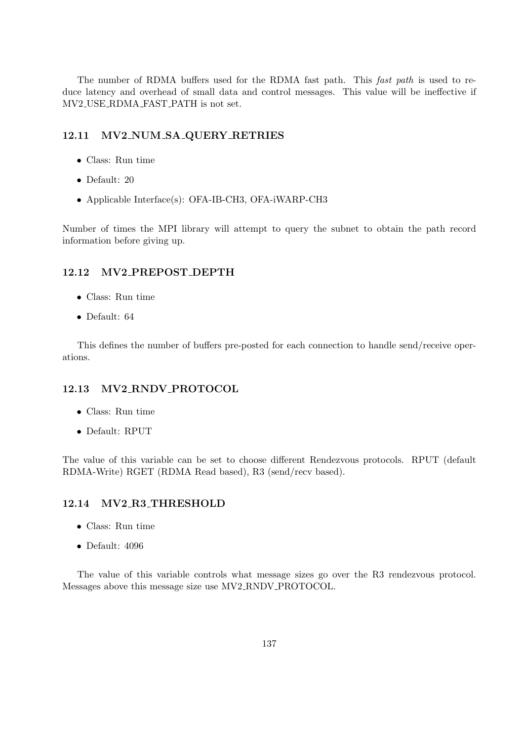The number of RDMA buffers used for the RDMA fast path. This *fast path* is used to reduce latency and overhead of small data and control messages. This value will be ineffective if MV2_USE_RDMA_FAST_PATH is not set.

### 12.11 MV2_NUM_SA_QUERY_RETRIES

- Class: Run time
- Default: 20
- Applicable Interface(s): OFA-IB-CH3, OFA-iWARP-CH3

Number of times the MPI library will attempt to query the subnet to obtain the path record information before giving up.

### 12.12 MV2_PREPOST_DEPTH

- Class: Run time
- Default: 64

This defines the number of buffers pre-posted for each connection to handle send/receive operations.

### 12.13 MV2_RNDV_PROTOCOL

- Class: Run time
- Default: RPUT

The value of this variable can be set to choose different Rendezvous protocols. RPUT (default RDMA-Write) RGET (RDMA Read based), R3 (send/recv based).

### 12.14 MV2_R3_THRESHOLD

- Class: Run time
- Default: 4096

The value of this variable controls what message sizes go over the R3 rendezvous protocol. Messages above this message size use MV2_RNDV_PROTOCOL.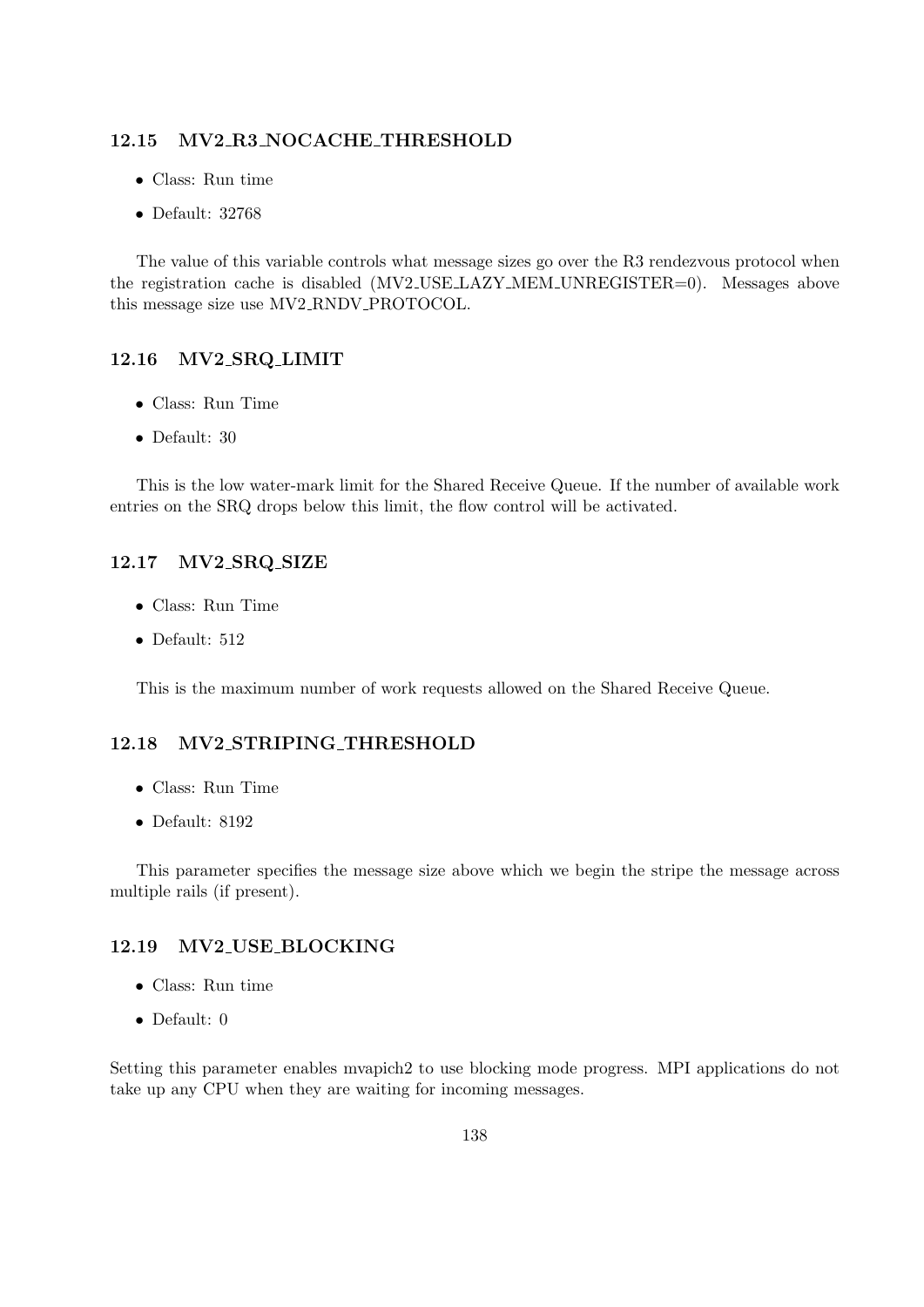### 12.15 MV2_R3_NOCACHE_THRESHOLD

- Class: Run time
- Default: 32768

The value of this variable controls what message sizes go over the R3 rendezvous protocol when the registration cache is disabled (MV2_USE_LAZY_MEM_UNREGISTER=0). Messages above this message size use MV2_RNDV_PROTOCOL.

### 12.16 MV2_SRQ_LIMIT

- Class: Run Time
- Default: 30

This is the low water-mark limit for the Shared Receive Queue. If the number of available work entries on the SRQ drops below this limit, the flow control will be activated.

### 12.17 MV2_SRQ_SIZE

- Class: Run Time
- Default: 512

This is the maximum number of work requests allowed on the Shared Receive Queue.

### 12.18 MV2_STRIPING_THRESHOLD

- Class: Run Time
- Default: 8192

This parameter specifies the message size above which we begin the stripe the message across multiple rails (if present).

### 12.19 MV2_USE_BLOCKING

- Class: Run time
- Default: 0

Setting this parameter enables mvapich2 to use blocking mode progress. MPI applications do not take up any CPU when they are waiting for incoming messages.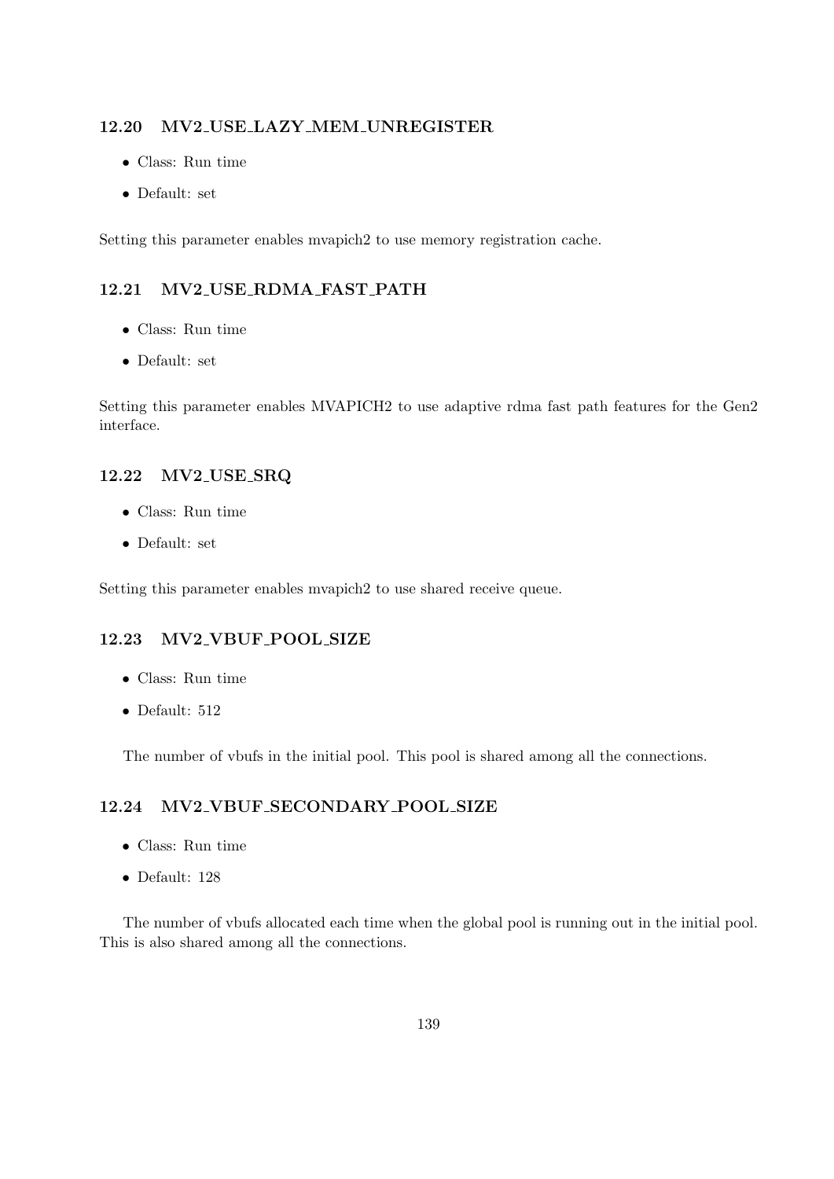### 12.20 MV2_USE_LAZY_MEM_UNREGISTER

- Class: Run time
- Default: set

Setting this parameter enables mvapich2 to use memory registration cache.

### 12.21 MV2_USE_RDMA_FAST_PATH

- Class: Run time
- Default: set

Setting this parameter enables MVAPICH2 to use adaptive rdma fast path features for the Gen2 interface.

### 12.22 MV2_USE_SRQ

- Class: Run time
- Default: set

Setting this parameter enables mvapich2 to use shared receive queue.

### 12.23 MV2_VBUF_POOL_SIZE

- Class: Run time
- Default: 512

The number of vbufs in the initial pool. This pool is shared among all the connections.

### 12.24 MV2_VBUF_SECONDARY_POOL_SIZE

- Class: Run time
- Default: 128

The number of vbufs allocated each time when the global pool is running out in the initial pool. This is also shared among all the connections.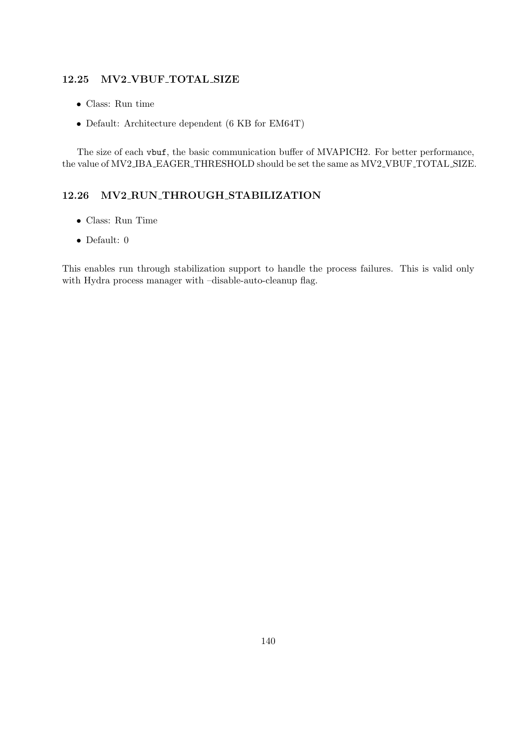### 12.25 MV2_VBUF_TOTAL_SIZE

- Class: Run time
- Default: Architecture dependent (6 KB for EM64T)

The size of each `vbuf`, the basic communication buffer of MVAPICH2. For better performance, the value of MV2_IBA_EAGER_THRESHOLD should be set the same as MV2_VBUF_TOTAL_SIZE.

### 12.26 MV2_RUN_THROUGH_STABILIZATION

- Class: Run Time
- Default: 0

This enables run through stabilization support to handle the process failures. This is valid only with Hydra process manager with –disable-auto-cleanup flag.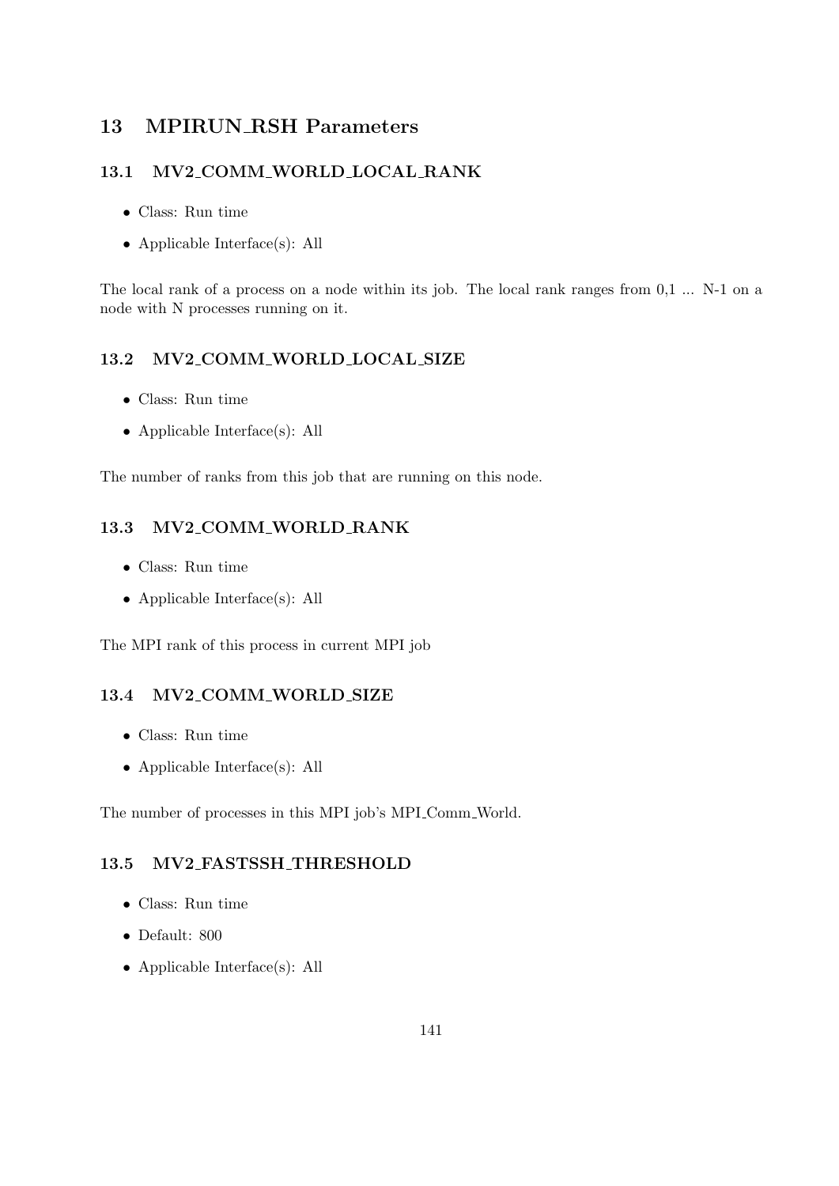# 13 MPIRUN_RSH Parameters

## 13.1 MV2_COMM_WORLD_LOCAL_RANK

- Class: Run time
- Applicable Interface(s): All

The local rank of a process on a node within its job. The local rank ranges from 0,1 ... N-1 on a node with N processes running on it.

## 13.2 MV2_COMM_WORLD_LOCAL_SIZE

- Class: Run time
- Applicable Interface(s): All

The number of ranks from this job that are running on this node.

## 13.3 MV2_COMM_WORLD_RANK

- Class: Run time
- Applicable Interface(s): All

The MPI rank of this process in current MPI job

## 13.4 MV2_COMM_WORLD_SIZE

- Class: Run time
- Applicable Interface(s): All

The number of processes in this MPI job's MPI_Comm_World.

## 13.5 MV2_FASTSSH_THRESHOLD

- Class: Run time
- Default: 800
- Applicable Interface(s): All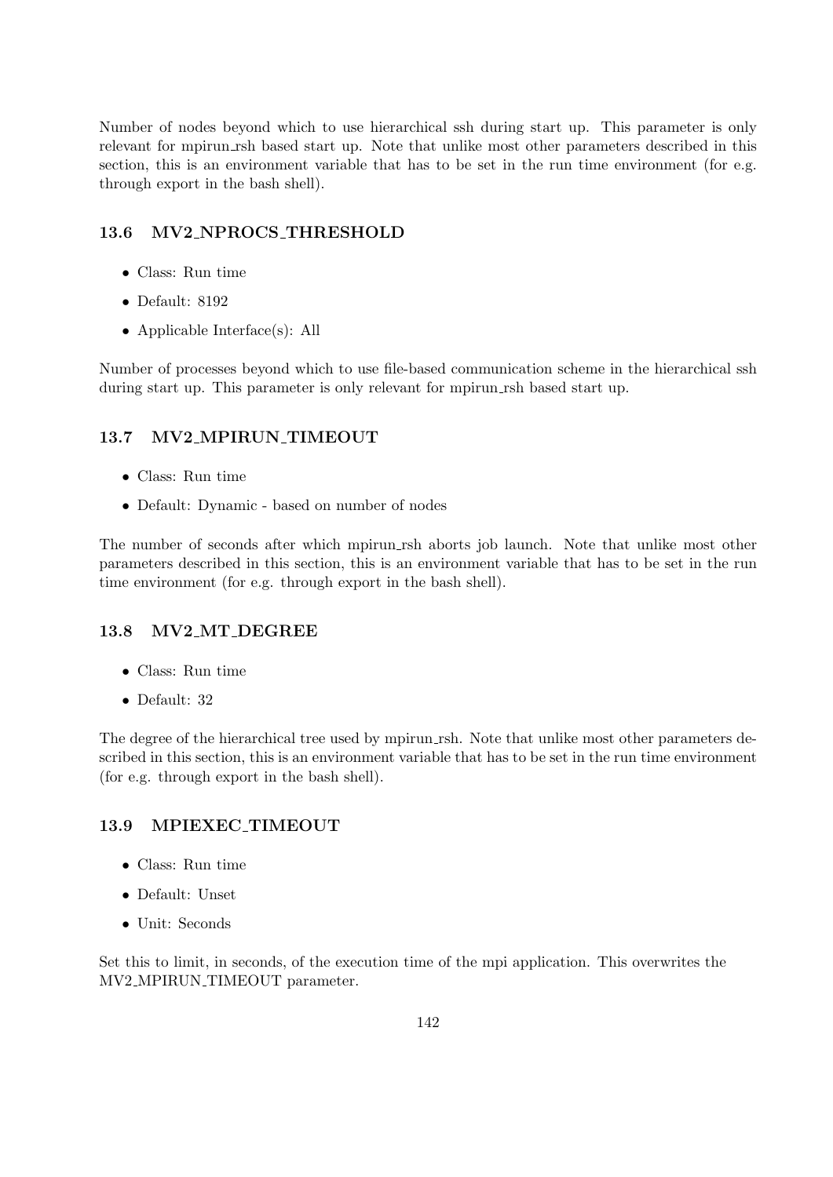Number of nodes beyond which to use hierarchical ssh during start up. This parameter is only relevant for mpirun_rsh based start up. Note that unlike most other parameters described in this section, this is an environment variable that has to be set in the run time environment (for e.g. through export in the bash shell).

### 13.6 MV2_NPROCS_THRESHOLD

- Class: Run time
- Default: 8192
- Applicable Interface(s): All

Number of processes beyond which to use file-based communication scheme in the hierarchical ssh during start up. This parameter is only relevant for mpirun_rsh based start up.

### 13.7 MV2_MPIRUN_TIMEOUT

- Class: Run time
- Default: Dynamic - based on number of nodes

The number of seconds after which mpirun_rsh aborts job launch. Note that unlike most other parameters described in this section, this is an environment variable that has to be set in the run time environment (for e.g. through export in the bash shell).

### 13.8 MV2_MT_DEGREE

- Class: Run time
- Default: 32

The degree of the hierarchical tree used by mpirun_rsh. Note that unlike most other parameters described in this section, this is an environment variable that has to be set in the run time environment (for e.g. through export in the bash shell).

### 13.9 MPIEXEC_TIMEOUT

- Class: Run time
- Default: Unset
- Unit: Seconds

Set this to limit, in seconds, of the execution time of the mpi application. This overwrites the MV2_MPIRUN_TIMEOUT parameter.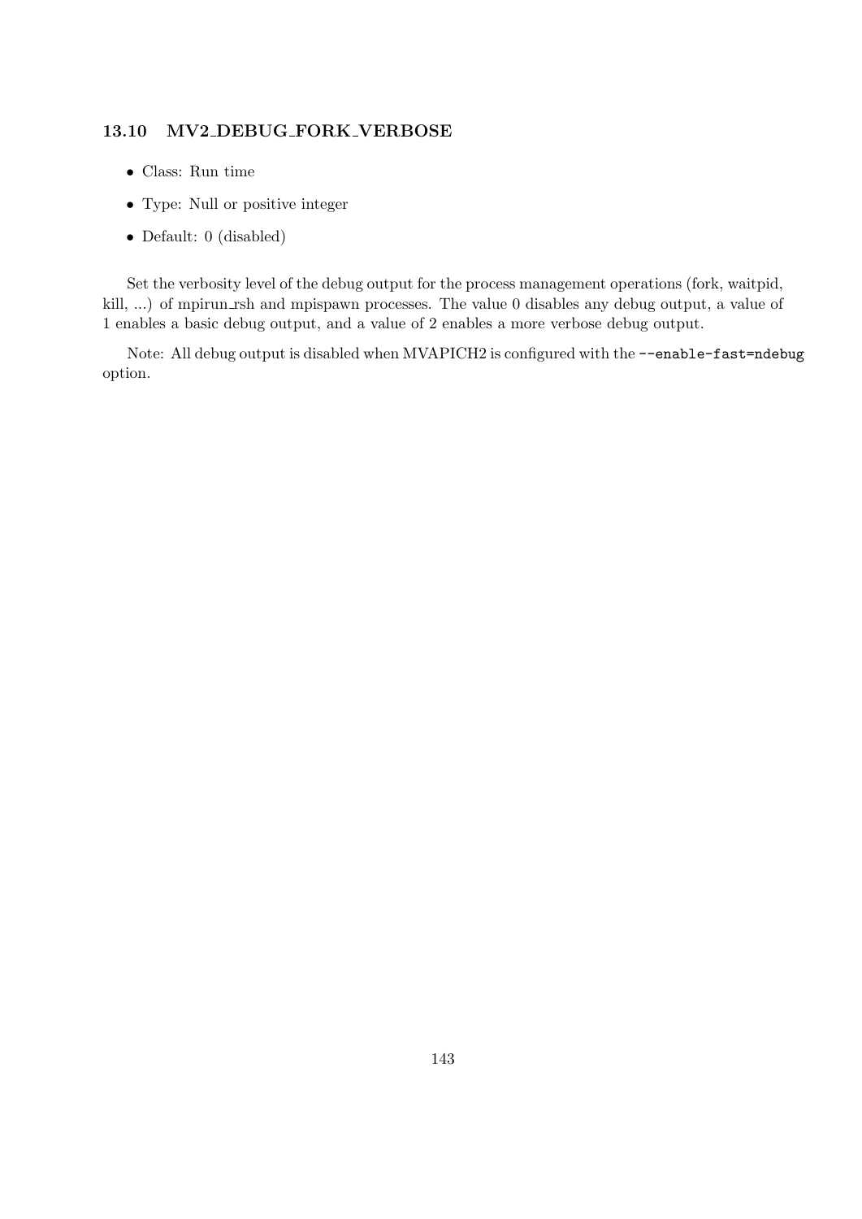### 13.10 MV2_DEBUG_FORK_VERBOSE

- Class: Run time
- Type: Null or positive integer
- Default: 0 (disabled)

Set the verbosity level of the debug output for the process management operations (fork, waitpid, kill, ...) of mpirun_rsh and mpispawn processes. The value 0 disables any debug output, a value of 1 enables a basic debug output, and a value of 2 enables a more verbose debug output.

Note: All debug output is disabled when MVAPICH2 is configured with the `--enable-fast=ndebug` option.